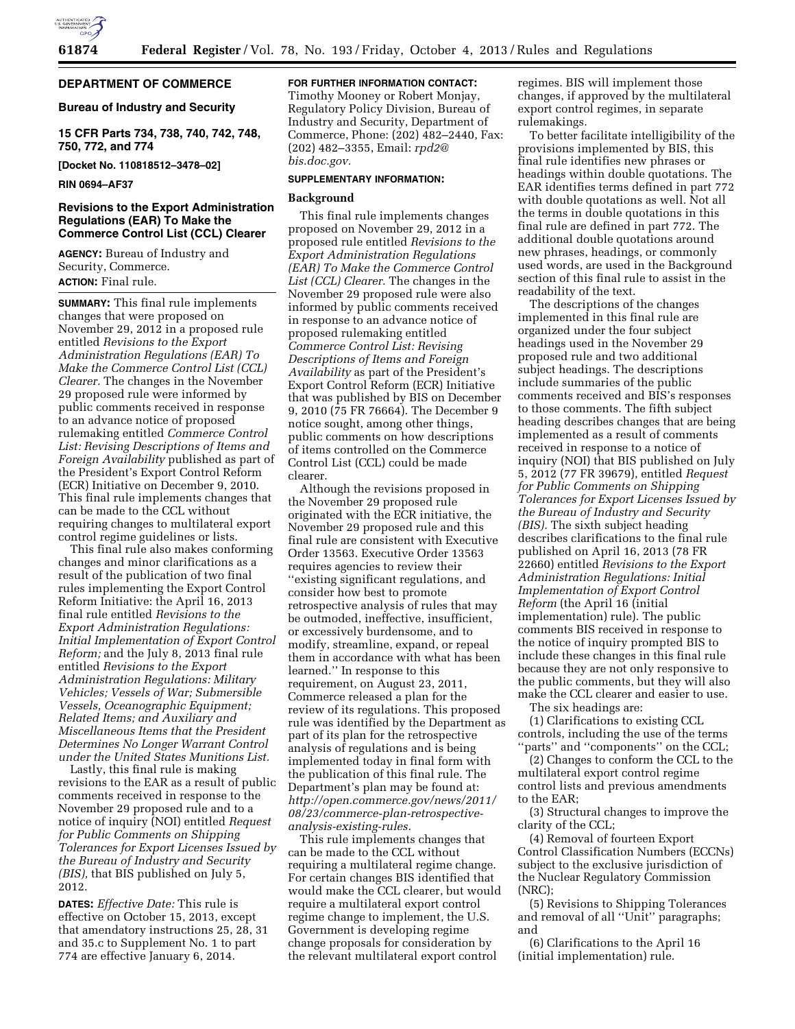**DEPARTMENT OF COMMERCE**

**Bureau of Industry and Security**

**15 CFR Parts 734, 738, 740, 742, 748, 750, 772, and 774**

**[Docket No. 110818512–3478–02]**

**RIN 0694–AF37**

# Revisions to the Export Administration Regulations (EAR) To Make the Commerce Control List (CCL) Clearer

**AGENCY:** Bureau of Industry and Security, Commerce.

**ACTION:** Final rule.

**SUMMARY:** This final rule implements changes that were proposed on November 29, 2012 in a proposed rule entitled *Revisions to the Export Administration Regulations (EAR) To Make the Commerce Control List (CCL) Clearer.* The changes in the November 29 proposed rule were informed by public comments received in response to an advance notice of proposed rulemaking entitled *Commerce Control List: Revising Descriptions of Items and Foreign Availability* published as part of the President's Export Control Reform (ECR) Initiative on December 9, 2010. This final rule implements changes that can be made to the CCL without requiring changes to multilateral export control regime guidelines or lists.

This final rule also makes conforming changes and minor clarifications as a result of the publication of two final rules implementing the Export Control Reform Initiative: the April 16, 2013 final rule entitled *Revisions to the Export Administration Regulations: Initial Implementation of Export Control Reform;* and the July 8, 2013 final rule entitled *Revisions to the Export Administration Regulations: Military Vehicles; Vessels of War; Submersible Vessels, Oceanographic Equipment; Related Items; and Auxiliary and Miscellaneous Items that the President Determines No Longer Warrant Control under the United States Munitions List.*

Lastly, this final rule is making revisions to the EAR as a result of public comments received in response to the November 29 proposed rule and to a notice of inquiry (NOI) entitled *Request for Public Comments on Shipping Tolerances for Export Licenses Issued by the Bureau of Industry and Security (BIS),* that BIS published on July 5, 2012.

**DATES:** *Effective Date:* This rule is effective on October 15, 2013, except that amendatory instructions 25, 28, 31 and 35.c to Supplement No. 1 to part 774 are effective January 6, 2014.

**FOR FURTHER INFORMATION CONTACT:** Timothy Mooney or Robert Monjay, Regulatory Policy Division, Bureau of Industry and Security, Department of Commerce, Phone: (202) 482–2440, Fax: (202) 482–3355, Email: *rpd2@bis.doc.gov.*

**SUPPLEMENTARY INFORMATION:**

**Background**

This final rule implements changes proposed on November 29, 2012 in a proposed rule entitled *Revisions to the Export Administration Regulations (EAR) To Make the Commerce Control List (CCL) Clearer.* The changes in the November 29 proposed rule were also informed by public comments received in response to an advance notice of proposed rulemaking entitled *Commerce Control List: Revising Descriptions of Items and Foreign Availability* as part of the President's Export Control Reform (ECR) Initiative that was published by BIS on December 9, 2010 (75 FR 76664). The December 9 notice sought, among other things, public comments on how descriptions of items controlled on the Commerce Control List (CCL) could be made clearer.

Although the revisions proposed in the November 29 proposed rule originated with the ECR initiative, the November 29 proposed rule and this final rule are consistent with Executive Order 13563. Executive Order 13563 requires agencies to review their ''existing significant regulations, and consider how best to promote retrospective analysis of rules that may be outmoded, ineffective, insufficient, or excessively burdensome, and to modify, streamline, expand, or repeal them in accordance with what has been learned.'' In response to this requirement, on August 23, 2011, Commerce released a plan for the review of its regulations. This proposed rule was identified by the Department as part of its plan for the retrospective analysis of regulations and is being implemented today in final form with the publication of this final rule. The Department's plan may be found at: *http://open.commerce.gov/news/2011/08/23/commerce-plan-retrospective-analysis-existing-rules.*

This rule implements changes that can be made to the CCL without requiring a multilateral regime change. For certain changes BIS identified that would make the CCL clearer, but would require a multilateral export control regime change to implement, the U.S. Government is developing regime change proposals for consideration by the relevant multilateral export control regimes. BIS will implement those changes, if approved by the multilateral export control regimes, in separate rulemakings.

To better facilitate intelligibility of the provisions implemented by BIS, this final rule identifies new phrases or headings within double quotations. The EAR identifies terms defined in part 772 with double quotations as well. Not all the terms in double quotations in this final rule are defined in part 772. The additional double quotations around new phrases, headings, or commonly used words, are used in the Background section of this final rule to assist in the readability of the text.

The descriptions of the changes implemented in this final rule are organized under the four subject headings used in the November 29 proposed rule and two additional subject headings. The descriptions include summaries of the public comments received and BIS's responses to those comments. The fifth subject heading describes changes that are being implemented as a result of comments received in response to a notice of inquiry (NOI) that BIS published on July 5, 2012 (77 FR 39679), entitled *Request for Public Comments on Shipping Tolerances for Export Licenses Issued by the Bureau of Industry and Security (BIS).* The sixth subject heading describes clarifications to the final rule published on April 16, 2013 (78 FR 22660) entitled *Revisions to the Export Administration Regulations: Initial Implementation of Export Control Reform* (the April 16 (initial implementation) rule). The public comments BIS received in response to the notice of inquiry prompted BIS to include these changes in this final rule because they are not only responsive to the public comments, but they will also make the CCL clearer and easier to use.

The six headings are:

(1) Clarifications to existing CCL controls, including the use of the terms ''parts'' and ''components'' on the CCL;

(2) Changes to conform the CCL to the multilateral export control regime control lists and previous amendments to the EAR;

(3) Structural changes to improve the clarity of the CCL;

(4) Removal of fourteen Export Control Classification Numbers (ECCNs) subject to the exclusive jurisdiction of the Nuclear Regulatory Commission (NRC);

(5) Revisions to Shipping Tolerances and removal of all ''Unit'' paragraphs; and

(6) Clarifications to the April 16 (initial implementation) rule.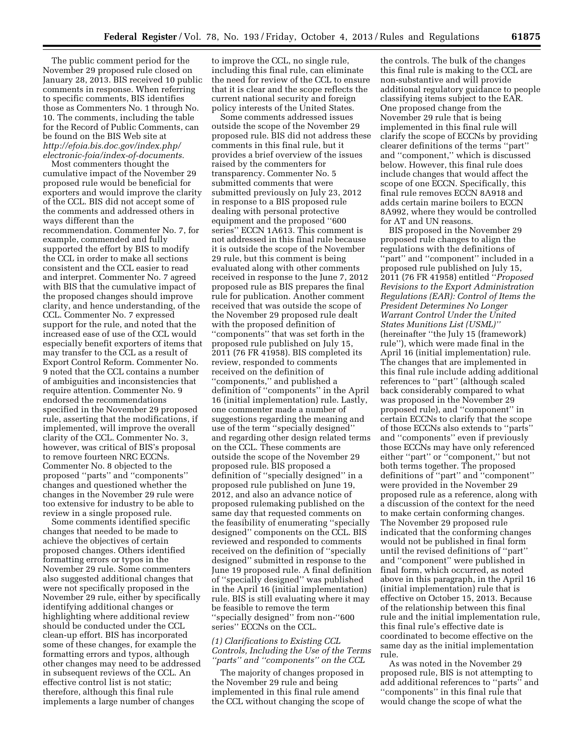The public comment period for the November 29 proposed rule closed on January 28, 2013. BIS received 10 public comments in response. When referring to specific comments, BIS identifies those as Commenters No. 1 through No. 10. The comments, including the table for the Record of Public Comments, can be found on the BIS Web site at *http://efoia.bis.doc.gov/index.php/electronic-foia/index-of-documents*.

Most commenters thought the cumulative impact of the November 29 proposed rule would be beneficial for exporters and would improve the clarity of the CCL. BIS did not accept some of the comments and addressed others in ways different than the recommendation. Commenter No. 7, for example, commended and fully supported the effort by BIS to modify the CCL in order to make all sections consistent and the CCL easier to read and interpret. Commenter No. 7 agreed with BIS that the cumulative impact of the proposed changes should improve clarity, and hence understanding, of the CCL. Commenter No. 7 expressed support for the rule, and noted that the increased ease of use of the CCL would especially benefit exporters of items that may transfer to the CCL as a result of Export Control Reform. Commenter No. 9 noted that the CCL contains a number of ambiguities and inconsistencies that require attention. Commenter No. 9 endorsed the recommendations specified in the November 29 proposed rule, asserting that the modifications, if implemented, will improve the overall clarity of the CCL. Commenter No. 3, however, was critical of BIS's proposal to remove fourteen NRC ECCNs. Commenter No. 8 objected to the proposed ''parts'' and ''components'' changes and questioned whether the changes in the November 29 rule were too extensive for industry to be able to review in a single proposed rule.

Some comments identified specific changes that needed to be made to achieve the objectives of certain proposed changes. Others identified formatting errors or typos in the November 29 rule. Some commenters also suggested additional changes that were not specifically proposed in the November 29 rule, either by specifically identifying additional changes or highlighting where additional review should be conducted under the CCL clean-up effort. BIS has incorporated some of these changes, for example the formatting errors and typos, although other changes may need to be addressed in subsequent reviews of the CCL. An effective control list is not static; therefore, although this final rule implements a large number of changes to improve the CCL, no single rule, including this final rule, can eliminate the need for review of the CCL to ensure that it is clear and the scope reflects the current national security and foreign policy interests of the United States.

Some comments addressed issues outside the scope of the November 29 proposed rule. BIS did not address these comments in this final rule, but it provides a brief overview of the issues raised by the commenters for transparency. Commenter No. 5 submitted comments that were submitted previously on July 23, 2012 in response to a BIS proposed rule dealing with personal protective equipment and the proposed ''600 series'' ECCN 1A613. This comment is not addressed in this final rule because it is outside the scope of the November 29 rule, but this comment is being evaluated along with other comments received in response to the June 7, 2012 proposed rule as BIS prepares the final rule for publication. Another comment received that was outside the scope of the November 29 proposed rule dealt with the proposed definition of ''components'' that was set forth in the proposed rule published on July 15, 2011 (76 FR 41958). BIS completed its review, responded to comments received on the definition of ''components,'' and published a definition of ''components'' in the April 16 (initial implementation) rule. Lastly, one commenter made a number of suggestions regarding the meaning and use of the term ''specially designed'' and regarding other design related terms on the CCL. These comments are outside the scope of the November 29 proposed rule. BIS proposed a definition of ''specially designed'' in a proposed rule published on June 19, 2012, and also an advance notice of proposed rulemaking published on the same day that requested comments on the feasibility of enumerating ''specially designed'' components on the CCL. BIS reviewed and responded to comments received on the definition of ''specially designed'' submitted in response to the June 19 proposed rule. A final definition of ''specially designed'' was published in the April 16 (initial implementation) rule. BIS is still evaluating where it may be feasible to remove the term ''specially designed'' from non-''600 series'' ECCNs on the CCL.

*(1) Clarifications to Existing CCL Controls, Including the Use of the Terms ''parts'' and ''components'' on the CCL*

The majority of changes proposed in the November 29 rule and being implemented in this final rule amend the CCL without changing the scope of the controls. The bulk of the changes this final rule is making to the CCL are non-substantive and will provide additional regulatory guidance to people classifying items subject to the EAR. One proposed change from the November 29 rule that is being implemented in this final rule will clarify the scope of ECCNs by providing clearer definitions of the terms ''part'' and ''component,'' which is discussed below. However, this final rule does include changes that would affect the scope of one ECCN. Specifically, this final rule removes ECCN 8A918 and adds certain marine boilers to ECCN 8A992, where they would be controlled for AT and UN reasons.

BIS proposed in the November 29 proposed rule changes to align the regulations with the definitions of ''part'' and ''component'' included in a proposed rule published on July 15, 2011 (76 FR 41958) entitled ''*Proposed Revisions to the Export Administration Regulations (EAR): Control of Items the President Determines No Longer Warrant Control Under the United States Munitions List (USML)*'' (hereinafter ''the July 15 (framework) rule''), which were made final in the April 16 (initial implementation) rule. The changes that are implemented in this final rule include adding additional references to ''part'' (although scaled back considerably compared to what was proposed in the November 29 proposed rule), and ''component'' in certain ECCNs to clarify that the scope of those ECCNs also extends to ''parts'' and ''components'' even if previously those ECCNs may have only referenced either ''part'' or ''component,'' but not both terms together. The proposed definitions of ''part'' and ''component'' were provided in the November 29 proposed rule as a reference, along with a discussion of the context for the need to make certain conforming changes. The November 29 proposed rule indicated that the conforming changes would not be published in final form until the revised definitions of ''part'' and ''component'' were published in final form, which occurred, as noted above in this paragraph, in the April 16 (initial implementation) rule that is effective on October 15, 2013. Because of the relationship between this final rule and the initial implementation rule, this final rule's effective date is coordinated to become effective on the same day as the initial implementation rule.

As was noted in the November 29 proposed rule, BIS is not attempting to add additional references to ''parts'' and ''components'' in this final rule that would change the scope of what the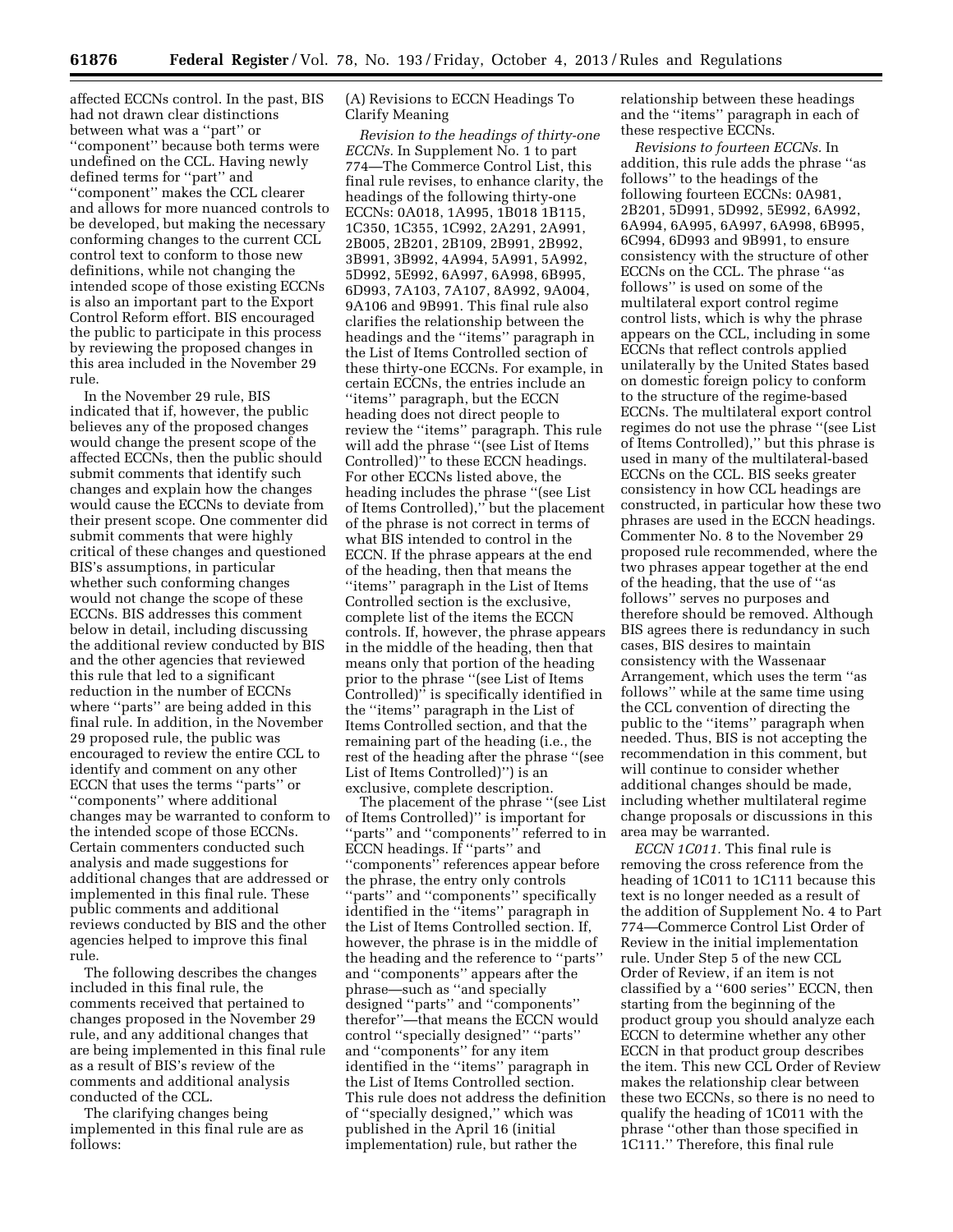affected ECCNs control. In the past, BIS had not drawn clear distinctions between what was a ''part'' or ''component'' because both terms were undefined on the CCL. Having newly defined terms for ''part'' and ''component'' makes the CCL clearer and allows for more nuanced controls to be developed, but making the necessary conforming changes to the current CCL control text to conform to those new definitions, while not changing the intended scope of those existing ECCNs is also an important part to the Export Control Reform effort. BIS encouraged the public to participate in this process by reviewing the proposed changes in this area included in the November 29 rule.

In the November 29 rule, BIS indicated that if, however, the public believes any of the proposed changes would change the present scope of the affected ECCNs, then the public should submit comments that identify such changes and explain how the changes would cause the ECCNs to deviate from their present scope. One commenter did submit comments that were highly critical of these changes and questioned BIS's assumptions, in particular whether such conforming changes would not change the scope of these ECCNs. BIS addresses this comment below in detail, including discussing the additional review conducted by BIS and the other agencies that reviewed this rule that led to a significant reduction in the number of ECCNs where ''parts'' are being added in this final rule. In addition, in the November 29 proposed rule, the public was encouraged to review the entire CCL to identify and comment on any other ECCN that uses the terms ''parts'' or ''components'' where additional changes may be warranted to conform to the intended scope of those ECCNs. Certain commenters conducted such analysis and made suggestions for additional changes that are addressed or implemented in this final rule. These public comments and additional reviews conducted by BIS and the other agencies helped to improve this final rule.

The following describes the changes included in this final rule, the comments received that pertained to changes proposed in the November 29 rule, and any additional changes that are being implemented in this final rule as a result of BIS's review of the comments and additional analysis conducted of the CCL.

The clarifying changes being implemented in this final rule are as follows:

(A) Revisions to ECCN Headings To Clarify Meaning

*Revision to the headings of thirty-one ECCNs.* In Supplement No. 1 to part 774—The Commerce Control List, this final rule revises, to enhance clarity, the headings of the following thirty-one ECCNs: 0A018, 1A995, 1B018 1B115, 1C350, 1C355, 1C992, 2A291, 2A991, 2B005, 2B201, 2B109, 2B991, 2B992, 3B991, 3B992, 4A994, 5A991, 5A992, 5D992, 5E992, 6A997, 6A998, 6B995, 6D993, 7A103, 7A107, 8A992, 9A004, 9A106 and 9B991. This final rule also clarifies the relationship between the headings and the ''items'' paragraph in the List of Items Controlled section of these thirty-one ECCNs. For example, in certain ECCNs, the entries include an ''items'' paragraph, but the ECCN heading does not direct people to review the ''items'' paragraph. This rule will add the phrase ''(see List of Items Controlled)'' to these ECCN headings. For other ECCNs listed above, the heading includes the phrase ''(see List of Items Controlled),'' but the placement of the phrase is not correct in terms of what BIS intended to control in the ECCN. If the phrase appears at the end of the heading, then that means the ''items'' paragraph in the List of Items Controlled section is the exclusive, complete list of the items the ECCN controls. If, however, the phrase appears in the middle of the heading, then that means only that portion of the heading prior to the phrase ''(see List of Items Controlled)'' is specifically identified in the ''items'' paragraph in the List of Items Controlled section, and that the remaining part of the heading (i.e., the rest of the heading after the phrase ''(see List of Items Controlled)'') is an exclusive, complete description.

The placement of the phrase ''(see List of Items Controlled)'' is important for ''parts'' and ''components'' referred to in ECCN headings. If ''parts'' and ''components'' references appear before the phrase, the entry only controls ''parts'' and ''components'' specifically identified in the ''items'' paragraph in the List of Items Controlled section. If, however, the phrase is in the middle of the heading and the reference to ''parts'' and ''components'' appears after the phrase—such as ''and specially designed ''parts'' and ''components'' therefor''—that means the ECCN would control ''specially designed'' ''parts'' and ''components'' for any item identified in the ''items'' paragraph in the List of Items Controlled section. This rule does not address the definition of ''specially designed,'' which was published in the April 16 (initial implementation) rule, but rather the relationship between these headings and the ''items'' paragraph in each of these respective ECCNs.

*Revisions to fourteen ECCNs.* In addition, this rule adds the phrase ''as follows'' to the headings of the following fourteen ECCNs: 0A981, 2B201, 5D991, 5D992, 5E992, 6A992, 6A994, 6A995, 6A997, 6A998, 6B995, 6C994, 6D993 and 9B991, to ensure consistency with the structure of other ECCNs on the CCL. The phrase ''as follows'' is used on some of the multilateral export control regime control lists, which is why the phrase appears on the CCL, including in some ECCNs that reflect controls applied unilaterally by the United States based on domestic foreign policy to conform to the structure of the regime-based ECCNs. The multilateral export control regimes do not use the phrase ''(see List of Items Controlled),'' but this phrase is used in many of the multilateral-based ECCNs on the CCL. BIS seeks greater consistency in how CCL headings are constructed, in particular how these two phrases are used in the ECCN headings. Commenter No. 8 to the November 29 proposed rule recommended, where the two phrases appear together at the end of the heading, that the use of ''as follows'' serves no purposes and therefore should be removed. Although BIS agrees there is redundancy in such cases, BIS desires to maintain consistency with the Wassenaar Arrangement, which uses the term ''as follows'' while at the same time using the CCL convention of directing the public to the ''items'' paragraph when needed. Thus, BIS is not accepting the recommendation in this comment, but will continue to consider whether additional changes should be made, including whether multilateral regime change proposals or discussions in this area may be warranted.

*ECCN 1C011.* This final rule is removing the cross reference from the heading of 1C011 to 1C111 because this text is no longer needed as a result of the addition of Supplement No. 4 to Part 774—Commerce Control List Order of Review in the initial implementation rule. Under Step 5 of the new CCL Order of Review, if an item is not classified by a ''600 series'' ECCN, then starting from the beginning of the product group you should analyze each ECCN to determine whether any other ECCN in that product group describes the item. This new CCL Order of Review makes the relationship clear between these two ECCNs, so there is no need to qualify the heading of 1C011 with the phrase ''other than those specified in 1C111.'' Therefore, this final rule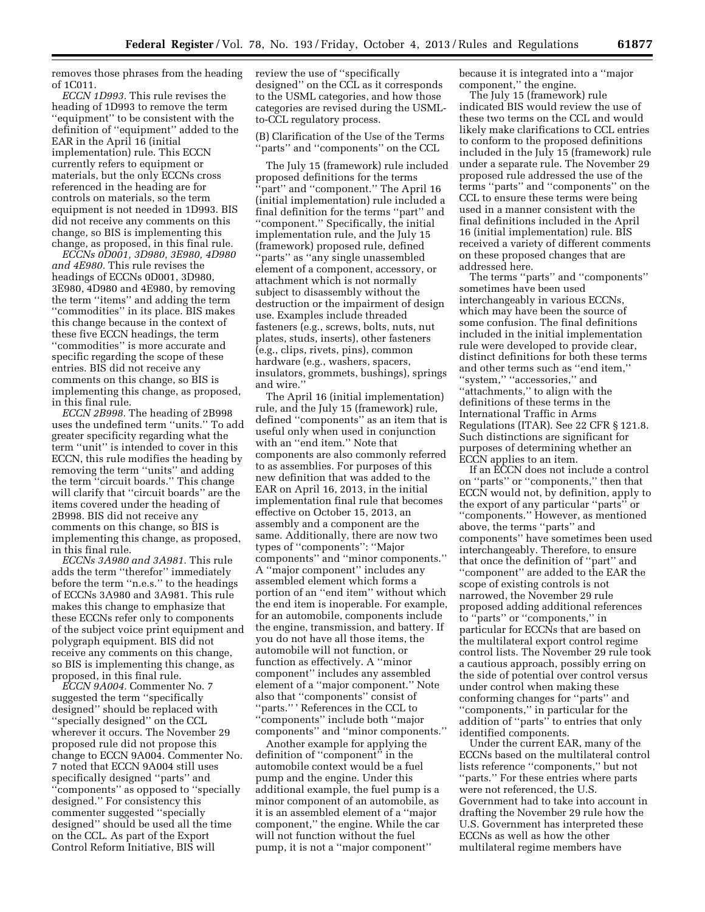removes those phrases from the heading of 1C011.

*ECCN 1D993.* This rule revises the heading of 1D993 to remove the term ''equipment'' to be consistent with the definition of ''equipment'' added to the EAR in the April 16 (initial implementation) rule. This ECCN currently refers to equipment or materials, but the only ECCNs cross referenced in the heading are for controls on materials, so the term equipment is not needed in 1D993. BIS did not receive any comments on this change, so BIS is implementing this change, as proposed, in this final rule.

*ECCNs 0D001, 3D980, 3E980, 4D980 and 4E980.* This rule revises the headings of ECCNs 0D001, 3D980, 3E980, 4D980 and 4E980, by removing the term ''items'' and adding the term ''commodities'' in its place. BIS makes this change because in the context of these five ECCN headings, the term ''commodities'' is more accurate and specific regarding the scope of these entries. BIS did not receive any comments on this change, so BIS is implementing this change, as proposed, in this final rule.

*ECCN 2B998.* The heading of 2B998 uses the undefined term ''units.'' To add greater specificity regarding what the term ''unit'' is intended to cover in this ECCN, this rule modifies the heading by removing the term ''units'' and adding the term ''circuit boards.'' This change will clarify that ''circuit boards'' are the items covered under the heading of 2B998. BIS did not receive any comments on this change, so BIS is implementing this change, as proposed, in this final rule.

*ECCNs 3A980 and 3A981.* This rule adds the term ''therefor'' immediately before the term ''n.e.s.'' to the headings of ECCNs 3A980 and 3A981. This rule makes this change to emphasize that these ECCNs refer only to components of the subject voice print equipment and polygraph equipment. BIS did not receive any comments on this change, so BIS is implementing this change, as proposed, in this final rule.

*ECCN 9A004.* Commenter No. 7 suggested the term ''specifically designed'' should be replaced with ''specially designed'' on the CCL wherever it occurs. The November 29 proposed rule did not propose this change to ECCN 9A004. Commenter No. 7 noted that ECCN 9A004 still uses specifically designed ''parts'' and ''components'' as opposed to ''specially designed.'' For consistency this commenter suggested ''specially designed'' should be used all the time on the CCL. As part of the Export Control Reform Initiative, BIS will review the use of ''specifically designed'' on the CCL as it corresponds to the USML categories, and how those categories are revised during the USML-to-CCL regulatory process.

(B) Clarification of the Use of the Terms ''parts'' and ''components'' on the CCL

The July 15 (framework) rule included proposed definitions for the terms ''part'' and ''component.'' The April 16 (initial implementation) rule included a final definition for the terms ''part'' and ''component.'' Specifically, the initial implementation rule, and the July 15 (framework) proposed rule, defined ''parts'' as ''any single unassembled element of a component, accessory, or attachment which is not normally subject to disassembly without the destruction or the impairment of design use. Examples include threaded fasteners (e.g., screws, bolts, nuts, nut plates, studs, inserts), other fasteners (e.g., clips, rivets, pins), common hardware (e.g., washers, spacers, insulators, grommets, bushings), springs and wire.''

The April 16 (initial implementation) rule, and the July 15 (framework) rule, defined ''components'' as an item that is useful only when used in conjunction with an ''end item.'' Note that components are also commonly referred to as assemblies. For purposes of this new definition that was added to the EAR on April 16, 2013, in the initial implementation final rule that becomes effective on October 15, 2013, an assembly and a component are the same. Additionally, there are now two types of ''components'': ''Major components'' and ''minor components.'' A ''major component'' includes any assembled element which forms a portion of an ''end item'' without which the end item is inoperable. For example, for an automobile, components include the engine, transmission, and battery. If you do not have all those items, the automobile will not function, or function as effectively. A ''minor component'' includes any assembled element of a ''major component.'' Note also that ''components'' consist of ''parts.'' ' References in the CCL to ''components'' include both ''major components'' and ''minor components.''

Another example for applying the definition of ''component'' in the automobile context would be a fuel pump and the engine. Under this additional example, the fuel pump is a minor component of an automobile, as it is an assembled element of a ''major component,'' the engine. While the car will not function without the fuel pump, it is not a ''major component'' because it is integrated into a ''major component,'' the engine.

The July 15 (framework) rule indicated BIS would review the use of these two terms on the CCL and would likely make clarifications to CCL entries to conform to the proposed definitions included in the July 15 (framework) rule under a separate rule. The November 29 proposed rule addressed the use of the terms ''parts'' and ''components'' on the CCL to ensure these terms were being used in a manner consistent with the final definitions included in the April 16 (initial implementation) rule. BIS received a variety of different comments on these proposed changes that are addressed here.

The terms ''parts'' and ''components'' sometimes have been used interchangeably in various ECCNs, which may have been the source of some confusion. The final definitions included in the initial implementation rule were developed to provide clear, distinct definitions for both these terms and other terms such as ''end item,'' ''system,'' ''accessories,'' and ''attachments,'' to align with the definitions of these terms in the International Traffic in Arms Regulations (ITAR). See 22 CFR § 121.8. Such distinctions are significant for purposes of determining whether an ECCN applies to an item.

If an ECCN does not include a control on ''parts'' or ''components,'' then that ECCN would not, by definition, apply to the export of any particular ''parts'' or ''components.'' However, as mentioned above, the terms ''parts'' and components'' have sometimes been used interchangeably. Therefore, to ensure that once the definition of ''part'' and ''component'' are added to the EAR the scope of existing controls is not narrowed, the November 29 rule proposed adding additional references to ''parts'' or ''components,'' in particular for ECCNs that are based on the multilateral export control regime control lists. The November 29 rule took a cautious approach, possibly erring on the side of potential over control versus under control when making these conforming changes for ''parts'' and ''components,'' in particular for the addition of ''parts'' to entries that only identified components.

Under the current EAR, many of the ECCNs based on the multilateral control lists reference ''components,'' but not ''parts.'' For these entries where parts were not referenced, the U.S. Government had to take into account in drafting the November 29 rule how the U.S. Government has interpreted these ECCNs as well as how the other multilateral regime members have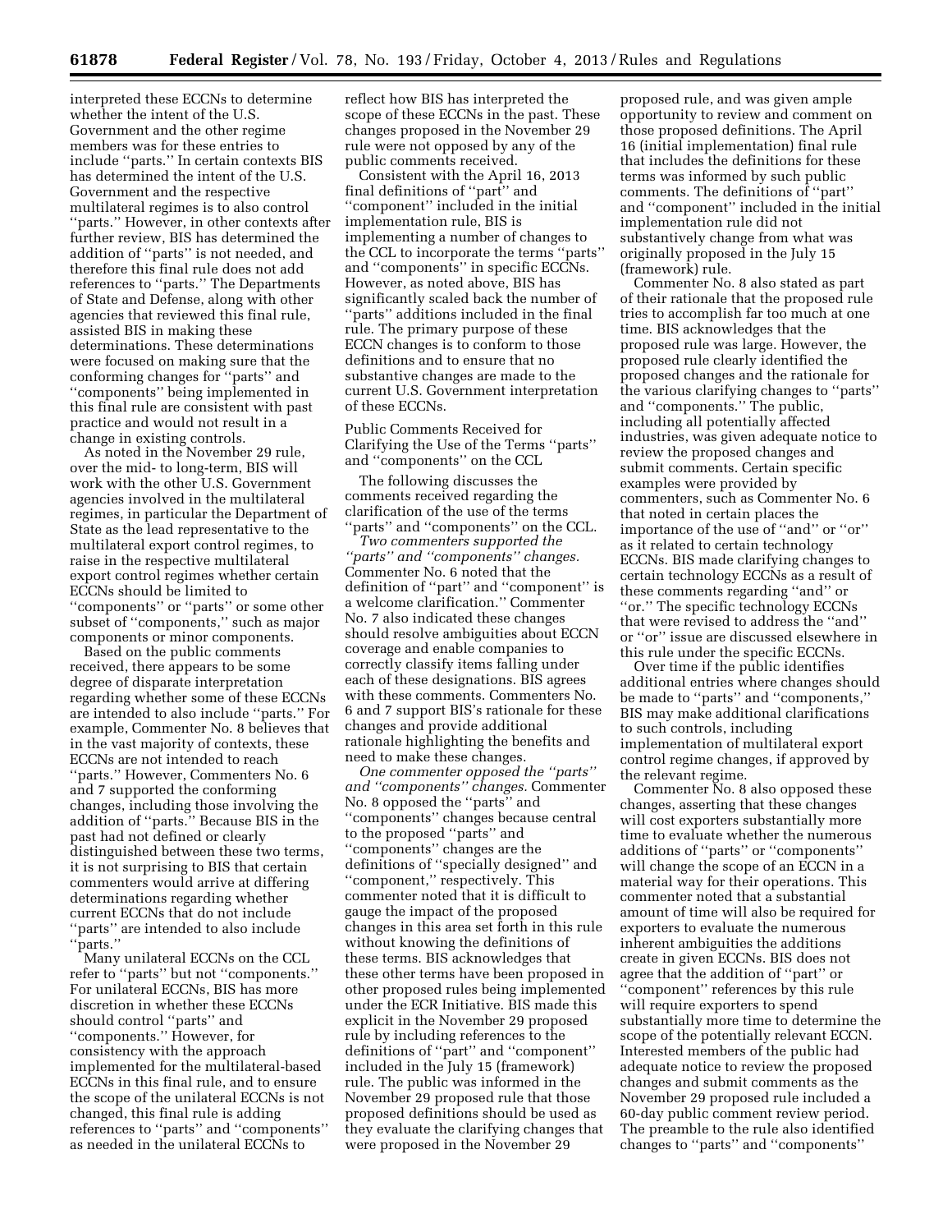interpreted these ECCNs to determine whether the intent of the U.S. Government and the other regime members was for these entries to include ''parts.'' In certain contexts BIS has determined the intent of the U.S. Government and the respective multilateral regimes is to also control ''parts.'' However, in other contexts after further review, BIS has determined the addition of ''parts'' is not needed, and therefore this final rule does not add references to ''parts.'' The Departments of State and Defense, along with other agencies that reviewed this final rule, assisted BIS in making these determinations. These determinations were focused on making sure that the conforming changes for ''parts'' and ''components'' being implemented in this final rule are consistent with past practice and would not result in a change in existing controls.

As noted in the November 29 rule, over the mid- to long-term, BIS will work with the other U.S. Government agencies involved in the multilateral regimes, in particular the Department of State as the lead representative to the multilateral export control regimes, to raise in the respective multilateral export control regimes whether certain ECCNs should be limited to ''components'' or ''parts'' or some other subset of ''components,'' such as major components or minor components.

Based on the public comments received, there appears to be some degree of disparate interpretation regarding whether some of these ECCNs are intended to also include ''parts.'' For example, Commenter No. 8 believes that in the vast majority of contexts, these ECCNs are not intended to reach ''parts.'' However, Commenters No. 6 and 7 supported the conforming changes, including those involving the addition of ''parts.'' Because BIS in the past had not defined or clearly distinguished between these two terms, it is not surprising to BIS that certain commenters would arrive at differing determinations regarding whether current ECCNs that do not include ''parts'' are intended to also include ''parts.''

Many unilateral ECCNs on the CCL refer to ''parts'' but not ''components.'' For unilateral ECCNs, BIS has more discretion in whether these ECCNs should control ''parts'' and ''components.'' However, for consistency with the approach implemented for the multilateral-based ECCNs in this final rule, and to ensure the scope of the unilateral ECCNs is not changed, this final rule is adding references to ''parts'' and ''components'' as needed in the unilateral ECCNs to reflect how BIS has interpreted the scope of these ECCNs in the past. These changes proposed in the November 29 rule were not opposed by any of the public comments received.

Consistent with the April 16, 2013 final definitions of ''part'' and ''component'' included in the initial implementation rule, BIS is implementing a number of changes to the CCL to incorporate the terms ''parts'' and ''components'' in specific ECCNs. However, as noted above, BIS has significantly scaled back the number of ''parts'' additions included in the final rule. The primary purpose of these ECCN changes is to conform to those definitions and to ensure that no substantive changes are made to the current U.S. Government interpretation of these ECCNs.

Public Comments Received for Clarifying the Use of the Terms ''parts'' and ''components'' on the CCL

The following discusses the comments received regarding the clarification of the use of the terms ''parts'' and ''components'' on the CCL.

*Two commenters supported the ''parts'' and ''components'' changes.* Commenter No. 6 noted that the definition of ''part'' and ''component'' is a welcome clarification.'' Commenter No. 7 also indicated these changes should resolve ambiguities about ECCN coverage and enable companies to correctly classify items falling under each of these designations. BIS agrees with these comments. Commenters No. 6 and 7 support BIS's rationale for these changes and provide additional rationale highlighting the benefits and need to make these changes.

*One commenter opposed the ''parts'' and ''components'' changes.* Commenter No. 8 opposed the ''parts'' and ''components'' changes because central to the proposed ''parts'' and ''components'' changes are the definitions of ''specially designed'' and ''component,'' respectively. This commenter noted that it is difficult to gauge the impact of the proposed changes in this area set forth in this rule without knowing the definitions of these terms. BIS acknowledges that these other terms have been proposed in other proposed rules being implemented under the ECR Initiative. BIS made this explicit in the November 29 proposed rule by including references to the definitions of ''part'' and ''component'' included in the July 15 (framework) rule. The public was informed in the November 29 proposed rule that those proposed definitions should be used as they evaluate the clarifying changes that were proposed in the November 29 proposed rule, and was given ample opportunity to review and comment on those proposed definitions. The April 16 (initial implementation) final rule that includes the definitions for these terms was informed by such public comments. The definitions of ''part'' and ''component'' included in the initial implementation rule did not substantively change from what was originally proposed in the July 15 (framework) rule.

Commenter No. 8 also stated as part of their rationale that the proposed rule tries to accomplish far too much at one time. BIS acknowledges that the proposed rule was large. However, the proposed rule clearly identified the proposed changes and the rationale for the various clarifying changes to ''parts'' and ''components.'' The public, including all potentially affected industries, was given adequate notice to review the proposed changes and submit comments. Certain specific examples were provided by commenters, such as Commenter No. 6 that noted in certain places the importance of the use of ''and'' or ''or'' as it related to certain technology ECCNs. BIS made clarifying changes to certain technology ECCNs as a result of these comments regarding ''and'' or ''or.'' The specific technology ECCNs that were revised to address the ''and'' or ''or'' issue are discussed elsewhere in this rule under the specific ECCNs.

Over time if the public identifies additional entries where changes should be made to ''parts'' and ''components,'' BIS may make additional clarifications to such controls, including implementation of multilateral export control regime changes, if approved by the relevant regime.

Commenter No. 8 also opposed these changes, asserting that these changes will cost exporters substantially more time to evaluate whether the numerous additions of ''parts'' or ''components'' will change the scope of an ECCN in a material way for their operations. This commenter noted that a substantial amount of time will also be required for exporters to evaluate the numerous inherent ambiguities the additions create in given ECCNs. BIS does not agree that the addition of ''part'' or ''component'' references by this rule will require exporters to spend substantially more time to determine the scope of the potentially relevant ECCN. Interested members of the public had adequate notice to review the proposed changes and submit comments as the November 29 proposed rule included a 60-day public comment review period. The preamble to the rule also identified changes to ''parts'' and ''components''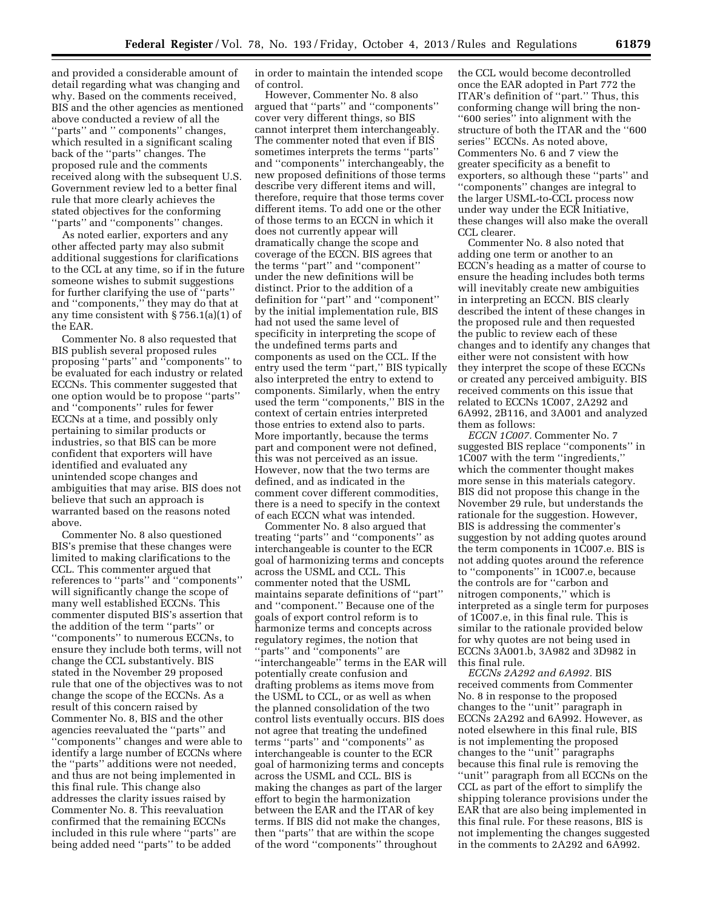and provided a considerable amount of detail regarding what was changing and why. Based on the comments received, BIS and the other agencies as mentioned above conducted a review of all the ''parts'' and '' components'' changes, which resulted in a significant scaling back of the ''parts'' changes. The proposed rule and the comments received along with the subsequent U.S. Government review led to a better final rule that more clearly achieves the stated objectives for the conforming ''parts'' and ''components'' changes.

As noted earlier, exporters and any other affected party may also submit additional suggestions for clarifications to the CCL at any time, so if in the future someone wishes to submit suggestions for further clarifying the use of ''parts'' and ''components,'' they may do that at any time consistent with § 756.1(a)(1) of the EAR.

Commenter No. 8 also requested that BIS publish several proposed rules proposing ''parts'' and ''components'' to be evaluated for each industry or related ECCNs. This commenter suggested that one option would be to propose ''parts'' and ''components'' rules for fewer ECCNs at a time, and possibly only pertaining to similar products or industries, so that BIS can be more confident that exporters will have identified and evaluated any unintended scope changes and ambiguities that may arise. BIS does not believe that such an approach is warranted based on the reasons noted above.

Commenter No. 8 also questioned BIS's premise that these changes were limited to making clarifications to the CCL. This commenter argued that references to ''parts'' and ''components'' will significantly change the scope of many well established ECCNs. This commenter disputed BIS's assertion that the addition of the term ''parts'' or ''components'' to numerous ECCNs, to ensure they include both terms, will not change the CCL substantively. BIS stated in the November 29 proposed rule that one of the objectives was to not change the scope of the ECCNs. As a result of this concern raised by Commenter No. 8, BIS and the other agencies reevaluated the ''parts'' and ''components'' changes and were able to identify a large number of ECCNs where the ''parts'' additions were not needed, and thus are not being implemented in this final rule. This change also addresses the clarity issues raised by Commenter No. 8. This reevaluation confirmed that the remaining ECCNs included in this rule where ''parts'' are being added need ''parts'' to be added in order to maintain the intended scope of control.

However, Commenter No. 8 also argued that ''parts'' and ''components'' cover very different things, so BIS cannot interpret them interchangeably. The commenter noted that even if BIS sometimes interprets the terms ''parts'' and ''components'' interchangeably, the new proposed definitions of those terms describe very different items and will, therefore, require that those terms cover different items. To add one or the other of those terms to an ECCN in which it does not currently appear will dramatically change the scope and coverage of the ECCN. BIS agrees that the terms ''part'' and ''component'' under the new definitions will be distinct. Prior to the addition of a definition for ''part'' and ''component'' by the initial implementation rule, BIS had not used the same level of specificity in interpreting the scope of the undefined terms parts and components as used on the CCL. If the entry used the term ''part,'' BIS typically also interpreted the entry to extend to components. Similarly, when the entry used the term ''components,'' BIS in the context of certain entries interpreted those entries to extend also to parts. More importantly, because the terms part and component were not defined, this was not perceived as an issue. However, now that the two terms are defined, and as indicated in the comment cover different commodities, there is a need to specify in the context of each ECCN what was intended.

Commenter No. 8 also argued that treating ''parts'' and ''components'' as interchangeable is counter to the ECR goal of harmonizing terms and concepts across the USML and CCL. This commenter noted that the USML maintains separate definitions of ''part'' and ''component.'' Because one of the goals of export control reform is to harmonize terms and concepts across regulatory regimes, the notion that ''parts'' and ''components'' are ''interchangeable'' terms in the EAR will potentially create confusion and drafting problems as items move from the USML to CCL, or as well as when the planned consolidation of the two control lists eventually occurs. BIS does not agree that treating the undefined terms ''parts'' and ''components'' as interchangeable is counter to the ECR goal of harmonizing terms and concepts across the USML and CCL. BIS is making the changes as part of the larger effort to begin the harmonization between the EAR and the ITAR of key terms. If BIS did not make the changes, then ''parts'' that are within the scope of the word ''components'' throughout the CCL would become decontrolled once the EAR adopted in Part 772 the ITAR's definition of ''part.'' Thus, this conforming change will bring the non-''600 series'' into alignment with the structure of both the ITAR and the ''600 series'' ECCNs. As noted above, Commenters No. 6 and 7 view the greater specificity as a benefit to exporters, so although these ''parts'' and ''components'' changes are integral to the larger USML-to-CCL process now under way under the ECR Initiative, these changes will also make the overall CCL clearer.

Commenter No. 8 also noted that adding one term or another to an ECCN's heading as a matter of course to ensure the heading includes both terms will inevitably create new ambiguities in interpreting an ECCN. BIS clearly described the intent of these changes in the proposed rule and then requested the public to review each of these changes and to identify any changes that either were not consistent with how they interpret the scope of these ECCNs or created any perceived ambiguity. BIS received comments on this issue that related to ECCNs 1C007, 2A292 and 6A992, 2B116, and 3A001 and analyzed them as follows:

*ECCN 1C007.* Commenter No. 7 suggested BIS replace ''components'' in 1C007 with the term ''ingredients,'' which the commenter thought makes more sense in this materials category. BIS did not propose this change in the November 29 rule, but understands the rationale for the suggestion. However, BIS is addressing the commenter's suggestion by not adding quotes around the term components in 1C007.e. BIS is not adding quotes around the reference to ''components'' in 1C007.e, because the controls are for ''carbon and nitrogen components,'' which is interpreted as a single term for purposes of 1C007.e, in this final rule. This is similar to the rationale provided below for why quotes are not being used in ECCNs 3A001.b, 3A982 and 3D982 in this final rule.

*ECCNs 2A292 and 6A992.* BIS received comments from Commenter No. 8 in response to the proposed changes to the ''unit'' paragraph in ECCNs 2A292 and 6A992. However, as noted elsewhere in this final rule, BIS is not implementing the proposed changes to the ''unit'' paragraphs because this final rule is removing the ''unit'' paragraph from all ECCNs on the CCL as part of the effort to simplify the shipping tolerance provisions under the EAR that are also being implemented in this final rule. For these reasons, BIS is not implementing the changes suggested in the comments to 2A292 and 6A992.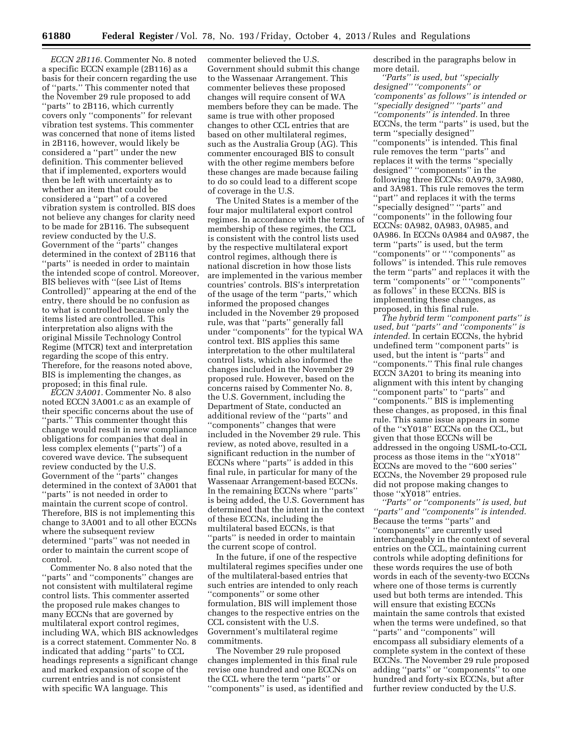*ECCN 2B116.* Commenter No. 8 noted a specific ECCN example (2B116) as a basis for their concern regarding the use of ''parts.'' This commenter noted that the November 29 rule proposed to add ''parts'' to 2B116, which currently covers only ''components'' for relevant vibration test systems. This commenter was concerned that none of items listed in 2B116, however, would likely be considered a ''part'' under the new definition. This commenter believed that if implemented, exporters would then be left with uncertainty as to whether an item that could be considered a ''part'' of a covered vibration system is controlled. BIS does not believe any changes for clarity need to be made for 2B116. The subsequent review conducted by the U.S. Government of the ''parts'' changes determined in the context of 2B116 that ''parts'' is needed in order to maintain the intended scope of control. Moreover, BIS believes with ''(see List of Items Controlled)'' appearing at the end of the entry, there should be no confusion as to what is controlled because only the items listed are controlled. This interpretation also aligns with the original Missile Technology Control Regime (MTCR) text and interpretation regarding the scope of this entry. Therefore, for the reasons noted above, BIS is implementing the changes, as proposed; in this final rule.

*ECCN 3A001.* Commenter No. 8 also noted ECCN 3A001.c as an example of their specific concerns about the use of ''parts.'' This commenter thought this change would result in new compliance obligations for companies that deal in less complex elements (''parts'') of a covered wave device. The subsequent review conducted by the U.S. Government of the ''parts'' changes determined in the context of 3A001 that ''parts'' is not needed in order to maintain the current scope of control. Therefore, BIS is not implementing this change to 3A001 and to all other ECCNs where the subsequent review determined ''parts'' was not needed in order to maintain the current scope of control.

Commenter No. 8 also noted that the ''parts'' and ''components'' changes are not consistent with multilateral regime control lists. This commenter asserted the proposed rule makes changes to many ECCNs that are governed by multilateral export control regimes, including WA, which BIS acknowledges is a correct statement. Commenter No. 8 indicated that adding ''parts'' to CCL headings represents a significant change and marked expansion of scope of the current entries and is not consistent with specific WA language. This commenter believed the U.S. Government should submit this change to the Wassenaar Arrangement. This commenter believes these proposed changes will require consent of WA members before they can be made. The same is true with other proposed changes to other CCL entries that are based on other multilateral regimes, such as the Australia Group (AG). This commenter encouraged BIS to consult with the other regime members before these changes are made because failing to do so could lead to a different scope of coverage in the U.S.

The United States is a member of the four major multilateral export control regimes. In accordance with the terms of membership of these regimes, the CCL is consistent with the control lists used by the respective multilateral export control regimes, although there is national discretion in how those lists are implemented in the various member countries' controls. BIS's interpretation of the usage of the term ''parts,'' which informed the proposed changes included in the November 29 proposed rule, was that ''parts'' generally fall under ''components'' for the typical WA control text. BIS applies this same interpretation to the other multilateral control lists, which also informed the changes included in the November 29 proposed rule. However, based on the concerns raised by Commenter No. 8, the U.S. Government, including the Department of State, conducted an additional review of the ''parts'' and ''components'' changes that were included in the November 29 rule. This review, as noted above, resulted in a significant reduction in the number of ECCNs where ''parts'' is added in this final rule, in particular for many of the Wassenaar Arrangement-based ECCNs. In the remaining ECCNs where ''parts'' is being added, the U.S. Government has determined that the intent in the context of these ECCNs, including the multilateral based ECCNs, is that ''parts'' is needed in order to maintain the current scope of control.

In the future, if one of the respective multilateral regimes specifies under one of the multilateral-based entries that such entries are intended to only reach ''components'' or some other formulation, BIS will implement those changes to the respective entries on the CCL consistent with the U.S. Government's multilateral regime commitments.

The November 29 rule proposed changes implemented in this final rule revise one hundred and one ECCNs on the CCL where the term ''parts'' or ''components'' is used, as identified and described in the paragraphs below in more detail.

*''Parts'' is used, but ''specially designed'' ''components'' or 'components' as follows'' is intended or ''specially designed'' ''parts'' and ''components'' is intended.* In three ECCNs, the term ''parts'' is used, but the term ''specially designed'' ''components'' is intended. This final rule removes the term ''parts'' and replaces it with the terms ''specially designed'' ''components'' in the following three ECCNs: 0A979, 3A980, and 3A981. This rule removes the term ''part'' and replaces it with the terms ''specially designed'' ''parts'' and ''components'' in the following four ECCNs: 0A982, 0A983, 0A985, and 0A986. In ECCNs 0A984 and 0A987, the term ''parts'' is used, but the term ''components'' or '' ''components'' as follows'' is intended. This rule removes the term ''parts'' and replaces it with the term ''components'' or '' ''components'' as follows'' in these ECCNs. BIS is implementing these changes, as proposed, in this final rule.

*The hybrid term ''component parts'' is used, but ''parts'' and ''components'' is intended.* In certain ECCNs, the hybrid undefined term ''component parts'' is used, but the intent is ''parts'' and ''components.'' This final rule changes ECCN 3A201 to bring its meaning into alignment with this intent by changing ''component parts'' to ''parts'' and ''components.'' BIS is implementing these changes, as proposed, in this final rule. This same issue appears in some of the ''xY018'' ECCNs on the CCL, but given that those ECCNs will be addressed in the ongoing USML-to-CCL process as those items in the ''xY018'' ECCNs are moved to the ''600 series'' ECCNs, the November 29 proposed rule did not propose making changes to those ''xY018'' entries.

*''Parts'' or ''components'' is used, but ''parts'' and ''components'' is intended.* Because the terms ''parts'' and ''components'' are currently used interchangeably in the context of several entries on the CCL, maintaining current controls while adopting definitions for these words requires the use of both words in each of the seventy-two ECCNs where one of those terms is currently used but both terms are intended. This will ensure that existing ECCNs maintain the same controls that existed when the terms were undefined, so that ''parts'' and ''components'' will encompass all subsidiary elements of a complete system in the context of these ECCNs. The November 29 rule proposed adding ''parts'' or ''components'' to one hundred and forty-six ECCNs, but after further review conducted by the U.S.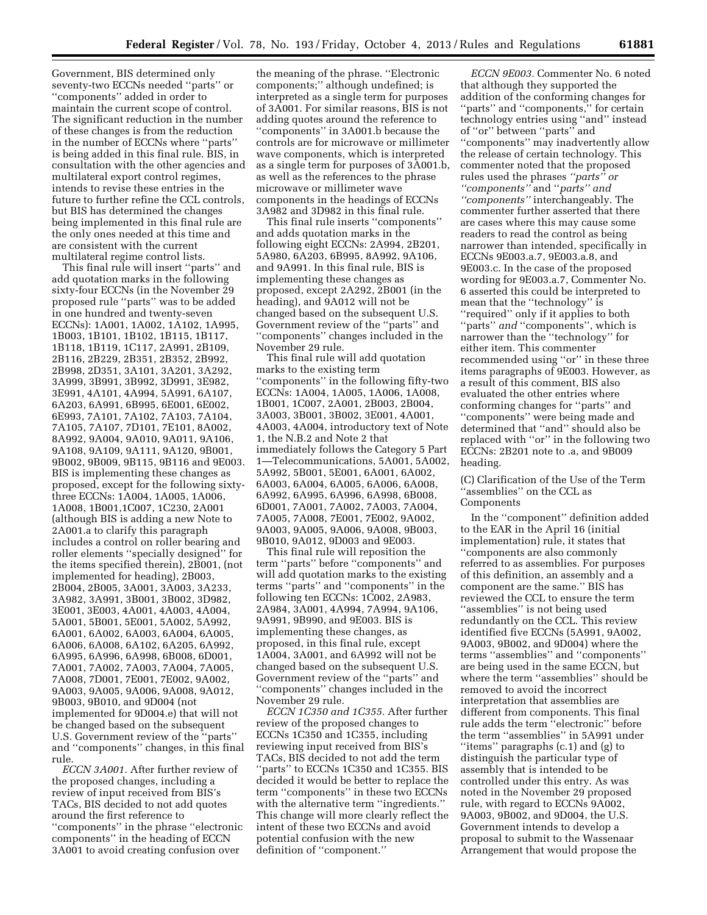Government, BIS determined only seventy-two ECCNs needed ''parts'' or ''components'' added in order to maintain the current scope of control. The significant reduction in the number of these changes is from the reduction in the number of ECCNs where ''parts'' is being added in this final rule. BIS, in consultation with the other agencies and multilateral export control regimes, intends to revise these entries in the future to further refine the CCL controls, but BIS has determined the changes being implemented in this final rule are the only ones needed at this time and are consistent with the current multilateral regime control lists.

This final rule will insert ''parts'' and add quotation marks in the following sixty-four ECCNs (in the November 29 proposed rule ''parts'' was to be added in one hundred and twenty-seven ECCNs): 1A001, 1A002, 1A102, 1A995, 1B003, 1B101, 1B102, 1B115, 1B117, 1B118, 1B119, 1C117, 2A991, 2B109, 2B116, 2B229, 2B351, 2B352, 2B992, 2B998, 2D351, 3A101, 3A201, 3A292, 3A999, 3B991, 3B992, 3D991, 3E982, 3E991, 4A101, 4A994, 5A991, 6A107, 6A203, 6A991, 6B995, 6E001, 6E002, 6E993, 7A101, 7A102, 7A103, 7A104, 7A105, 7A107, 7D101, 7E101, 8A002, 8A992, 9A004, 9A010, 9A011, 9A106, 9A108, 9A109, 9A111, 9A120, 9B001, 9B002, 9B009, 9B115, 9B116 and 9E003. BIS is implementing these changes as proposed, except for the following sixty-three ECCNs: 1A004, 1A005, 1A006, 1A008, 1B001,1C007, 1C230, 2A001 (although BIS is adding a new Note to 2A001.a to clarify this paragraph includes a control on roller bearing and roller elements ''specially designed'' for the items specified therein), 2B001, (not implemented for heading), 2B003, 2B004, 2B005, 3A001, 3A003, 3A233, 3A982, 3A991, 3B001, 3B002, 3D982, 3E001, 3E003, 4A001, 4A003, 4A004, 5A001, 5B001, 5E001, 5A002, 5A992, 6A001, 6A002, 6A003, 6A004, 6A005, 6A006, 6A008, 6A102, 6A205, 6A992, 6A995, 6A996, 6A998, 6B008, 6D001, 7A001, 7A002, 7A003, 7A004, 7A005, 7A008, 7D001, 7E001, 7E002, 9A002, 9A003, 9A005, 9A006, 9A008, 9A012, 9B003, 9B010, and 9D004 (not implemented for 9D004.e) that will not be changed based on the subsequent U.S. Government review of the ''parts'' and ''components'' changes, in this final rule.

*ECCN 3A001.* After further review of the proposed changes, including a review of input received from BIS's TACs, BIS decided to not add quotes around the first reference to ''components'' in the phrase ''electronic components'' in the heading of ECCN 3A001 to avoid creating confusion over the meaning of the phrase. ''Electronic components;'' although undefined; is interpreted as a single term for purposes of 3A001. For similar reasons, BIS is not adding quotes around the reference to ''components'' in 3A001.b because the controls are for microwave or millimeter wave components, which is interpreted as a single term for purposes of 3A001.b, as well as the references to the phrase microwave or millimeter wave components in the headings of ECCNs 3A982 and 3D982 in this final rule.

This final rule inserts ''components'' and adds quotation marks in the following eight ECCNs: 2A994, 2B201, 5A980, 6A203, 6B995, 8A992, 9A106, and 9A991. In this final rule, BIS is implementing these changes as proposed, except 2A292, 2B001 (in the heading), and 9A012 will not be changed based on the subsequent U.S. Government review of the ''parts'' and ''components'' changes included in the November 29 rule.

This final rule will add quotation marks to the existing term ''components'' in the following fifty-two ECCNs: 1A004, 1A005, 1A006, 1A008, 1B001, 1C007, 2A001, 2B003, 2B004, 3A003, 3B001, 3B002, 3E001, 4A001, 4A003, 4A004, introductory text of Note 1, the N.B.2 and Note 2 that immediately follows the Category 5 Part 1—Telecommunications, 5A001, 5A002, 5A992, 5B001, 5E001, 6A001, 6A002, 6A003, 6A004, 6A005, 6A006, 6A008, 6A992, 6A995, 6A996, 6A998, 6B008, 6D001, 7A001, 7A002, 7A003, 7A004, 7A005, 7A008, 7E001, 7E002, 9A002, 9A003, 9A005, 9A006, 9A008, 9B003, 9B010, 9A012, 9D003 and 9E003.

This final rule will reposition the term ''parts'' before ''components'' and will add quotation marks to the existing terms ''parts'' and ''components'' in the following ten ECCNs: 1C002, 2A983, 2A984, 3A001, 4A994, 7A994, 9A106, 9A991, 9B990, and 9E003. BIS is implementing these changes, as proposed, in this final rule, except 1A004, 3A001, and 6A992 will not be changed based on the subsequent U.S. Government review of the ''parts'' and ''components'' changes included in the November 29 rule.

*ECCN 1C350 and 1C355.* After further review of the proposed changes to ECCNs 1C350 and 1C355, including reviewing input received from BIS's TACs, BIS decided to not add the term ''parts'' to ECCNs 1C350 and 1C355. BIS decided it would be better to replace the term ''components'' in these two ECCNs with the alternative term ''ingredients.'' This change will more clearly reflect the intent of these two ECCNs and avoid potential confusion with the new definition of ''component.''

*ECCN 9E003.* Commenter No. 6 noted that although they supported the addition of the conforming changes for ''parts'' and ''components,'' for certain technology entries using ''and'' instead of ''or'' between ''parts'' and ''components'' may inadvertently allow the release of certain technology. This commenter noted that the proposed rules used the phrases *''parts'' or ''components''* and ''*parts'' and ''components''* interchangeably. The commenter further asserted that there are cases where this may cause some readers to read the control as being narrower than intended, specifically in ECCNs 9E003.a.7, 9E003.a.8, and 9E003.c. In the case of the proposed wording for 9E003.a.7, Commenter No. 6 asserted this could be interpreted to mean that the ''technology'' is ''required'' only if it applies to both ''parts'' *and* ''components'', which is narrower than the ''technology'' for either item. This commenter recommended using ''or'' in these three items paragraphs of 9E003. However, as a result of this comment, BIS also evaluated the other entries where conforming changes for ''parts'' and ''components'' were being made and determined that ''and'' should also be replaced with ''or'' in the following two ECCNs: 2B201 note to .a, and 9B009 heading.

### (C) Clarification of the Use of the Term ''assemblies'' on the CCL as Components

In the ''component'' definition added to the EAR in the April 16 (initial implementation) rule, it states that ''components are also commonly referred to as assemblies. For purposes of this definition, an assembly and a component are the same.'' BIS has reviewed the CCL to ensure the term ''assemblies'' is not being used redundantly on the CCL. This review identified five ECCNs (5A991, 9A002, 9A003, 9B002, and 9D004) where the terms ''assemblies'' and ''components'' are being used in the same ECCN, but where the term ''assemblies'' should be removed to avoid the incorrect interpretation that assemblies are different from components. This final rule adds the term ''electronic'' before the term ''assemblies'' in 5A991 under ''items'' paragraphs (c.1) and (g) to distinguish the particular type of assembly that is intended to be controlled under this entry. As was noted in the November 29 proposed rule, with regard to ECCNs 9A002, 9A003, 9B002, and 9D004, the U.S. Government intends to develop a proposal to submit to the Wassenaar Arrangement that would propose the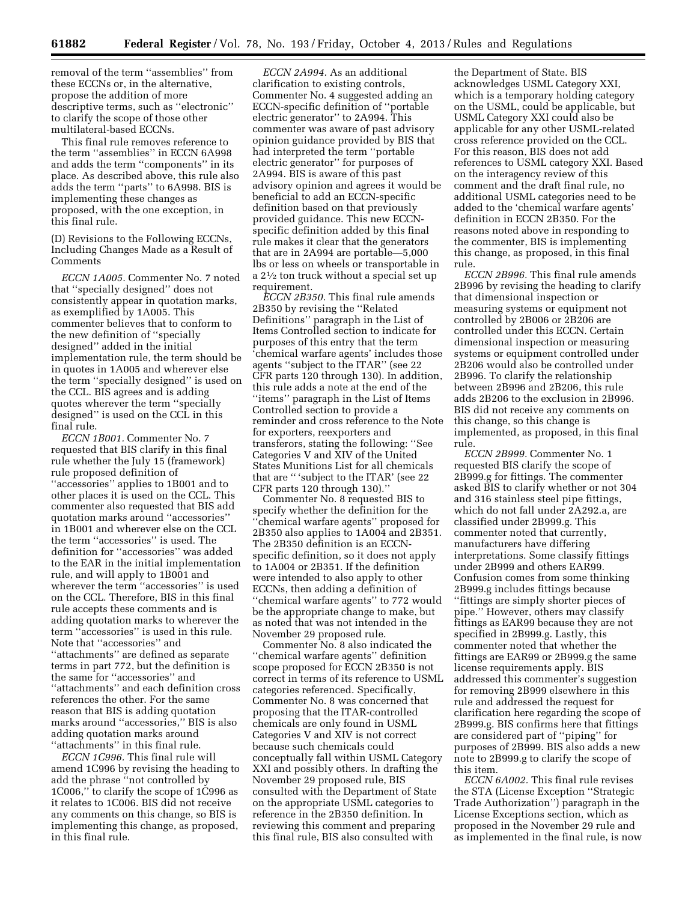removal of the term ''assemblies'' from these ECCNs or, in the alternative, propose the addition of more descriptive terms, such as ''electronic'' to clarify the scope of those other multilateral-based ECCNs.

This final rule removes reference to the term ''assemblies'' in ECCN 6A998 and adds the term ''components'' in its place. As described above, this rule also adds the term ''parts'' to 6A998. BIS is implementing these changes as proposed, with the one exception, in this final rule.

(D) Revisions to the Following ECCNs, Including Changes Made as a Result of Comments

*ECCN 1A005.* Commenter No. 7 noted that ''specially designed'' does not consistently appear in quotation marks, as exemplified by 1A005. This commenter believes that to conform to the new definition of ''specially designed'' added in the initial implementation rule, the term should be in quotes in 1A005 and wherever else the term ''specially designed'' is used on the CCL. BIS agrees and is adding quotes wherever the term ''specially designed'' is used on the CCL in this final rule.

*ECCN 1B001.* Commenter No. 7 requested that BIS clarify in this final rule whether the July 15 (framework) rule proposed definition of ''accessories'' applies to 1B001 and to other places it is used on the CCL. This commenter also requested that BIS add quotation marks around ''accessories'' in 1B001 and wherever else on the CCL the term ''accessories'' is used. The definition for ''accessories'' was added to the EAR in the initial implementation rule, and will apply to 1B001 and wherever the term ''accessories'' is used on the CCL. Therefore, BIS in this final rule accepts these comments and is adding quotation marks to wherever the term ''accessories'' is used in this rule. Note that ''accessories'' and ''attachments'' are defined as separate terms in part 772, but the definition is the same for ''accessories'' and ''attachments'' and each definition cross references the other. For the same reason that BIS is adding quotation marks around ''accessories,'' BIS is also adding quotation marks around ''attachments'' in this final rule.

*ECCN 1C996.* This final rule will amend 1C996 by revising the heading to add the phrase ''not controlled by 1C006,'' to clarify the scope of 1C996 as it relates to 1C006. BIS did not receive any comments on this change, so BIS is implementing this change, as proposed, in this final rule.

*ECCN 2A994.* As an additional clarification to existing controls, Commenter No. 4 suggested adding an ECCN-specific definition of ''portable electric generator'' to 2A994. This commenter was aware of past advisory opinion guidance provided by BIS that had interpreted the term ''portable electric generator'' for purposes of 2A994. BIS is aware of this past advisory opinion and agrees it would be beneficial to add an ECCN-specific definition based on that previously provided guidance. This new ECCN-specific definition added by this final rule makes it clear that the generators that are in 2A994 are portable—5,000 lbs or less on wheels or transportable in a 2½ ton truck without a special set up requirement.

*ECCN 2B350.* This final rule amends 2B350 by revising the ''Related Definitions'' paragraph in the List of Items Controlled section to indicate for purposes of this entry that the term 'chemical warfare agents' includes those agents ''subject to the ITAR'' (see 22 CFR parts 120 through 130). In addition, this rule adds a note at the end of the ''items'' paragraph in the List of Items Controlled section to provide a reminder and cross reference to the Note for exporters, reexporters and transferors, stating the following: ''See Categories V and XIV of the United States Munitions List for all chemicals that are '' 'subject to the ITAR' (see 22 CFR parts 120 through 130).''

Commenter No. 8 requested BIS to specify whether the definition for the ''chemical warfare agents'' proposed for 2B350 also applies to 1A004 and 2B351. The 2B350 definition is an ECCN-specific definition, so it does not apply to 1A004 or 2B351. If the definition were intended to also apply to other ECCNs, then adding a definition of ''chemical warfare agents'' to 772 would be the appropriate change to make, but as noted that was not intended in the November 29 proposed rule.

Commenter No. 8 also indicated the ''chemical warfare agents'' definition scope proposed for ECCN 2B350 is not correct in terms of its reference to USML categories referenced. Specifically, Commenter No. 8 was concerned that proposing that the ITAR-controlled chemicals are only found in USML Categories V and XIV is not correct because such chemicals could conceptually fall within USML Category XXI and possibly others. In drafting the November 29 proposed rule, BIS consulted with the Department of State on the appropriate USML categories to reference in the 2B350 definition. In reviewing this comment and preparing this final rule, BIS also consulted with the Department of State. BIS acknowledges USML Category XXI, which is a temporary holding category on the USML, could be applicable, but USML Category XXI could also be applicable for any other USML-related cross reference provided on the CCL. For this reason, BIS does not add references to USML category XXI. Based on the interagency review of this comment and the draft final rule, no additional USML categories need to be added to the 'chemical warfare agents' definition in ECCN 2B350. For the reasons noted above in responding to the commenter, BIS is implementing this change, as proposed, in this final rule.

*ECCN 2B996.* This final rule amends 2B996 by revising the heading to clarify that dimensional inspection or measuring systems or equipment not controlled by 2B006 or 2B206 are controlled under this ECCN. Certain dimensional inspection or measuring systems or equipment controlled under 2B206 would also be controlled under 2B996. To clarify the relationship between 2B996 and 2B206, this rule adds 2B206 to the exclusion in 2B996. BIS did not receive any comments on this change, so this change is implemented, as proposed, in this final rule.

*ECCN 2B999.* Commenter No. 1 requested BIS clarify the scope of 2B999.g for fittings. The commenter asked BIS to clarify whether or not 304 and 316 stainless steel pipe fittings, which do not fall under 2A292.a, are classified under 2B999.g. This commenter noted that currently, manufacturers have differing interpretations. Some classify fittings under 2B999 and others EAR99. Confusion comes from some thinking 2B999.g includes fittings because ''fittings are simply shorter pieces of pipe.'' However, others may classify fittings as EAR99 because they are not specified in 2B999.g. Lastly, this commenter noted that whether the fittings are EAR99 or 2B999.g the same license requirements apply. BIS addressed this commenter's suggestion for removing 2B999 elsewhere in this rule and addressed the request for clarification here regarding the scope of 2B999.g. BIS confirms here that fittings are considered part of ''piping'' for purposes of 2B999. BIS also adds a new note to 2B999.g to clarify the scope of this item.

*ECCN 6A002.* This final rule revises the STA (License Exception ''Strategic Trade Authorization'') paragraph in the License Exceptions section, which as proposed in the November 29 rule and as implemented in the final rule, is now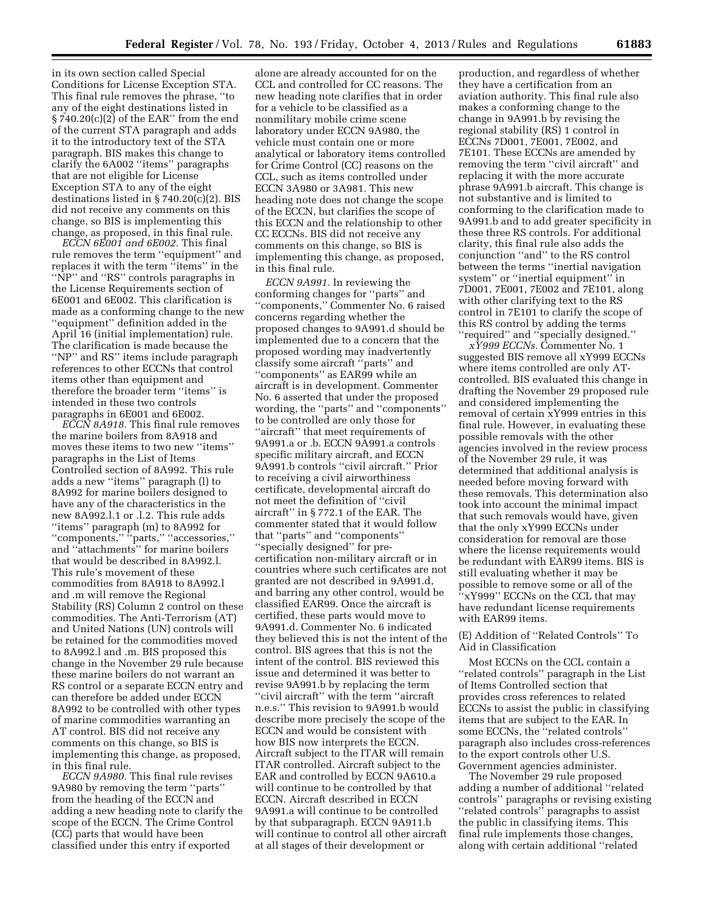in its own section called Special Conditions for License Exception STA. This final rule removes the phrase, ''to any of the eight destinations listed in § 740.20(c)(2) of the EAR'' from the end of the current STA paragraph and adds it to the introductory text of the STA paragraph. BIS makes this change to clarify the 6A002 ''items'' paragraphs that are not eligible for License Exception STA to any of the eight destinations listed in § 740.20(c)(2). BIS did not receive any comments on this change, so BIS is implementing this change, as proposed, in this final rule.

*ECCN 6E001 and 6E002.* This final rule removes the term ''equipment'' and replaces it with the term ''items'' in the ''NP'' and ''RS'' controls paragraphs in the License Requirements section of 6E001 and 6E002. This clarification is made as a conforming change to the new ''equipment'' definition added in the April 16 (initial implementation) rule. The clarification is made because the ''NP'' and RS'' items include paragraph references to other ECCNs that control items other than equipment and therefore the broader term ''items'' is intended in these two controls paragraphs in 6E001 and 6E002.

*ECCN 8A918.* This final rule removes the marine boilers from 8A918 and moves these items to two new ''items'' paragraphs in the List of Items Controlled section of 8A992. This rule adds a new ''items'' paragraph (l) to 8A992 for marine boilers designed to have any of the characteristics in the new 8A992.l.1 or .l.2. This rule adds ''items'' paragraph (m) to 8A992 for ''components,'' ''parts,'' ''accessories,'' and ''attachments'' for marine boilers that would be described in 8A992.l. This rule's movement of these commodities from 8A918 to 8A992.l and .m will remove the Regional Stability (RS) Column 2 control on these commodities. The Anti-Terrorism (AT) and United Nations (UN) controls will be retained for the commodities moved to 8A992.l and .m. BIS proposed this change in the November 29 rule because these marine boilers do not warrant an RS control or a separate ECCN entry and can therefore be added under ECCN 8A992 to be controlled with other types of marine commodities warranting an AT control. BIS did not receive any comments on this change, so BIS is implementing this change, as proposed, in this final rule.

*ECCN 9A980.* This final rule revises 9A980 by removing the term ''parts'' from the heading of the ECCN and adding a new heading note to clarify the scope of the ECCN. The Crime Control (CC) parts that would have been classified under this entry if exported alone are already accounted for on the CCL and controlled for CC reasons. The new heading note clarifies that in order for a vehicle to be classified as a nonmilitary mobile crime scene laboratory under ECCN 9A980, the vehicle must contain one or more analytical or laboratory items controlled for Crime Control (CC) reasons on the CCL, such as items controlled under ECCN 3A980 or 3A981. This new heading note does not change the scope of the ECCN, but clarifies the scope of this ECCN and the relationship to other CC ECCNs. BIS did not receive any comments on this change, so BIS is implementing this change, as proposed, in this final rule.

*ECCN 9A991.* In reviewing the conforming changes for ''parts'' and ''components,'' Commenter No. 6 raised concerns regarding whether the proposed changes to 9A991.d should be implemented due to a concern that the proposed wording may inadvertently classify some aircraft ''parts'' and ''components'' as EAR99 while an aircraft is in development. Commenter No. 6 asserted that under the proposed wording, the ''parts'' and ''components'' to be controlled are only those for ''aircraft'' that meet requirements of 9A991.a or .b. ECCN 9A991.a controls specific military aircraft, and ECCN 9A991.b controls ''civil aircraft.'' Prior to receiving a civil airworthiness certificate, developmental aircraft do not meet the definition of ''civil aircraft'' in § 772.1 of the EAR. The commenter stated that it would follow that ''parts'' and ''components'' ''specially designed'' for pre-certification non-military aircraft or in countries where such certificates are not granted are not described in 9A991.d, and barring any other control, would be classified EAR99. Once the aircraft is certified, these parts would move to 9A991.d. Commenter No. 6 indicated they believed this is not the intent of the control. BIS agrees that this is not the intent of the control. BIS reviewed this issue and determined it was better to revise 9A991.b by replacing the term ''civil aircraft'' with the term ''aircraft n.e.s.'' This revision to 9A991.b would describe more precisely the scope of the ECCN and would be consistent with how BIS now interprets the ECCN. Aircraft subject to the ITAR will remain ITAR controlled. Aircraft subject to the EAR and controlled by ECCN 9A610.a will continue to be controlled by that ECCN. Aircraft described in ECCN 9A991.a will continue to be controlled by that subparagraph. ECCN 9A911.b will continue to control all other aircraft at all stages of their development or production, and regardless of whether they have a certification from an aviation authority. This final rule also makes a conforming change to the change in 9A991.b by revising the regional stability (RS) 1 control in ECCNs 7D001, 7E001, 7E002, and 7E101. These ECCNs are amended by removing the term ''civil aircraft'' and replacing it with the more accurate phrase 9A991.b aircraft. This change is not substantive and is limited to conforming to the clarification made to 9A991.b and to add greater specificity in these three RS controls. For additional clarity, this final rule also adds the conjunction ''and'' to the RS control between the terms ''inertial navigation system'' or ''inertial equipment'' in 7D001, 7E001, 7E002 and 7E101, along with other clarifying text to the RS control in 7E101 to clarify the scope of this RS control by adding the terms ''required'' and ''specially designed.''

*xY999 ECCNs.* Commenter No. 1 suggested BIS remove all xY999 ECCNs where items controlled are only AT-controlled. BIS evaluated this change in drafting the November 29 proposed rule and considered implementing the removal of certain xY999 entries in this final rule. However, in evaluating these possible removals with the other agencies involved in the review process of the November 29 rule, it was determined that additional analysis is needed before moving forward with these removals. This determination also took into account the minimal impact that such removals would have, given that the only xY999 ECCNs under consideration for removal are those where the license requirements would be redundant with EAR99 items. BIS is still evaluating whether it may be possible to remove some or all of the ''xY999'' ECCNs on the CCL that may have redundant license requirements with EAR99 items.

(E) Addition of ''Related Controls'' To Aid in Classification

Most ECCNs on the CCL contain a ''related controls'' paragraph in the List of Items Controlled section that provides cross references to related ECCNs to assist the public in classifying items that are subject to the EAR. In some ECCNs, the ''related controls'' paragraph also includes cross-references to the export controls other U.S. Government agencies administer.

The November 29 rule proposed adding a number of additional ''related controls'' paragraphs or revising existing ''related controls'' paragraphs to assist the public in classifying items. This final rule implements those changes, along with certain additional ''related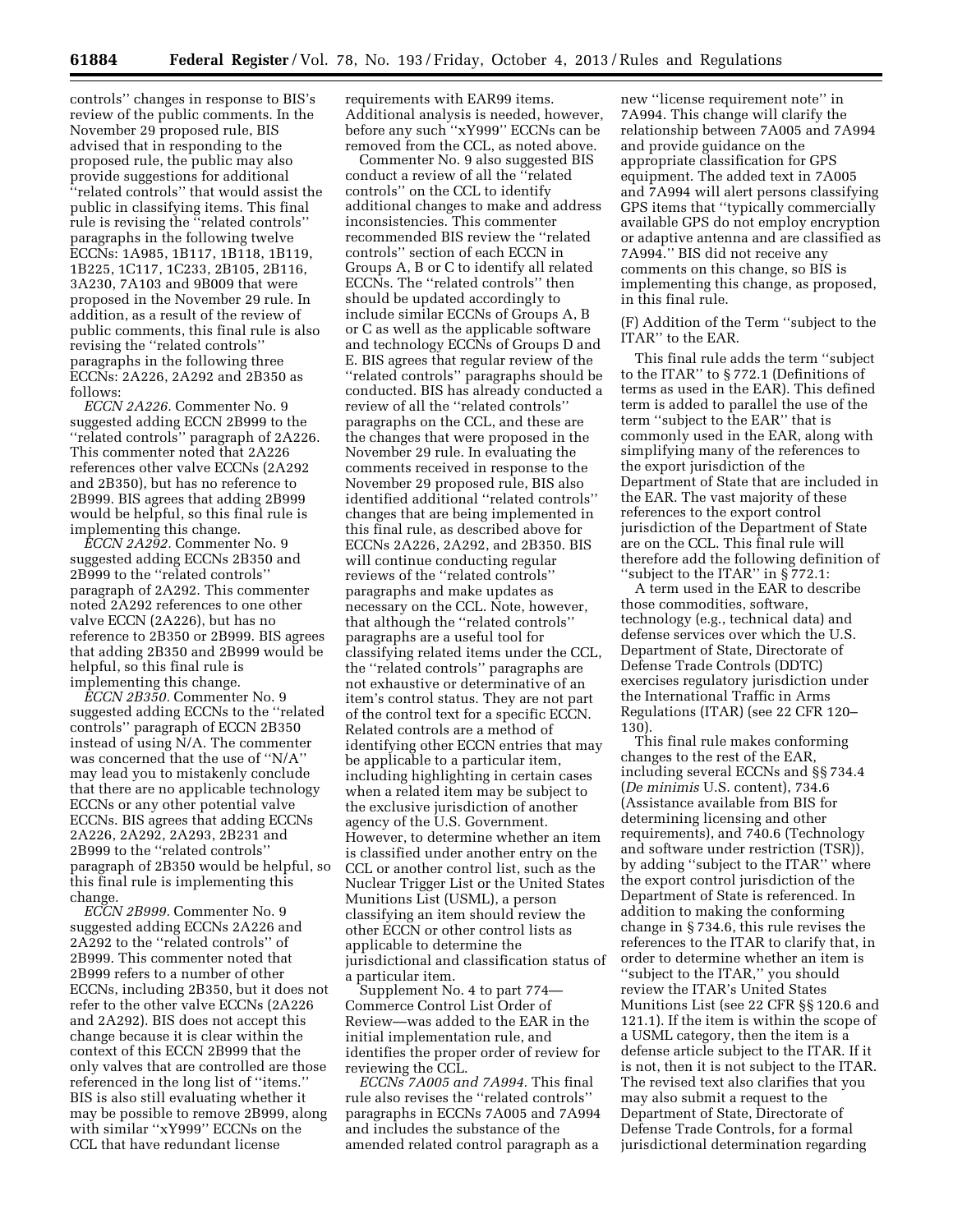controls'' changes in response to BIS's review of the public comments. In the November 29 proposed rule, BIS advised that in responding to the proposed rule, the public may also provide suggestions for additional ''related controls'' that would assist the public in classifying items. This final rule is revising the ''related controls'' paragraphs in the following twelve ECCNs: 1A985, 1B117, 1B118, 1B119, 1B225, 1C117, 1C233, 2B105, 2B116, 3A230, 7A103 and 9B009 that were proposed in the November 29 rule. In addition, as a result of the review of public comments, this final rule is also revising the ''related controls'' paragraphs in the following three ECCNs: 2A226, 2A292 and 2B350 as follows:

*ECCN 2A226.* Commenter No. 9 suggested adding ECCN 2B999 to the ''related controls'' paragraph of 2A226. This commenter noted that 2A226 references other valve ECCNs (2A292 and 2B350), but has no reference to 2B999. BIS agrees that adding 2B999 would be helpful, so this final rule is implementing this change.

*ECCN 2A292.* Commenter No. 9 suggested adding ECCNs 2B350 and 2B999 to the ''related controls'' paragraph of 2A292. This commenter noted 2A292 references to one other valve ECCN (2A226), but has no reference to 2B350 or 2B999. BIS agrees that adding 2B350 and 2B999 would be helpful, so this final rule is implementing this change.

*ECCN 2B350.* Commenter No. 9 suggested adding ECCNs to the ''related controls'' paragraph of ECCN 2B350 instead of using N/A. The commenter was concerned that the use of ''N/A'' may lead you to mistakenly conclude that there are no applicable technology ECCNs or any other potential valve ECCNs. BIS agrees that adding ECCNs 2A226, 2A292, 2A293, 2B231 and 2B999 to the ''related controls'' paragraph of 2B350 would be helpful, so this final rule is implementing this change.

*ECCN 2B999.* Commenter No. 9 suggested adding ECCNs 2A226 and 2A292 to the ''related controls'' of 2B999. This commenter noted that 2B999 refers to a number of other ECCNs, including 2B350, but it does not refer to the other valve ECCNs (2A226 and 2A292). BIS does not accept this change because it is clear within the context of this ECCN 2B999 that the only valves that are controlled are those referenced in the long list of ''items.'' BIS is also still evaluating whether it may be possible to remove 2B999, along with similar ''xY999'' ECCNs on the CCL that have redundant license requirements with EAR99 items. Additional analysis is needed, however, before any such ''xY999'' ECCNs can be removed from the CCL, as noted above.

Commenter No. 9 also suggested BIS conduct a review of all the ''related controls'' on the CCL to identify additional changes to make and address inconsistencies. This commenter recommended BIS review the ''related controls'' section of each ECCN in Groups A, B or C to identify all related ECCNs. The ''related controls'' then should be updated accordingly to include similar ECCNs of Groups A, B or C as well as the applicable software and technology ECCNs of Groups D and E. BIS agrees that regular review of the ''related controls'' paragraphs should be conducted. BIS has already conducted a review of all the ''related controls'' paragraphs on the CCL, and these are the changes that were proposed in the November 29 rule. In evaluating the comments received in response to the November 29 proposed rule, BIS also identified additional ''related controls'' changes that are being implemented in this final rule, as described above for ECCNs 2A226, 2A292, and 2B350. BIS will continue conducting regular reviews of the ''related controls'' paragraphs and make updates as necessary on the CCL. Note, however, that although the ''related controls'' paragraphs are a useful tool for classifying related items under the CCL, the ''related controls'' paragraphs are not exhaustive or determinative of an item's control status. They are not part of the control text for a specific ECCN. Related controls are a method of identifying other ECCN entries that may be applicable to a particular item, including highlighting in certain cases when a related item may be subject to the exclusive jurisdiction of another agency of the U.S. Government. However, to determine whether an item is classified under another entry on the CCL or another control list, such as the Nuclear Trigger List or the United States Munitions List (USML), a person classifying an item should review the other ECCN or other control lists as applicable to determine the jurisdictional and classification status of a particular item.

Supplement No. 4 to part 774—Commerce Control List Order of Review—was added to the EAR in the initial implementation rule, and identifies the proper order of review for reviewing the CCL.

*ECCNs 7A005 and 7A994.* This final rule also revises the ''related controls'' paragraphs in ECCNs 7A005 and 7A994 and includes the substance of the amended related control paragraph as a new ''license requirement note'' in 7A994. This change will clarify the relationship between 7A005 and 7A994 and provide guidance on the appropriate classification for GPS equipment. The added text in 7A005 and 7A994 will alert persons classifying GPS items that ''typically commercially available GPS do not employ encryption or adaptive antenna and are classified as 7A994.'' BIS did not receive any comments on this change, so BIS is implementing this change, as proposed, in this final rule.

(F) Addition of the Term ''subject to the ITAR'' to the EAR.

This final rule adds the term ''subject to the ITAR'' to § 772.1 (Definitions of terms as used in the EAR). This defined term is added to parallel the use of the term ''subject to the EAR'' that is commonly used in the EAR, along with simplifying many of the references to the export jurisdiction of the Department of State that are included in the EAR. The vast majority of these references to the export control jurisdiction of the Department of State are on the CCL. This final rule will therefore add the following definition of ''subject to the ITAR'' in § 772.1:

A term used in the EAR to describe those commodities, software, technology (e.g., technical data) and defense services over which the U.S. Department of State, Directorate of Defense Trade Controls (DDTC) exercises regulatory jurisdiction under the International Traffic in Arms Regulations (ITAR) (see 22 CFR 120–130).

This final rule makes conforming changes to the rest of the EAR, including several ECCNs and §§ 734.4 (*De minimis* U.S. content), 734.6 (Assistance available from BIS for determining licensing and other requirements), and 740.6 (Technology and software under restriction (TSR)), by adding ''subject to the ITAR'' where the export control jurisdiction of the Department of State is referenced. In addition to making the conforming change in § 734.6, this rule revises the references to the ITAR to clarify that, in order to determine whether an item is ''subject to the ITAR,'' you should review the ITAR's United States Munitions List (see 22 CFR §§ 120.6 and 121.1). If the item is within the scope of a USML category, then the item is a defense article subject to the ITAR. If it is not, then it is not subject to the ITAR. The revised text also clarifies that you may also submit a request to the Department of State, Directorate of Defense Trade Controls, for a formal jurisdictional determination regarding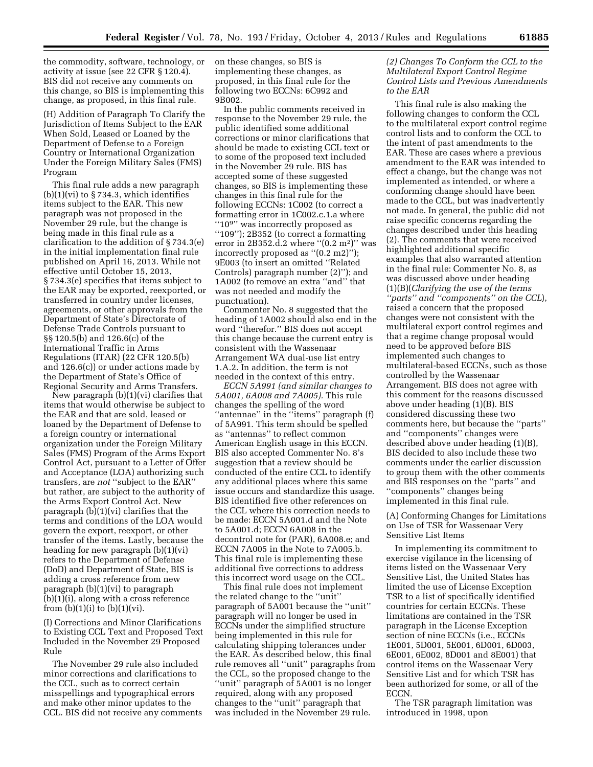the commodity, software, technology, or activity at issue (see 22 CFR § 120.4). BIS did not receive any comments on this change, so BIS is implementing this change, as proposed, in this final rule.

(H) Addition of Paragraph To Clarify the Jurisdiction of Items Subject to the EAR When Sold, Leased or Loaned by the Department of Defense to a Foreign Country or International Organization Under the Foreign Military Sales (FMS) Program

This final rule adds a new paragraph (b)(1)(vi) to § 734.3, which identifies items subject to the EAR. This new paragraph was not proposed in the November 29 rule, but the change is being made in this final rule as a clarification to the addition of § 734.3(e) in the initial implementation final rule published on April 16, 2013. While not effective until October 15, 2013, § 734.3(e) specifies that items subject to the EAR may be exported, reexported, or transferred in country under licenses, agreements, or other approvals from the Department of State's Directorate of Defense Trade Controls pursuant to §§ 120.5(b) and 126.6(c) of the International Traffic in Arms Regulations (ITAR) (22 CFR 120.5(b) and 126.6(c)) or under actions made by the Department of State's Office of Regional Security and Arms Transfers.

New paragraph (b)(1)(vi) clarifies that items that would otherwise be subject to the EAR and that are sold, leased or loaned by the Department of Defense to a foreign country or international organization under the Foreign Military Sales (FMS) Program of the Arms Export Control Act, pursuant to a Letter of Offer and Acceptance (LOA) authorizing such transfers, are *not* ''subject to the EAR'' but rather, are subject to the authority of the Arms Export Control Act. New paragraph (b)(1)(vi) clarifies that the terms and conditions of the LOA would govern the export, reexport, or other transfer of the items. Lastly, because the heading for new paragraph (b)(1)(vi) refers to the Department of Defense (DoD) and Department of State, BIS is adding a cross reference from new paragraph (b)(1)(vi) to paragraph (b)(1)(i), along with a cross reference from (b)(1)(i) to (b)(1)(vi).

(I) Corrections and Minor Clarifications to Existing CCL Text and Proposed Text Included in the November 29 Proposed Rule

The November 29 rule also included minor corrections and clarifications to the CCL, such as to correct certain misspellings and typographical errors and make other minor updates to the CCL. BIS did not receive any comments on these changes, so BIS is implementing these changes, as proposed, in this final rule for the following two ECCNs: 6C992 and 9B002.

In the public comments received in response to the November 29 rule, the public identified some additional corrections or minor clarifications that should be made to existing CCL text or to some of the proposed text included in the November 29 rule. BIS has accepted some of these suggested changes, so BIS is implementing these changes in this final rule for the following ECCNs: 1C002 (to correct a formatting error in 1C002.c.1.a where ''$10^9$'' was incorrectly proposed as ''109''); 2B352 (to correct a formatting error in 2B352.d.2 where ''(0.2 $m^2$)'' was incorrectly proposed as ''(0.2 m2)''); 9E003 (to insert an omitted ''Related Controls) paragraph number (2)''); and 1A002 (to remove an extra ''and'' that was not needed and modify the punctuation).

Commenter No. 8 suggested that the heading of 1A002 should also end in the word ''therefor.'' BIS does not accept this change because the current entry is consistent with the Wassenaar Arrangement WA dual-use list entry 1.A.2. In addition, the term is not needed in the context of this entry.

*ECCN 5A991 (and similar changes to 5A001, 6A008 and 7A005).* This rule changes the spelling of the word ''antennae'' in the ''items'' paragraph (f) of 5A991. This term should be spelled as ''antennas'' to reflect common American English usage in this ECCN. BIS also accepted Commenter No. 8's suggestion that a review should be conducted of the entire CCL to identify any additional places where this same issue occurs and standardize this usage. BIS identified five other references on the CCL where this correction needs to be made: ECCN 5A001.d and the Note to 5A001.d; ECCN 6A008 in the decontrol note for (PAR), 6A008.e; and ECCN 7A005 in the Note to 7A005.b. This final rule is implementing these additional five corrections to address this incorrect word usage on the CCL.

This final rule does not implement the related change to the ''unit'' paragraph of 5A001 because the ''unit'' paragraph will no longer be used in ECCNs under the simplified structure being implemented in this rule for calculating shipping tolerances under the EAR. As described below, this final rule removes all ''unit'' paragraphs from the CCL, so the proposed change to the ''unit'' paragraph of 5A001 is no longer required, along with any proposed changes to the ''unit'' paragraph that was included in the November 29 rule.

*(2) Changes To Conform the CCL to the Multilateral Export Control Regime Control Lists and Previous Amendments to the EAR*

This final rule is also making the following changes to conform the CCL to the multilateral export control regime control lists and to conform the CCL to the intent of past amendments to the EAR. These are cases where a previous amendment to the EAR was intended to effect a change, but the change was not implemented as intended, or where a conforming change should have been made to the CCL, but was inadvertently not made. In general, the public did not raise specific concerns regarding the changes described under this heading (2). The comments that were received highlighted additional specific examples that also warranted attention in the final rule: Commenter No. 8, as was discussed above under heading (1)(B)(*Clarifying the use of the terms ''parts'' and ''components'' on the CCL*), raised a concern that the proposed changes were not consistent with the multilateral export control regimes and that a regime change proposal would need to be approved before BIS implemented such changes to multilateral-based ECCNs, such as those controlled by the Wassenaar Arrangement. BIS does not agree with this comment for the reasons discussed above under heading (1)(B). BIS considered discussing these two comments here, but because the ''parts'' and ''components'' changes were described above under heading (1)(B), BIS decided to also include these two comments under the earlier discussion to group them with the other comments and BIS responses on the ''parts'' and ''components'' changes being implemented in this final rule.

(A) Conforming Changes for Limitations on Use of TSR for Wassenaar Very Sensitive List Items

In implementing its commitment to exercise vigilance in the licensing of items listed on the Wassenaar Very Sensitive List, the United States has limited the use of License Exception TSR to a list of specifically identified countries for certain ECCNs. These limitations are contained in the TSR paragraph in the License Exception section of nine ECCNs (i.e., ECCNs 1E001, 5D001, 5E001, 6D001, 6D003, 6E001, 6E002, 8D001 and 8E001) that control items on the Wassenaar Very Sensitive List and for which TSR has been authorized for some, or all of the ECCN.

The TSR paragraph limitation was introduced in 1998, upon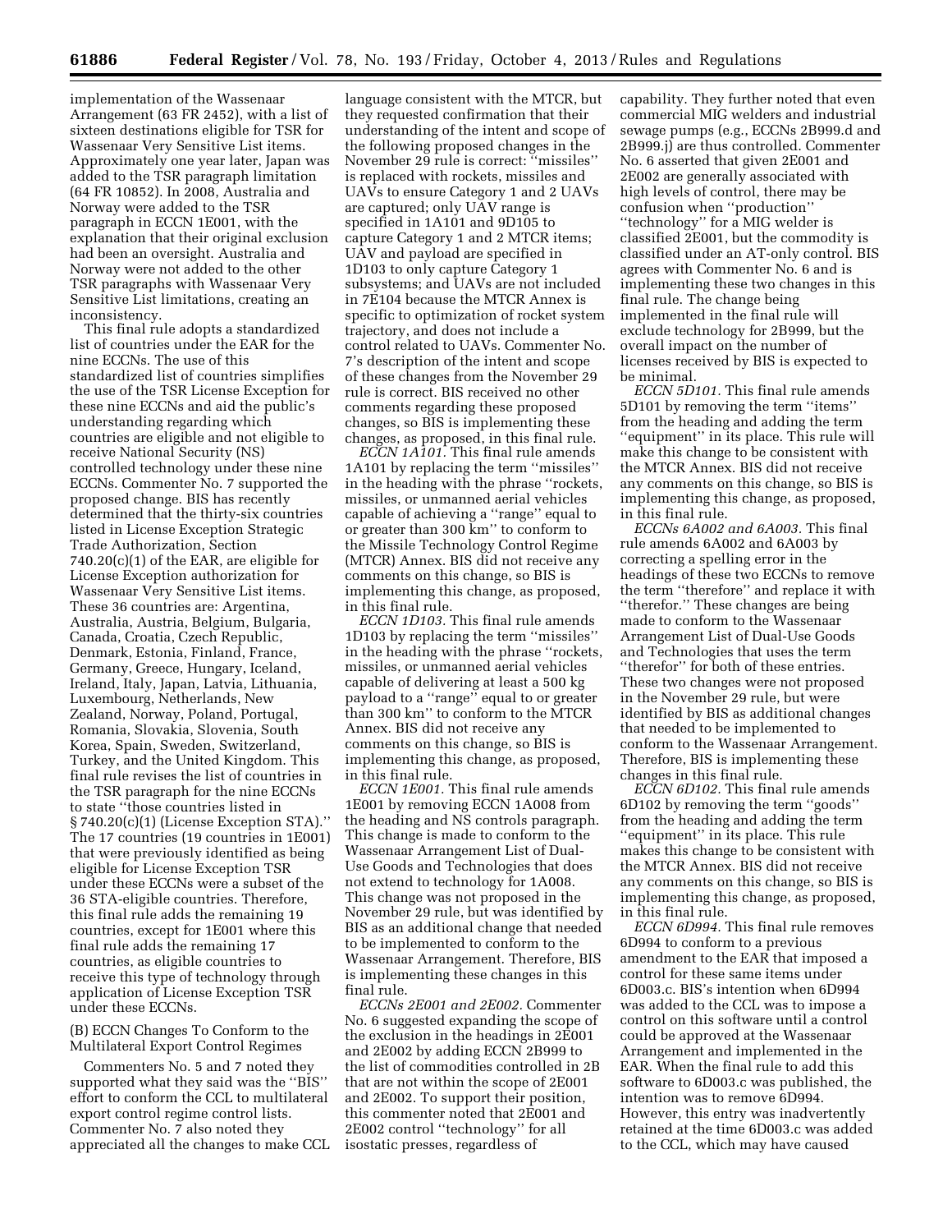implementation of the Wassenaar Arrangement (63 FR 2452), with a list of sixteen destinations eligible for TSR for Wassenaar Very Sensitive List items. Approximately one year later, Japan was added to the TSR paragraph limitation (64 FR 10852). In 2008, Australia and Norway were added to the TSR paragraph in ECCN 1E001, with the explanation that their original exclusion had been an oversight. Australia and Norway were not added to the other TSR paragraphs with Wassenaar Very Sensitive List limitations, creating an inconsistency.

This final rule adopts a standardized list of countries under the EAR for the nine ECCNs. The use of this standardized list of countries simplifies the use of the TSR License Exception for these nine ECCNs and aid the public's understanding regarding which countries are eligible and not eligible to receive National Security (NS) controlled technology under these nine ECCNs. Commenter No. 7 supported the proposed change. BIS has recently determined that the thirty-six countries listed in License Exception Strategic Trade Authorization, Section 740.20(c)(1) of the EAR, are eligible for License Exception authorization for Wassenaar Very Sensitive List items. These 36 countries are: Argentina, Australia, Austria, Belgium, Bulgaria, Canada, Croatia, Czech Republic, Denmark, Estonia, Finland, France, Germany, Greece, Hungary, Iceland, Ireland, Italy, Japan, Latvia, Lithuania, Luxembourg, Netherlands, New Zealand, Norway, Poland, Portugal, Romania, Slovakia, Slovenia, South Korea, Spain, Sweden, Switzerland, Turkey, and the United Kingdom. This final rule revises the list of countries in the TSR paragraph for the nine ECCNs to state "those countries listed in § 740.20(c)(1) (License Exception STA)." The 17 countries (19 countries in 1E001) that were previously identified as being eligible for License Exception TSR under these ECCNs were a subset of the 36 STA-eligible countries. Therefore, this final rule adds the remaining 19 countries, except for 1E001 where this final rule adds the remaining 17 countries, as eligible countries to receive this type of technology through application of License Exception TSR under these ECCNs.

(B) ECCN Changes To Conform to the Multilateral Export Control Regimes

Commenters No. 5 and 7 noted they supported what they said was the "BIS" effort to conform the CCL to multilateral export control regime control lists. Commenter No. 7 also noted they appreciated all the changes to make CCL language consistent with the MTCR, but they requested confirmation that their understanding of the intent and scope of the following proposed changes in the November 29 rule is correct: "missiles" is replaced with rockets, missiles and UAVs to ensure Category 1 and 2 UAVs are captured; only UAV range is specified in 1A101 and 9D105 to capture Category 1 and 2 MTCR items; UAV and payload are specified in 1D103 to only capture Category 1 subsystems; and UAVs are not included in 7E104 because the MTCR Annex is specific to optimization of rocket system trajectory, and does not include a control related to UAVs. Commenter No. 7's description of the intent and scope of these changes from the November 29 rule is correct. BIS received no other comments regarding these proposed changes, so BIS is implementing these changes, as proposed, in this final rule.

*ECCN 1A101.* This final rule amends 1A101 by replacing the term "missiles" in the heading with the phrase "rockets, missiles, or unmanned aerial vehicles capable of achieving a "range" equal to or greater than 300 km" to conform to the Missile Technology Control Regime (MTCR) Annex. BIS did not receive any comments on this change, so BIS is implementing this change, as proposed, in this final rule.

*ECCN 1D103.* This final rule amends 1D103 by replacing the term "missiles" in the heading with the phrase "rockets, missiles, or unmanned aerial vehicles capable of delivering at least a 500 kg payload to a "range" equal to or greater than 300 km" to conform to the MTCR Annex. BIS did not receive any comments on this change, so BIS is implementing this change, as proposed, in this final rule.

*ECCN 1E001.* This final rule amends 1E001 by removing ECCN 1A008 from the heading and NS controls paragraph. This change is made to conform to the Wassenaar Arrangement List of Dual-Use Goods and Technologies that does not extend to technology for 1A008. This change was not proposed in the November 29 rule, but was identified by BIS as an additional change that needed to be implemented to conform to the Wassenaar Arrangement. Therefore, BIS is implementing these changes in this final rule.

*ECCNs 2E001 and 2E002.* Commenter No. 6 suggested expanding the scope of the exclusion in the headings in 2E001 and 2E002 by adding ECCN 2B999 to the list of commodities controlled in 2B that are not within the scope of 2E001 and 2E002. To support their position, this commenter noted that 2E001 and 2E002 control "technology" for all isostatic presses, regardless of capability. They further noted that even commercial MIG welders and industrial sewage pumps (e.g., ECCNs 2B999.d and 2B999.j) are thus controlled. Commenter No. 6 asserted that given 2E001 and 2E002 are generally associated with high levels of control, there may be confusion when "production" "technology" for a MIG welder is classified 2E001, but the commodity is classified under an AT-only control. BIS agrees with Commenter No. 6 and is implementing these two changes in this final rule. The change being implemented in the final rule will exclude technology for 2B999, but the overall impact on the number of licenses received by BIS is expected to be minimal.

*ECCN 5D101.* This final rule amends 5D101 by removing the term "items" from the heading and adding the term "equipment" in its place. This rule will make this change to be consistent with the MTCR Annex. BIS did not receive any comments on this change, so BIS is implementing this change, as proposed, in this final rule.

*ECCNs 6A002 and 6A003.* This final rule amends 6A002 and 6A003 by correcting a spelling error in the headings of these two ECCNs to remove the term "therefore" and replace it with "therefor." These changes are being made to conform to the Wassenaar Arrangement List of Dual-Use Goods and Technologies that uses the term "therefor" for both of these entries. These two changes were not proposed in the November 29 rule, but were identified by BIS as additional changes that needed to be implemented to conform to the Wassenaar Arrangement. Therefore, BIS is implementing these changes in this final rule.

*ECCN 6D102.* This final rule amends 6D102 by removing the term "goods" from the heading and adding the term "equipment" in its place. This rule makes this change to be consistent with the MTCR Annex. BIS did not receive any comments on this change, so BIS is implementing this change, as proposed, in this final rule.

*ECCN 6D994.* This final rule removes 6D994 to conform to a previous amendment to the EAR that imposed a control for these same items under 6D003.c. BIS's intention when 6D994 was added to the CCL was to impose a control on this software until a control could be approved at the Wassenaar Arrangement and implemented in the EAR. When the final rule to add this software to 6D003.c was published, the intention was to remove 6D994. However, this entry was inadvertently retained at the time 6D003.c was added to the CCL, which may have caused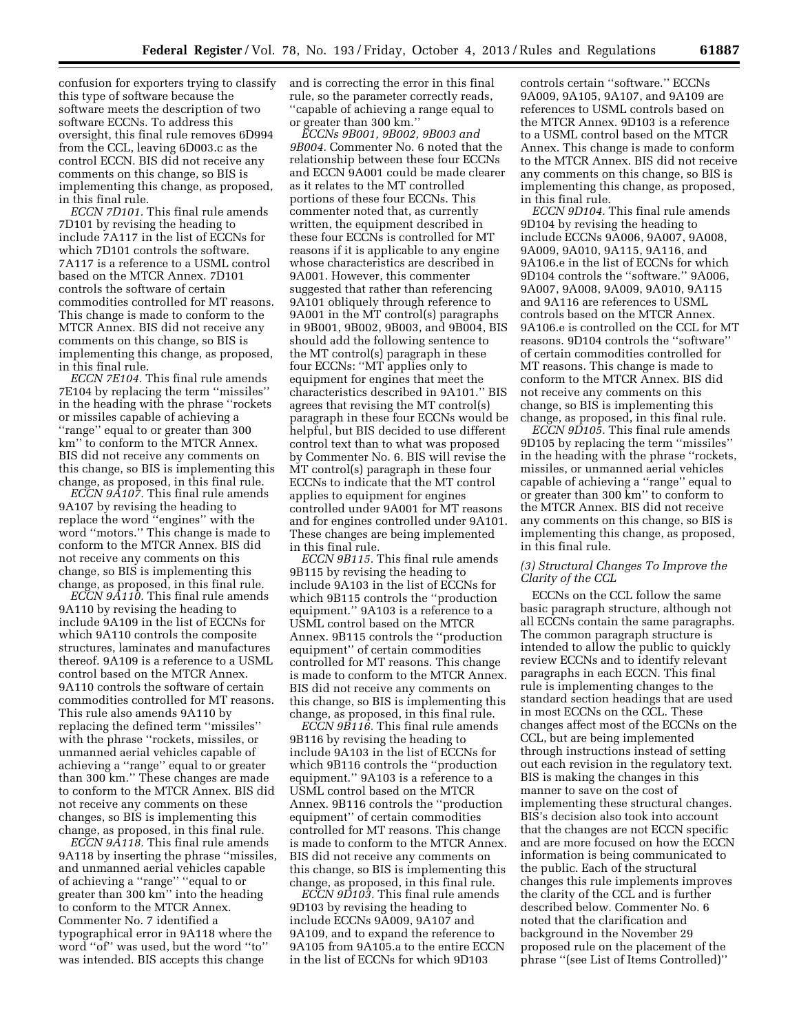confusion for exporters trying to classify this type of software because the software meets the description of two software ECCNs. To address this oversight, this final rule removes 6D994 from the CCL, leaving 6D003.c as the control ECCN. BIS did not receive any comments on this change, so BIS is implementing this change, as proposed, in this final rule.

*ECCN 7D101.* This final rule amends 7D101 by revising the heading to include 7A117 in the list of ECCNs for which 7D101 controls the software. 7A117 is a reference to a USML control based on the MTCR Annex. 7D101 controls the software of certain commodities controlled for MT reasons. This change is made to conform to the MTCR Annex. BIS did not receive any comments on this change, so BIS is implementing this change, as proposed, in this final rule.

*ECCN 7E104.* This final rule amends 7E104 by replacing the term ''missiles'' in the heading with the phrase ''rockets or missiles capable of achieving a ''range'' equal to or greater than 300 km'' to conform to the MTCR Annex. BIS did not receive any comments on this change, so BIS is implementing this change, as proposed, in this final rule.

*ECCN 9A107.* This final rule amends 9A107 by revising the heading to replace the word ''engines'' with the word ''motors.'' This change is made to conform to the MTCR Annex. BIS did not receive any comments on this change, so BIS is implementing this change, as proposed, in this final rule.

*ECCN 9A110.* This final rule amends 9A110 by revising the heading to include 9A109 in the list of ECCNs for which 9A110 controls the composite structures, laminates and manufactures thereof. 9A109 is a reference to a USML control based on the MTCR Annex. 9A110 controls the software of certain commodities controlled for MT reasons. This rule also amends 9A110 by replacing the defined term ''missiles'' with the phrase ''rockets, missiles, or unmanned aerial vehicles capable of achieving a ''range'' equal to or greater than 300 km.'' These changes are made to conform to the MTCR Annex. BIS did not receive any comments on these changes, so BIS is implementing this change, as proposed, in this final rule.

*ECCN 9A118.* This final rule amends 9A118 by inserting the phrase ''missiles, and unmanned aerial vehicles capable of achieving a ''range'' ''equal to or greater than 300 km'' into the heading to conform to the MTCR Annex. Commenter No. 7 identified a typographical error in 9A118 where the word ''of'' was used, but the word ''to'' was intended. BIS accepts this change and is correcting the error in this final rule, so the parameter correctly reads, ''capable of achieving a range equal to or greater than 300 km.''

*ECCNs 9B001, 9B002, 9B003 and 9B004.* Commenter No. 6 noted that the relationship between these four ECCNs and ECCN 9A001 could be made clearer as it relates to the MT controlled portions of these four ECCNs. This commenter noted that, as currently written, the equipment described in these four ECCNs is controlled for MT reasons if it is applicable to any engine whose characteristics are described in 9A001. However, this commenter suggested that rather than referencing 9A101 obliquely through reference to 9A001 in the MT control(s) paragraphs in 9B001, 9B002, 9B003, and 9B004, BIS should add the following sentence to the MT control(s) paragraph in these four ECCNs: ''MT applies only to equipment for engines that meet the characteristics described in 9A101.'' BIS agrees that revising the MT control(s) paragraph in these four ECCNs would be helpful, but BIS decided to use different control text than to what was proposed by Commenter No. 6. BIS will revise the MT control(s) paragraph in these four ECCNs to indicate that the MT control applies to equipment for engines controlled under 9A001 for MT reasons and for engines controlled under 9A101. These changes are being implemented in this final rule.

*ECCN 9B115.* This final rule amends 9B115 by revising the heading to include 9A103 in the list of ECCNs for which 9B115 controls the ''production equipment.'' 9A103 is a reference to a USML control based on the MTCR Annex. 9B115 controls the ''production equipment'' of certain commodities controlled for MT reasons. This change is made to conform to the MTCR Annex. BIS did not receive any comments on this change, so BIS is implementing this change, as proposed, in this final rule.

*ECCN 9B116.* This final rule amends 9B116 by revising the heading to include 9A103 in the list of ECCNs for which 9B116 controls the ''production equipment.'' 9A103 is a reference to a USML control based on the MTCR Annex. 9B116 controls the ''production equipment'' of certain commodities controlled for MT reasons. This change is made to conform to the MTCR Annex. BIS did not receive any comments on this change, so BIS is implementing this change, as proposed, in this final rule.

*ECCN 9D103.* This final rule amends 9D103 by revising the heading to include ECCNs 9A009, 9A107 and 9A109, and to expand the reference to 9A105 from 9A105.a to the entire ECCN in the list of ECCNs for which 9D103 controls certain ''software.'' ECCNs 9A009, 9A105, 9A107, and 9A109 are references to USML controls based on the MTCR Annex. 9D103 is a reference to a USML control based on the MTCR Annex. This change is made to conform to the MTCR Annex. BIS did not receive any comments on this change, so BIS is implementing this change, as proposed, in this final rule.

*ECCN 9D104.* This final rule amends 9D104 by revising the heading to include ECCNs 9A006, 9A007, 9A008, 9A009, 9A010, 9A115, 9A116, and 9A106.e in the list of ECCNs for which 9D104 controls the ''software.'' 9A006, 9A007, 9A008, 9A009, 9A010, 9A115 and 9A116 are references to USML controls based on the MTCR Annex. 9A106.e is controlled on the CCL for MT reasons. 9D104 controls the ''software'' of certain commodities controlled for MT reasons. This change is made to conform to the MTCR Annex. BIS did not receive any comments on this change, so BIS is implementing this change, as proposed, in this final rule.

*ECCN 9D105.* This final rule amends 9D105 by replacing the term ''missiles'' in the heading with the phrase ''rockets, missiles, or unmanned aerial vehicles capable of achieving a ''range'' equal to or greater than 300 km'' to conform to the MTCR Annex. BIS did not receive any comments on this change, so BIS is implementing this change, as proposed, in this final rule.

*(3) Structural Changes To Improve the Clarity of the CCL*

ECCNs on the CCL follow the same basic paragraph structure, although not all ECCNs contain the same paragraphs. The common paragraph structure is intended to allow the public to quickly review ECCNs and to identify relevant paragraphs in each ECCN. This final rule is implementing changes to the standard section headings that are used in most ECCNs on the CCL. These changes affect most of the ECCNs on the CCL, but are being implemented through instructions instead of setting out each revision in the regulatory text. BIS is making the changes in this manner to save on the cost of implementing these structural changes. BIS's decision also took into account that the changes are not ECCN specific and are more focused on how the ECCN information is being communicated to the public. Each of the structural changes this rule implements improves the clarity of the CCL and is further described below. Commenter No. 6 noted that the clarification and background in the November 29 proposed rule on the placement of the phrase ''(see List of Items Controlled)''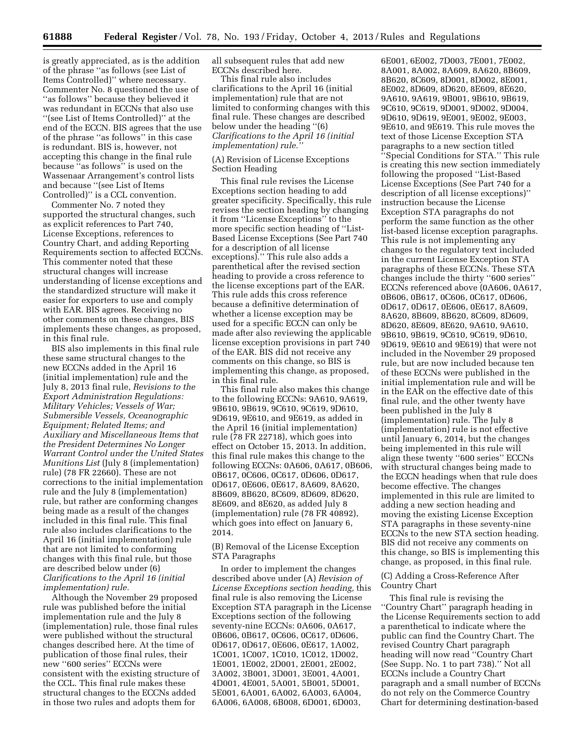is greatly appreciated, as is the addition of the phrase ''as follows (see List of Items Controlled)'' where necessary. Commenter No. 8 questioned the use of ''as follows'' because they believed it was redundant in ECCNs that also use ''(see List of Items Controlled)'' at the end of the ECCN. BIS agrees that the use of the phrase ''as follows'' in this case is redundant. BIS is, however, not accepting this change in the final rule because ''as follows'' is used on the Wassenaar Arrangement's control lists and because ''(see List of Items Controlled)'' is a CCL convention.

Commenter No. 7 noted they supported the structural changes, such as explicit references to Part 740, License Exceptions, references to Country Chart, and adding Reporting Requirements section to affected ECCNs. This commenter noted that these structural changes will increase understanding of license exceptions and the standardized structure will make it easier for exporters to use and comply with EAR. BIS agrees. Receiving no other comments on these changes, BIS implements these changes, as proposed, in this final rule.

BIS also implements in this final rule these same structural changes to the new ECCNs added in the April 16 (initial implementation) rule and the July 8, 2013 final rule, *Revisions to the Export Administration Regulations: Military Vehicles; Vessels of War; Submersible Vessels, Oceanographic Equipment; Related Items; and Auxiliary and Miscellaneous Items that the President Determines No Longer Warrant Control under the United States Munitions List* (July 8 (implementation) rule) (78 FR 22660). These are not corrections to the initial implementation rule and the July 8 (implementation) rule, but rather are conforming changes being made as a result of the changes included in this final rule. This final rule also includes clarifications to the April 16 (initial implementation) rule that are not limited to conforming changes with this final rule, but those are described below under (6) *Clarifications to the April 16 (initial implementation) rule.*

Although the November 29 proposed rule was published before the initial implementation rule and the July 8 (implementation) rule, those final rules were published without the structural changes described here. At the time of publication of those final rules, their new ''600 series'' ECCNs were consistent with the existing structure of the CCL. This final rule makes these structural changes to the ECCNs added in those two rules and adopts them for all subsequent rules that add new ECCNs described here.

This final rule also includes clarifications to the April 16 (initial implementation) rule that are not limited to conforming changes with this final rule. These changes are described below under the heading ''(6) *Clarifications to the April 16 (initial implementation) rule.*''

(A) Revision of License Exceptions Section Heading

This final rule revises the License Exceptions section heading to add greater specificity. Specifically, this rule revises the section heading by changing it from ''License Exceptions'' to the more specific section heading of ''List-Based License Exceptions (See Part 740 for a description of all license exceptions).'' This rule also adds a parenthetical after the revised section heading to provide a cross reference to the license exceptions part of the EAR. This rule adds this cross reference because a definitive determination of whether a license exception may be used for a specific ECCN can only be made after also reviewing the applicable license exception provisions in part 740 of the EAR. BIS did not receive any comments on this change, so BIS is implementing this change, as proposed, in this final rule.

This final rule also makes this change to the following ECCNs: 9A610, 9A619, 9B610, 9B619, 9C610, 9C619, 9D610, 9D619, 9E610, and 9E619, as added in the April 16 (initial implementation) rule (78 FR 22718), which goes into effect on October 15, 2013. In addition, this final rule makes this change to the following ECCNs: 0A606, 0A617, 0B606, 0B617, 0C606, 0C617, 0D606, 0D617, 0E606, 0E617, 8A609, 8A620, 8B609, 8B620, 8C609, 8D609, 8D620, 8E609, and 8E620, as added July 8 (implementation) rule (78 FR 40892), which goes into effect on January 6, 2014.

(B) Removal of the License Exception STA Paragraphs

In order to implement the changes described above under (A) *Revision of License Exceptions section heading,* this final rule is also removing the License Exception STA paragraph in the License Exceptions section of the following seventy-nine ECCNs: 0A606, 0A617, 0B606, 0B617, 0C606, 0C617, 0D606, 0D617, 0D617, 0E606, 0E617, 1A002, 1C001, 1C007, 1C010, 1C012, 1D002, 1E001, 1E002, 2D001, 2E001, 2E002, 3A002, 3B001, 3D001, 3E001, 4A001, 4D001, 4E001, 5A001, 5B001, 5D001, 5E001, 6A001, 6A002, 6A003, 6A004, 6A006, 6A008, 6B008, 6D001, 6D003, 6E001, 6E002, 7D003, 7E001, 7E002, 8A001, 8A002, 8A609, 8A620, 8B609, 8B620, 8C609, 8D001, 8D002, 8E001, 8E002, 8D609, 8D620, 8E609, 8E620, 9A610, 9A619, 9B001, 9B610, 9B619, 9C610, 9C619, 9D001, 9D002, 9D004, 9D610, 9D619, 9E001, 9E002, 9E003, 9E610, and 9E619. This rule moves the text of those License Exception STA paragraphs to a new section titled ''Special Conditions for STA.'' This rule is creating this new section immediately following the proposed ''List-Based License Exceptions (See Part 740 for a description of all license exceptions)'' instruction because the License Exception STA paragraphs do not perform the same function as the other list-based license exception paragraphs. This rule is not implementing any changes to the regulatory text included in the current License Exception STA paragraphs of these ECCNs. These STA changes include the thirty ''600 series'' ECCNs referenced above (0A606, 0A617, 0B606, 0B617, 0C606, 0C617, 0D606, 0D617, 0D617, 0E606, 0E617, 8A609, 8A620, 8B609, 8B620, 8C609, 8D609, 8D620, 8E609, 8E620, 9A610, 9A610, 9B610, 9B619, 9C610, 9C619, 9D610, 9D619, 9E610 and 9E619) that were not included in the November 29 proposed rule, but are now included because ten of these ECCNs were published in the initial implementation rule and will be in the EAR on the effective date of this final rule, and the other twenty have been published in the July 8 (implementation) rule. The July 8 (implementation) rule is not effective until January 6, 2014, but the changes being implemented in this rule will align these twenty ''600 series'' ECCNs with structural changes being made to the ECCN headings when that rule does become effective. The changes implemented in this rule are limited to adding a new section heading and moving the existing License Exception STA paragraphs in these seventy-nine ECCNs to the new STA section heading. BIS did not receive any comments on this change, so BIS is implementing this change, as proposed, in this final rule.

(C) Adding a Cross-Reference After Country Chart

This final rule is revising the ''Country Chart'' paragraph heading in the License Requirements section to add a parenthetical to indicate where the public can find the Country Chart. The revised Country Chart paragraph heading will now read ''Country Chart (See Supp. No. 1 to part 738).'' Not all ECCNs include a Country Chart paragraph and a small number of ECCNs do not rely on the Commerce Country Chart for determining destination-based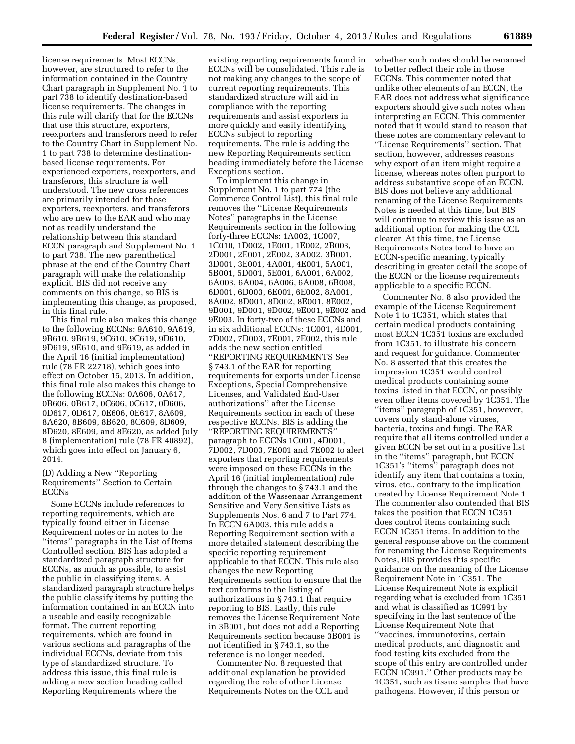license requirements. Most ECCNs, however, are structured to refer to the information contained in the Country Chart paragraph in Supplement No. 1 to part 738 to identify destination-based license requirements. The changes in this rule will clarify that for the ECCNs that use this structure, exporters, reexporters and transferors need to refer to the Country Chart in Supplement No. 1 to part 738 to determine destination-based license requirements. For experienced exporters, reexporters, and transferors, this structure is well understood. The new cross references are primarily intended for those exporters, reexporters, and transferors who are new to the EAR and who may not as readily understand the relationship between this standard ECCN paragraph and Supplement No. 1 to part 738. The new parenthetical phrase at the end of the Country Chart paragraph will make the relationship explicit. BIS did not receive any comments on this change, so BIS is implementing this change, as proposed, in this final rule.

This final rule also makes this change to the following ECCNs: 9A610, 9A619, 9B610, 9B619, 9C610, 9C619, 9D610, 9D619, 9E610, and 9E619, as added in the April 16 (initial implementation) rule (78 FR 22718), which goes into effect on October 15, 2013. In addition, this final rule also makes this change to the following ECCNs: 0A606, 0A617, 0B606, 0B617, 0C606, 0C617, 0D606, 0D617, 0D617, 0E606, 0E617, 8A609, 8A620, 8B609, 8B620, 8C609, 8D609, 8D620, 8E609, and 8E620, as added July 8 (implementation) rule (78 FR 40892), which goes into effect on January 6, 2014.

(D) Adding a New ''Reporting Requirements'' Section to Certain ECCNs

Some ECCNs include references to reporting requirements, which are typically found either in License Requirement notes or in notes to the ''items'' paragraphs in the List of Items Controlled section. BIS has adopted a standardized paragraph structure for ECCNs, as much as possible, to assist the public in classifying items. A standardized paragraph structure helps the public classify items by putting the information contained in an ECCN into a useable and easily recognizable format. The current reporting requirements, which are found in various sections and paragraphs of the individual ECCNs, deviate from this type of standardized structure. To address this issue, this final rule is adding a new section heading called Reporting Requirements where the existing reporting requirements found in ECCNs will be consolidated. This rule is not making any changes to the scope of current reporting requirements. This standardized structure will aid in compliance with the reporting requirements and assist exporters in more quickly and easily identifying ECCNs subject to reporting requirements. The rule is adding the new Reporting Requirements section heading immediately before the License Exceptions section.

To implement this change in Supplement No. 1 to part 774 (the Commerce Control List), this final rule removes the ''License Requirements Notes'' paragraphs in the License Requirements section in the following forty-three ECCNs: 1A002, 1C007, 1C010, 1D002, 1E001, 1E002, 2B003, 2D001, 2E001, 2E002, 3A002, 3B001, 3D001, 3E001, 4A001, 4E001, 5A001, 5B001, 5D001, 5E001, 6A001, 6A002, 6A003, 6A004, 6A006, 6A008, 6B008, 6D001, 6D003, 6E001, 6E002, 8A001, 8A002, 8D001, 8D002, 8E001, 8E002, 9B001, 9D001, 9D002, 9E001, 9E002 and 9E003. In forty-two of these ECCNs and in six additional ECCNs: 1C001, 4D001, 7D002, 7D003, 7E001, 7E002, this rule adds the new section entitled ''REPORTING REQUIREMENTS See § 743.1 of the EAR for reporting requirements for exports under License Exceptions, Special Comprehensive Licenses, and Validated End-User authorizations'' after the License Requirements section in each of these respective ECCNs. BIS is adding the ''REPORTING REQUIREMENTS'' paragraph to ECCNs 1C001, 4D001, 7D002, 7D003, 7E001 and 7E002 to alert exporters that reporting requirements were imposed on these ECCNs in the April 16 (initial implementation) rule through the changes to § 743.1 and the addition of the Wassenaar Arrangement Sensitive and Very Sensitive Lists as Supplements Nos. 6 and 7 to Part 774. In ECCN 6A003, this rule adds a Reporting Requirement section with a more detailed statement describing the specific reporting requirement applicable to that ECCN. This rule also changes the new Reporting Requirements section to ensure that the text conforms to the listing of authorizations in § 743.1 that require reporting to BIS. Lastly, this rule removes the License Requirement Note in 3B001, but does not add a Reporting Requirements section because 3B001 is not identified in § 743.1, so the reference is no longer needed.

Commenter No. 8 requested that additional explanation be provided regarding the role of other License Requirements Notes on the CCL and whether such notes should be renamed to better reflect their role in those ECCNs. This commenter noted that unlike other elements of an ECCN, the EAR does not address what significance exporters should give such notes when interpreting an ECCN. This commenter noted that it would stand to reason that these notes are commentary relevant to ''License Requirements'' section. That section, however, addresses reasons why export of an item might require a license, whereas notes often purport to address substantive scope of an ECCN. BIS does not believe any additional renaming of the License Requirements Notes is needed at this time, but BIS will continue to review this issue as an additional option for making the CCL clearer. At this time, the License Requirements Notes tend to have an ECCN-specific meaning, typically describing in greater detail the scope of the ECCN or the license requirements applicable to a specific ECCN.

Commenter No. 8 also provided the example of the License Requirement Note 1 to 1C351, which states that certain medical products containing most ECCN 1C351 toxins are excluded from 1C351, to illustrate his concern and request for guidance. Commenter No. 8 asserted that this creates the impression 1C351 would control medical products containing some toxins listed in that ECCN, or possibly even other items covered by 1C351. The ''items'' paragraph of 1C351, however, covers only stand-alone viruses, bacteria, toxins and fungi. The EAR require that all items controlled under a given ECCN be set out in a positive list in the ''items'' paragraph, but ECCN 1C351's ''items'' paragraph does not identify any item that contains a toxin, virus, etc., contrary to the implication created by License Requirement Note 1. The commenter also contended that BIS takes the position that ECCN 1C351 does control items containing such ECCN 1C351 items. In addition to the general response above on the comment for renaming the License Requirements Notes, BIS provides this specific guidance on the meaning of the License Requirement Note in 1C351. The License Requirement Note is explicit regarding what is excluded from 1C351 and what is classified as 1C991 by specifying in the last sentence of the License Requirement Note that ''vaccines, immunotoxins, certain medical products, and diagnostic and food testing kits excluded from the scope of this entry are controlled under ECCN 1C991.'' Other products may be 1C351, such as tissue samples that have pathogens. However, if this person or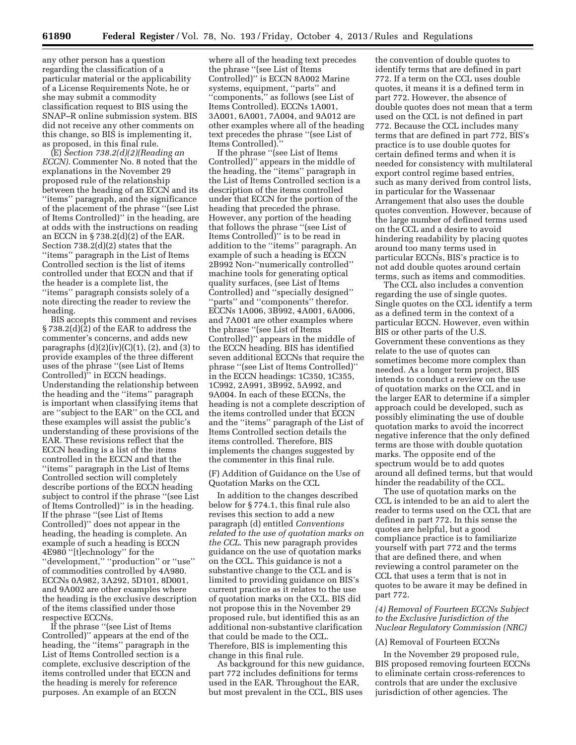any other person has a question regarding the classification of a particular material or the applicability of a License Requirements Note, he or she may submit a commodity classification request to BIS using the SNAP–R online submission system. BIS did not receive any other comments on this change, so BIS is implementing it, as proposed, in this final rule.

(E) *Section 738.2(d)(2)(Reading an ECCN).* Commenter No. 8 noted that the explanations in the November 29 proposed rule of the relationship between the heading of an ECCN and its ''items'' paragraph, and the significance of the placement of the phrase ''(see List of Items Controlled)'' in the heading, are at odds with the instructions on reading an ECCN in § 738.2(d)(2) of the EAR. Section 738.2(d)(2) states that the ''items'' paragraph in the List of Items Controlled section is the list of items controlled under that ECCN and that if the header is a complete list, the ''items'' paragraph consists solely of a note directing the reader to review the heading.

BIS accepts this comment and revises § 738.2(d)(2) of the EAR to address the commenter's concerns, and adds new paragraphs (d)(2)(iv)(C)(*1*), (*2*), and (*3*) to provide examples of the three different uses of the phrase ''(see List of Items Controlled)'' in ECCN headings. Understanding the relationship between the heading and the ''items'' paragraph is important when classifying items that are ''subject to the EAR'' on the CCL and these examples will assist the public's understanding of these provisions of the EAR. These revisions reflect that the ECCN heading is a list of the items controlled in the ECCN and that the ''items'' paragraph in the List of Items Controlled section will completely describe portions of the ECCN heading subject to control if the phrase ''(see List of Items Controlled)'' is in the heading. If the phrase ''(see List of Items Controlled)'' does not appear in the heading, the heading is complete. An example of such a heading is ECCN 4E980 ''[t]echnology'' for the ''development,'' ''production'' or ''use'' of commodities controlled by 4A980. ECCNs 0A982, 3A292, 5D101, 8D001, and 9A002 are other examples where the heading is the exclusive description of the items classified under those respective ECCNs.

If the phrase ''(see List of Items Controlled)'' appears at the end of the heading, the ''items'' paragraph in the List of Items Controlled section is a complete, exclusive description of the items controlled under that ECCN and the heading is merely for reference purposes. An example of an ECCN where all of the heading text precedes the phrase ''(see List of Items Controlled)'' is ECCN 8A002 Marine systems, equipment, ''parts'' and ''components,'' as follows (see List of Items Controlled). ECCNs 1A001, 3A001, 6A001, 7A004, and 9A012 are other examples where all of the heading text precedes the phrase ''(see List of Items Controlled).''

If the phrase ''(see List of Items Controlled)'' appears in the middle of the heading, the ''items'' paragraph in the List of Items Controlled section is a description of the items controlled under that ECCN for the portion of the heading that preceded the phrase. However, any portion of the heading that follows the phrase ''(see List of Items Controlled)'' is to be read in addition to the ''items'' paragraph. An example of such a heading is ECCN 2B992 Non-''numerically controlled'' machine tools for generating optical quality surfaces, (see List of Items Controlled) and ''specially designed'' ''parts'' and ''components'' therefor. ECCNs 1A006, 3B992, 4A001, 6A006, and 7A001 are other examples where the phrase ''(see List of Items Controlled)'' appears in the middle of the ECCN heading. BIS has identified seven additional ECCNs that require the phrase ''(see List of Items Controlled)'' in the ECCN headings: 1C350, 1C355, 1C992, 2A991, 3B992, 5A992, and 9A004. In each of these ECCNs, the heading is not a complete description of the items controlled under that ECCN and the ''items'' paragraph of the List of Items Controlled section details the items controlled. Therefore, BIS implements the changes suggested by the commenter in this final rule.

(F) Addition of Guidance on the Use of Quotation Marks on the CCL

In addition to the changes described below for § 774.1, this final rule also revises this section to add a new paragraph (d) entitled *Conventions related to the use of quotation marks on the CCL.* This new paragraph provides guidance on the use of quotation marks on the CCL. This guidance is not a substantive change to the CCL and is limited to providing guidance on BIS's current practice as it relates to the use of quotation marks on the CCL. BIS did not propose this in the November 29 proposed rule, but identified this as an additional non-substantive clarification that could be made to the CCL. Therefore, BIS is implementing this change in this final rule.

As background for this new guidance, part 772 includes definitions for terms used in the EAR. Throughout the EAR, but most prevalent in the CCL, BIS uses the convention of double quotes to identify terms that are defined in part 772. If a term on the CCL uses double quotes, it means it is a defined term in part 772. However, the absence of double quotes does not mean that a term used on the CCL is not defined in part 772. Because the CCL includes many terms that are defined in part 772, BIS's practice is to use double quotes for certain defined terms and when it is needed for consistency with multilateral export control regime based entries, such as many derived from control lists, in particular for the Wassenaar Arrangement that also uses the double quotes convention. However, because of the large number of defined terms used on the CCL and a desire to avoid hindering readability by placing quotes around too many terms used in particular ECCNs, BIS's practice is to not add double quotes around certain terms, such as items and commodities.

The CCL also includes a convention regarding the use of single quotes. Single quotes on the CCL identify a term as a defined term in the context of a particular ECCN. However, even within BIS or other parts of the U.S. Government these conventions as they relate to the use of quotes can sometimes become more complex than needed. As a longer term project, BIS intends to conduct a review on the use of quotation marks on the CCL and in the larger EAR to determine if a simpler approach could be developed, such as possibly eliminating the use of double quotation marks to avoid the incorrect negative inference that the only defined terms are those with double quotation marks. The opposite end of the spectrum would be to add quotes around all defined terms, but that would hinder the readability of the CCL.

The use of quotation marks on the CCL is intended to be an aid to alert the reader to terms used on the CCL that are defined in part 772. In this sense the quotes are helpful, but a good compliance practice is to familiarize yourself with part 772 and the terms that are defined there, and when reviewing a control parameter on the CCL that uses a term that is not in quotes to be aware it may be defined in part 772.

*(4) Removal of Fourteen ECCNs Subject to the Exclusive Jurisdiction of the Nuclear Regulatory Commission (NRC)*

(A) Removal of Fourteen ECCNs

In the November 29 proposed rule, BIS proposed removing fourteen ECCNs to eliminate certain cross-references to controls that are under the exclusive jurisdiction of other agencies. The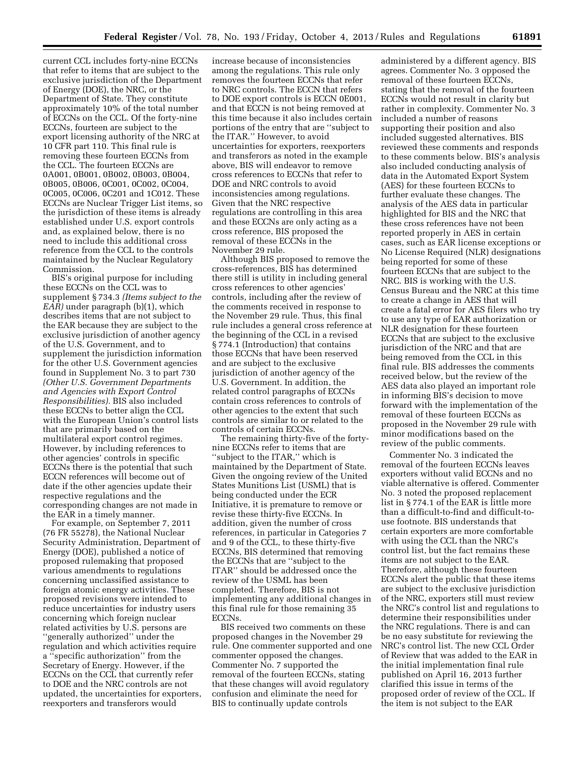current CCL includes forty-nine ECCNs that refer to items that are subject to the exclusive jurisdiction of the Department of Energy (DOE), the NRC, or the Department of State. They constitute approximately 10% of the total number of ECCNs on the CCL. Of the forty-nine ECCNs, fourteen are subject to the export licensing authority of the NRC at 10 CFR part 110. This final rule is removing these fourteen ECCNs from the CCL. The fourteen ECCNs are 0A001, 0B001, 0B002, 0B003, 0B004, 0B005, 0B006, 0C001, 0C002, 0C004, 0C005, 0C006, 0C201 and 1C012. These ECCNs are Nuclear Trigger List items, so the jurisdiction of these items is already established under U.S. export controls and, as explained below, there is no need to include this additional cross reference from the CCL to the controls maintained by the Nuclear Regulatory Commission.

BIS's original purpose for including these ECCNs on the CCL was to supplement § 734.3 *(Items subject to the EAR)* under paragraph (b)(1), which describes items that are not subject to the EAR because they are subject to the exclusive jurisdiction of another agency of the U.S. Government, and to supplement the jurisdiction information for the other U.S. Government agencies found in Supplement No. 3 to part 730 *(Other U.S. Government Departments and Agencies with Export Control Responsibilities).* BIS also included these ECCNs to better align the CCL with the European Union's control lists that are primarily based on the multilateral export control regimes. However, by including references to other agencies' controls in specific ECCNs there is the potential that such ECCN references will become out of date if the other agencies update their respective regulations and the corresponding changes are not made in the EAR in a timely manner.

For example, on September 7, 2011 (76 FR 55278), the National Nuclear Security Administration, Department of Energy (DOE), published a notice of proposed rulemaking that proposed various amendments to regulations concerning unclassified assistance to foreign atomic energy activities. These proposed revisions were intended to reduce uncertainties for industry users concerning which foreign nuclear related activities by U.S. persons are ''generally authorized'' under the regulation and which activities require a ''specific authorization'' from the Secretary of Energy. However, if the ECCNs on the CCL that currently refer to DOE and the NRC controls are not updated, the uncertainties for exporters, reexporters and transferors would increase because of inconsistencies among the regulations. This rule only removes the fourteen ECCNs that refer to NRC controls. The ECCN that refers to DOE export controls is ECCN 0E001, and that ECCN is not being removed at this time because it also includes certain portions of the entry that are ''subject to the ITAR.'' However, to avoid uncertainties for exporters, reexporters and transferors as noted in the example above, BIS will endeavor to remove cross references to ECCNs that refer to DOE and NRC controls to avoid inconsistencies among regulations. Given that the NRC respective regulations are controlling in this area and these ECCNs are only acting as a cross reference, BIS proposed the removal of these ECCNs in the November 29 rule.

Although BIS proposed to remove the cross-references, BIS has determined there still is utility in including general cross references to other agencies' controls, including after the review of the comments received in response to the November 29 rule. Thus, this final rule includes a general cross reference at the beginning of the CCL in a revised § 774.1 (Introduction) that contains those ECCNs that have been reserved and are subject to the exclusive jurisdiction of another agency of the U.S. Government. In addition, the related control paragraphs of ECCNs contain cross references to controls of other agencies to the extent that such controls are similar to or related to the controls of certain ECCNs.

The remaining thirty-five of the forty-nine ECCNs refer to items that are ''subject to the ITAR,'' which is maintained by the Department of State. Given the ongoing review of the United States Munitions List (USML) that is being conducted under the ECR Initiative, it is premature to remove or revise these thirty-five ECCNs. In addition, given the number of cross references, in particular in Categories 7 and 9 of the CCL, to these thirty-five ECCNs, BIS determined that removing the ECCNs that are ''subject to the ITAR'' should be addressed once the review of the USML has been completed. Therefore, BIS is not implementing any additional changes in this final rule for those remaining 35 ECCNs.

BIS received two comments on these proposed changes in the November 29 rule. One commenter supported and one commenter opposed the changes. Commenter No. 7 supported the removal of the fourteen ECCNs, stating that these changes will avoid regulatory confusion and eliminate the need for BIS to continually update controls administered by a different agency. BIS agrees. Commenter No. 3 opposed the removal of these fourteen ECCNs, stating that the removal of the fourteen ECCNs would not result in clarity but rather in complexity. Commenter No. 3 included a number of reasons supporting their position and also included suggested alternatives. BIS reviewed these comments and responds to these comments below. BIS's analysis also included conducting analysis of data in the Automated Export System (AES) for these fourteen ECCNs to further evaluate these changes. The analysis of the AES data in particular highlighted for BIS and the NRC that these cross references have not been reported properly in AES in certain cases, such as EAR license exceptions or No License Required (NLR) designations being reported for some of these fourteen ECCNs that are subject to the NRC. BIS is working with the U.S. Census Bureau and the NRC at this time to create a change in AES that will create a fatal error for AES filers who try to use any type of EAR authorization or NLR designation for these fourteen ECCNs that are subject to the exclusive jurisdiction of the NRC and that are being removed from the CCL in this final rule. BIS addresses the comments received below, but the review of the AES data also played an important role in informing BIS's decision to move forward with the implementation of the removal of these fourteen ECCNs as proposed in the November 29 rule with minor modifications based on the review of the public comments.

Commenter No. 3 indicated the removal of the fourteen ECCNs leaves exporters without valid ECCNs and no viable alternative is offered. Commenter No. 3 noted the proposed replacement list in § 774.1 of the EAR is little more than a difficult-to-find and difficult-to-use footnote. BIS understands that certain exporters are more comfortable with using the CCL than the NRC's control list, but the fact remains these items are not subject to the EAR. Therefore, although these fourteen ECCNs alert the public that these items are subject to the exclusive jurisdiction of the NRC, exporters still must review the NRC's control list and regulations to determine their responsibilities under the NRC regulations. There is and can be no easy substitute for reviewing the NRC's control list. The new CCL Order of Review that was added to the EAR in the initial implementation final rule published on April 16, 2013 further clarified this issue in terms of the proposed order of review of the CCL. If the item is not subject to the EAR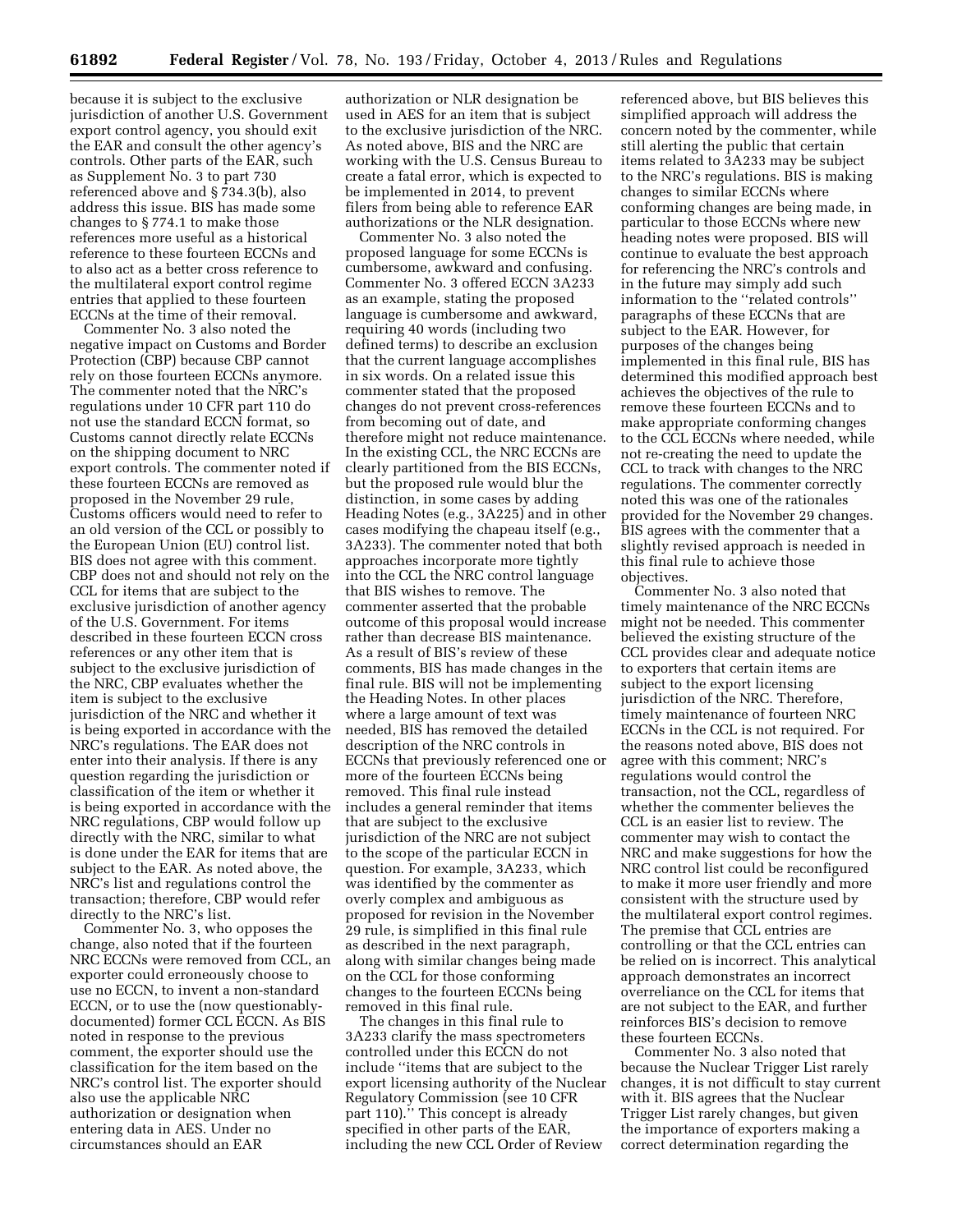because it is subject to the exclusive jurisdiction of another U.S. Government export control agency, you should exit the EAR and consult the other agency's controls. Other parts of the EAR, such as Supplement No. 3 to part 730 referenced above and § 734.3(b), also address this issue. BIS has made some changes to § 774.1 to make those references more useful as a historical reference to these fourteen ECCNs and to also act as a better cross reference to the multilateral export control regime entries that applied to these fourteen ECCNs at the time of their removal.

Commenter No. 3 also noted the negative impact on Customs and Border Protection (CBP) because CBP cannot rely on those fourteen ECCNs anymore. The commenter noted that the NRC's regulations under 10 CFR part 110 do not use the standard ECCN format, so Customs cannot directly relate ECCNs on the shipping document to NRC export controls. The commenter noted if these fourteen ECCNs are removed as proposed in the November 29 rule, Customs officers would need to refer to an old version of the CCL or possibly to the European Union (EU) control list. BIS does not agree with this comment. CBP does not and should not rely on the CCL for items that are subject to the exclusive jurisdiction of another agency of the U.S. Government. For items described in these fourteen ECCN cross references or any other item that is subject to the exclusive jurisdiction of the NRC, CBP evaluates whether the item is subject to the exclusive jurisdiction of the NRC and whether it is being exported in accordance with the NRC's regulations. The EAR does not enter into their analysis. If there is any question regarding the jurisdiction or classification of the item or whether it is being exported in accordance with the NRC regulations, CBP would follow up directly with the NRC, similar to what is done under the EAR for items that are subject to the EAR. As noted above, the NRC's list and regulations control the transaction; therefore, CBP would refer directly to the NRC's list.

Commenter No. 3, who opposes the change, also noted that if the fourteen NRC ECCNs were removed from CCL, an exporter could erroneously choose to use no ECCN, to invent a non-standard ECCN, or to use the (now questionably-documented) former CCL ECCN. As BIS noted in response to the previous comment, the exporter should use the classification for the item based on the NRC's control list. The exporter should also use the applicable NRC authorization or designation when entering data in AES. Under no circumstances should an EAR authorization or NLR designation be used in AES for an item that is subject to the exclusive jurisdiction of the NRC. As noted above, BIS and the NRC are working with the U.S. Census Bureau to create a fatal error, which is expected to be implemented in 2014, to prevent filers from being able to reference EAR authorizations or the NLR designation.

Commenter No. 3 also noted the proposed language for some ECCNs is cumbersome, awkward and confusing. Commenter No. 3 offered ECCN 3A233 as an example, stating the proposed language is cumbersome and awkward, requiring 40 words (including two defined terms) to describe an exclusion that the current language accomplishes in six words. On a related issue this commenter stated that the proposed changes do not prevent cross-references from becoming out of date, and therefore might not reduce maintenance. In the existing CCL, the NRC ECCNs are clearly partitioned from the BIS ECCNs, but the proposed rule would blur the distinction, in some cases by adding Heading Notes (e.g., 3A225) and in other cases modifying the chapeau itself (e.g., 3A233). The commenter noted that both approaches incorporate more tightly into the CCL the NRC control language that BIS wishes to remove. The commenter asserted that the probable outcome of this proposal would increase rather than decrease BIS maintenance. As a result of BIS's review of these comments, BIS has made changes in the final rule. BIS will not be implementing the Heading Notes. In other places where a large amount of text was needed, BIS has removed the detailed description of the NRC controls in ECCNs that previously referenced one or more of the fourteen ECCNs being removed. This final rule instead includes a general reminder that items that are subject to the exclusive jurisdiction of the NRC are not subject to the scope of the particular ECCN in question. For example, 3A233, which was identified by the commenter as overly complex and ambiguous as proposed for revision in the November 29 rule, is simplified in this final rule as described in the next paragraph, along with similar changes being made on the CCL for those conforming changes to the fourteen ECCNs being removed in this final rule.

The changes in this final rule to 3A233 clarify the mass spectrometers controlled under this ECCN do not include ''items that are subject to the export licensing authority of the Nuclear Regulatory Commission (see 10 CFR part 110).'' This concept is already specified in other parts of the EAR, including the new CCL Order of Review referenced above, but BIS believes this simplified approach will address the concern noted by the commenter, while still alerting the public that certain items related to 3A233 may be subject to the NRC's regulations. BIS is making changes to similar ECCNs where conforming changes are being made, in particular to those ECCNs where new heading notes were proposed. BIS will continue to evaluate the best approach for referencing the NRC's controls and in the future may simply add such information to the ''related controls'' paragraphs of these ECCNs that are subject to the EAR. However, for purposes of the changes being implemented in this final rule, BIS has determined this modified approach best achieves the objectives of the rule to remove these fourteen ECCNs and to make appropriate conforming changes to the CCL ECCNs where needed, while not re-creating the need to update the CCL to track with changes to the NRC regulations. The commenter correctly noted this was one of the rationales provided for the November 29 changes. BIS agrees with the commenter that a slightly revised approach is needed in this final rule to achieve those objectives.

Commenter No. 3 also noted that timely maintenance of the NRC ECCNs might not be needed. This commenter believed the existing structure of the CCL provides clear and adequate notice to exporters that certain items are subject to the export licensing jurisdiction of the NRC. Therefore, timely maintenance of fourteen NRC ECCNs in the CCL is not required. For the reasons noted above, BIS does not agree with this comment; NRC's regulations would control the transaction, not the CCL, regardless of whether the commenter believes the CCL is an easier list to review. The commenter may wish to contact the NRC and make suggestions for how the NRC control list could be reconfigured to make it more user friendly and more consistent with the structure used by the multilateral export control regimes. The premise that CCL entries are controlling or that the CCL entries can be relied on is incorrect. This analytical approach demonstrates an incorrect overreliance on the CCL for items that are not subject to the EAR, and further reinforces BIS's decision to remove these fourteen ECCNs.

Commenter No. 3 also noted that because the Nuclear Trigger List rarely changes, it is not difficult to stay current with it. BIS agrees that the Nuclear Trigger List rarely changes, but given the importance of exporters making a correct determination regarding the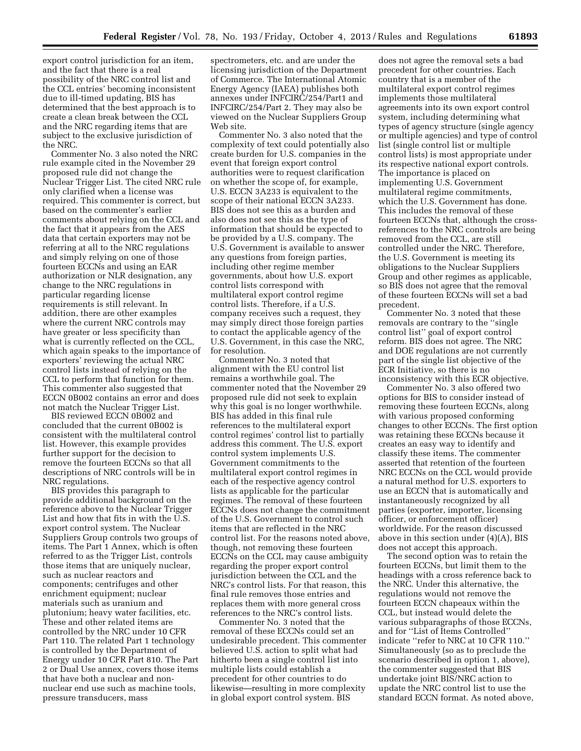export control jurisdiction for an item, and the fact that there is a real possibility of the NRC control list and the CCL entries' becoming inconsistent due to ill-timed updating, BIS has determined that the best approach is to create a clean break between the CCL and the NRC regarding items that are subject to the exclusive jurisdiction of the NRC.

Commenter No. 3 also noted the NRC rule example cited in the November 29 proposed rule did not change the Nuclear Trigger List. The cited NRC rule only clarified when a license was required. This commenter is correct, but based on the commenter's earlier comments about relying on the CCL and the fact that it appears from the AES data that certain exporters may not be referring at all to the NRC regulations and simply relying on one of those fourteen ECCNs and using an EAR authorization or NLR designation, any change to the NRC regulations in particular regarding license requirements is still relevant. In addition, there are other examples where the current NRC controls may have greater or less specificity than what is currently reflected on the CCL, which again speaks to the importance of exporters' reviewing the actual NRC control lists instead of relying on the CCL to perform that function for them. This commenter also suggested that ECCN 0B002 contains an error and does not match the Nuclear Trigger List.

BIS reviewed ECCN 0B002 and concluded that the current 0B002 is consistent with the multilateral control list. However, this example provides further support for the decision to remove the fourteen ECCNs so that all descriptions of NRC controls will be in NRC regulations.

BIS provides this paragraph to provide additional background on the reference above to the Nuclear Trigger List and how that fits in with the U.S. export control system. The Nuclear Suppliers Group controls two groups of items. The Part 1 Annex, which is often referred to as the Trigger List, controls those items that are uniquely nuclear, such as nuclear reactors and components; centrifuges and other enrichment equipment; nuclear materials such as uranium and plutonium; heavy water facilities, etc. These and other related items are controlled by the NRC under 10 CFR Part 110. The related Part 1 technology is controlled by the Department of Energy under 10 CFR Part 810. The Part 2 or Dual Use annex, covers those items that have both a nuclear and non-nuclear end use such as machine tools, pressure transducers, mass spectrometers, etc. and are under the licensing jurisdiction of the Department of Commerce. The International Atomic Energy Agency (IAEA) publishes both annexes under INFCIRC/254/Part1 and INFCIRC/254/Part 2. They may also be viewed on the Nuclear Suppliers Group Web site.

Commenter No. 3 also noted that the complexity of text could potentially also create burden for U.S. companies in the event that foreign export control authorities were to request clarification on whether the scope of, for example, U.S. ECCN 3A233 is equivalent to the scope of their national ECCN 3A233. BIS does not see this as a burden and also does not see this as the type of information that should be expected to be provided by a U.S. company. The U.S. Government is available to answer any questions from foreign parties, including other regime member governments, about how U.S. export control lists correspond with multilateral export control regime control lists. Therefore, if a U.S. company receives such a request, they may simply direct those foreign parties to contact the applicable agency of the U.S. Government, in this case the NRC, for resolution.

Commenter No. 3 noted that alignment with the EU control list remains a worthwhile goal. The commenter noted that the November 29 proposed rule did not seek to explain why this goal is no longer worthwhile. BIS has added in this final rule references to the multilateral export control regimes' control list to partially address this comment. The U.S. export control system implements U.S. Government commitments to the multilateral export control regimes in each of the respective agency control lists as applicable for the particular regimes. The removal of these fourteen ECCNs does not change the commitment of the U.S. Government to control such items that are reflected in the NRC control list. For the reasons noted above, though, not removing these fourteen ECCNs on the CCL may cause ambiguity regarding the proper export control jurisdiction between the CCL and the NRC's control lists. For that reason, this final rule removes those entries and replaces them with more general cross references to the NRC's control lists.

Commenter No. 3 noted that the removal of these ECCNs could set an undesirable precedent. This commenter believed U.S. action to split what had hitherto been a single control list into multiple lists could establish a precedent for other countries to do likewise—resulting in more complexity in global export control system. BIS does not agree the removal sets a bad precedent for other countries. Each country that is a member of the multilateral export control regimes implements those multilateral agreements into its own export control system, including determining what types of agency structure (single agency or multiple agencies) and type of control list (single control list or multiple control lists) is most appropriate under its respective national export controls. The importance is placed on implementing U.S. Government multilateral regime commitments, which the U.S. Government has done. This includes the removal of these fourteen ECCNs that, although the cross-references to the NRC controls are being removed from the CCL, are still controlled under the NRC. Therefore, the U.S. Government is meeting its obligations to the Nuclear Suppliers Group and other regimes as applicable, so BIS does not agree that the removal of these fourteen ECCNs will set a bad precedent.

Commenter No. 3 noted that these removals are contrary to the ''single control list'' goal of export control reform. BIS does not agree. The NRC and DOE regulations are not currently part of the single list objective of the ECR Initiative, so there is no inconsistency with this ECR objective.

Commenter No. 3 also offered two options for BIS to consider instead of removing these fourteen ECCNs, along with various proposed conforming changes to other ECCNs. The first option was retaining these ECCNs because it creates an easy way to identify and classify these items. The commenter asserted that retention of the fourteen NRC ECCNs on the CCL would provide a natural method for U.S. exporters to use an ECCN that is automatically and instantaneously recognized by all parties (exporter, importer, licensing officer, or enforcement officer) worldwide. For the reason discussed above in this section under (4)(A), BIS does not accept this approach.

The second option was to retain the fourteen ECCNs, but limit them to the headings with a cross reference back to the NRC. Under this alternative, the regulations would not remove the fourteen ECCN chapeaux within the CCL, but instead would delete the various subparagraphs of those ECCNs, and for ''List of Items Controlled'' indicate ''refer to NRC at 10 CFR 110.'' Simultaneously (so as to preclude the scenario described in option 1, above), the commenter suggested that BIS undertake joint BIS/NRC action to update the NRC control list to use the standard ECCN format. As noted above,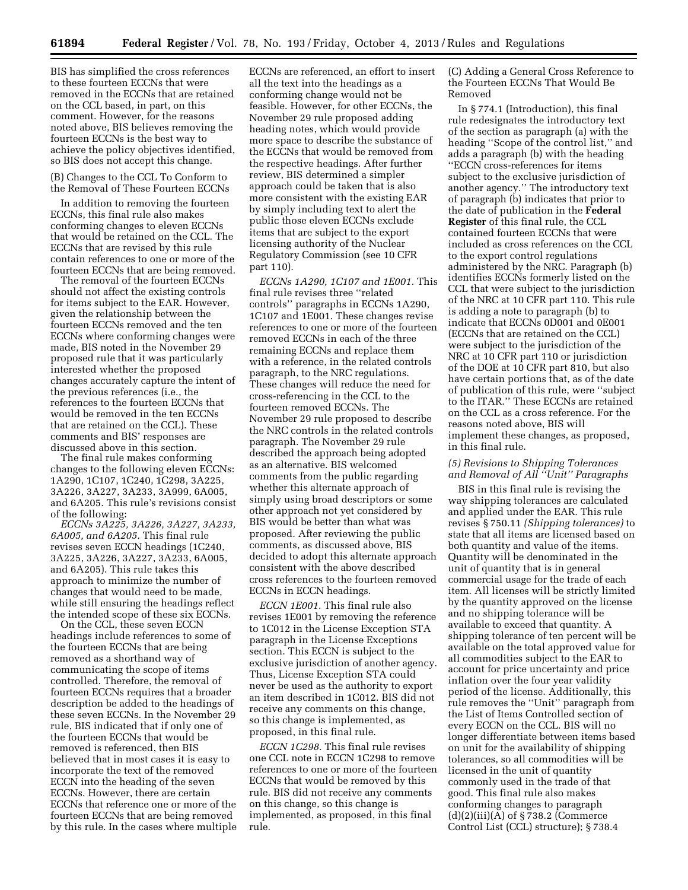BIS has simplified the cross references to these fourteen ECCNs that were removed in the ECCNs that are retained on the CCL based, in part, on this comment. However, for the reasons noted above, BIS believes removing the fourteen ECCNs is the best way to achieve the policy objectives identified, so BIS does not accept this change.

(B) Changes to the CCL To Conform to the Removal of These Fourteen ECCNs

In addition to removing the fourteen ECCNs, this final rule also makes conforming changes to eleven ECCNs that would be retained on the CCL. The ECCNs that are revised by this rule contain references to one or more of the fourteen ECCNs that are being removed.

The removal of the fourteen ECCNs should not affect the existing controls for items subject to the EAR. However, given the relationship between the fourteen ECCNs removed and the ten ECCNs where conforming changes were made, BIS noted in the November 29 proposed rule that it was particularly interested whether the proposed changes accurately capture the intent of the previous references (i.e., the references to the fourteen ECCNs that would be removed in the ten ECCNs that are retained on the CCL). These comments and BIS' responses are discussed above in this section.

The final rule makes conforming changes to the following eleven ECCNs: 1A290, 1C107, 1C240, 1C298, 3A225, 3A226, 3A227, 3A233, 3A999, 6A005, and 6A205. This rule's revisions consist of the following:

*ECCNs 3A225, 3A226, 3A227, 3A233, 6A005, and 6A205.* This final rule revises seven ECCN headings (1C240, 3A225, 3A226, 3A227, 3A233, 6A005, and 6A205). This rule takes this approach to minimize the number of changes that would need to be made, while still ensuring the headings reflect the intended scope of these six ECCNs.

On the CCL, these seven ECCN headings include references to some of the fourteen ECCNs that are being removed as a shorthand way of communicating the scope of items controlled. Therefore, the removal of fourteen ECCNs requires that a broader description be added to the headings of these seven ECCNs. In the November 29 rule, BIS indicated that if only one of the fourteen ECCNs that would be removed is referenced, then BIS believed that in most cases it is easy to incorporate the text of the removed ECCN into the heading of the seven ECCNs. However, there are certain ECCNs that reference one or more of the fourteen ECCNs that are being removed by this rule. In the cases where multiple ECCNs are referenced, an effort to insert all the text into the headings as a conforming change would not be feasible. However, for other ECCNs, the November 29 rule proposed adding heading notes, which would provide more space to describe the substance of the ECCNs that would be removed from the respective headings. After further review, BIS determined a simpler approach could be taken that is also more consistent with the existing EAR by simply including text to alert the public those eleven ECCNs exclude items that are subject to the export licensing authority of the Nuclear Regulatory Commission (see 10 CFR part 110).

*ECCNs 1A290, 1C107 and 1E001.* This final rule revises three "related controls" paragraphs in ECCNs 1A290, 1C107 and 1E001. These changes revise references to one or more of the fourteen removed ECCNs in each of the three remaining ECCNs and replace them with a reference, in the related controls paragraph, to the NRC regulations. These changes will reduce the need for cross-referencing in the CCL to the fourteen removed ECCNs. The November 29 rule proposed to describe the NRC controls in the related controls paragraph. The November 29 rule described the approach being adopted as an alternative. BIS welcomed comments from the public regarding whether this alternate approach of simply using broad descriptors or some other approach not yet considered by BIS would be better than what was proposed. After reviewing the public comments, as discussed above, BIS decided to adopt this alternate approach consistent with the above described cross references to the fourteen removed ECCNs in ECCN headings.

*ECCN 1E001.* This final rule also revises 1E001 by removing the reference to 1C012 in the License Exception STA paragraph in the License Exceptions section. This ECCN is subject to the exclusive jurisdiction of another agency. Thus, License Exception STA could never be used as the authority to export an item described in 1C012. BIS did not receive any comments on this change, so this change is implemented, as proposed, in this final rule.

*ECCN 1C298.* This final rule revises one CCL note in ECCN 1C298 to remove references to one or more of the fourteen ECCNs that would be removed by this rule. BIS did not receive any comments on this change, so this change is implemented, as proposed, in this final rule.

(C) Adding a General Cross Reference to the Fourteen ECCNs That Would Be Removed

In § 774.1 (Introduction), this final rule redesignates the introductory text of the section as paragraph (a) with the heading "Scope of the control list," and adds a paragraph (b) with the heading "ECCN cross-references for items subject to the exclusive jurisdiction of another agency." The introductory text of paragraph (b) indicates that prior to the date of publication in the **Federal Register** of this final rule, the CCL contained fourteen ECCNs that were included as cross references on the CCL to the export control regulations administered by the NRC. Paragraph (b) identifies ECCNs formerly listed on the CCL that were subject to the jurisdiction of the NRC at 10 CFR part 110. This rule is adding a note to paragraph (b) to indicate that ECCNs 0D001 and 0E001 (ECCNs that are retained on the CCL) were subject to the jurisdiction of the NRC at 10 CFR part 110 or jurisdiction of the DOE at 10 CFR part 810, but also have certain portions that, as of the date of publication of this rule, were "subject to the ITAR." These ECCNs are retained on the CCL as a cross reference. For the reasons noted above, BIS will implement these changes, as proposed, in this final rule.

*(5) Revisions to Shipping Tolerances and Removal of All "Unit" Paragraphs*

BIS in this final rule is revising the way shipping tolerances are calculated and applied under the EAR. This rule revises § 750.11 *(Shipping tolerances)* to state that all items are licensed based on both quantity and value of the items. Quantity will be denominated in the unit of quantity that is in general commercial usage for the trade of each item. All licenses will be strictly limited by the quantity approved on the license and no shipping tolerance will be available to exceed that quantity. A shipping tolerance of ten percent will be available on the total approved value for all commodities subject to the EAR to account for price uncertainty and price inflation over the four year validity period of the license. Additionally, this rule removes the "Unit" paragraph from the List of Items Controlled section of every ECCN on the CCL. BIS will no longer differentiate between items based on unit for the availability of shipping tolerances, so all commodities will be licensed in the unit of quantity commonly used in the trade of that good. This final rule also makes conforming changes to paragraph (d)(2)(iii)(A) of § 738.2 (Commerce Control List (CCL) structure); § 738.4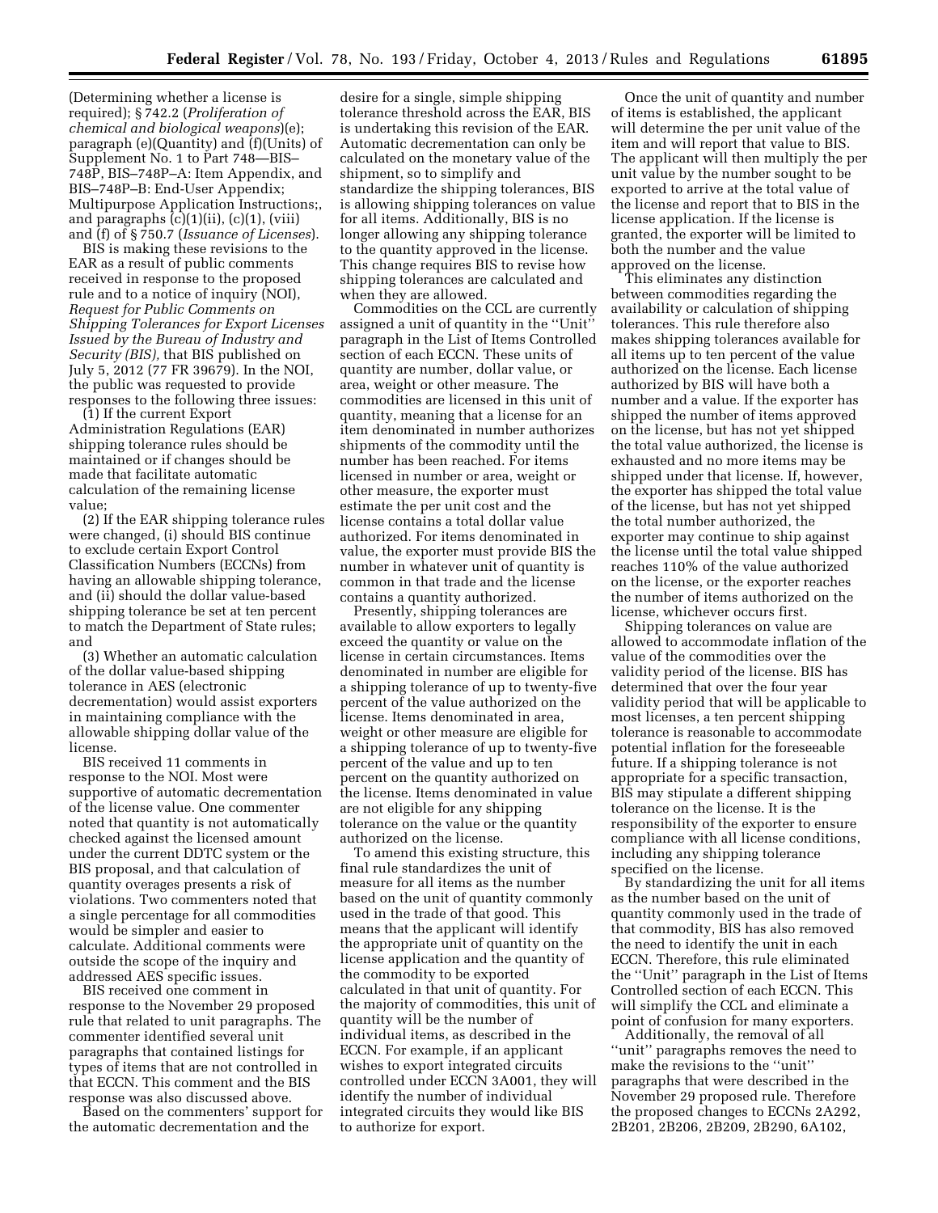(Determining whether a license is required); § 742.2 (*Proliferation of chemical and biological weapons*)(e); paragraph (e)(Quantity) and (f)(Units) of Supplement No. 1 to Part 748—BIS–748P, BIS–748P–A: Item Appendix, and BIS–748P–B: End-User Appendix; Multipurpose Application Instructions;, and paragraphs (c)(1)(ii), (c)(1), (viii) and (f) of § 750.7 (*Issuance of Licenses*).

BIS is making these revisions to the EAR as a result of public comments received in response to the proposed rule and to a notice of inquiry (NOI), *Request for Public Comments on Shipping Tolerances for Export Licenses Issued by the Bureau of Industry and Security (BIS),* that BIS published on July 5, 2012 (77 FR 39679). In the NOI, the public was requested to provide responses to the following three issues:

(1) If the current Export Administration Regulations (EAR) shipping tolerance rules should be maintained or if changes should be made that facilitate automatic calculation of the remaining license value;

(2) If the EAR shipping tolerance rules were changed, (i) should BIS continue to exclude certain Export Control Classification Numbers (ECCNs) from having an allowable shipping tolerance, and (ii) should the dollar value-based shipping tolerance be set at ten percent to match the Department of State rules; and

(3) Whether an automatic calculation of the dollar value-based shipping tolerance in AES (electronic decrementation) would assist exporters in maintaining compliance with the allowable shipping dollar value of the license.

BIS received 11 comments in response to the NOI. Most were supportive of automatic decrementation of the license value. One commenter noted that quantity is not automatically checked against the licensed amount under the current DDTC system or the BIS proposal, and that calculation of quantity overages presents a risk of violations. Two commenters noted that a single percentage for all commodities would be simpler and easier to calculate. Additional comments were outside the scope of the inquiry and addressed AES specific issues.

BIS received one comment in response to the November 29 proposed rule that related to unit paragraphs. The commenter identified several unit paragraphs that contained listings for types of items that are not controlled in that ECCN. This comment and the BIS response was also discussed above.

Based on the commenters' support for the automatic decrementation and the desire for a single, simple shipping tolerance threshold across the EAR, BIS is undertaking this revision of the EAR. Automatic decrementation can only be calculated on the monetary value of the shipment, so to simplify and standardize the shipping tolerances, BIS is allowing shipping tolerances on value for all items. Additionally, BIS is no longer allowing any shipping tolerance to the quantity approved in the license. This change requires BIS to revise how shipping tolerances are calculated and when they are allowed.

Commodities on the CCL are currently assigned a unit of quantity in the ''Unit'' paragraph in the List of Items Controlled section of each ECCN. These units of quantity are number, dollar value, or area, weight or other measure. The commodities are licensed in this unit of quantity, meaning that a license for an item denominated in number authorizes shipments of the commodity until the number has been reached. For items licensed in number or area, weight or other measure, the exporter must estimate the per unit cost and the license contains a total dollar value authorized. For items denominated in value, the exporter must provide BIS the number in whatever unit of quantity is common in that trade and the license contains a quantity authorized.

Presently, shipping tolerances are available to allow exporters to legally exceed the quantity or value on the license in certain circumstances. Items denominated in number are eligible for a shipping tolerance of up to twenty-five percent of the value authorized on the license. Items denominated in area, weight or other measure are eligible for a shipping tolerance of up to twenty-five percent of the value and up to ten percent on the quantity authorized on the license. Items denominated in value are not eligible for any shipping tolerance on the value or the quantity authorized on the license.

To amend this existing structure, this final rule standardizes the unit of measure for all items as the number based on the unit of quantity commonly used in the trade of that good. This means that the applicant will identify the appropriate unit of quantity on the license application and the quantity of the commodity to be exported calculated in that unit of quantity. For the majority of commodities, this unit of quantity will be the number of individual items, as described in the ECCN. For example, if an applicant wishes to export integrated circuits controlled under ECCN 3A001, they will identify the number of individual integrated circuits they would like BIS to authorize for export.

Once the unit of quantity and number of items is established, the applicant will determine the per unit value of the item and will report that value to BIS. The applicant will then multiply the per unit value by the number sought to be exported to arrive at the total value of the license and report that to BIS in the license application. If the license is granted, the exporter will be limited to both the number and the value approved on the license.

This eliminates any distinction between commodities regarding the availability or calculation of shipping tolerances. This rule therefore also makes shipping tolerances available for all items up to ten percent of the value authorized on the license. Each license authorized by BIS will have both a number and a value. If the exporter has shipped the number of items approved on the license, but has not yet shipped the total value authorized, the license is exhausted and no more items may be shipped under that license. If, however, the exporter has shipped the total value of the license, but has not yet shipped the total number authorized, the exporter may continue to ship against the license until the total value shipped reaches 110% of the value authorized on the license, or the exporter reaches the number of items authorized on the license, whichever occurs first.

Shipping tolerances on value are allowed to accommodate inflation of the value of the commodities over the validity period of the license. BIS has determined that over the four year validity period that will be applicable to most licenses, a ten percent shipping tolerance is reasonable to accommodate potential inflation for the foreseeable future. If a shipping tolerance is not appropriate for a specific transaction, BIS may stipulate a different shipping tolerance on the license. It is the responsibility of the exporter to ensure compliance with all license conditions, including any shipping tolerance specified on the license.

By standardizing the unit for all items as the number based on the unit of quantity commonly used in the trade of that commodity, BIS has also removed the need to identify the unit in each ECCN. Therefore, this rule eliminated the ''Unit'' paragraph in the List of Items Controlled section of each ECCN. This will simplify the CCL and eliminate a point of confusion for many exporters.

Additionally, the removal of all ''unit'' paragraphs removes the need to make the revisions to the ''unit'' paragraphs that were described in the November 29 proposed rule. Therefore the proposed changes to ECCNs 2A292, 2B201, 2B206, 2B209, 2B290, 6A102,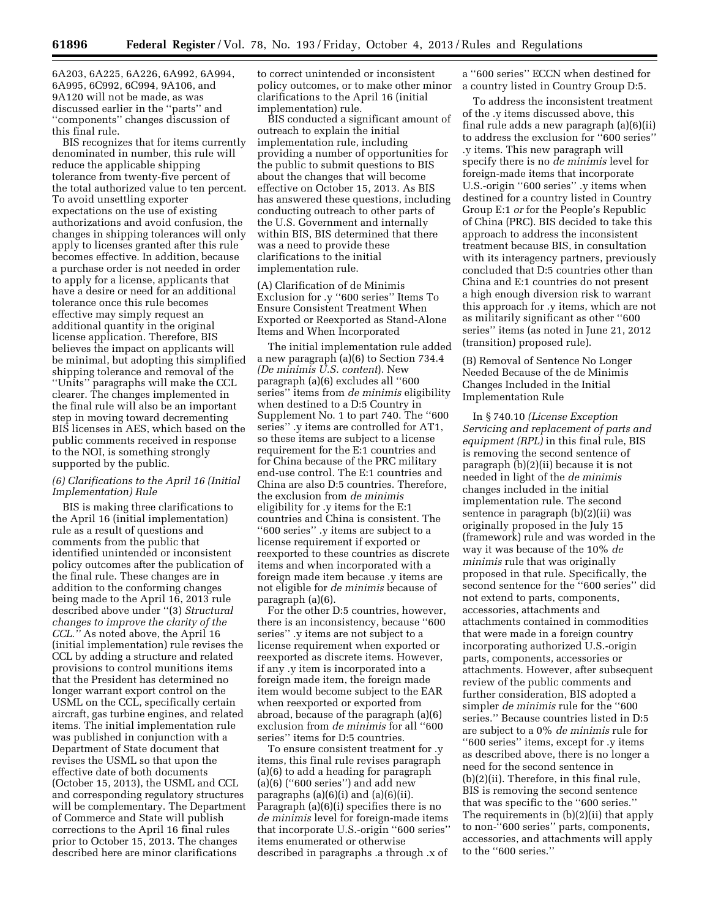6A203, 6A225, 6A226, 6A992, 6A994, 6A995, 6C992, 6C994, 9A106, and 9A120 will not be made, as was discussed earlier in the ''parts'' and ''components'' changes discussion of this final rule.

BIS recognizes that for items currently denominated in number, this rule will reduce the applicable shipping tolerance from twenty-five percent of the total authorized value to ten percent. To avoid unsettling exporter expectations on the use of existing authorizations and avoid confusion, the changes in shipping tolerances will only apply to licenses granted after this rule becomes effective. In addition, because a purchase order is not needed in order to apply for a license, applicants that have a desire or need for an additional tolerance once this rule becomes effective may simply request an additional quantity in the original license application. Therefore, BIS believes the impact on applicants will be minimal, but adopting this simplified shipping tolerance and removal of the ''Units'' paragraphs will make the CCL clearer. The changes implemented in the final rule will also be an important step in moving toward decrementing BIS licenses in AES, which based on the public comments received in response to the NOI, is something strongly supported by the public.

### *(6) Clarifications to the April 16 (Initial Implementation) Rule*

BIS is making three clarifications to the April 16 (initial implementation) rule as a result of questions and comments from the public that identified unintended or inconsistent policy outcomes after the publication of the final rule. These changes are in addition to the conforming changes being made to the April 16, 2013 rule described above under ''(3) *Structural changes to improve the clarity of the CCL.*'' As noted above, the April 16 (initial implementation) rule revises the CCL by adding a structure and related provisions to control munitions items that the President has determined no longer warrant export control on the USML on the CCL, specifically certain aircraft, gas turbine engines, and related items. The initial implementation rule was published in conjunction with a Department of State document that revises the USML so that upon the effective date of both documents (October 15, 2013), the USML and CCL and corresponding regulatory structures will be complementary. The Department of Commerce and State will publish corrections to the April 16 final rules prior to October 15, 2013. The changes described here are minor clarifications to correct unintended or inconsistent policy outcomes, or to make other minor clarifications to the April 16 (initial implementation) rule.

BIS conducted a significant amount of outreach to explain the initial implementation rule, including providing a number of opportunities for the public to submit questions to BIS about the changes that will become effective on October 15, 2013. As BIS has answered these questions, including conducting outreach to other parts of the U.S. Government and internally within BIS, BIS determined that there was a need to provide these clarifications to the initial implementation rule.

#### (A) Clarification of de Minimis Exclusion for .y ''600 series'' Items To Ensure Consistent Treatment When Exported or Reexported as Stand-Alone Items and When Incorporated

The initial implementation rule added a new paragraph (a)(6) to Section 734.4 *(De minimis U.S. content)*. New paragraph (a)(6) excludes all ''600 series'' items from *de minimis* eligibility when destined to a D:5 Country in Supplement No. 1 to part 740. The ''600 series'' .y items are controlled for AT1, so these items are subject to a license requirement for the E:1 countries and for China because of the PRC military end-use control. The E:1 countries and China are also D:5 countries. Therefore, the exclusion from *de minimis* eligibility for .y items for the E:1 countries and China is consistent. The ''600 series'' .y items are subject to a license requirement if exported or reexported to these countries as discrete items and when incorporated with a foreign made item because .y items are not eligible for *de minimis* because of paragraph (a)(6).

For the other D:5 countries, however, there is an inconsistency, because ''600 series'' .y items are not subject to a license requirement when exported or reexported as discrete items. However, if any .y item is incorporated into a foreign made item, the foreign made item would become subject to the EAR when reexported or exported from abroad, because of the paragraph (a)(6) exclusion from *de minimis* for all ''600 series'' items for D:5 countries.

To ensure consistent treatment for .y items, this final rule revises paragraph (a)(6) to add a heading for paragraph (a)(6) (''600 series'') and add new paragraphs (a)(6)(i) and (a)(6)(ii). Paragraph (a)(6)(i) specifies there is no *de minimis* level for foreign-made items that incorporate U.S.-origin ''600 series'' items enumerated or otherwise described in paragraphs .a through .x of a ''600 series'' ECCN when destined for a country listed in Country Group D:5.

To address the inconsistent treatment of the .y items discussed above, this final rule adds a new paragraph (a)(6)(ii) to address the exclusion for ''600 series'' .y items. This new paragraph will specify there is no *de minimis* level for foreign-made items that incorporate U.S.-origin ''600 series'' .y items when destined for a country listed in Country Group E:1 *or* for the People's Republic of China (PRC). BIS decided to take this approach to address the inconsistent treatment because BIS, in consultation with its interagency partners, previously concluded that D:5 countries other than China and E:1 countries do not present a high enough diversion risk to warrant this approach for .y items, which are not as militarily significant as other ''600 series'' items (as noted in June 21, 2012 (transition) proposed rule).

#### (B) Removal of Sentence No Longer Needed Because of the de Minimis Changes Included in the Initial Implementation Rule

In § 740.10 *(License Exception Servicing and replacement of parts and equipment (RPL)* in this final rule, BIS is removing the second sentence of paragraph (b)(2)(ii) because it is not needed in light of the *de minimis* changes included in the initial implementation rule. The second sentence in paragraph (b)(2)(ii) was originally proposed in the July 15 (framework) rule and was worded in the way it was because of the 10% *de minimis* rule that was originally proposed in that rule. Specifically, the second sentence for the ''600 series'' did not extend to parts, components, accessories, attachments and attachments contained in commodities that were made in a foreign country incorporating authorized U.S.-origin parts, components, accessories or attachments. However, after subsequent review of the public comments and further consideration, BIS adopted a simpler *de minimis* rule for the ''600 series.'' Because countries listed in D:5 are subject to a 0% *de minimis* rule for ''600 series'' items, except for .y items as described above, there is no longer a need for the second sentence in (b)(2)(ii). Therefore, in this final rule, BIS is removing the second sentence that was specific to the ''600 series.'' The requirements in (b)(2)(ii) that apply to non-''600 series'' parts, components, accessories, and attachments will apply to the ''600 series.''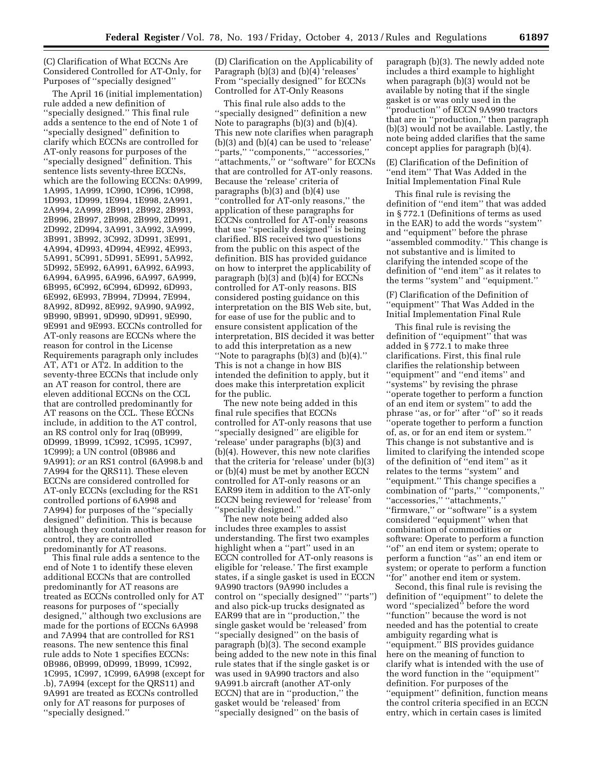(C) Clarification of What ECCNs Are Considered Controlled for AT-Only, for Purposes of ''specially designed''

The April 16 (initial implementation) rule added a new definition of ''specially designed.'' This final rule adds a sentence to the end of Note 1 of ''specially designed'' definition to clarify which ECCNs are controlled for AT-only reasons for purposes of the ''specially designed'' definition. This sentence lists seventy-three ECCNs, which are the following ECCNs: 0A999, 1A995, 1A999, 1C990, 1C996, 1C998, 1D993, 1D999, 1E994, 1E998, 2A991, 2A994, 2A999, 2B991, 2B992, 2B993, 2B996, 2B997, 2B998, 2B999, 2D991, 2D992, 2D994, 3A991, 3A992, 3A999, 3B991, 3B992, 3C992, 3D991, 3E991, 4A994, 4D993, 4D994, 4E992, 4E993, 5A991, 5C991, 5D991, 5E991, 5A992, 5D992, 5E992, 6A991, 6A992, 6A993, 6A994, 6A995, 6A996, 6A997, 6A999, 6B995, 6C992, 6C994, 6D992, 6D993, 6E992, 6E993, 7B994, 7D994, 7E994, 8A992, 8D992, 8E992, 9A990, 9A992, 9B990, 9B991, 9D990, 9D991, 9E990, 9E991 and 9E993. ECCNs controlled for AT-only reasons are ECCNs where the reason for control in the License Requirements paragraph only includes AT, AT1 or AT2. In addition to the seventy-three ECCNs that include only an AT reason for control, there are eleven additional ECCNs on the CCL that are controlled predominantly for AT reasons on the CCL. These ECCNs include, in addition to the AT control, an RS control only for Iraq (0B999, 0D999, 1B999, 1C992, 1C995, 1C997, 1C999); a UN control (0B986 and 9A991); *or* an RS1 control (6A998.b and 7A994 for the QRS11). These eleven ECCNs are considered controlled for AT-only ECCNs (excluding for the RS1 controlled portions of 6A998 and 7A994) for purposes of the ''specially designed'' definition. This is because although they contain another reason for control, they are controlled predominantly for AT reasons.

This final rule adds a sentence to the end of Note 1 to identify these eleven additional ECCNs that are controlled predominantly for AT reasons are treated as ECCNs controlled only for AT reasons for purposes of ''specially designed,'' although two exclusions are made for the portions of ECCNs 6A998 and 7A994 that are controlled for RS1 reasons. The new sentence this final rule adds to Note 1 specifies ECCNs: 0B986, 0B999, 0D999, 1B999, 1C992, 1C995, 1C997, 1C999, 6A998 (except for .b), 7A994 (except for the QRS11) and 9A991 are treated as ECCNs controlled only for AT reasons for purposes of ''specially designed.''

(D) Clarification on the Applicability of Paragraph (b)(3) and (b)(4) 'releases' From ''specially designed'' for ECCNs Controlled for AT-Only Reasons

This final rule also adds to the ''specially designed'' definition a new Note to paragraphs (b)(3) and (b)(4). This new note clarifies when paragraph (b)(3) and (b)(4) can be used to 'release' ''parts,'' ''components,'' ''accessories,'' ''attachments,'' or ''software'' for ECCNs that are controlled for AT-only reasons. Because the 'release' criteria of paragraphs (b)(3) and (b)(4) use ''controlled for AT-only reasons,'' the application of these paragraphs for ECCNs controlled for AT-only reasons that use ''specially designed'' is being clarified. BIS received two questions from the public on this aspect of the definition. BIS has provided guidance on how to interpret the applicability of paragraph (b)(3) and (b)(4) for ECCNs controlled for AT-only reasons. BIS considered posting guidance on this interpretation on the BIS Web site, but, for ease of use for the public and to ensure consistent application of the interpretation, BIS decided it was better to add this interpretation as a new ''Note to paragraphs (b)(3) and (b)(4).'' This is not a change in how BIS intended the definition to apply, but it does make this interpretation explicit for the public.

The new note being added in this final rule specifies that ECCNs controlled for AT-only reasons that use ''specially designed'' are eligible for 'release' under paragraphs (b)(3) and (b)(4). However, this new note clarifies that the criteria for 'release' under (b)(3) or (b)(4) must be met by another ECCN controlled for AT-only reasons or an EAR99 item in addition to the AT-only ECCN being reviewed for 'release' from ''specially designed.''

The new note being added also includes three examples to assist understanding. The first two examples highlight when a ''part'' used in an ECCN controlled for AT-only reasons is eligible for 'release.' The first example states, if a single gasket is used in ECCN 9A990 tractors (9A990 includes a control on ''specially designed'' ''parts'') and also pick-up trucks designated as EAR99 that are in ''production,'' the single gasket would be 'released' from ''specially designed'' on the basis of paragraph (b)(3). The second example being added to the new note in this final rule states that if the single gasket is or was used in 9A990 tractors and also 9A991.b aircraft (another AT-only ECCN) that are in ''production,'' the gasket would be 'released' from ''specially designed'' on the basis of paragraph (b)(3). The newly added note includes a third example to highlight when paragraph (b)(3) would not be available by noting that if the single gasket is or was only used in the ''production'' of ECCN 9A990 tractors that are in ''production,'' then paragraph (b)(3) would not be available. Lastly, the note being added clarifies that the same concept applies for paragraph (b)(4).

(E) Clarification of the Definition of ''end item'' That Was Added in the Initial Implementation Final Rule

This final rule is revising the definition of ''end item'' that was added in § 772.1 (Definitions of terms as used in the EAR) to add the words ''system'' and ''equipment'' before the phrase ''assembled commodity.'' This change is not substantive and is limited to clarifying the intended scope of the definition of ''end item'' as it relates to the terms ''system'' and ''equipment.''

(F) Clarification of the Definition of ''equipment'' That Was Added in the Initial Implementation Final Rule

This final rule is revising the definition of ''equipment'' that was added in § 772.1 to make three clarifications. First, this final rule clarifies the relationship between ''equipment'' and ''end items'' and ''systems'' by revising the phrase ''operate together to perform a function of an end item or system'' to add the phrase ''as, or for'' after ''of'' so it reads ''operate together to perform a function of, as, or for an end item or system.'' This change is not substantive and is limited to clarifying the intended scope of the definition of ''end item'' as it relates to the terms ''system'' and ''equipment.'' This change specifies a combination of ''parts,'' ''components,'' ''accessories,'' ''attachments,'' ''firmware,'' or ''software'' is a system considered ''equipment'' when that combination of commodities or software: Operate to perform a function ''of'' an end item or system; operate to perform a function ''as'' an end item or system; or operate to perform a function ''for'' another end item or system.

Second, this final rule is revising the definition of ''equipment'' to delete the word ''specialized'' before the word ''function'' because the word is not needed and has the potential to create ambiguity regarding what is ''equipment.'' BIS provides guidance here on the meaning of function to clarify what is intended with the use of the word function in the ''equipment'' definition. For purposes of the ''equipment'' definition, function means the control criteria specified in an ECCN entry, which in certain cases is limited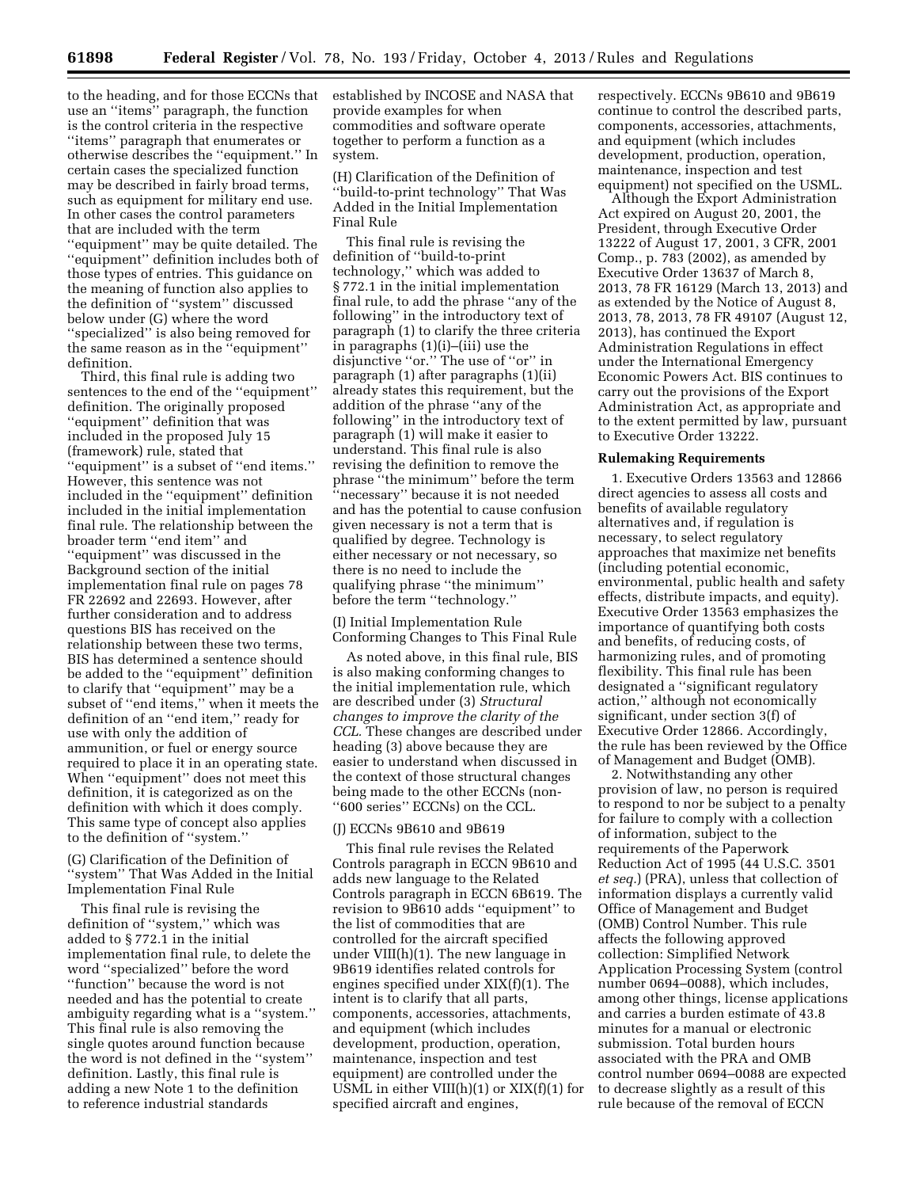to the heading, and for those ECCNs that use an ''items'' paragraph, the function is the control criteria in the respective ''items'' paragraph that enumerates or otherwise describes the ''equipment.'' In certain cases the specialized function may be described in fairly broad terms, such as equipment for military end use. In other cases the control parameters that are included with the term ''equipment'' may be quite detailed. The ''equipment'' definition includes both of those types of entries. This guidance on the meaning of function also applies to the definition of ''system'' discussed below under (G) where the word ''specialized'' is also being removed for the same reason as in the ''equipment'' definition.

Third, this final rule is adding two sentences to the end of the ''equipment'' definition. The originally proposed ''equipment'' definition that was included in the proposed July 15 (framework) rule, stated that ''equipment'' is a subset of ''end items.'' However, this sentence was not included in the ''equipment'' definition included in the initial implementation final rule. The relationship between the broader term ''end item'' and ''equipment'' was discussed in the Background section of the initial implementation final rule on pages 78 FR 22692 and 22693. However, after further consideration and to address questions BIS has received on the relationship between these two terms, BIS has determined a sentence should be added to the ''equipment'' definition to clarify that ''equipment'' may be a subset of ''end items,'' when it meets the definition of an ''end item,'' ready for use with only the addition of ammunition, or fuel or energy source required to place it in an operating state. When ''equipment'' does not meet this definition, it is categorized as on the definition with which it does comply. This same type of concept also applies to the definition of ''system.''

(G) Clarification of the Definition of ''system'' That Was Added in the Initial Implementation Final Rule

This final rule is revising the definition of ''system,'' which was added to § 772.1 in the initial implementation final rule, to delete the word ''specialized'' before the word ''function'' because the word is not needed and has the potential to create ambiguity regarding what is a ''system.'' This final rule is also removing the single quotes around function because the word is not defined in the ''system'' definition. Lastly, this final rule is adding a new Note 1 to the definition to reference industrial standards established by INCOSE and NASA that provide examples for when commodities and software operate together to perform a function as a system.

(H) Clarification of the Definition of ''build-to-print technology'' That Was Added in the Initial Implementation Final Rule

This final rule is revising the definition of ''build-to-print technology,'' which was added to § 772.1 in the initial implementation final rule, to add the phrase ''any of the following'' in the introductory text of paragraph (1) to clarify the three criteria in paragraphs (1)(i)–(iii) use the disjunctive ''or.'' The use of ''or'' in paragraph (1) after paragraphs (1)(ii) already states this requirement, but the addition of the phrase ''any of the following'' in the introductory text of paragraph (1) will make it easier to understand. This final rule is also revising the definition to remove the phrase ''the minimum'' before the term ''necessary'' because it is not needed and has the potential to cause confusion given necessary is not a term that is qualified by degree. Technology is either necessary or not necessary, so there is no need to include the qualifying phrase ''the minimum'' before the term ''technology.''

(I) Initial Implementation Rule Conforming Changes to This Final Rule

As noted above, in this final rule, BIS is also making conforming changes to the initial implementation rule, which are described under (3) *Structural changes to improve the clarity of the CCL.* These changes are described under heading (3) above because they are easier to understand when discussed in the context of those structural changes being made to the other ECCNs (non-''600 series'' ECCNs) on the CCL.

(J) ECCNs 9B610 and 9B619

This final rule revises the Related Controls paragraph in ECCN 9B610 and adds new language to the Related Controls paragraph in ECCN 6B619. The revision to 9B610 adds ''equipment'' to the list of commodities that are controlled for the aircraft specified under VIII(h)(1). The new language in 9B619 identifies related controls for engines specified under XIX(f)(1). The intent is to clarify that all parts, components, accessories, attachments, and equipment (which includes development, production, operation, maintenance, inspection and test equipment) are controlled under the USML in either VIII(h)(1) or XIX(f)(1) for specified aircraft and engines, respectively. ECCNs 9B610 and 9B619 continue to control the described parts, components, accessories, attachments, and equipment (which includes development, production, operation, maintenance, inspection and test equipment) not specified on the USML.

Although the Export Administration Act expired on August 20, 2001, the President, through Executive Order 13222 of August 17, 2001, 3 CFR, 2001 Comp., p. 783 (2002), as amended by Executive Order 13637 of March 8, 2013, 78 FR 16129 (March 13, 2013) and as extended by the Notice of August 8, 2013, 78, 2013, 78 FR 49107 (August 12, 2013), has continued the Export Administration Regulations in effect under the International Emergency Economic Powers Act. BIS continues to carry out the provisions of the Export Administration Act, as appropriate and to the extent permitted by law, pursuant to Executive Order 13222.

**Rulemaking Requirements**

1. Executive Orders 13563 and 12866 direct agencies to assess all costs and benefits of available regulatory alternatives and, if regulation is necessary, to select regulatory approaches that maximize net benefits (including potential economic, environmental, public health and safety effects, distribute impacts, and equity). Executive Order 13563 emphasizes the importance of quantifying both costs and benefits, of reducing costs, of harmonizing rules, and of promoting flexibility. This final rule has been designated a ''significant regulatory action,'' although not economically significant, under section 3(f) of Executive Order 12866. Accordingly, the rule has been reviewed by the Office of Management and Budget (OMB).

2. Notwithstanding any other provision of law, no person is required to respond to nor be subject to a penalty for failure to comply with a collection of information, subject to the requirements of the Paperwork Reduction Act of 1995 (44 U.S.C. 3501 *et seq.*) (PRA), unless that collection of information displays a currently valid Office of Management and Budget (OMB) Control Number. This rule affects the following approved collection: Simplified Network Application Processing System (control number 0694–0088), which includes, among other things, license applications and carries a burden estimate of 43.8 minutes for a manual or electronic submission. Total burden hours associated with the PRA and OMB control number 0694–0088 are expected to decrease slightly as a result of this rule because of the removal of ECCN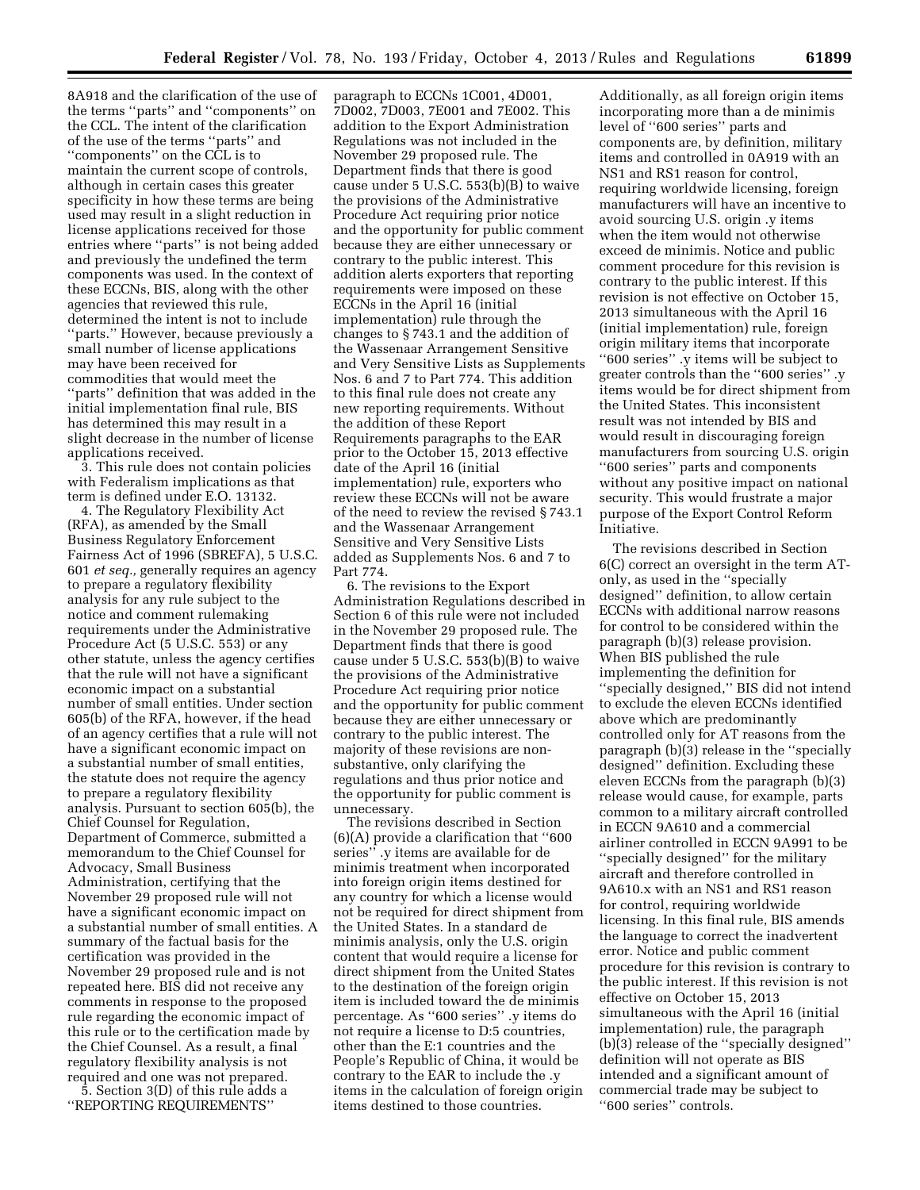8A918 and the clarification of the use of the terms ''parts'' and ''components'' on the CCL. The intent of the clarification of the use of the terms ''parts'' and ''components'' on the CCL is to maintain the current scope of controls, although in certain cases this greater specificity in how these terms are being used may result in a slight reduction in license applications received for those entries where ''parts'' is not being added and previously the undefined the term components was used. In the context of these ECCNs, BIS, along with the other agencies that reviewed this rule, determined the intent is not to include ''parts.'' However, because previously a small number of license applications may have been received for commodities that would meet the ''parts'' definition that was added in the initial implementation final rule, BIS has determined this may result in a slight decrease in the number of license applications received.

3. This rule does not contain policies with Federalism implications as that term is defined under E.O. 13132.

4. The Regulatory Flexibility Act (RFA), as amended by the Small Business Regulatory Enforcement Fairness Act of 1996 (SBREFA), 5 U.S.C. 601 *et seq.,* generally requires an agency to prepare a regulatory flexibility analysis for any rule subject to the notice and comment rulemaking requirements under the Administrative Procedure Act (5 U.S.C. 553) or any other statute, unless the agency certifies that the rule will not have a significant economic impact on a substantial number of small entities. Under section 605(b) of the RFA, however, if the head of an agency certifies that a rule will not have a significant economic impact on a substantial number of small entities, the statute does not require the agency to prepare a regulatory flexibility analysis. Pursuant to section 605(b), the Chief Counsel for Regulation, Department of Commerce, submitted a memorandum to the Chief Counsel for Advocacy, Small Business Administration, certifying that the November 29 proposed rule will not have a significant economic impact on a substantial number of small entities. A summary of the factual basis for the certification was provided in the November 29 proposed rule and is not repeated here. BIS did not receive any comments in response to the proposed rule regarding the economic impact of this rule or to the certification made by the Chief Counsel. As a result, a final regulatory flexibility analysis is not required and one was not prepared.

5. Section 3(D) of this rule adds a ''REPORTING REQUIREMENTS'' paragraph to ECCNs 1C001, 4D001, 7D002, 7D003, 7E001 and 7E002. This addition to the Export Administration Regulations was not included in the November 29 proposed rule. The Department finds that there is good cause under 5 U.S.C. 553(b)(B) to waive the provisions of the Administrative Procedure Act requiring prior notice and the opportunity for public comment because they are either unnecessary or contrary to the public interest. This addition alerts exporters that reporting requirements were imposed on these ECCNs in the April 16 (initial implementation) rule through the changes to § 743.1 and the addition of the Wassenaar Arrangement Sensitive and Very Sensitive Lists as Supplements Nos. 6 and 7 to Part 774. This addition to this final rule does not create any new reporting requirements. Without the addition of these Report Requirements paragraphs to the EAR prior to the October 15, 2013 effective date of the April 16 (initial implementation) rule, exporters who review these ECCNs will not be aware of the need to review the revised § 743.1 and the Wassenaar Arrangement Sensitive and Very Sensitive Lists added as Supplements Nos. 6 and 7 to Part 774.

6. The revisions to the Export Administration Regulations described in Section 6 of this rule were not included in the November 29 proposed rule. The Department finds that there is good cause under 5 U.S.C. 553(b)(B) to waive the provisions of the Administrative Procedure Act requiring prior notice and the opportunity for public comment because they are either unnecessary or contrary to the public interest. The majority of these revisions are non-substantive, only clarifying the regulations and thus prior notice and the opportunity for public comment is unnecessary.

The revisions described in Section (6)(A) provide a clarification that ''600 series'' .y items are available for de minimis treatment when incorporated into foreign origin items destined for any country for which a license would not be required for direct shipment from the United States. In a standard de minimis analysis, only the U.S. origin content that would require a license for direct shipment from the United States to the destination of the foreign origin item is included toward the de minimis percentage. As ''600 series'' .y items do not require a license to D:5 countries, other than the E:1 countries and the People's Republic of China, it would be contrary to the EAR to include the .y items in the calculation of foreign origin items destined to those countries. Additionally, as all foreign origin items incorporating more than a de minimis level of ''600 series'' parts and components are, by definition, military items and controlled in 0A919 with an NS1 and RS1 reason for control, requiring worldwide licensing, foreign manufacturers will have an incentive to avoid sourcing U.S. origin .y items when the item would not otherwise exceed de minimis. Notice and public comment procedure for this revision is contrary to the public interest. If this revision is not effective on October 15, 2013 simultaneous with the April 16 (initial implementation) rule, foreign origin military items that incorporate ''600 series'' .y items will be subject to greater controls than the ''600 series'' .y items would be for direct shipment from the United States. This inconsistent result was not intended by BIS and would result in discouraging foreign manufacturers from sourcing U.S. origin ''600 series'' parts and components without any positive impact on national security. This would frustrate a major purpose of the Export Control Reform Initiative.

The revisions described in Section 6(C) correct an oversight in the term AT-only, as used in the ''specially designed'' definition, to allow certain ECCNs with additional narrow reasons for control to be considered within the paragraph (b)(3) release provision. When BIS published the rule implementing the definition for ''specially designed,'' BIS did not intend to exclude the eleven ECCNs identified above which are predominantly controlled only for AT reasons from the paragraph (b)(3) release in the ''specially designed'' definition. Excluding these eleven ECCNs from the paragraph (b)(3) release would cause, for example, parts common to a military aircraft controlled in ECCN 9A610 and a commercial airliner controlled in ECCN 9A991 to be ''specially designed'' for the military aircraft and therefore controlled in 9A610.x with an NS1 and RS1 reason for control, requiring worldwide licensing. In this final rule, BIS amends the language to correct the inadvertent error. Notice and public comment procedure for this revision is contrary to the public interest. If this revision is not effective on October 15, 2013 simultaneous with the April 16 (initial implementation) rule, the paragraph (b)(3) release of the ''specially designed'' definition will not operate as BIS intended and a significant amount of commercial trade may be subject to ''600 series'' controls.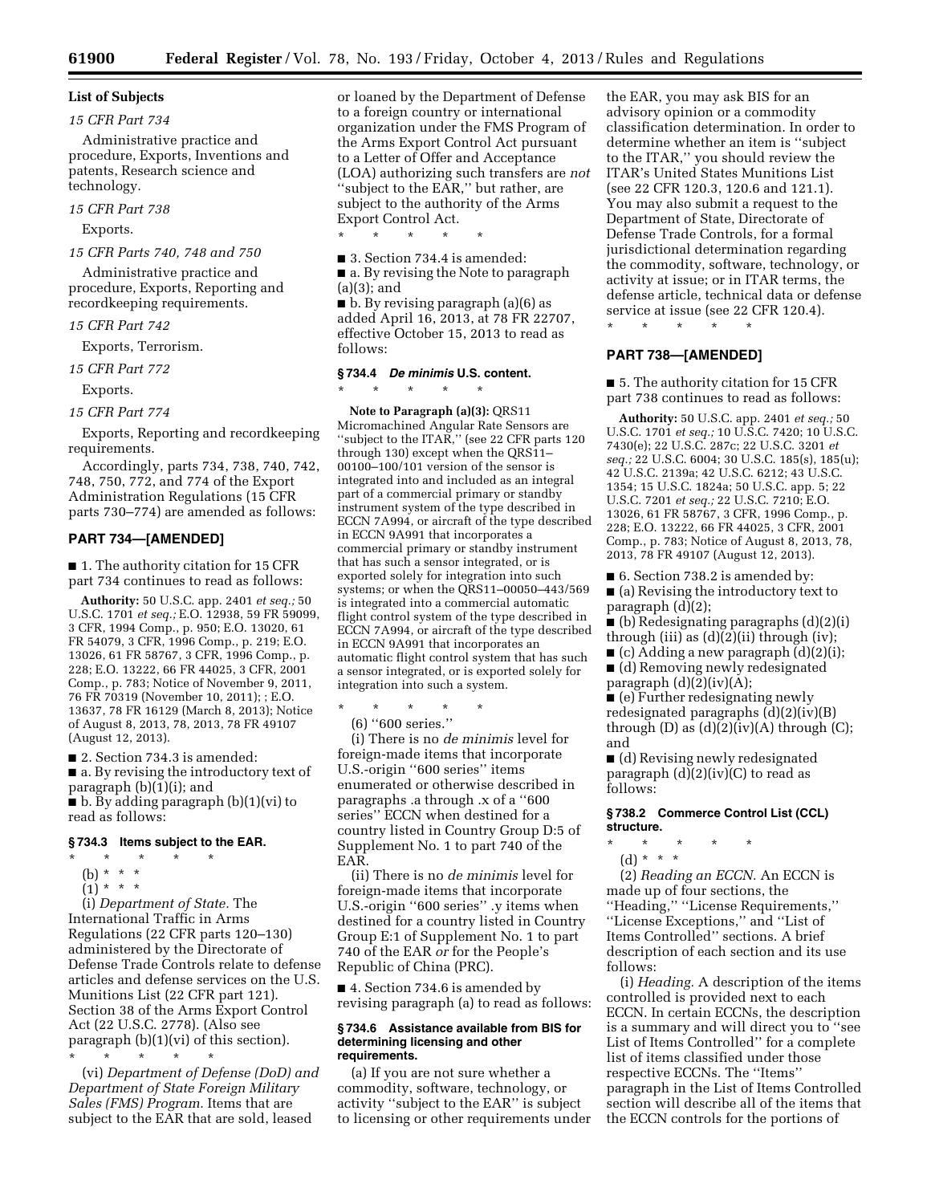**List of Subjects**

*15 CFR Part 734*

Administrative practice and procedure, Exports, Inventions and patents, Research science and technology.

*15 CFR Part 738*

Exports.

*15 CFR Parts 740, 748 and 750*

Administrative practice and procedure, Exports, Reporting and recordkeeping requirements.

*15 CFR Part 742*

Exports, Terrorism.

*15 CFR Part 772*

Exports.

*15 CFR Part 774*

Exports, Reporting and recordkeeping requirements.

Accordingly, parts 734, 738, 740, 742, 748, 750, 772, and 774 of the Export Administration Regulations (15 CFR parts 730–774) are amended as follows:

## PART 734—[AMENDED]

■ 1. The authority citation for 15 CFR part 734 continues to read as follows:

**Authority:** 50 U.S.C. app. 2401 *et seq.;* 50 U.S.C. 1701 *et seq.;* E.O. 12938, 59 FR 59099, 3 CFR, 1994 Comp., p. 950; E.O. 13020, 61 FR 54079, 3 CFR, 1996 Comp., p. 219; E.O. 13026, 61 FR 58767, 3 CFR, 1996 Comp., p. 228; E.O. 13222, 66 FR 44025, 3 CFR, 2001 Comp., p. 783; Notice of November 9, 2011, 76 FR 70319 (November 10, 2011); ; E.O. 13637, 78 FR 16129 (March 8, 2013); Notice of August 8, 2013, 78, 2013, 78 FR 49107 (August 12, 2013).

■ 2. Section 734.3 is amended:

■ a. By revising the introductory text of paragraph (b)(1)(i); and

■ b. By adding paragraph (b)(1)(vi) to read as follows:

### § 734.3 Items subject to the EAR.

\* \* \* \* \*

(b) \* \* \*

(1) \* \* \*

(i) *Department of State.* The International Traffic in Arms Regulations (22 CFR parts 120–130) administered by the Directorate of Defense Trade Controls relate to defense articles and defense services on the U.S. Munitions List (22 CFR part 121). Section 38 of the Arms Export Control Act (22 U.S.C. 2778). (Also see paragraph (b)(1)(vi) of this section).

\* \* \* \* \*

(vi) *Department of Defense (DoD) and Department of State Foreign Military Sales (FMS) Program.* Items that are subject to the EAR that are sold, leased or loaned by the Department of Defense to a foreign country or international organization under the FMS Program of the Arms Export Control Act pursuant to a Letter of Offer and Acceptance (LOA) authorizing such transfers are *not* "subject to the EAR," but rather, are subject to the authority of the Arms Export Control Act.

\* \* \* \* \*

■ 3. Section 734.4 is amended:

■ a. By revising the Note to paragraph (a)(3); and

■ b. By revising paragraph (a)(6) as added April 16, 2013, at 78 FR 22707, effective October 15, 2013 to read as follows:

### § 734.4 *De minimis* U.S. content.

\* \* \* \* \*

**Note to Paragraph (a)(3):** QRS11 Micromachined Angular Rate Sensors are "subject to the ITAR," (see 22 CFR parts 120 through 130) except when the QRS11–00100–100/101 version of the sensor is integrated into and included as an integral part of a commercial primary or standby instrument system of the type described in ECCN 7A994, or aircraft of the type described in ECCN 9A991 that incorporates a commercial primary or standby instrument that has such a sensor integrated, or is exported solely for integration into such systems; or when the QRS11–00050–443/569 is integrated into a commercial automatic flight control system of the type described in ECCN 7A994, or aircraft of the type described in ECCN 9A991 that incorporates an automatic flight control system that has such a sensor integrated, or is exported solely for integration into such a system.

\* \* \* \* \*

(6) "600 series."

(i) There is no *de minimis* level for foreign-made items that incorporate U.S.-origin "600 series" items enumerated or otherwise described in paragraphs .a through .x of a "600 series" ECCN when destined for a country listed in Country Group D:5 of Supplement No. 1 to part 740 of the EAR.

(ii) There is no *de minimis* level for foreign-made items that incorporate U.S.-origin "600 series" .y items when destined for a country listed in Country Group E:1 of Supplement No. 1 to part 740 of the EAR *or* for the People's Republic of China (PRC).

■ 4. Section 734.6 is amended by revising paragraph (a) to read as follows:

### § 734.6 Assistance available from BIS for determining licensing and other requirements.

(a) If you are not sure whether a commodity, software, technology, or activity "subject to the EAR" is subject to licensing or other requirements under the EAR, you may ask BIS for an advisory opinion or a commodity classification determination. In order to determine whether an item is "subject to the ITAR," you should review the ITAR's United States Munitions List (see 22 CFR 120.3, 120.6 and 121.1). You may also submit a request to the Department of State, Directorate of Defense Trade Controls, for a formal jurisdictional determination regarding the commodity, software, technology, or activity at issue; or in ITAR terms, the defense article, technical data or defense service at issue (see 22 CFR 120.4).

\* \* \* \* \*

## PART 738—[AMENDED]

■ 5. The authority citation for 15 CFR part 738 continues to read as follows:

**Authority:** 50 U.S.C. app. 2401 *et seq.;* 50 U.S.C. 1701 *et seq.;* 10 U.S.C. 7420; 10 U.S.C. 7430(e); 22 U.S.C. 287c; 22 U.S.C. 3201 *et seq.;* 22 U.S.C. 6004; 30 U.S.C. 185(s), 185(u); 42 U.S.C. 2139a; 42 U.S.C. 6212; 43 U.S.C. 1354; 15 U.S.C. 1824a; 50 U.S.C. app. 5; 22 U.S.C. 7201 *et seq.;* 22 U.S.C. 7210; E.O. 13026, 61 FR 58767, 3 CFR, 1996 Comp., p. 228; E.O. 13222, 66 FR 44025, 3 CFR, 2001 Comp., p. 783; Notice of August 8, 2013, 78, 2013, 78 FR 49107 (August 12, 2013).

■ 6. Section 738.2 is amended by:

■ (a) Revising the introductory text to paragraph (d)(2);

■ (b) Redesignating paragraphs (d)(2)(i) through (iii) as (d)(2)(ii) through (iv);

■ (c) Adding a new paragraph (d)(2)(i);

■ (d) Removing newly redesignated paragraph (d)(2)(iv)(A);

■ (e) Further redesignating newly redesignated paragraphs (d)(2)(iv)(B) through (D) as (d)(2)(iv)(A) through (C); and

■ (d) Revising newly redesignated paragraph (d)(2)(iv)(C) to read as follows:

### § 738.2 Commerce Control List (CCL) structure.

\* \* \* \* \*

(d) \* \* \*

(2) *Reading an ECCN.* An ECCN is made up of four sections, the "Heading," "License Requirements," "License Exceptions," and "List of Items Controlled" sections. A brief description of each section and its use follows:

(i) *Heading.* A description of the items controlled is provided next to each ECCN. In certain ECCNs, the description is a summary and will direct you to "see List of Items Controlled" for a complete list of items classified under those respective ECCNs. The "Items" paragraph in the List of Items Controlled section will describe all of the items that the ECCN controls for the portions of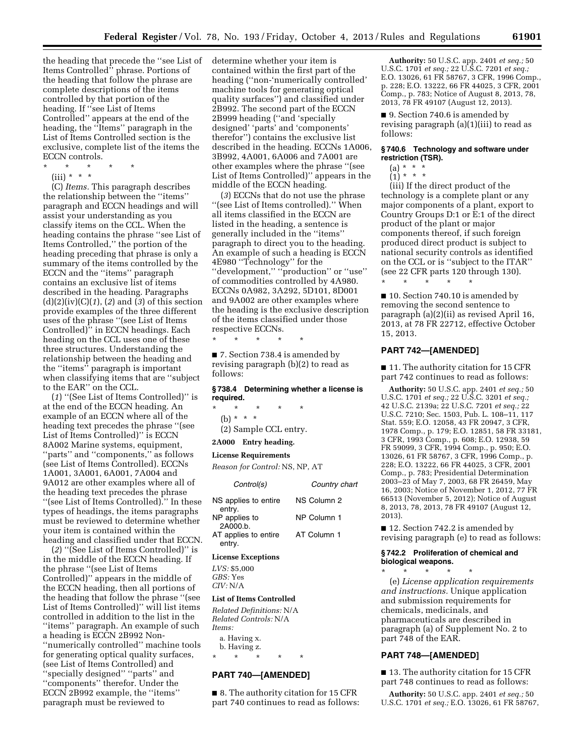the heading that precede the ''see List of Items Controlled'' phrase. Portions of the heading that follow the phrase are complete descriptions of the items controlled by that portion of the heading. If ''see List of Items Controlled'' appears at the end of the heading, the ''Items'' paragraph in the List of Items Controlled section is the exclusive, complete list of the items the ECCN controls.

\* \* \* \* \*

(iii) \* \* \*

(C) *Items.* This paragraph describes the relationship between the ''items'' paragraph and ECCN headings and will assist your understanding as you classify items on the CCL. When the heading contains the phrase ''see List of Items Controlled,'' the portion of the heading preceding that phrase is only a summary of the items controlled by the ECCN and the ''items'' paragraph contains an exclusive list of items described in the heading. Paragraphs (d)(2)(iv)(C)(*1*), (*2*) and (*3*) of this section provide examples of the three different uses of the phrase ''(see List of Items Controlled)'' in ECCN headings. Each heading on the CCL uses one of these three structures. Understanding the relationship between the heading and the ''items'' paragraph is important when classifying items that are ''subject to the EAR'' on the CCL.

(*1*) ''(See List of Items Controlled)'' is at the end of the ECCN heading. An example of an ECCN where all of the heading text precedes the phrase ''(see List of Items Controlled)'' is ECCN 8A002 Marine systems, equipment, ''parts'' and ''components,'' as follows (see List of Items Controlled). ECCNs 1A001, 3A001, 6A001, 7A004 and 9A012 are other examples where all of the heading text precedes the phrase ''(see List of Items Controlled).'' In these types of headings, the items paragraphs must be reviewed to determine whether your item is contained within the heading and classified under that ECCN.

(*2*) ''(See List of Items Controlled)'' is in the middle of the ECCN heading. If the phrase ''(see List of Items Controlled)'' appears in the middle of the ECCN heading, then all portions of the heading that follow the phrase ''(see List of Items Controlled)'' will list items controlled in addition to the list in the ''items'' paragraph. An example of such a heading is ECCN 2B992 Non-''numerically controlled'' machine tools for generating optical quality surfaces, (see List of Items Controlled) and ''specially designed'' ''parts'' and ''components'' therefor. Under the ECCN 2B992 example, the ''items'' paragraph must be reviewed to determine whether your item is contained within the first part of the heading (''non-'numerically controlled' machine tools for generating optical quality surfaces'') and classified under 2B992. The second part of the ECCN 2B999 heading (''and 'specially designed' 'parts' and 'components' therefor'') contains the exclusive list described in the heading. ECCNs 1A006, 3B992, 4A001, 6A006 and 7A001 are other examples where the phrase ''(see List of Items Controlled)'' appears in the middle of the ECCN heading.

(*3*) ECCNs that do not use the phrase ''(see List of Items controlled).'' When all items classified in the ECCN are listed in the heading, a sentence is generally included in the ''items'' paragraph to direct you to the heading. An example of such a heading is ECCN 4E980 ''Technology'' for the ''development,'' ''production'' or ''use'' of commodities controlled by 4A980. ECCNs 0A982, 3A292, 5D101, 8D001 and 9A002 are other examples where the heading is the exclusive description of the items classified under those respective ECCNs.

\* \* \* \* \*

■ 7. Section 738.4 is amended by revising paragraph (b)(2) to read as follows:

### § 738.4 Determining whether a license is required.

\* \* \* \* \*

(b) \* \* \*

(2) Sample CCL entry.

**2A000 Entry heading.**

**License Requirements**

*Reason for Control:* NS, NP, AT

| *Control(s)* | *Country chart* |
|---|---|
| NS applies to entire entry. | NS Column 2 |
| NP applies to 2A000.b. | NP Column 1 |
| AT applies to entire entry. | AT Column 1 |

**License Exceptions**

*LVS:* $5,000
*GBS:* Yes
*CIV:* N/A

**List of Items Controlled**

*Related Definitions:* N/A
*Related Controls:* N/A
*Items:*

a. Having x.
b. Having z.

\* \* \* \* \*

## PART 740—[AMENDED]

■ 8. The authority citation for 15 CFR part 740 continues to read as follows:

**Authority:** 50 U.S.C. app. 2401 *et seq.;* 50 U.S.C. 1701 *et seq.;* 22 U.S.C. 7201 *et seq.;* E.O. 13026, 61 FR 58767, 3 CFR, 1996 Comp., p. 228; E.O. 13222, 66 FR 44025, 3 CFR, 2001 Comp., p. 783; Notice of August 8, 2013, 78, 2013, 78 FR 49107 (August 12, 2013).

■ 9. Section 740.6 is amended by revising paragraph (a)(1)(iii) to read as follows:

### § 740.6 Technology and software under restriction (TSR).

(a) \* \* \*

(1) \* \* \*

(iii) If the direct product of the technology is a complete plant or any major components of a plant, export to Country Groups D:1 or E:1 of the direct product of the plant or major components thereof, if such foreign produced direct product is subject to national security controls as identified on the CCL or is ''subject to the ITAR'' (see 22 CFR parts 120 through 130).

\* \* \* \* \*

■ 10. Section 740.10 is amended by removing the second sentence to paragraph (a)(2)(ii) as revised April 16, 2013, at 78 FR 22712, effective October 15, 2013.

## PART 742—[AMENDED]

■ 11. The authority citation for 15 CFR part 742 continues to read as follows:

**Authority:** 50 U.S.C. app. 2401 *et seq.;* 50 U.S.C. 1701 *et seq.;* 22 U.S.C. 3201 *et seq.;* 42 U.S.C. 2139a; 22 U.S.C. 7201 *et seq.;* 22 U.S.C. 7210; Sec. 1503, Pub. L. 108–11, 117 Stat. 559; E.O. 12058, 43 FR 20947, 3 CFR, 1978 Comp., p. 179; E.O. 12851, 58 FR 33181, 3 CFR, 1993 Comp., p. 608; E.O. 12938, 59 FR 59099, 3 CFR, 1994 Comp., p. 950; E.O. 13026, 61 FR 58767, 3 CFR, 1996 Comp., p. 228; E.O. 13222, 66 FR 44025, 3 CFR, 2001 Comp., p. 783; Presidential Determination 2003–23 of May 7, 2003, 68 FR 26459, May 16, 2003; Notice of November 1, 2012, 77 FR 66513 (November 5, 2012); Notice of August 8, 2013, 78, 2013, 78 FR 49107 (August 12, 2013).

■ 12. Section 742.2 is amended by revising paragraph (e) to read as follows:

### § 742.2 Proliferation of chemical and biological weapons.

\* \* \* \* \*

(e) *License application requirements and instructions.* Unique application and submission requirements for chemicals, medicinals, and pharmaceuticals are described in paragraph (a) of Supplement No. 2 to part 748 of the EAR.

## PART 748—[AMENDED]

■ 13. The authority citation for 15 CFR part 748 continues to read as follows:

**Authority:** 50 U.S.C. app. 2401 *et seq.;* 50 U.S.C. 1701 *et seq.;* E.O. 13026, 61 FR 58767,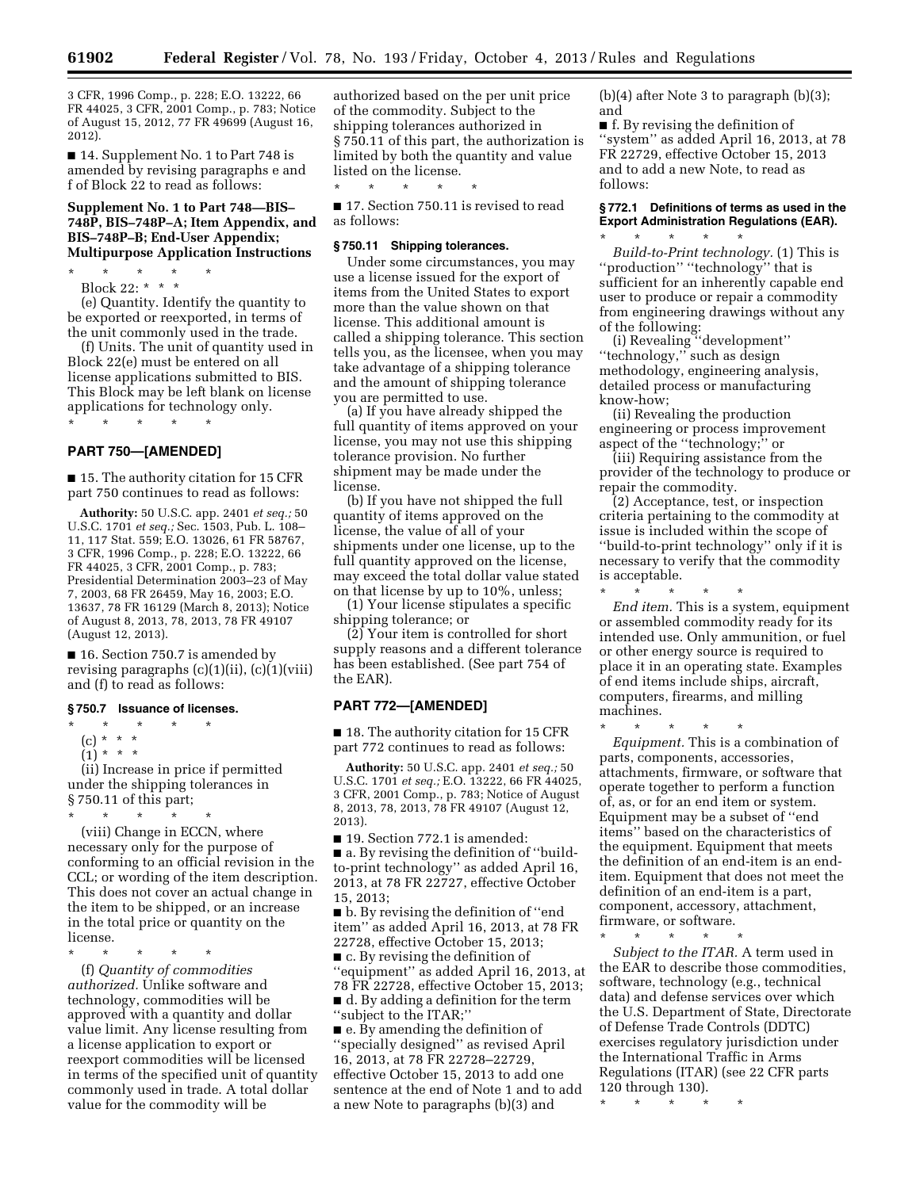3 CFR, 1996 Comp., p. 228; E.O. 13222, 66 FR 44025, 3 CFR, 2001 Comp., p. 783; Notice of August 15, 2012, 77 FR 49699 (August 16, 2012).

■ 14. Supplement No. 1 to Part 748 is amended by revising paragraphs e and f of Block 22 to read as follows:

**Supplement No. 1 to Part 748—BIS–748P, BIS–748P–A; Item Appendix, and BIS–748P–B; End-User Appendix; Multipurpose Application Instructions**

\* \* \* \* \*

Block 22: \* \* \*

(e) Quantity. Identify the quantity to be exported or reexported, in terms of the unit commonly used in the trade.

(f) Units. The unit of quantity used in Block 22(e) must be entered on all license applications submitted to BIS. This Block may be left blank on license applications for technology only.

\* \* \* \* \*

## PART 750—[AMENDED]

■ 15. The authority citation for 15 CFR part 750 continues to read as follows:

**Authority:** 50 U.S.C. app. 2401 *et seq.;* 50 U.S.C. 1701 *et seq.;* Sec. 1503, Pub. L. 108–11, 117 Stat. 559; E.O. 13026, 61 FR 58767, 3 CFR, 1996 Comp., p. 228; E.O. 13222, 66 FR 44025, 3 CFR, 2001 Comp., p. 783; Presidential Determination 2003–23 of May 7, 2003, 68 FR 26459, May 16, 2003; E.O. 13637, 78 FR 16129 (March 8, 2013); Notice of August 8, 2013, 78, 2013, 78 FR 49107 (August 12, 2013).

■ 16. Section 750.7 is amended by revising paragraphs (c)(1)(ii), (c)(1)(viii) and (f) to read as follows:

### § 750.7 Issuance of licenses.

\* \* \* \* \*

(c) \* \* \*

(1) \* \* \*

(ii) Increase in price if permitted under the shipping tolerances in § 750.11 of this part;

\* \* \* \* \*

(viii) Change in ECCN, where necessary only for the purpose of conforming to an official revision in the CCL; or wording of the item description. This does not cover an actual change in the item to be shipped, or an increase in the total price or quantity on the license.

\* \* \* \* \*

(f) *Quantity of commodities authorized.* Unlike software and technology, commodities will be approved with a quantity and dollar value limit. Any license resulting from a license application to export or reexport commodities will be licensed in terms of the specified unit of quantity commonly used in trade. A total dollar value for the commodity will be authorized based on the per unit price of the commodity. Subject to the shipping tolerances authorized in § 750.11 of this part, the authorization is limited by both the quantity and value listed on the license.

\* \* \* \* \*

■ 17. Section 750.11 is revised to read as follows:

### § 750.11 Shipping tolerances.

Under some circumstances, you may use a license issued for the export of items from the United States to export more than the value shown on that license. This additional amount is called a shipping tolerance. This section tells you, as the licensee, when you may take advantage of a shipping tolerance and the amount of shipping tolerance you are permitted to use.

(a) If you have already shipped the full quantity of items approved on your license, you may not use this shipping tolerance provision. No further shipment may be made under the license.

(b) If you have not shipped the full quantity of items approved on the license, the value of all of your shipments under one license, up to the full quantity approved on the license, may exceed the total dollar value stated on that license by up to 10%, unless;

(1) Your license stipulates a specific shipping tolerance; or

(2) Your item is controlled for short supply reasons and a different tolerance has been established. (See part 754 of the EAR).

## PART 772—[AMENDED]

■ 18. The authority citation for 15 CFR part 772 continues to read as follows:

**Authority:** 50 U.S.C. app. 2401 *et seq.;* 50 U.S.C. 1701 *et seq.;* E.O. 13222, 66 FR 44025, 3 CFR, 2001 Comp., p. 783; Notice of August 8, 2013, 78, 2013, 78 FR 49107 (August 12, 2013).

■ 19. Section 772.1 is amended:

■ a. By revising the definition of ''build-to-print technology'' as added April 16, 2013, at 78 FR 22727, effective October 15, 2013;

■ b. By revising the definition of ''end item'' as added April 16, 2013, at 78 FR 22728, effective October 15, 2013;

■ c. By revising the definition of ''equipment'' as added April 16, 2013, at 78 FR 22728, effective October 15, 2013;

■ d. By adding a definition for the term ''subject to the ITAR;''

■ e. By amending the definition of ''specially designed'' as revised April 16, 2013, at 78 FR 22728–22729, effective October 15, 2013 to add one sentence at the end of Note 1 and to add a new Note to paragraphs (b)(3) and (b)(4) after Note 3 to paragraph (b)(3); and

■ f. By revising the definition of ''system'' as added April 16, 2013, at 78 FR 22729, effective October 15, 2013 and to add a new Note, to read as follows:

### § 772.1 Definitions of terms as used in the Export Administration Regulations (EAR).

\* \* \* \* \*

*Build-to-Print technology.* (1) This is ''production'' ''technology'' that is sufficient for an inherently capable end user to produce or repair a commodity from engineering drawings without any of the following:

(i) Revealing ''development'' ''technology,'' such as design methodology, engineering analysis, detailed process or manufacturing know-how;

(ii) Revealing the production engineering or process improvement aspect of the ''technology;'' or

(iii) Requiring assistance from the provider of the technology to produce or repair the commodity.

(2) Acceptance, test, or inspection criteria pertaining to the commodity at issue is included within the scope of ''build-to-print technology'' only if it is necessary to verify that the commodity is acceptable.

\* \* \* \* \*

*End item.* This is a system, equipment or assembled commodity ready for its intended use. Only ammunition, or fuel or other energy source is required to place it in an operating state. Examples of end items include ships, aircraft, computers, firearms, and milling machines.

\* \* \* \* \*

*Equipment.* This is a combination of parts, components, accessories, attachments, firmware, or software that operate together to perform a function of, as, or for an end item or system. Equipment may be a subset of ''end items'' based on the characteristics of the equipment. Equipment that meets the definition of an end-item is an end-item. Equipment that does not meet the definition of an end-item is a part, component, accessory, attachment, firmware, or software.

\* \* \* \* \*

*Subject to the ITAR.* A term used in the EAR to describe those commodities, software, technology (e.g., technical data) and defense services over which the U.S. Department of State, Directorate of Defense Trade Controls (DDTC) exercises regulatory jurisdiction under the International Traffic in Arms Regulations (ITAR) (see 22 CFR parts 120 through 130).

\* \* \* \* \*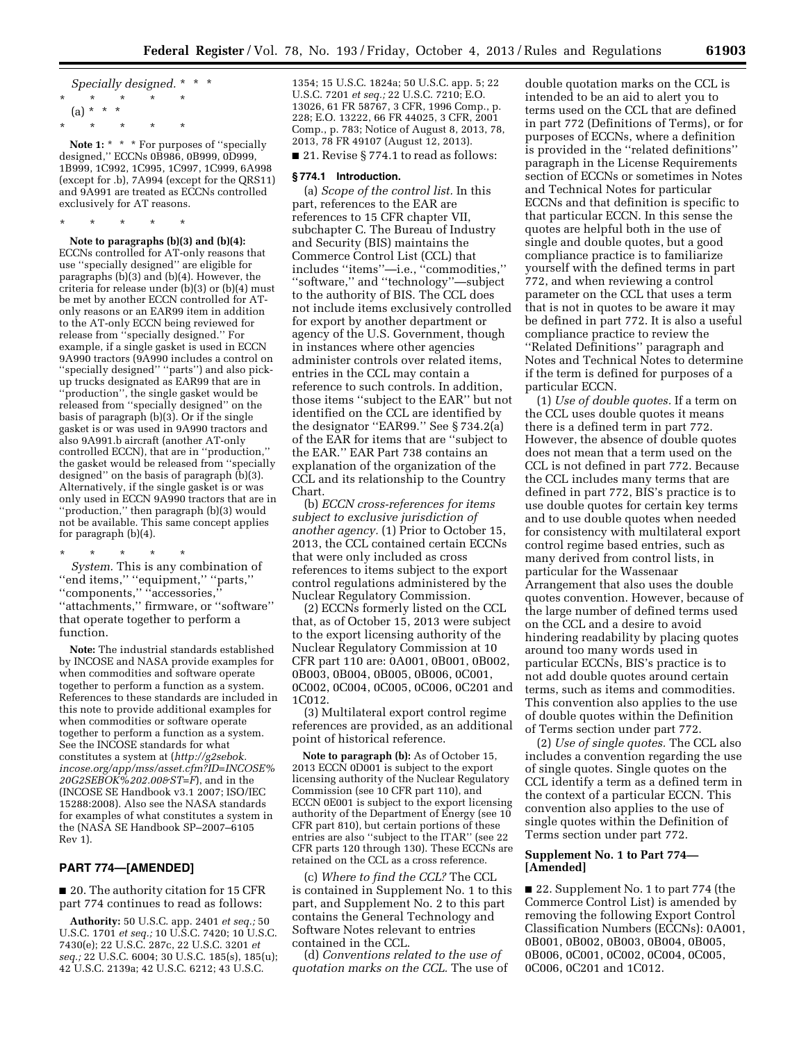*Specially designed.* * * *

\* \* \* \* \*

(a) * * *

\* \* \* \* \*

**Note 1:** * * * For purposes of ''specially designed,'' ECCNs 0B986, 0B999, 0D999, 1B999, 1C992, 1C995, 1C997, 1C999, 6A998 (except for .b), 7A994 (except for the QRS11) and 9A991 are treated as ECCNs controlled exclusively for AT reasons.

\* \* \* \* \*

**Note to paragraphs (b)(3) and (b)(4):** ECCNs controlled for AT-only reasons that use ''specially designed'' are eligible for paragraphs (b)(3) and (b)(4). However, the criteria for release under (b)(3) or (b)(4) must be met by another ECCN controlled for AT-only reasons or an EAR99 item in addition to the AT-only ECCN being reviewed for release from ''specially designed.'' For example, if a single gasket is used in ECCN 9A990 tractors (9A990 includes a control on ''specially designed'' ''parts'') and also pick-up trucks designated as EAR99 that are in ''production'', the single gasket would be released from ''specially designed'' on the basis of paragraph (b)(3). Or if the single gasket is or was used in 9A990 tractors and also 9A991.b aircraft (another AT-only controlled ECCN), that are in ''production,'' the gasket would be released from ''specially designed'' on the basis of paragraph (b)(3). Alternatively, if the single gasket is or was only used in ECCN 9A990 tractors that are in ''production,'' then paragraph (b)(3) would not be available. This same concept applies for paragraph (b)(4).

\* \* \* \* \*

*System.* This is any combination of ''end items,'' ''equipment,'' ''parts,'' ''components,'' ''accessories,'' ''attachments,'' firmware, or ''software'' that operate together to perform a function.

**Note:** The industrial standards established by INCOSE and NASA provide examples for when commodities and software operate together to perform a function as a system. References to these standards are included in this note to provide additional examples for when commodities or software operate together to perform a function as a system. See the INCOSE standards for what constitutes a system at (*http://g2sebok.incose.org/app/mss/asset.cfm?ID=INCOSE%20G2SEBOK%202.00&ST=F*), and in the (INCOSE SE Handbook v3.1 2007; ISO/IEC 15288:2008). Also see the NASA standards for examples of what constitutes a system in the (NASA SE Handbook SP–2007–6105 Rev 1).

## PART 774—[AMENDED]

■ 20. The authority citation for 15 CFR part 774 continues to read as follows:

**Authority:** 50 U.S.C. app. 2401 *et seq.;* 50 U.S.C. 1701 *et seq.;* 10 U.S.C. 7420; 10 U.S.C. 7430(e); 22 U.S.C. 287c, 22 U.S.C. 3201 *et seq.;* 22 U.S.C. 6004; 30 U.S.C. 185(s), 185(u); 42 U.S.C. 2139a; 42 U.S.C. 6212; 43 U.S.C. 1354; 15 U.S.C. 1824a; 50 U.S.C. app. 5; 22 U.S.C. 7201 *et seq.;* 22 U.S.C. 7210; E.O. 13026, 61 FR 58767, 3 CFR, 1996 Comp., p. 228; E.O. 13222, 66 FR 44025, 3 CFR, 2001 Comp., p. 783; Notice of August 8, 2013, 78, 2013, 78 FR 49107 (August 12, 2013).

■ 21. Revise § 774.1 to read as follows:

### § 774.1 Introduction.

(a) *Scope of the control list.* In this part, references to the EAR are references to 15 CFR chapter VII, subchapter C. The Bureau of Industry and Security (BIS) maintains the Commerce Control List (CCL) that includes ''items''—i.e., ''commodities,'' ''software,'' and ''technology''—subject to the authority of BIS. The CCL does not include items exclusively controlled for export by another department or agency of the U.S. Government, though in instances where other agencies administer controls over related items, entries in the CCL may contain a reference to such controls. In addition, those items ''subject to the EAR'' but not identified on the CCL are identified by the designator ''EAR99.'' See § 734.2(a) of the EAR for items that are ''subject to the EAR.'' EAR Part 738 contains an explanation of the organization of the CCL and its relationship to the Country Chart.

(b) *ECCN cross-references for items subject to exclusive jurisdiction of another agency.* (1) Prior to October 15, 2013, the CCL contained certain ECCNs that were only included as cross references to items subject to the export control regulations administered by the Nuclear Regulatory Commission.

(2) ECCNs formerly listed on the CCL that, as of October 15, 2013 were subject to the export licensing authority of the Nuclear Regulatory Commission at 10 CFR part 110 are: 0A001, 0B001, 0B002, 0B003, 0B004, 0B005, 0B006, 0C001, 0C002, 0C004, 0C005, 0C006, 0C201 and 1C012.

(3) Multilateral export control regime references are provided, as an additional point of historical reference.

**Note to paragraph (b):** As of October 15, 2013 ECCN 0D001 is subject to the export licensing authority of the Nuclear Regulatory Commission (see 10 CFR part 110), and ECCN 0E001 is subject to the export licensing authority of the Department of Energy (see 10 CFR part 810), but certain portions of these entries are also ''subject to the ITAR'' (see 22 CFR parts 120 through 130). These ECCNs are retained on the CCL as a cross reference.

(c) *Where to find the CCL?* The CCL is contained in Supplement No. 1 to this part, and Supplement No. 2 to this part contains the General Technology and Software Notes relevant to entries contained in the CCL.

(d) *Conventions related to the use of quotation marks on the CCL.* The use of double quotation marks on the CCL is intended to be an aid to alert you to terms used on the CCL that are defined in part 772 (Definitions of Terms), or for purposes of ECCNs, where a definition is provided in the ''related definitions'' paragraph in the License Requirements section of ECCNs or sometimes in Notes and Technical Notes for particular ECCNs and that definition is specific to that particular ECCN. In this sense the quotes are helpful both in the use of single and double quotes, but a good compliance practice is to familiarize yourself with the defined terms in part 772, and when reviewing a control parameter on the CCL that uses a term that is not in quotes to be aware it may be defined in part 772. It is also a useful compliance practice to review the ''Related Definitions'' paragraph and Notes and Technical Notes to determine if the term is defined for purposes of a particular ECCN.

(1) *Use of double quotes.* If a term on the CCL uses double quotes it means there is a defined term in part 772. However, the absence of double quotes does not mean that a term used on the CCL is not defined in part 772. Because the CCL includes many terms that are defined in part 772, BIS's practice is to use double quotes for certain key terms and to use double quotes when needed for consistency with multilateral export control regime based entries, such as many derived from control lists, in particular for the Wassenaar Arrangement that also uses the double quotes convention. However, because of the large number of defined terms used on the CCL and a desire to avoid hindering readability by placing quotes around too many words used in particular ECCNs, BIS's practice is to not add double quotes around certain terms, such as items and commodities. This convention also applies to the use of double quotes within the Definition of Terms section under part 772.

(2) *Use of single quotes.* The CCL also includes a convention regarding the use of single quotes. Single quotes on the CCL identify a term as a defined term in the context of a particular ECCN. This convention also applies to the use of single quotes within the Definition of Terms section under part 772.

## Supplement No. 1 to Part 774—[Amended]

■ 22. Supplement No. 1 to part 774 (the Commerce Control List) is amended by removing the following Export Control Classification Numbers (ECCNs): 0A001, 0B001, 0B002, 0B003, 0B004, 0B005, 0B006, 0C001, 0C002, 0C004, 0C005, 0C006, 0C201 and 1C012.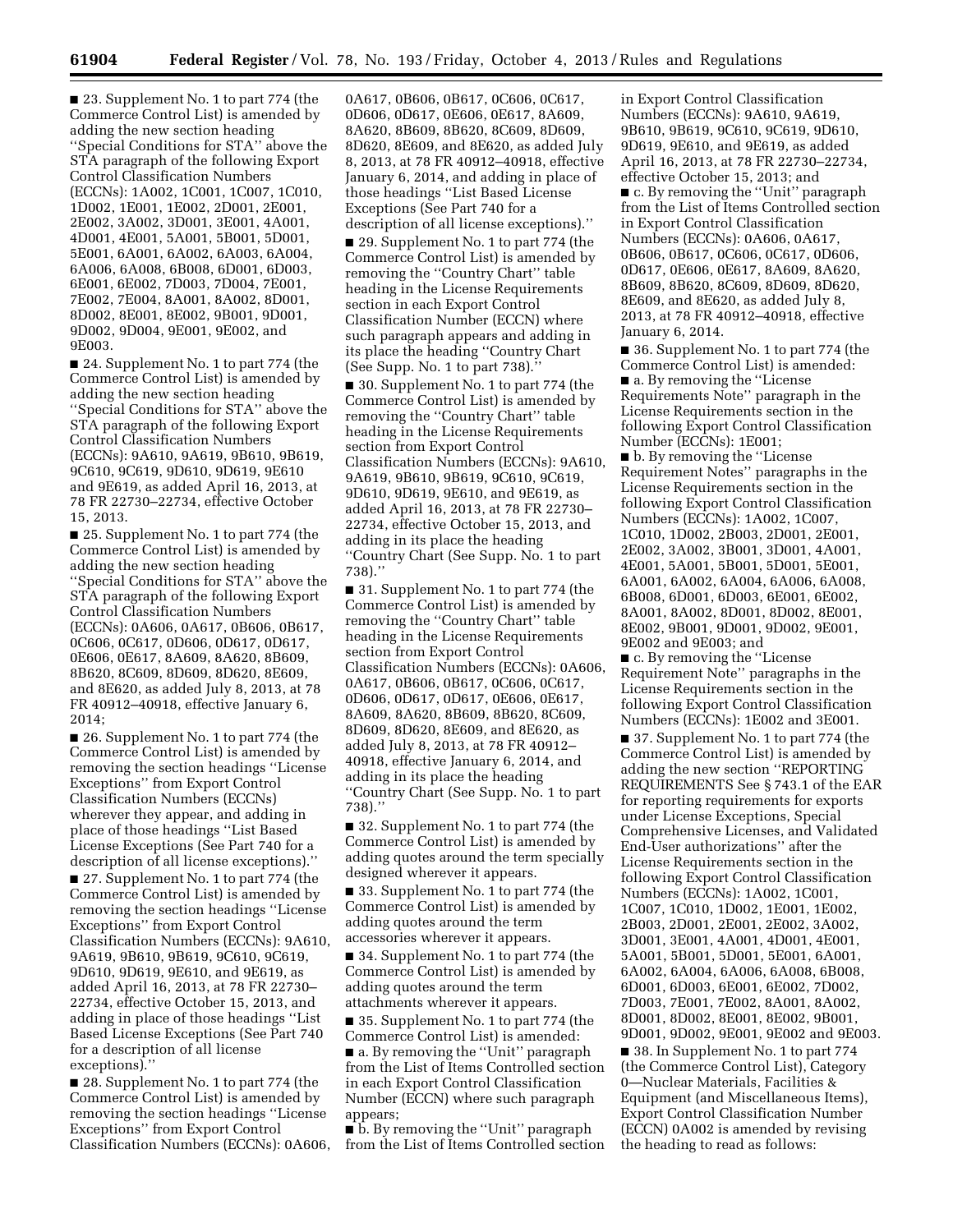■ 23. Supplement No. 1 to part 774 (the Commerce Control List) is amended by adding the new section heading ''Special Conditions for STA'' above the STA paragraph of the following Export Control Classification Numbers (ECCNs): 1A002, 1C001, 1C007, 1C010, 1D002, 1E001, 1E002, 2D001, 2E001, 2E002, 3A002, 3D001, 3E001, 4A001, 4D001, 4E001, 5A001, 5B001, 5D001, 5E001, 6A001, 6A002, 6A003, 6A004, 6A006, 6A008, 6B008, 6D001, 6D003, 6E001, 6E002, 7D003, 7D004, 7E001, 7E002, 7E004, 8A001, 8A002, 8D001, 8D002, 8E001, 8E002, 9B001, 9D001, 9D002, 9D004, 9E001, 9E002, and 9E003.

■ 24. Supplement No. 1 to part 774 (the Commerce Control List) is amended by adding the new section heading ''Special Conditions for STA'' above the STA paragraph of the following Export Control Classification Numbers (ECCNs): 9A610, 9A619, 9B610, 9B619, 9C610, 9C619, 9D610, 9D619, 9E610 and 9E619, as added April 16, 2013, at 78 FR 22730–22734, effective October 15, 2013.

■ 25. Supplement No. 1 to part 774 (the Commerce Control List) is amended by adding the new section heading ''Special Conditions for STA'' above the STA paragraph of the following Export Control Classification Numbers (ECCNs): 0A606, 0A617, 0B606, 0B617, 0C606, 0C617, 0D606, 0D617, 0D617, 0E606, 0E617, 8A609, 8A620, 8B609, 8B620, 8C609, 8D609, 8D620, 8E609, and 8E620, as added July 8, 2013, at 78 FR 40912–40918, effective January 6, 2014;

■ 26. Supplement No. 1 to part 774 (the Commerce Control List) is amended by removing the section headings ''License Exceptions'' from Export Control Classification Numbers (ECCNs) wherever they appear, and adding in place of those headings ''List Based License Exceptions (See Part 740 for a description of all license exceptions).''

■ 27. Supplement No. 1 to part 774 (the Commerce Control List) is amended by removing the section headings ''License Exceptions'' from Export Control Classification Numbers (ECCNs): 9A610, 9A619, 9B610, 9B619, 9C610, 9C619, 9D610, 9D619, 9E610, and 9E619, as added April 16, 2013, at 78 FR 22730–22734, effective October 15, 2013, and adding in place of those headings ''List Based License Exceptions (See Part 740 for a description of all license exceptions).''

■ 28. Supplement No. 1 to part 774 (the Commerce Control List) is amended by removing the section headings ''License Exceptions'' from Export Control Classification Numbers (ECCNs): 0A606, 0A617, 0B606, 0B617, 0C606, 0C617, 0D606, 0D617, 0E606, 0E617, 8A609, 8A620, 8B609, 8B620, 8C609, 8D609, 8D620, 8E609, and 8E620, as added July 8, 2013, at 78 FR 40912–40918, effective January 6, 2014, and adding in place of those headings ''List Based License Exceptions (See Part 740 for a description of all license exceptions).''

■ 29. Supplement No. 1 to part 774 (the Commerce Control List) is amended by removing the ''Country Chart'' table heading in the License Requirements section in each Export Control Classification Number (ECCN) where such paragraph appears and adding in its place the heading ''Country Chart (See Supp. No. 1 to part 738).''

■ 30. Supplement No. 1 to part 774 (the Commerce Control List) is amended by removing the ''Country Chart'' table heading in the License Requirements section from Export Control Classification Numbers (ECCNs): 9A610, 9A619, 9B610, 9B619, 9C610, 9C619, 9D610, 9D619, 9E610, and 9E619, as added April 16, 2013, at 78 FR 22730–22734, effective October 15, 2013, and adding in its place the heading ''Country Chart (See Supp. No. 1 to part 738).''

■ 31. Supplement No. 1 to part 774 (the Commerce Control List) is amended by removing the ''Country Chart'' table heading in the License Requirements section from Export Control Classification Numbers (ECCNs): 0A606, 0A617, 0B606, 0B617, 0C606, 0C617, 0D606, 0D617, 0D617, 0E606, 0E617, 8A609, 8A620, 8B609, 8B620, 8C609, 8D609, 8D620, 8E609, and 8E620, as added July 8, 2013, at 78 FR 40912–40918, effective January 6, 2014, and adding in its place the heading ''Country Chart (See Supp. No. 1 to part 738).''

■ 32. Supplement No. 1 to part 774 (the Commerce Control List) is amended by adding quotes around the term specially designed wherever it appears.

■ 33. Supplement No. 1 to part 774 (the Commerce Control List) is amended by adding quotes around the term accessories wherever it appears.

■ 34. Supplement No. 1 to part 774 (the Commerce Control List) is amended by adding quotes around the term attachments wherever it appears.

■ 35. Supplement No. 1 to part 774 (the Commerce Control List) is amended:

■ a. By removing the ''Unit'' paragraph from the List of Items Controlled section in each Export Control Classification Number (ECCN) where such paragraph appears;

■ b. By removing the ''Unit'' paragraph from the List of Items Controlled section in Export Control Classification Numbers (ECCNs): 9A610, 9A619, 9B610, 9B619, 9C610, 9C619, 9D610, 9D619, 9E610, and 9E619, as added April 16, 2013, at 78 FR 22730–22734, effective October 15, 2013; and

■ c. By removing the ''Unit'' paragraph from the List of Items Controlled section in Export Control Classification Numbers (ECCNs): 0A606, 0A617, 0B606, 0B617, 0C606, 0C617, 0D606, 0D617, 0E606, 0E617, 8A609, 8A620, 8B609, 8B620, 8C609, 8D609, 8D620, 8E609, and 8E620, as added July 8, 2013, at 78 FR 40912–40918, effective January 6, 2014.

■ 36. Supplement No. 1 to part 774 (the Commerce Control List) is amended:

■ a. By removing the ''License Requirements Note'' paragraph in the License Requirements section in the following Export Control Classification Number (ECCNs): 1E001;

■ b. By removing the ''License Requirement Notes'' paragraphs in the License Requirements section in the following Export Control Classification Numbers (ECCNs): 1A002, 1C007, 1C010, 1D002, 2B003, 2D001, 2E001, 2E002, 3A002, 3B001, 3D001, 4A001, 4E001, 5A001, 5B001, 5D001, 5E001, 6A001, 6A002, 6A004, 6A006, 6A008, 6B008, 6D001, 6D003, 6E001, 6E002, 8A001, 8A002, 8D001, 8D002, 8E001, 8E002, 9B001, 9D001, 9D002, 9E001, 9E002 and 9E003; and

■ c. By removing the ''License Requirement Note'' paragraphs in the License Requirements section in the following Export Control Classification Numbers (ECCNs): 1E002 and 3E001.

■ 37. Supplement No. 1 to part 774 (the Commerce Control List) is amended by adding the new section ''REPORTING REQUIREMENTS See § 743.1 of the EAR for reporting requirements for exports under License Exceptions, Special Comprehensive Licenses, and Validated End-User authorizations'' after the License Requirements section in the following Export Control Classification Numbers (ECCNs): 1A002, 1C001, 1C007, 1C010, 1D002, 1E001, 1E002, 2B003, 2D001, 2E001, 2E002, 3A002, 3D001, 3E001, 4A001, 4D001, 4E001, 5A001, 5B001, 5D001, 5E001, 6A001, 6A002, 6A004, 6A006, 6A008, 6B008, 6D001, 6D003, 6E001, 6E002, 7D002, 7D003, 7E001, 7E002, 8A001, 8A002, 8D001, 8D002, 8E001, 8E002, 9B001, 9D001, 9D002, 9E001, 9E002 and 9E003.

■ 38. In Supplement No. 1 to part 774 (the Commerce Control List), Category 0—Nuclear Materials, Facilities & Equipment (and Miscellaneous Items), Export Control Classification Number (ECCN) 0A002 is amended by revising the heading to read as follows: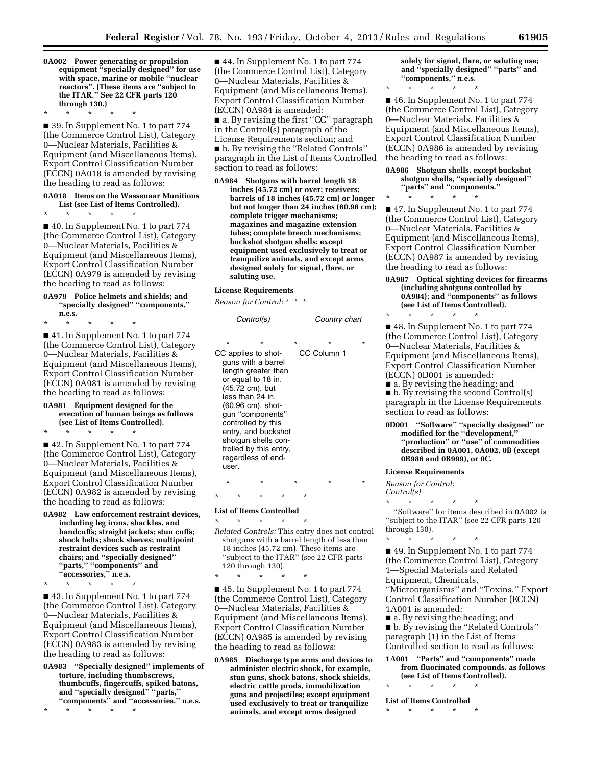**0A002 Power generating or propulsion equipment "specially designed" for use with space, marine or mobile "nuclear reactors". (These items are "subject to the ITAR." See 22 CFR parts 120 through 130.)**

\* \* \* \* \*

■ 39. In Supplement No. 1 to part 774 (the Commerce Control List), Category 0—Nuclear Materials, Facilities & Equipment (and Miscellaneous Items), Export Control Classification Number (ECCN) 0A018 is amended by revising the heading to read as follows:

**0A018 Items on the Wassenaar Munitions List (see List of Items Controlled).**

\* \* \* \* \*

■ 40. In Supplement No. 1 to part 774 (the Commerce Control List), Category 0—Nuclear Materials, Facilities & Equipment (and Miscellaneous Items), Export Control Classification Number (ECCN) 0A979 is amended by revising the heading to read as follows:

**0A979 Police helmets and shields; and "specially designed" "components," n.e.s.**

\* \* \* \* \*

■ 41. In Supplement No. 1 to part 774 (the Commerce Control List), Category 0—Nuclear Materials, Facilities & Equipment (and Miscellaneous Items), Export Control Classification Number (ECCN) 0A981 is amended by revising the heading to read as follows:

**0A981 Equipment designed for the execution of human beings as follows (see List of Items Controlled).**

\* \* \* \* \*

■ 42. In Supplement No. 1 to part 774 (the Commerce Control List), Category 0—Nuclear Materials, Facilities & Equipment (and Miscellaneous Items), Export Control Classification Number (ECCN) 0A982 is amended by revising the heading to read as follows:

**0A982 Law enforcement restraint devices, including leg irons, shackles, and handcuffs; straight jackets; stun cuffs; shock belts; shock sleeves; multipoint restraint devices such as restraint chairs; and "specially designed" "parts," "components" and "accessories," n.e.s.**

\* \* \* \* \*

■ 43. In Supplement No. 1 to part 774 (the Commerce Control List), Category 0—Nuclear Materials, Facilities & Equipment (and Miscellaneous Items), Export Control Classification Number (ECCN) 0A983 is amended by revising the heading to read as follows:

**0A983 "Specially designed" implements of torture, including thumbscrews, thumbcuffs, fingercuffs, spiked batons, and "specially designed" "parts," "components" and "accessories," n.e.s.**

\* \* \* \* \*

■ 44. In Supplement No. 1 to part 774 (the Commerce Control List), Category 0—Nuclear Materials, Facilities & Equipment (and Miscellaneous Items), Export Control Classification Number (ECCN) 0A984 is amended:

■ a. By revising the first "CC" paragraph in the Control(s) paragraph of the License Requirements section; and

■ b. By revising the "Related Controls" paragraph in the List of Items Controlled section to read as follows:

**0A984 Shotguns with barrel length 18 inches (45.72 cm) or over; receivers; barrels of 18 inches (45.72 cm) or longer but not longer than 24 inches (60.96 cm); complete trigger mechanisms; magazines and magazine extension tubes; complete breech mechanisms; buckshot shotgun shells; except equipment used exclusively to treat or tranquilize animals, and except arms designed solely for signal, flare, or saluting use.**

**License Requirements**

*Reason for Control:* \* \* \*

| Control(s) | Country chart |
|---|---|
| \* \* \* \* \* | |
| CC applies to shotguns with a barrel length greater than or equal to 18 in. (45.72 cm), but less than 24 in. (60.96 cm), shotgun "components" controlled by this entry, and buckshot shotgun shells controlled by this entry, regardless of end-user. | CC Column 1 |
| \* \* \* \* \* | |

\* \* \* \* \*

**List of Items Controlled**

\* \* \* \* \*

*Related Controls:* This entry does not control shotguns with a barrel length of less than 18 inches (45.72 cm). These items are "subject to the ITAR" (see 22 CFR parts 120 through 130).

\* \* \* \* \*

■ 45. In Supplement No. 1 to part 774 (the Commerce Control List), Category 0—Nuclear Materials, Facilities & Equipment (and Miscellaneous Items), Export Control Classification Number (ECCN) 0A985 is amended by revising the heading to read as follows:

**0A985 Discharge type arms and devices to administer electric shock, for example, stun guns, shock batons, shock shields, electric cattle prods, immobilization guns and projectiles; except equipment used exclusively to treat or tranquilize animals, and except arms designed solely for signal, flare, or saluting use; and "specially designed" "parts" and "components," n.e.s.**

\* \* \* \* \*

■ 46. In Supplement No. 1 to part 774 (the Commerce Control List), Category 0—Nuclear Materials, Facilities & Equipment (and Miscellaneous Items), Export Control Classification Number (ECCN) 0A986 is amended by revising the heading to read as follows:

**0A986 Shotgun shells, except buckshot shotgun shells, "specially designed" "parts" and "components."**

\* \* \* \* \*

■ 47. In Supplement No. 1 to part 774 (the Commerce Control List), Category 0—Nuclear Materials, Facilities & Equipment (and Miscellaneous Items), Export Control Classification Number (ECCN) 0A987 is amended by revising the heading to read as follows:

**0A987 Optical sighting devices for firearms (including shotguns controlled by 0A984); and "components" as follows (see List of Items Controlled).**

\* \* \* \* \*

■ 48. In Supplement No. 1 to part 774 (the Commerce Control List), Category 0—Nuclear Materials, Facilities & Equipment (and Miscellaneous Items), Export Control Classification Number (ECCN) 0D001 is amended:

■ a. By revising the heading; and

■ b. By revising the second Control(s) paragraph in the License Requirements section to read as follows:

**0D001 "Software" "specially designed" or modified for the "development," "production" or "use" of commodities described in 0A001, 0A002, 0B (except 0B986 and 0B999), or 0C.**

**License Requirements**

*Reason for Control:*

*Control(s)*

\* \* \* \* \*

"Software" for items described in 0A002 is "subject to the ITAR" (see 22 CFR parts 120 through 130).

\* \* \* \* \*

■ 49. In Supplement No. 1 to part 774 (the Commerce Control List), Category 1—Special Materials and Related Equipment, Chemicals, "Microorganisms" and "Toxins," Export Control Classification Number (ECCN) 1A001 is amended:

■ a. By revising the heading; and

■ b. By revising the "Related Controls" paragraph (1) in the List of Items Controlled section to read as follows:

**1A001 "Parts" and "components" made from fluorinated compounds, as follows (see List of Items Controlled).**

\* \* \* \* \*

**List of Items Controlled**

\* \* \* \* \*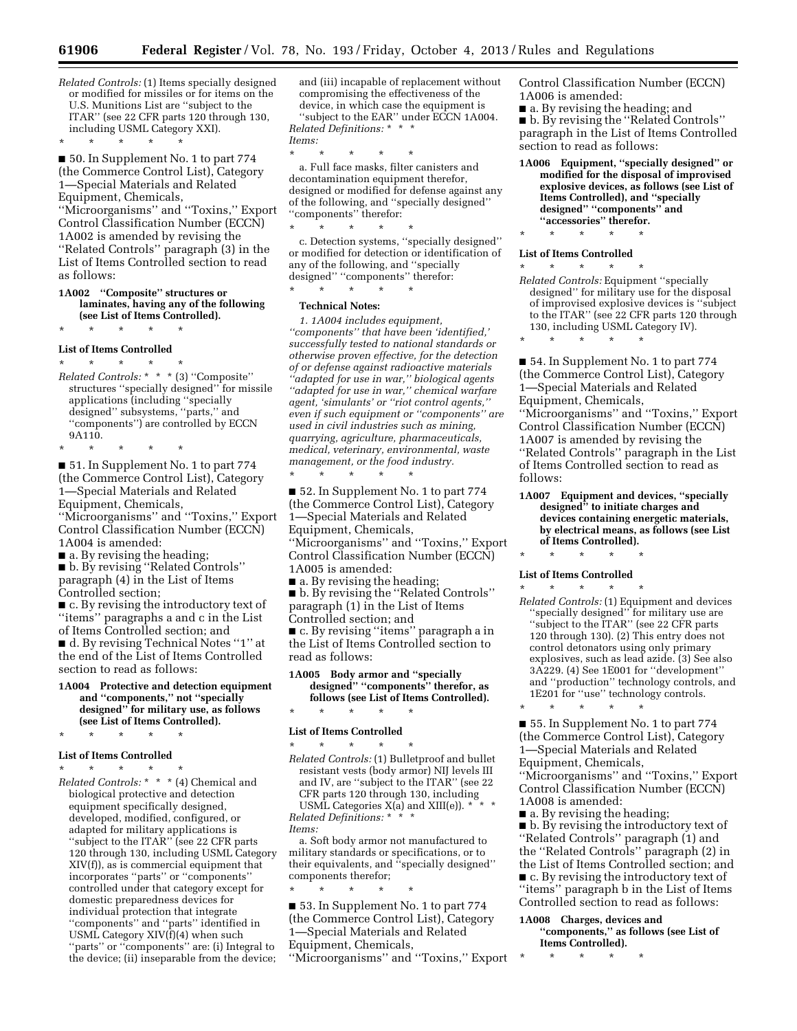*Related Controls:* (1) Items specially designed or modified for missiles or for items on the U.S. Munitions List are ''subject to the ITAR'' (see 22 CFR parts 120 through 130, including USML Category XXI).

\* \* \* \* \*

■ 50. In Supplement No. 1 to part 774 (the Commerce Control List), Category 1—Special Materials and Related Equipment, Chemicals, ''Microorganisms'' and ''Toxins,'' Export Control Classification Number (ECCN) 1A002 is amended by revising the ''Related Controls'' paragraph (3) in the List of Items Controlled section to read as follows:

**1A002 ''Composite'' structures or laminates, having any of the following (see List of Items Controlled).**

\* \* \* \* \*

**List of Items Controlled**

\* \* \* \* \*

*Related Controls:* \* \* \* (3) ''Composite'' structures ''specially designed'' for missile applications (including ''specially designed'' subsystems, ''parts,'' and ''components'') are controlled by ECCN 9A110.

\* \* \* \* \*

■ 51. In Supplement No. 1 to part 774 (the Commerce Control List), Category 1—Special Materials and Related Equipment, Chemicals, ''Microorganisms'' and ''Toxins,'' Export Control Classification Number (ECCN) 1A004 is amended:

■ a. By revising the heading;

■ b. By revising ''Related Controls'' paragraph (4) in the List of Items Controlled section;

■ c. By revising the introductory text of ''items'' paragraphs a and c in the List of Items Controlled section; and

■ d. By revising Technical Notes ''1'' at the end of the List of Items Controlled section to read as follows:

**1A004 Protective and detection equipment and ''components,'' not ''specially designed'' for military use, as follows (see List of Items Controlled).**

\* \* \* \* \*

**List of Items Controlled**

\* \* \* \* \*

*Related Controls:* \* \* \* (4) Chemical and biological protective and detection equipment specifically designed, developed, modified, configured, or adapted for military applications is ''subject to the ITAR'' (see 22 CFR parts 120 through 130, including USML Category XIV(f)), as is commercial equipment that incorporates ''parts'' or ''components'' controlled under that category except for domestic preparedness devices for individual protection that integrate ''components'' and ''parts'' identified in USML Category XIV(f)(4) when such ''parts'' or ''components'' are: (i) Integral to the device; (ii) inseparable from the device; and (iii) incapable of replacement without compromising the effectiveness of the device, in which case the equipment is ''subject to the EAR'' under ECCN 1A004.

*Related Definitions:* \* \* \*

*Items:*

\* \* \* \* \*

a. Full face masks, filter canisters and decontamination equipment therefor, designed or modified for defense against any of the following, and ''specially designed'' ''components'' therefor:

\* \* \* \* \*

c. Detection systems, ''specially designed'' or modified for detection or identification of any of the following, and ''specially designed'' ''components'' therefor:

\* \* \* \* \*

**Technical Notes:**

*1. 1A004 includes equipment, ''components'' that have been 'identified,' successfully tested to national standards or otherwise proven effective, for the detection of or defense against radioactive materials ''adapted for use in war,'' biological agents ''adapted for use in war,'' chemical warfare agent, 'simulants' or ''riot control agents,'' even if such equipment or ''components'' are used in civil industries such as mining, quarrying, agriculture, pharmaceuticals, medical, veterinary, environmental, waste management, or the food industry.*

\* \* \* \* \*

■ 52. In Supplement No. 1 to part 774 (the Commerce Control List), Category 1—Special Materials and Related Equipment, Chemicals, ''Microorganisms'' and ''Toxins,'' Export Control Classification Number (ECCN) 1A005 is amended:

■ a. By revising the heading;

■ b. By revising the ''Related Controls'' paragraph (1) in the List of Items Controlled section; and

■ c. By revising ''items'' paragraph a in the List of Items Controlled section to read as follows:

**1A005 Body armor and ''specially designed'' ''components'' therefor, as follows (see List of Items Controlled).**

\* \* \* \* \*

**List of Items Controlled**

\* \* \* \* \*

*Related Controls:* (1) Bulletproof and bullet resistant vests (body armor) NIJ levels III and IV, are ''subject to the ITAR'' (see 22 CFR parts 120 through 130, including USML Categories X(a) and XIII(e)). \* \* \*

*Related Definitions:* \* \* \*

*Items:*

a. Soft body armor not manufactured to military standards or specifications, or to their equivalents, and ''specially designed'' components therefor;

\* \* \* \* \*

■ 53. In Supplement No. 1 to part 774 (the Commerce Control List), Category 1—Special Materials and Related Equipment, Chemicals, ''Microorganisms'' and ''Toxins,'' Export Control Classification Number (ECCN) 1A006 is amended:

■ a. By revising the heading; and

■ b. By revising the ''Related Controls'' paragraph in the List of Items Controlled section to read as follows:

**1A006 Equipment, ''specially designed'' or modified for the disposal of improvised explosive devices, as follows (see List of Items Controlled), and ''specially designed'' ''components'' and ''accessories'' therefor.**

\* \* \* \* \*

**List of Items Controlled**

\* \* \* \* \*

*Related Controls:* Equipment ''specially designed'' for military use for the disposal of improvised explosive devices is ''subject to the ITAR'' (see 22 CFR parts 120 through 130, including USML Category IV).

\* \* \* \* \*

■ 54. In Supplement No. 1 to part 774 (the Commerce Control List), Category 1—Special Materials and Related Equipment, Chemicals, ''Microorganisms'' and ''Toxins,'' Export Control Classification Number (ECCN) 1A007 is amended by revising the ''Related Controls'' paragraph in the List of Items Controlled section to read as follows:

**1A007 Equipment and devices, ''specially designed'' to initiate charges and devices containing energetic materials, by electrical means, as follows (see List of Items Controlled).**

\* \* \* \* \*

**List of Items Controlled**

\* \* \* \* \*

*Related Controls:* (1) Equipment and devices ''specially designed'' for military use are ''subject to the ITAR'' (see 22 CFR parts 120 through 130). (2) This entry does not control detonators using only primary explosives, such as lead azide. (3) See also 3A229. (4) See 1E001 for ''development'' and ''production'' technology controls, and 1E201 for ''use'' technology controls.

\* \* \* \* \*

■ 55. In Supplement No. 1 to part 774 (the Commerce Control List), Category 1—Special Materials and Related Equipment, Chemicals, ''Microorganisms'' and ''Toxins,'' Export Control Classification Number (ECCN) 1A008 is amended:

■ a. By revising the heading;

■ b. By revising the introductory text of ''Related Controls'' paragraph (1) and the ''Related Controls'' paragraph (2) in the List of Items Controlled section; and

■ c. By revising the introductory text of ''items'' paragraph b in the List of Items Controlled section to read as follows:

**1A008 Charges, devices and ''components,'' as follows (see List of Items Controlled).**

\* \* \* \* \*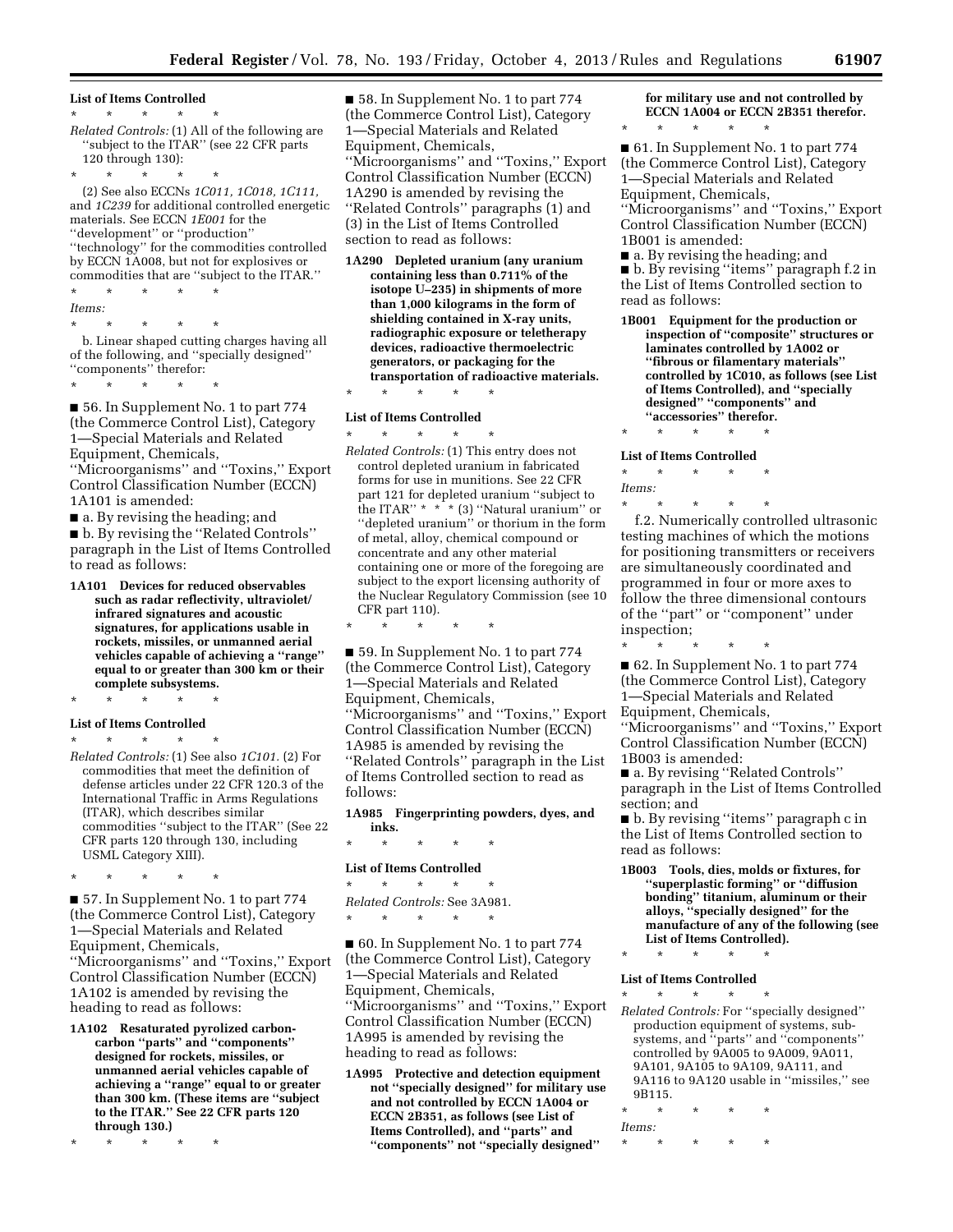**List of Items Controlled**

\* \* \* \* \*

*Related Controls:* (1) All of the following are ''subject to the ITAR'' (see 22 CFR parts 120 through 130):

\* \* \* \* \*

(2) See also ECCNs *1C011, 1C018, 1C111,* and *1C239* for additional controlled energetic materials. See ECCN *1E001* for the ''development'' or ''production'' ''technology'' for the commodities controlled by ECCN 1A008, but not for explosives or commodities that are ''subject to the ITAR.''

\* \* \* \* \*

*Items:*

\* \* \* \* \*

b. Linear shaped cutting charges having all of the following, and ''specially designed'' ''components'' therefor:

\* \* \* \* \*

■ 56. In Supplement No. 1 to part 774 (the Commerce Control List), Category 1—Special Materials and Related Equipment, Chemicals, ''Microorganisms'' and ''Toxins,'' Export Control Classification Number (ECCN) 1A101 is amended:

■ a. By revising the heading; and

■ b. By revising the ''Related Controls'' paragraph in the List of Items Controlled to read as follows:

**1A101 Devices for reduced observables such as radar reflectivity, ultraviolet/infrared signatures and acoustic signatures, for applications usable in rockets, missiles, or unmanned aerial vehicles capable of achieving a ''range'' equal to or greater than 300 km or their complete subsystems.**

\* \* \* \* \*

**List of Items Controlled**

\* \* \* \* \*

*Related Controls:* (1) See also *1C101.* (2) For commodities that meet the definition of defense articles under 22 CFR 120.3 of the International Traffic in Arms Regulations (ITAR), which describes similar commodities ''subject to the ITAR'' (See 22 CFR parts 120 through 130, including USML Category XIII).

\* \* \* \* \*

■ 57. In Supplement No. 1 to part 774 (the Commerce Control List), Category 1—Special Materials and Related Equipment, Chemicals, ''Microorganisms'' and ''Toxins,'' Export Control Classification Number (ECCN) 1A102 is amended by revising the heading to read as follows:

**1A102 Resaturated pyrolized carbon-carbon ''parts'' and ''components'' designed for rockets, missiles, or unmanned aerial vehicles capable of achieving a ''range'' equal to or greater than 300 km. (These items are ''subject to the ITAR.'' See 22 CFR parts 120 through 130.)**

\* \* \* \* \*

■ 58. In Supplement No. 1 to part 774 (the Commerce Control List), Category 1—Special Materials and Related Equipment, Chemicals, ''Microorganisms'' and ''Toxins,'' Export Control Classification Number (ECCN) 1A290 is amended by revising the ''Related Controls'' paragraphs (1) and (3) in the List of Items Controlled section to read as follows:

**1A290 Depleted uranium (any uranium containing less than 0.711% of the isotope U–235) in shipments of more than 1,000 kilograms in the form of shielding contained in X-ray units, radiographic exposure or teletherapy devices, radioactive thermoelectric generators, or packaging for the transportation of radioactive materials.**

\* \* \* \* \*

**List of Items Controlled**

\* \* \* \* \*

*Related Controls:* (1) This entry does not control depleted uranium in fabricated forms for use in munitions. See 22 CFR part 121 for depleted uranium ''subject to the ITAR'' \* \* \* (3) ''Natural uranium'' or ''depleted uranium'' or thorium in the form of metal, alloy, chemical compound or concentrate and any other material containing one or more of the foregoing are subject to the export licensing authority of the Nuclear Regulatory Commission (see 10 CFR part 110).

\* \* \* \* \*

■ 59. In Supplement No. 1 to part 774 (the Commerce Control List), Category 1—Special Materials and Related Equipment, Chemicals, ''Microorganisms'' and ''Toxins,'' Export Control Classification Number (ECCN) 1A985 is amended by revising the ''Related Controls'' paragraph in the List of Items Controlled section to read as follows:

**1A985 Fingerprinting powders, dyes, and inks.**

\* \* \* \* \*

**List of Items Controlled**

\* \* \* \* \*

*Related Controls:* See 3A981.

\* \* \* \* \*

■ 60. In Supplement No. 1 to part 774 (the Commerce Control List), Category 1—Special Materials and Related Equipment, Chemicals, ''Microorganisms'' and ''Toxins,'' Export Control Classification Number (ECCN) 1A995 is amended by revising the heading to read as follows:

**1A995 Protective and detection equipment not ''specially designed'' for military use and not controlled by ECCN 1A004 or ECCN 2B351, as follows (see List of Items Controlled), and ''parts'' and ''components'' not ''specially designed'' for military use and not controlled by ECCN 1A004 or ECCN 2B351 therefor.**

\* \* \* \* \*

■ 61. In Supplement No. 1 to part 774 (the Commerce Control List), Category 1—Special Materials and Related Equipment, Chemicals, ''Microorganisms'' and ''Toxins,'' Export Control Classification Number (ECCN) 1B001 is amended:

■ a. By revising the heading; and

■ b. By revising ''items'' paragraph f.2 in the List of Items Controlled section to read as follows:

**1B001 Equipment for the production or inspection of ''composite'' structures or laminates controlled by 1A002 or ''fibrous or filamentary materials'' controlled by 1C010, as follows (see List of Items Controlled), and ''specially designed'' ''components'' and ''accessories'' therefor.**

\* \* \* \* \*

**List of Items Controlled**

\* \* \* \* \*

*Items:*

\* \* \* \* \*

f.2. Numerically controlled ultrasonic testing machines of which the motions for positioning transmitters or receivers are simultaneously coordinated and programmed in four or more axes to follow the three dimensional contours of the ''part'' or ''component'' under inspection;

\* \* \* \* \*

■ 62. In Supplement No. 1 to part 774 (the Commerce Control List), Category 1—Special Materials and Related Equipment, Chemicals, ''Microorganisms'' and ''Toxins,'' Export Control Classification Number (ECCN) 1B003 is amended:

■ a. By revising ''Related Controls'' paragraph in the List of Items Controlled section; and

■ b. By revising ''items'' paragraph c in the List of Items Controlled section to read as follows:

**1B003 Tools, dies, molds or fixtures, for ''superplastic forming'' or ''diffusion bonding'' titanium, aluminum or their alloys, ''specially designed'' for the manufacture of any of the following (see List of Items Controlled).**

\* \* \* \* \*

**List of Items Controlled**

\* \* \* \* \*

*Related Controls:* For ''specially designed'' production equipment of systems, sub-systems, and ''parts'' and ''components'' controlled by 9A005 to 9A009, 9A011, 9A101, 9A105 to 9A109, 9A111, and 9A116 to 9A120 usable in ''missiles,'' see 9B115.

\* \* \* \* \*

*Items:*

\* \* \* \* \*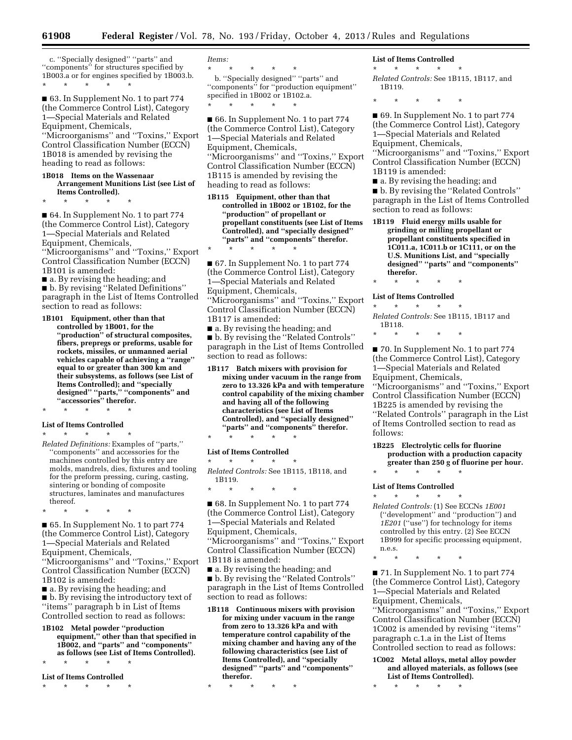c. ''Specially designed'' ''parts'' and ''components'' for structures specified by 1B003.a or for engines specified by 1B003.b.

\* \* \* \* \*

■ 63. In Supplement No. 1 to part 774 (the Commerce Control List), Category 1—Special Materials and Related Equipment, Chemicals, ''Microorganisms'' and ''Toxins,'' Export Control Classification Number (ECCN) 1B018 is amended by revising the heading to read as follows:

**1B018 Items on the Wassenaar Arrangement Munitions List (see List of Items Controlled).**

\* \* \* \* \*

■ 64. In Supplement No. 1 to part 774 (the Commerce Control List), Category 1—Special Materials and Related Equipment, Chemicals, ''Microorganisms'' and ''Toxins,'' Export Control Classification Number (ECCN) 1B101 is amended:

■ a. By revising the heading; and

■ b. By revising ''Related Definitions'' paragraph in the List of Items Controlled section to read as follows:

**1B101 Equipment, other than that controlled by 1B001, for the ''production'' of structural composites, fibers, prepregs or preforms, usable for rockets, missiles, or unmanned aerial vehicles capable of achieving a ''range'' equal to or greater than 300 km and their subsystems, as follows (see List of Items Controlled); and ''specially designed'' ''parts,'' ''components'' and ''accessories'' therefor.**

\* \* \* \* \*

**List of Items Controlled**

\* \* \* \* \*

*Related Definitions:* Examples of ''parts,'' ''components'' and accessories for the machines controlled by this entry are molds, mandrels, dies, fixtures and tooling for the preform pressing, curing, casting, sintering or bonding of composite structures, laminates and manufactures thereof.

\* \* \* \* \*

■ 65. In Supplement No. 1 to part 774 (the Commerce Control List), Category 1—Special Materials and Related Equipment, Chemicals, ''Microorganisms'' and ''Toxins,'' Export Control Classification Number (ECCN) 1B102 is amended:

■ a. By revising the heading; and

■ b. By revising the introductory text of ''items'' paragraph b in List of Items Controlled section to read as follows:

**1B102 Metal powder ''production equipment,'' other than that specified in 1B002, and ''parts'' and ''components'' as follows (see List of Items Controlled).**

\* \* \* \* \*

**List of Items Controlled**

\* \* \* \* \*

*Items:*

\* \* \* \* \*

b. ''Specially designed'' ''parts'' and ''components'' for ''production equipment'' specified in 1B002 or 1B102.a.

\* \* \* \* \*

■ 66. In Supplement No. 1 to part 774 (the Commerce Control List), Category 1—Special Materials and Related Equipment, Chemicals, ''Microorganisms'' and ''Toxins,'' Export Control Classification Number (ECCN) 1B115 is amended by revising the heading to read as follows:

**1B115 Equipment, other than that controlled in 1B002 or 1B102, for the ''production'' of propellant or propellant constituents (see List of Items Controlled), and ''specially designed'' ''parts'' and ''components'' therefor.**

\* \* \* \* \*

■ 67. In Supplement No. 1 to part 774 (the Commerce Control List), Category 1—Special Materials and Related Equipment, Chemicals, ''Microorganisms'' and ''Toxins,'' Export Control Classification Number (ECCN) 1B117 is amended:

■ a. By revising the heading; and

■ b. By revising the ''Related Controls'' paragraph in the List of Items Controlled section to read as follows:

**1B117 Batch mixers with provision for mixing under vacuum in the range from zero to 13.326 kPa and with temperature control capability of the mixing chamber and having all of the following characteristics (see List of Items Controlled), and ''specially designed'' ''parts'' and ''components'' therefor.**

\* \* \* \* \*

**List of Items Controlled**

\* \* \* \* \*

*Related Controls:* See 1B115, 1B118, and 1B119.

\* \* \* \* \*

■ 68. In Supplement No. 1 to part 774 (the Commerce Control List), Category 1—Special Materials and Related Equipment, Chemicals, ''Microorganisms'' and ''Toxins,'' Export Control Classification Number (ECCN) 1B118 is amended:

■ a. By revising the heading; and

■ b. By revising the ''Related Controls'' paragraph in the List of Items Controlled section to read as follows:

**1B118 Continuous mixers with provision for mixing under vacuum in the range from zero to 13.326 kPa and with temperature control capability of the mixing chamber and having any of the following characteristics (see List of Items Controlled), and ''specially designed'' ''parts'' and ''components'' therefor.**

\* \* \* \* \*

**List of Items Controlled**

\* \* \* \* \*

*Related Controls:* See 1B115, 1B117, and 1B119.

\* \* \* \* \*

■ 69. In Supplement No. 1 to part 774 (the Commerce Control List), Category 1—Special Materials and Related Equipment, Chemicals, ''Microorganisms'' and ''Toxins,'' Export Control Classification Number (ECCN) 1B119 is amended:

■ a. By revising the heading; and

■ b. By revising the ''Related Controls'' paragraph in the List of Items Controlled section to read as follows:

**1B119 Fluid energy mills usable for grinding or milling propellant or propellant constituents specified in 1C011.a, 1C011.b or 1C111, or on the U.S. Munitions List, and ''specially designed'' ''parts'' and ''components'' therefor.**

\* \* \* \* \*

**List of Items Controlled**

\* \* \* \* \*

*Related Controls:* See 1B115, 1B117 and 1B118.

\* \* \* \* \*

■ 70. In Supplement No. 1 to part 774 (the Commerce Control List), Category 1—Special Materials and Related Equipment, Chemicals, ''Microorganisms'' and ''Toxins,'' Export Control Classification Number (ECCN) 1B225 is amended by revising the ''Related Controls'' paragraph in the List of Items Controlled section to read as follows:

**1B225 Electrolytic cells for fluorine production with a production capacity greater than 250 g of fluorine per hour.**

\* \* \* \* \*

**List of Items Controlled**

\* \* \* \* \*

*Related Controls:* (1) See ECCNs *1E001* (''development'' and ''production'') and *1E201* (''use'') for technology for items controlled by this entry. (2) See ECCN 1B999 for specific processing equipment, n.e.s.

\* \* \* \* \*

■ 71. In Supplement No. 1 to part 774 (the Commerce Control List), Category 1—Special Materials and Related Equipment, Chemicals, ''Microorganisms'' and ''Toxins,'' Export Control Classification Number (ECCN) 1C002 is amended by revising ''items'' paragraph c.1.a in the List of Items Controlled section to read as follows:

**1C002 Metal alloys, metal alloy powder and alloyed materials, as follows (see List of Items Controlled).**

\* \* \* \* \*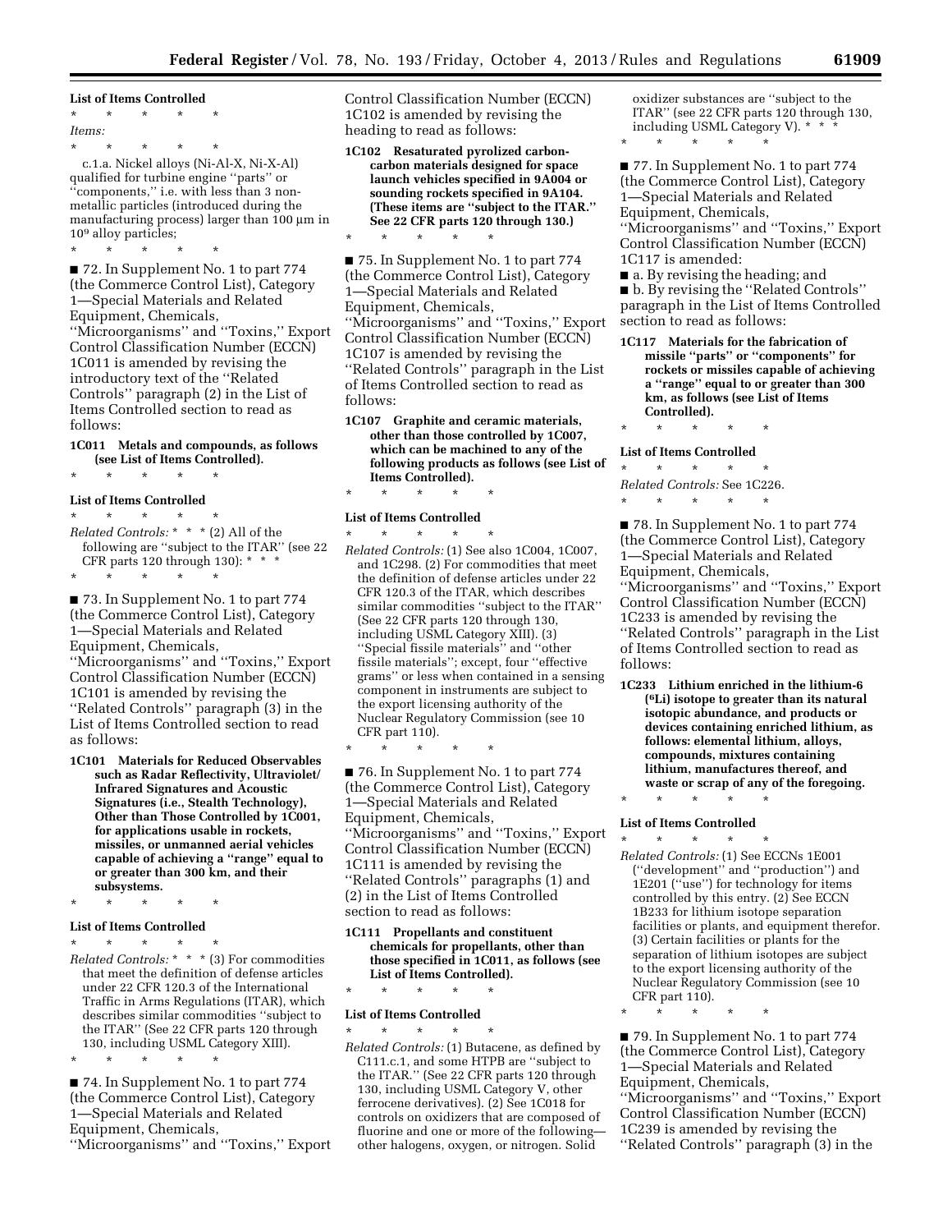**List of Items Controlled**

\* \* \* \* \*

*Items:*

\* \* \* \* \*

c.1.a. Nickel alloys (Ni-Al-X, Ni-X-Al) qualified for turbine engine ''parts'' or ''components,'' i.e. with less than 3 non-metallic particles (introduced during the manufacturing process) larger than 100 μm in $10^9$ alloy particles;

\* \* \* \* \*

■ 72. In Supplement No. 1 to part 774 (the Commerce Control List), Category 1—Special Materials and Related Equipment, Chemicals, ''Microorganisms'' and ''Toxins,'' Export Control Classification Number (ECCN) 1C011 is amended by revising the introductory text of the ''Related Controls'' paragraph (2) in the List of Items Controlled section to read as follows:

**1C011 Metals and compounds, as follows (see List of Items Controlled).**

\* \* \* \* \*

**List of Items Controlled**

\* \* \* \* \*

*Related Controls:* \* \* \* (2) All of the following are ''subject to the ITAR'' (see 22 CFR parts 120 through 130): \* \* \*

\* \* \* \* \*

■ 73. In Supplement No. 1 to part 774 (the Commerce Control List), Category 1—Special Materials and Related Equipment, Chemicals, ''Microorganisms'' and ''Toxins,'' Export Control Classification Number (ECCN) 1C101 is amended by revising the ''Related Controls'' paragraph (3) in the List of Items Controlled section to read as follows:

**1C101 Materials for Reduced Observables such as Radar Reflectivity, Ultraviolet/Infrared Signatures and Acoustic Signatures (i.e., Stealth Technology), Other than Those Controlled by 1C001, for applications usable in rockets, missiles, or unmanned aerial vehicles capable of achieving a ''range'' equal to or greater than 300 km, and their subsystems.**

\* \* \* \* \*

**List of Items Controlled**

\* \* \* \* \*

*Related Controls:* \* \* \* (3) For commodities that meet the definition of defense articles under 22 CFR 120.3 of the International Traffic in Arms Regulations (ITAR), which describes similar commodities ''subject to the ITAR'' (See 22 CFR parts 120 through 130, including USML Category XIII).

\* \* \* \* \*

■ 74. In Supplement No. 1 to part 774 (the Commerce Control List), Category 1—Special Materials and Related Equipment, Chemicals, ''Microorganisms'' and ''Toxins,'' Export Control Classification Number (ECCN) 1C102 is amended by revising the heading to read as follows:

**1C102 Resaturated pyrolized carbon-carbon materials designed for space launch vehicles specified in 9A004 or sounding rockets specified in 9A104. (These items are ''subject to the ITAR.'' See 22 CFR parts 120 through 130.)**

\* \* \* \* \*

■ 75. In Supplement No. 1 to part 774 (the Commerce Control List), Category 1—Special Materials and Related Equipment, Chemicals, ''Microorganisms'' and ''Toxins,'' Export Control Classification Number (ECCN) 1C107 is amended by revising the ''Related Controls'' paragraph in the List of Items Controlled section to read as follows:

**1C107 Graphite and ceramic materials, other than those controlled by 1C007, which can be machined to any of the following products as follows (see List of Items Controlled).**

\* \* \* \* \*

**List of Items Controlled**

\* \* \* \* \*

*Related Controls:* (1) See also 1C004, 1C007, and 1C298. (2) For commodities that meet the definition of defense articles under 22 CFR 120.3 of the ITAR, which describes similar commodities ''subject to the ITAR'' (See 22 CFR parts 120 through 130, including USML Category XIII). (3) ''Special fissile materials'' and ''other fissile materials''; except, four ''effective grams'' or less when contained in a sensing component in instruments are subject to the export licensing authority of the Nuclear Regulatory Commission (see 10 CFR part 110).

\* \* \* \* \*

■ 76. In Supplement No. 1 to part 774 (the Commerce Control List), Category 1—Special Materials and Related Equipment, Chemicals, ''Microorganisms'' and ''Toxins,'' Export Control Classification Number (ECCN) 1C111 is amended by revising the ''Related Controls'' paragraphs (1) and (2) in the List of Items Controlled section to read as follows:

**1C111 Propellants and constituent chemicals for propellants, other than those specified in 1C011, as follows (see List of Items Controlled).**

\* \* \* \* \*

**List of Items Controlled**

\* \* \* \* \*

*Related Controls:* (1) Butacene, as defined by C111.c.1, and some HTPB are ''subject to the ITAR.'' (See 22 CFR parts 120 through 130, including USML Category V, other ferrocene derivatives). (2) See 1C018 for controls on oxidizers that are composed of fluorine and one or more of the following—other halogens, oxygen, or nitrogen. Solid oxidizer substances are ''subject to the ITAR'' (see 22 CFR parts 120 through 130, including USML Category V). \* \* \*

\* \* \* \* \*

■ 77. In Supplement No. 1 to part 774 (the Commerce Control List), Category 1—Special Materials and Related Equipment, Chemicals, ''Microorganisms'' and ''Toxins,'' Export Control Classification Number (ECCN) 1C117 is amended:

■ a. By revising the heading; and

■ b. By revising the ''Related Controls'' paragraph in the List of Items Controlled section to read as follows:

**1C117 Materials for the fabrication of missile ''parts'' or ''components'' for rockets or missiles capable of achieving a ''range'' equal to or greater than 300 km, as follows (see List of Items Controlled).**

\* \* \* \* \*

**List of Items Controlled**

\* \* \* \* \*

*Related Controls:* See 1C226.

\* \* \* \* \*

■ 78. In Supplement No. 1 to part 774 (the Commerce Control List), Category 1—Special Materials and Related Equipment, Chemicals, ''Microorganisms'' and ''Toxins,'' Export Control Classification Number (ECCN) 1C233 is amended by revising the ''Related Controls'' paragraph in the List of Items Controlled section to read as follows:

**1C233 Lithium enriched in the lithium-6 ($^6Li$) isotope to greater than its natural isotopic abundance, and products or devices containing enriched lithium, as follows: elemental lithium, alloys, compounds, mixtures containing lithium, manufactures thereof, and waste or scrap of any of the foregoing.**

\* \* \* \* \*

**List of Items Controlled**

\* \* \* \* \*

*Related Controls:* (1) See ECCNs 1E001 (''development'' and ''production'') and 1E201 (''use'') for technology for items controlled by this entry. (2) See ECCN 1B233 for lithium isotope separation facilities or plants, and equipment therefor. (3) Certain facilities or plants for the separation of lithium isotopes are subject to the export licensing authority of the Nuclear Regulatory Commission (see 10 CFR part 110).

\* \* \* \* \*

■ 79. In Supplement No. 1 to part 774 (the Commerce Control List), Category 1—Special Materials and Related Equipment, Chemicals, ''Microorganisms'' and ''Toxins,'' Export Control Classification Number (ECCN) 1C239 is amended by revising the ''Related Controls'' paragraph (3) in the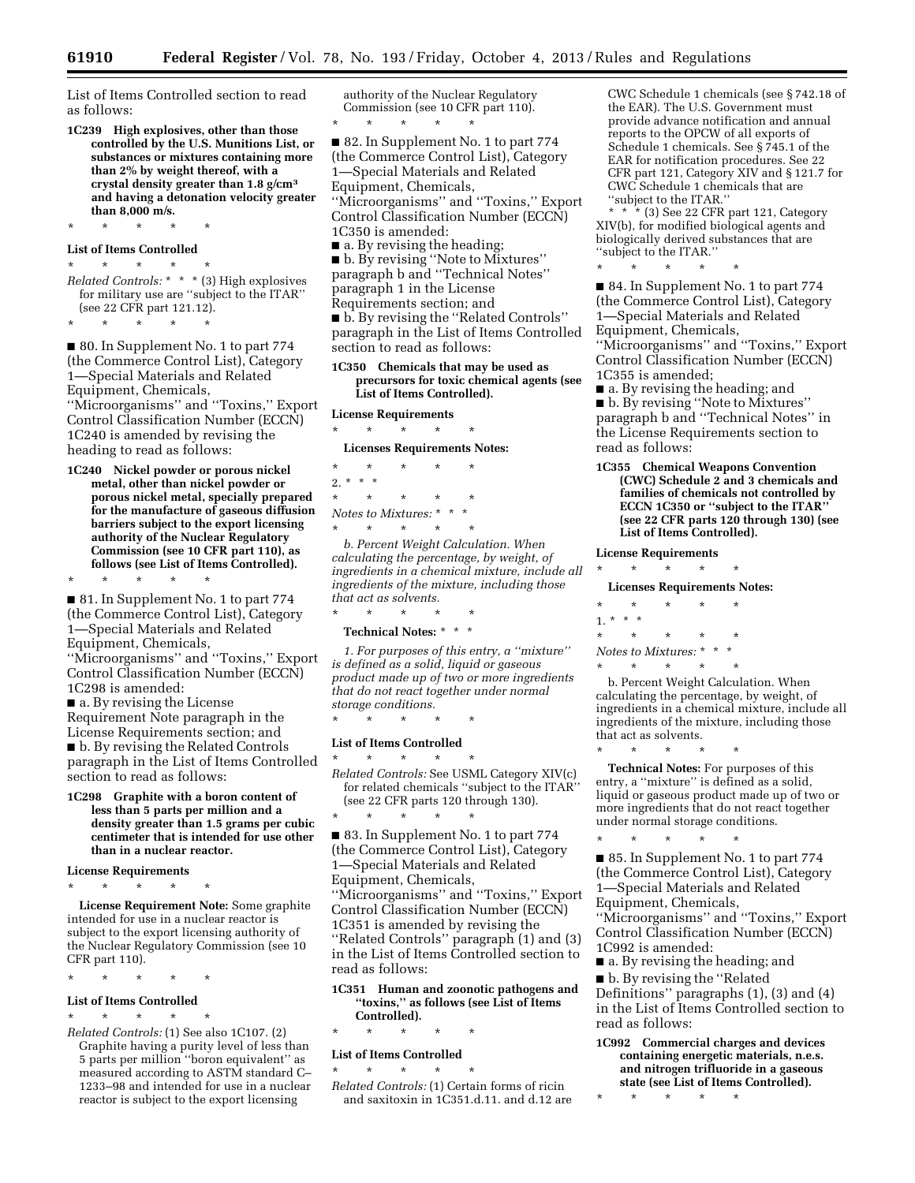List of Items Controlled section to read as follows:

**1C239 High explosives, other than those controlled by the U.S. Munitions List, or substances or mixtures containing more than 2% by weight thereof, with a crystal density greater than 1.8 g/cm³ and having a detonation velocity greater than 8,000 m/s.**

\* \* \* \* \*

**List of Items Controlled**

\* \* \* \* \*

*Related Controls:* \* \* \* (3) High explosives for military use are ''subject to the ITAR'' (see 22 CFR part 121.12).

\* \* \* \* \*

■ 80. In Supplement No. 1 to part 774 (the Commerce Control List), Category 1—Special Materials and Related Equipment, Chemicals, ''Microorganisms'' and ''Toxins,'' Export Control Classification Number (ECCN) 1C240 is amended by revising the heading to read as follows:

**1C240 Nickel powder or porous nickel metal, other than nickel powder or porous nickel metal, specially prepared for the manufacture of gaseous diffusion barriers subject to the export licensing authority of the Nuclear Regulatory Commission (see 10 CFR part 110), as follows (see List of Items Controlled).**

\* \* \* \* \*

■ 81. In Supplement No. 1 to part 774 (the Commerce Control List), Category 1—Special Materials and Related Equipment, Chemicals, ''Microorganisms'' and ''Toxins,'' Export Control Classification Number (ECCN) 1C298 is amended:

■ a. By revising the License Requirement Note paragraph in the License Requirements section; and

■ b. By revising the Related Controls paragraph in the List of Items Controlled section to read as follows:

**1C298 Graphite with a boron content of less than 5 parts per million and a density greater than 1.5 grams per cubic centimeter that is intended for use other than in a nuclear reactor.**

**License Requirements**

\* \* \* \* \*

**License Requirement Note:** Some graphite intended for use in a nuclear reactor is subject to the export licensing authority of the Nuclear Regulatory Commission (see 10 CFR part 110).

\* \* \* \* \*

**List of Items Controlled**

\* \* \* \* \*

*Related Controls:* (1) See also 1C107. (2) Graphite having a purity level of less than 5 parts per million ''boron equivalent'' as measured according to ASTM standard C–1233–98 and intended for use in a nuclear reactor is subject to the export licensing authority of the Nuclear Regulatory Commission (see 10 CFR part 110).

\* \* \* \* \*

■ 82. In Supplement No. 1 to part 774 (the Commerce Control List), Category 1—Special Materials and Related Equipment, Chemicals, ''Microorganisms'' and ''Toxins,'' Export Control Classification Number (ECCN) 1C350 is amended:

■ a. By revising the heading;

■ b. By revising ''Note to Mixtures'' paragraph b and ''Technical Notes'' paragraph 1 in the License Requirements section; and

■ b. By revising the ''Related Controls'' paragraph in the List of Items Controlled section to read as follows:

**1C350 Chemicals that may be used as precursors for toxic chemical agents (see List of Items Controlled).**

**License Requirements**

\* \* \* \* \*

**Licenses Requirements Notes:**

\* \* \* \* \*

2. \* \* \*

\* \* \* \* \*

*Notes to Mixtures:* \* \* \*

\* \* \* \* \*

*b. Percent Weight Calculation. When calculating the percentage, by weight, of ingredients in a chemical mixture, include all ingredients of the mixture, including those that act as solvents.*

\* \* \* \* \*

**Technical Notes:** \* \* \*

*1. For purposes of this entry, a ''mixture'' is defined as a solid, liquid or gaseous product made up of two or more ingredients that do not react together under normal storage conditions.*

\* \* \* \* \*

**List of Items Controlled**

\* \* \* \* \*

*Related Controls:* See USML Category XIV(c) for related chemicals ''subject to the ITAR'' (see 22 CFR parts 120 through 130).

\* \* \* \* \*

■ 83. In Supplement No. 1 to part 774 (the Commerce Control List), Category 1—Special Materials and Related Equipment, Chemicals, ''Microorganisms'' and ''Toxins,'' Export Control Classification Number (ECCN) 1C351 is amended by revising the ''Related Controls'' paragraph (1) and (3) in the List of Items Controlled section to read as follows:

**1C351 Human and zoonotic pathogens and ''toxins,'' as follows (see List of Items Controlled).**

\* \* \* \* \*

**List of Items Controlled**

\* \* \* \* \*

*Related Controls:* (1) Certain forms of ricin and saxitoxin in 1C351.d.11. and d.12 are CWC Schedule 1 chemicals (see § 742.18 of the EAR). The U.S. Government must provide advance notification and annual reports to the OPCW of all exports of Schedule 1 chemicals. See § 745.1 of the EAR for notification procedures. See 22 CFR part 121, Category XIV and § 121.7 for CWC Schedule 1 chemicals that are ''subject to the ITAR.''

\* \* \* (3) See 22 CFR part 121, Category XIV(b), for modified biological agents and biologically derived substances that are ''subject to the ITAR.''

\* \* \* \* \*

■ 84. In Supplement No. 1 to part 774 (the Commerce Control List), Category 1—Special Materials and Related Equipment, Chemicals, ''Microorganisms'' and ''Toxins,'' Export Control Classification Number (ECCN) 1C355 is amended;

■ a. By revising the heading; and

■ b. By revising ''Note to Mixtures'' paragraph b and ''Technical Notes'' in the License Requirements section to read as follows:

**1C355 Chemical Weapons Convention (CWC) Schedule 2 and 3 chemicals and families of chemicals not controlled by ECCN 1C350 or ''subject to the ITAR'' (see 22 CFR parts 120 through 130) (see List of Items Controlled).**

**License Requirements**

\* \* \* \* \*

**Licenses Requirements Notes:**

\* \* \* \* \*

1. \* \* \*

\* \* \* \* \*

*Notes to Mixtures:* \* \* \*

\* \* \* \* \*

b. Percent Weight Calculation. When calculating the percentage, by weight, of ingredients in a chemical mixture, include all ingredients of the mixture, including those that act as solvents.

\* \* \* \* \*

**Technical Notes:** For purposes of this entry, a ''mixture'' is defined as a solid, liquid or gaseous product made up of two or more ingredients that do not react together under normal storage conditions.

\* \* \* \* \*

■ 85. In Supplement No. 1 to part 774 (the Commerce Control List), Category 1—Special Materials and Related Equipment, Chemicals, ''Microorganisms'' and ''Toxins,'' Export Control Classification Number (ECCN) 1C992 is amended:

■ a. By revising the heading; and

■ b. By revising the ''Related Definitions'' paragraphs (1), (3) and (4) in the List of Items Controlled section to read as follows:

**1C992 Commercial charges and devices containing energetic materials, n.e.s. and nitrogen trifluoride in a gaseous state (see List of Items Controlled).**

\* \* \* \* \*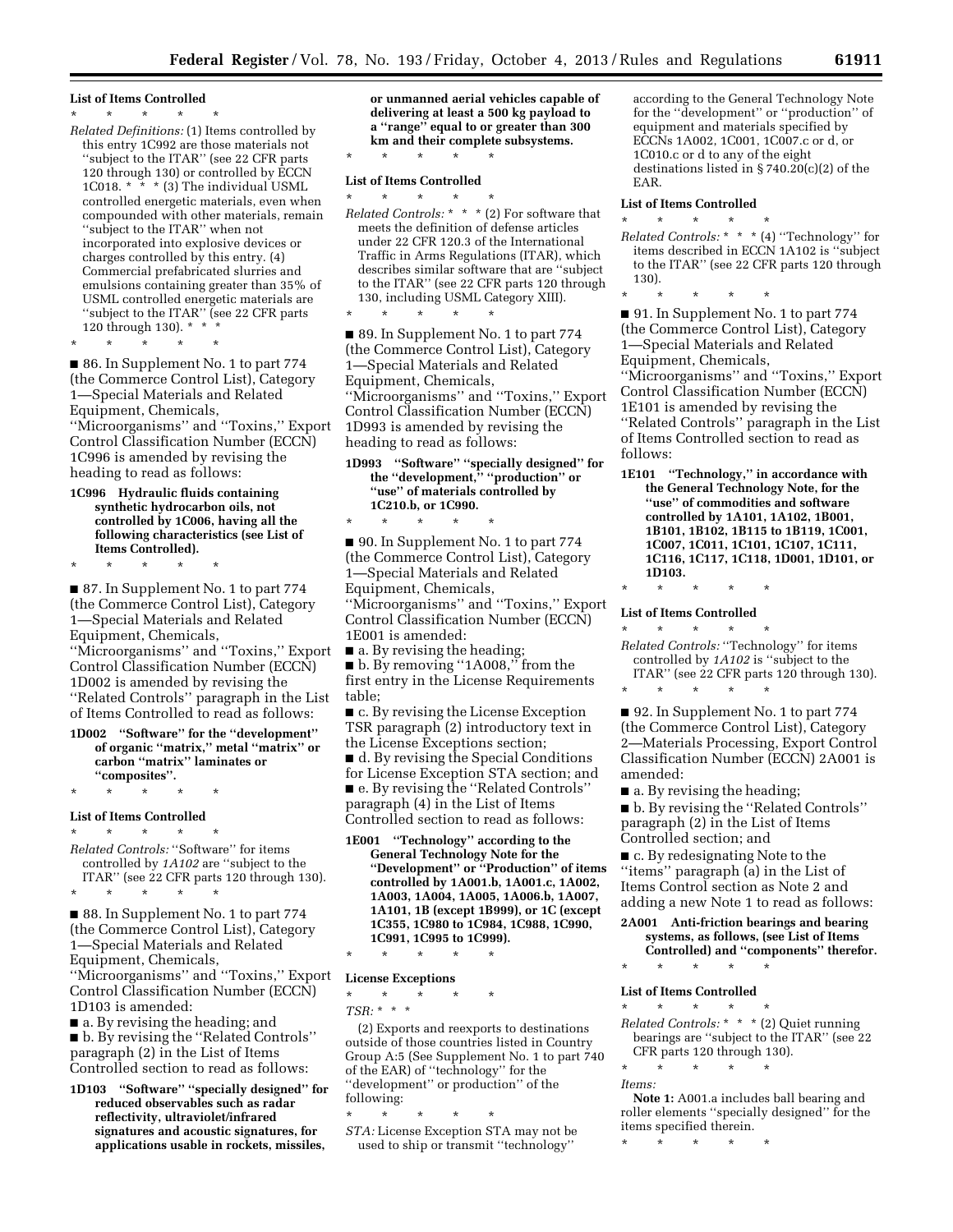**List of Items Controlled**

* * * * *

*Related Definitions:* (1) Items controlled by this entry 1C992 are those materials not ''subject to the ITAR'' (see 22 CFR parts 120 through 130) or controlled by ECCN 1C018. * * * (3) The individual USML controlled energetic materials, even when compounded with other materials, remain ''subject to the ITAR'' when not incorporated into explosive devices or charges controlled by this entry. (4) Commercial prefabricated slurries and emulsions containing greater than 35% of USML controlled energetic materials are ''subject to the ITAR'' (see 22 CFR parts 120 through 130). * * *

* * * * *

■ 86. In Supplement No. 1 to part 774 (the Commerce Control List), Category 1—Special Materials and Related Equipment, Chemicals, ''Microorganisms'' and ''Toxins,'' Export Control Classification Number (ECCN) 1C996 is amended by revising the heading to read as follows:

**1C996 Hydraulic fluids containing synthetic hydrocarbon oils, not controlled by 1C006, having all the following characteristics (see List of Items Controlled).**

* * * * *

■ 87. In Supplement No. 1 to part 774 (the Commerce Control List), Category 1—Special Materials and Related Equipment, Chemicals, ''Microorganisms'' and ''Toxins,'' Export Control Classification Number (ECCN) 1D002 is amended by revising the ''Related Controls'' paragraph in the List of Items Controlled to read as follows:

**1D002 ''Software'' for the ''development'' of organic ''matrix,'' metal ''matrix'' or carbon ''matrix'' laminates or ''composites''.**

* * * * *

**List of Items Controlled**

* * * * *

*Related Controls:* ''Software'' for items controlled by *1A102* are ''subject to the ITAR'' (see 22 CFR parts 120 through 130).

* * * * *

■ 88. In Supplement No. 1 to part 774 (the Commerce Control List), Category 1—Special Materials and Related Equipment, Chemicals, ''Microorganisms'' and ''Toxins,'' Export Control Classification Number (ECCN) 1D103 is amended:

■ a. By revising the heading; and

■ b. By revising the ''Related Controls'' paragraph (2) in the List of Items Controlled section to read as follows:

**1D103 ''Software'' ''specially designed'' for reduced observables such as radar reflectivity, ultraviolet/infrared signatures and acoustic signatures, for applications usable in rockets, missiles, or unmanned aerial vehicles capable of delivering at least a 500 kg payload to a ''range'' equal to or greater than 300 km and their complete subsystems.**

* * * * *

**List of Items Controlled**

* * * * *

*Related Controls:* * * * (2) For software that meets the definition of defense articles under 22 CFR 120.3 of the International Traffic in Arms Regulations (ITAR), which describes similar software that are ''subject to the ITAR'' (see 22 CFR parts 120 through 130, including USML Category XIII).

* * * * *

■ 89. In Supplement No. 1 to part 774 (the Commerce Control List), Category 1—Special Materials and Related Equipment, Chemicals, ''Microorganisms'' and ''Toxins,'' Export Control Classification Number (ECCN) 1D993 is amended by revising the heading to read as follows:

**1D993 ''Software'' ''specially designed'' for the ''development,'' ''production'' or ''use'' of materials controlled by 1C210.b, or 1C990.**

* * * * *

■ 90. In Supplement No. 1 to part 774 (the Commerce Control List), Category 1—Special Materials and Related Equipment, Chemicals, ''Microorganisms'' and ''Toxins,'' Export Control Classification Number (ECCN) 1E001 is amended:

■ a. By revising the heading;

■ b. By removing ''1A008,'' from the first entry in the License Requirements table;

■ c. By revising the License Exception TSR paragraph (2) introductory text in the License Exceptions section;

■ d. By revising the Special Conditions for License Exception STA section; and

■ e. By revising the ''Related Controls'' paragraph (4) in the List of Items Controlled section to read as follows:

**1E001 ''Technology'' according to the General Technology Note for the ''Development'' or ''Production'' of items controlled by 1A001.b, 1A001.c, 1A002, 1A003, 1A004, 1A005, 1A006.b, 1A007, 1A101, 1B (except 1B999), or 1C (except 1C355, 1C980 to 1C984, 1C988, 1C990, 1C991, 1C995 to 1C999).**

* * * * *

**License Exceptions**

* * * * *

*TSR:* * * *

(2) Exports and reexports to destinations outside of those countries listed in Country Group A:5 (See Supplement No. 1 to part 740 of the EAR) of ''technology'' for the ''development'' or production'' of the following:

* * * * *

*STA:* License Exception STA may not be used to ship or transmit ''technology'' according to the General Technology Note for the ''development'' or ''production'' of equipment and materials specified by ECCNs 1A002, 1C001, 1C007.c or d, or 1C010.c or d to any of the eight destinations listed in § 740.20(c)(2) of the EAR.

**List of Items Controlled**

* * * * *

*Related Controls:* * * * (4) ''Technology'' for items described in ECCN 1A102 is ''subject to the ITAR'' (see 22 CFR parts 120 through 130).

* * * * *

■ 91. In Supplement No. 1 to part 774 (the Commerce Control List), Category 1—Special Materials and Related Equipment, Chemicals, ''Microorganisms'' and ''Toxins,'' Export Control Classification Number (ECCN) 1E101 is amended by revising the ''Related Controls'' paragraph in the List of Items Controlled section to read as follows:

**1E101 ''Technology,'' in accordance with the General Technology Note, for the ''use'' of commodities and software controlled by 1A101, 1A102, 1B001, 1B101, 1B102, 1B115 to 1B119, 1C001, 1C007, 1C011, 1C101, 1C107, 1C111, 1C116, 1C117, 1C118, 1D001, 1D101, or 1D103.**

* * * * *

**List of Items Controlled**

* * * * *

*Related Controls:* ''Technology'' for items controlled by *1A102* is ''subject to the ITAR'' (see 22 CFR parts 120 through 130).

* * * * *

■ 92. In Supplement No. 1 to part 774 (the Commerce Control List), Category 2—Materials Processing, Export Control Classification Number (ECCN) 2A001 is amended:

■ a. By revising the heading;

■ b. By revising the ''Related Controls'' paragraph (2) in the List of Items Controlled section; and

■ c. By redesignating Note to the ''items'' paragraph (a) in the List of Items Control section as Note 2 and adding a new Note 1 to read as follows:

**2A001 Anti-friction bearings and bearing systems, as follows, (see List of Items Controlled) and ''components'' therefor.**

* * * * *

**List of Items Controlled**

* * * * *

*Related Controls:* * * * (2) Quiet running bearings are ''subject to the ITAR'' (see 22 CFR parts 120 through 130).

* * * * *

*Items:*

**Note 1:** A001.a includes ball bearing and roller elements ''specially designed'' for the items specified therein.

* * * * *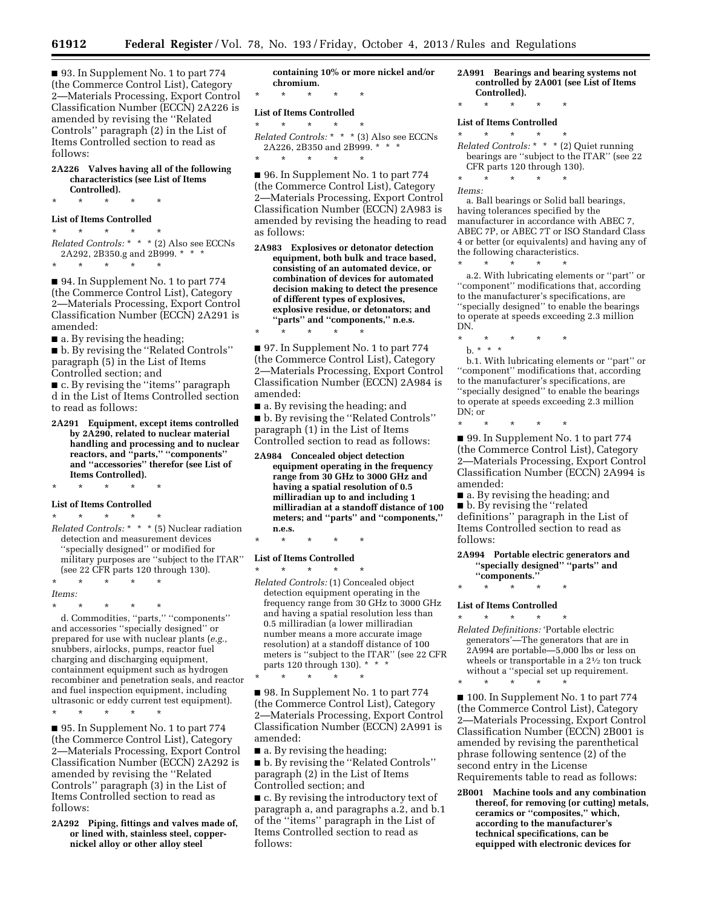■ 93. In Supplement No. 1 to part 774 (the Commerce Control List), Category 2—Materials Processing, Export Control Classification Number (ECCN) 2A226 is amended by revising the ''Related Controls'' paragraph (2) in the List of Items Controlled section to read as follows:

**2A226 Valves having all of the following characteristics (see List of Items Controlled).**

\* \* \* \* \*

**List of Items Controlled**

\* \* \* \* \*

*Related Controls:* \* \* \* (2) Also see ECCNs 2A292, 2B350.g and 2B999. \* \* \*

\* \* \* \* \*

■ 94. In Supplement No. 1 to part 774 (the Commerce Control List), Category 2—Materials Processing, Export Control Classification Number (ECCN) 2A291 is amended:

■ a. By revising the heading;

■ b. By revising the ''Related Controls'' paragraph (5) in the List of Items Controlled section; and

■ c. By revising the ''items'' paragraph d in the List of Items Controlled section to read as follows:

**2A291 Equipment, except items controlled by 2A290, related to nuclear material handling and processing and to nuclear reactors, and ''parts,'' ''components'' and ''accessories'' therefor (see List of Items Controlled).**

\* \* \* \* \*

**List of Items Controlled**

\* \* \* \* \*

*Related Controls:* \* \* \* (5) Nuclear radiation detection and measurement devices ''specially designed'' or modified for military purposes are ''subject to the ITAR'' (see 22 CFR parts 120 through 130).

\* \* \* \* \*

*Items:*

\* \* \* \* \*

d. Commodities, ''parts,'' ''components'' and accessories ''specially designed'' or prepared for use with nuclear plants (*e.g.,* snubbers, airlocks, pumps, reactor fuel charging and discharging equipment, containment equipment such as hydrogen recombiner and penetration seals, and reactor and fuel inspection equipment, including ultrasonic or eddy current test equipment).

\* \* \* \* \*

■ 95. In Supplement No. 1 to part 774 (the Commerce Control List), Category 2—Materials Processing, Export Control Classification Number (ECCN) 2A292 is amended by revising the ''Related Controls'' paragraph (3) in the List of Items Controlled section to read as follows:

**2A292 Piping, fittings and valves made of, or lined with, stainless steel, copper-nickel alloy or other alloy steel containing 10% or more nickel and/or chromium.**

\* \* \* \* \*

**List of Items Controlled**

\* \* \* \* \*

*Related Controls:* \* \* \* (3) Also see ECCNs 2A226, 2B350 and 2B999. \* \* \*

\* \* \* \* \*

■ 96. In Supplement No. 1 to part 774 (the Commerce Control List), Category 2—Materials Processing, Export Control Classification Number (ECCN) 2A983 is amended by revising the heading to read as follows:

**2A983 Explosives or detonator detection equipment, both bulk and trace based, consisting of an automated device, or combination of devices for automated decision making to detect the presence of different types of explosives, explosive residue, or detonators; and ''parts'' and ''components,'' n.e.s.**

\* \* \* \* \*

■ 97. In Supplement No. 1 to part 774 (the Commerce Control List), Category 2—Materials Processing, Export Control Classification Number (ECCN) 2A984 is amended:

■ a. By revising the heading; and

■ b. By revising the ''Related Controls'' paragraph (1) in the List of Items Controlled section to read as follows:

**2A984 Concealed object detection equipment operating in the frequency range from 30 GHz to 3000 GHz and having a spatial resolution of 0.5 milliradian up to and including 1 milliradian at a standoff distance of 100 meters; and ''parts'' and ''components,'' n.e.s.**

\* \* \* \* \*

**List of Items Controlled**

\* \* \* \* \*

*Related Controls:* (1) Concealed object detection equipment operating in the frequency range from 30 GHz to 3000 GHz and having a spatial resolution less than 0.5 milliradian (a lower milliradian number means a more accurate image resolution) at a standoff distance of 100 meters is ''subject to the ITAR'' (see 22 CFR parts 120 through 130). \* \* \*

\* \* \* \* \*

■ 98. In Supplement No. 1 to part 774 (the Commerce Control List), Category 2—Materials Processing, Export Control Classification Number (ECCN) 2A991 is amended:

■ a. By revising the heading;

■ b. By revising the ''Related Controls'' paragraph (2) in the List of Items Controlled section; and

■ c. By revising the introductory text of paragraph a, and paragraphs a.2, and b.1 of the ''items'' paragraph in the List of Items Controlled section to read as follows:

**2A991 Bearings and bearing systems not controlled by 2A001 (see List of Items Controlled).**

\* \* \* \* \*

**List of Items Controlled**

\* \* \* \* \*

*Related Controls:* \* \* \* (2) Quiet running bearings are ''subject to the ITAR'' (see 22 CFR parts 120 through 130).

\* \* \* \* \*

*Items:*

a. Ball bearings or Solid ball bearings, having tolerances specified by the manufacturer in accordance with ABEC 7, ABEC 7P, or ABEC 7T or ISO Standard Class 4 or better (or equivalents) and having any of the following characteristics.

\* \* \* \* \*

a.2. With lubricating elements or ''part'' or ''component'' modifications that, according to the manufacturer's specifications, are ''specially designed'' to enable the bearings to operate at speeds exceeding 2.3 million DN.

\* \* \* \* \*

b. \* \* \*

b.1. With lubricating elements or ''part'' or ''component'' modifications that, according to the manufacturer's specifications, are ''specially designed'' to enable the bearings to operate at speeds exceeding 2.3 million DN; or

\* \* \* \* \*

■ 99. In Supplement No. 1 to part 774 (the Commerce Control List), Category 2—Materials Processing, Export Control Classification Number (ECCN) 2A994 is amended:

■ a. By revising the heading; and

■ b. By revising the ''related definitions'' paragraph in the List of Items Controlled section to read as follows:

**2A994 Portable electric generators and ''specially designed'' ''parts'' and ''components.''**

\* \* \* \* \*

**List of Items Controlled**

\* \* \* \* \*

*Related Definitions:* 'Portable electric generators'—The generators that are in 2A994 are portable—5,000 lbs or less on wheels or transportable in a 2½ ton truck without a ''special set up requirement.

\* \* \* \* \*

■ 100. In Supplement No. 1 to part 774 (the Commerce Control List), Category 2—Materials Processing, Export Control Classification Number (ECCN) 2B001 is amended by revising the parenthetical phrase following sentence (2) of the second entry in the License Requirements table to read as follows:

**2B001 Machine tools and any combination thereof, for removing (or cutting) metals, ceramics or ''composites,'' which, according to the manufacturer's technical specifications, can be equipped with electronic devices for**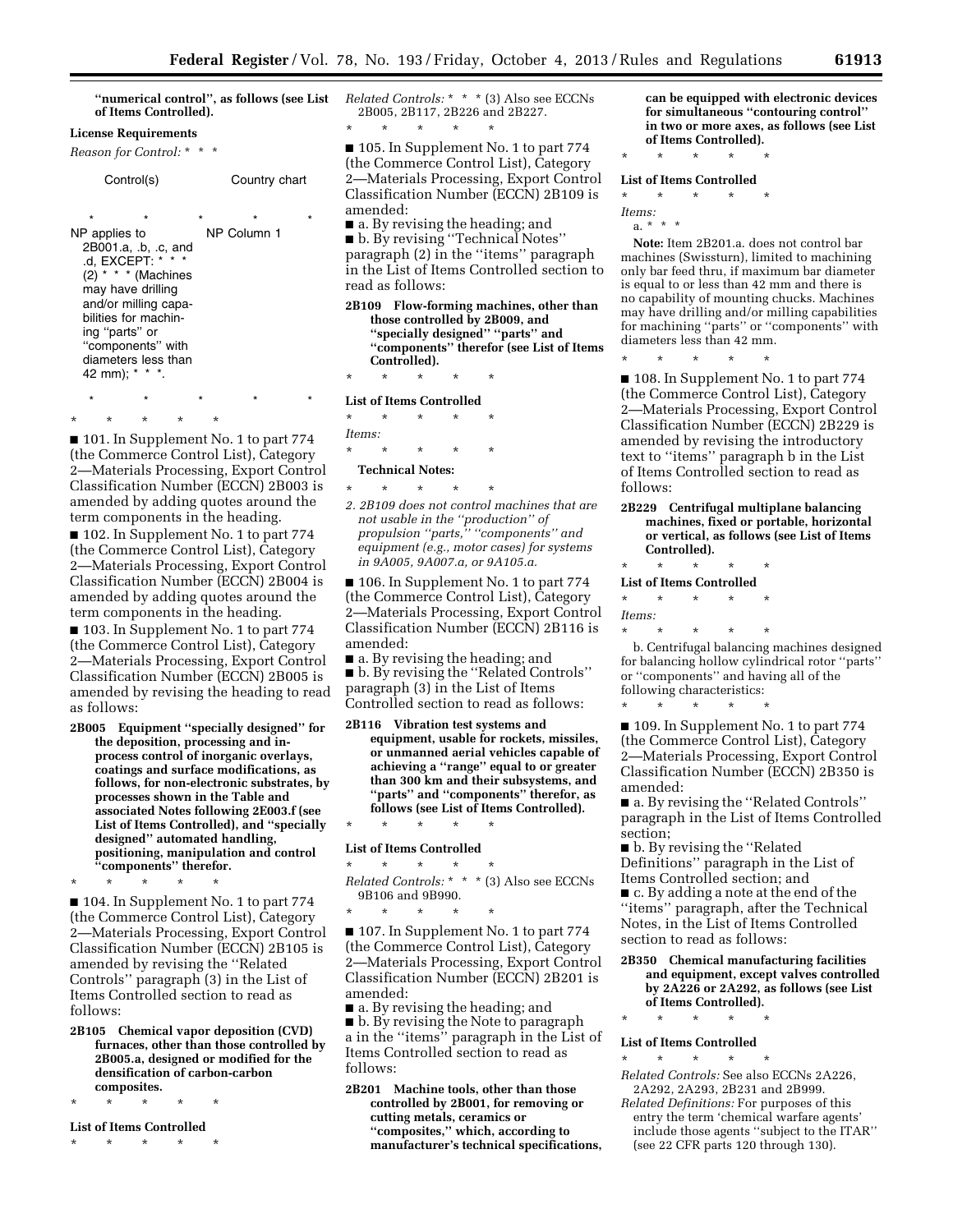**''numerical control'', as follows (see List of Items Controlled).**

**License Requirements**

*Reason for Control:* * * *

| Control(s) | Country chart |
|---|---|
| * * * | * * |
| NP applies to 2B001.a, .b, .c, and .d, EXCEPT: * * * (2) * * * (Machines may have drilling and/or milling capabilities for machining ''parts'' or ''components'' with diameters less than 42 mm); * * *. | NP Column 1 |
| * * * | * * |

\* \* \* \* \*

■ 101. In Supplement No. 1 to part 774 (the Commerce Control List), Category 2—Materials Processing, Export Control Classification Number (ECCN) 2B003 is amended by adding quotes around the term components in the heading.

■ 102. In Supplement No. 1 to part 774 (the Commerce Control List), Category 2—Materials Processing, Export Control Classification Number (ECCN) 2B004 is amended by adding quotes around the term components in the heading.

■ 103. In Supplement No. 1 to part 774 (the Commerce Control List), Category 2—Materials Processing, Export Control Classification Number (ECCN) 2B005 is amended by revising the heading to read as follows:

**2B005 Equipment ''specially designed'' for the deposition, processing and in-process control of inorganic overlays, coatings and surface modifications, as follows, for non-electronic substrates, by processes shown in the Table and associated Notes following 2E003.f (see List of Items Controlled), and ''specially designed'' automated handling, positioning, manipulation and control ''components'' therefor.**

\* \* \* \* \*

■ 104. In Supplement No. 1 to part 774 (the Commerce Control List), Category 2—Materials Processing, Export Control Classification Number (ECCN) 2B105 is amended by revising the ''Related Controls'' paragraph (3) in the List of Items Controlled section to read as follows:

**2B105 Chemical vapor deposition (CVD) furnaces, other than those controlled by 2B005.a, designed or modified for the densification of carbon-carbon composites.**

\* \* \* \* \*

**List of Items Controlled**

\* \* \* \* \*

*Related Controls:* * * * (3) Also see ECCNs 2B005, 2B117, 2B226 and 2B227.

\* \* \* \* \*

■ 105. In Supplement No. 1 to part 774 (the Commerce Control List), Category 2—Materials Processing, Export Control Classification Number (ECCN) 2B109 is amended:

■ a. By revising the heading; and

■ b. By revising ''Technical Notes'' paragraph (2) in the ''items'' paragraph in the List of Items Controlled section to read as follows:

**2B109 Flow-forming machines, other than those controlled by 2B009, and ''specially designed'' ''parts'' and ''components'' therefor (see List of Items Controlled).**

\* \* \* \* \*

**List of Items Controlled**

\* \* \* \* \*

*Items:*

\* \* \* \* \*

**Technical Notes:**

\* \* \* \* \*

*2. 2B109 does not control machines that are not usable in the ''production'' of propulsion ''parts,'' ''components'' and equipment (e.g., motor cases) for systems in 9A005, 9A007.a, or 9A105.a.*

■ 106. In Supplement No. 1 to part 774 (the Commerce Control List), Category 2—Materials Processing, Export Control Classification Number (ECCN) 2B116 is amended:

■ a. By revising the heading; and

■ b. By revising the ''Related Controls'' paragraph (3) in the List of Items Controlled section to read as follows:

**2B116 Vibration test systems and equipment, usable for rockets, missiles, or unmanned aerial vehicles capable of achieving a ''range'' equal to or greater than 300 km and their subsystems, and ''parts'' and ''components'' therefor, as follows (see List of Items Controlled).**

\* \* \* \* \*

**List of Items Controlled**

\* \* \* \* \*

*Related Controls:* * * * (3) Also see ECCNs 9B106 and 9B990.

\* \* \* \* \*

■ 107. In Supplement No. 1 to part 774 (the Commerce Control List), Category 2—Materials Processing, Export Control Classification Number (ECCN) 2B201 is amended:

■ a. By revising the heading; and

■ b. By revising the Note to paragraph a in the ''items'' paragraph in the List of Items Controlled section to read as follows:

**2B201 Machine tools, other than those controlled by 2B001, for removing or cutting metals, ceramics or ''composites,'' which, according to manufacturer's technical specifications, can be equipped with electronic devices for simultaneous ''contouring control'' in two or more axes, as follows (see List of Items Controlled).**

\* \* \* \* \*

**List of Items Controlled**

\* \* \* \* \*

*Items:*

a. * * *

**Note:** Item 2B201.a. does not control bar machines (Swissturn), limited to machining only bar feed thru, if maximum bar diameter is equal to or less than 42 mm and there is no capability of mounting chucks. Machines may have drilling and/or milling capabilities for machining ''parts'' or ''components'' with diameters less than 42 mm.

\* \* \* \* \*

■ 108. In Supplement No. 1 to part 774 (the Commerce Control List), Category 2—Materials Processing, Export Control Classification Number (ECCN) 2B229 is amended by revising the introductory text to ''items'' paragraph b in the List of Items Controlled section to read as follows:

**2B229 Centrifugal multiplane balancing machines, fixed or portable, horizontal or vertical, as follows (see List of Items Controlled).**

\* \* \* \* \*

**List of Items Controlled**

\* \* \* \* \*

*Items:*

\* \* \* \* \*

b. Centrifugal balancing machines designed for balancing hollow cylindrical rotor ''parts'' or ''components'' and having all of the following characteristics:

\* \* \* \* \*

■ 109. In Supplement No. 1 to part 774 (the Commerce Control List), Category 2—Materials Processing, Export Control Classification Number (ECCN) 2B350 is amended:

■ a. By revising the ''Related Controls'' paragraph in the List of Items Controlled section;

■ b. By revising the ''Related Definitions'' paragraph in the List of Items Controlled section; and

■ c. By adding a note at the end of the ''items'' paragraph, after the Technical Notes, in the List of Items Controlled section to read as follows:

**2B350 Chemical manufacturing facilities and equipment, except valves controlled by 2A226 or 2A292, as follows (see List of Items Controlled).**

\* \* \* \* \*

**List of Items Controlled**

\* \* \* \* \*

*Related Controls:* See also ECCNs 2A226, 2A292, 2A293, 2B231 and 2B999.

*Related Definitions:* For purposes of this entry the term 'chemical warfare agents' include those agents ''subject to the ITAR'' (see 22 CFR parts 120 through 130).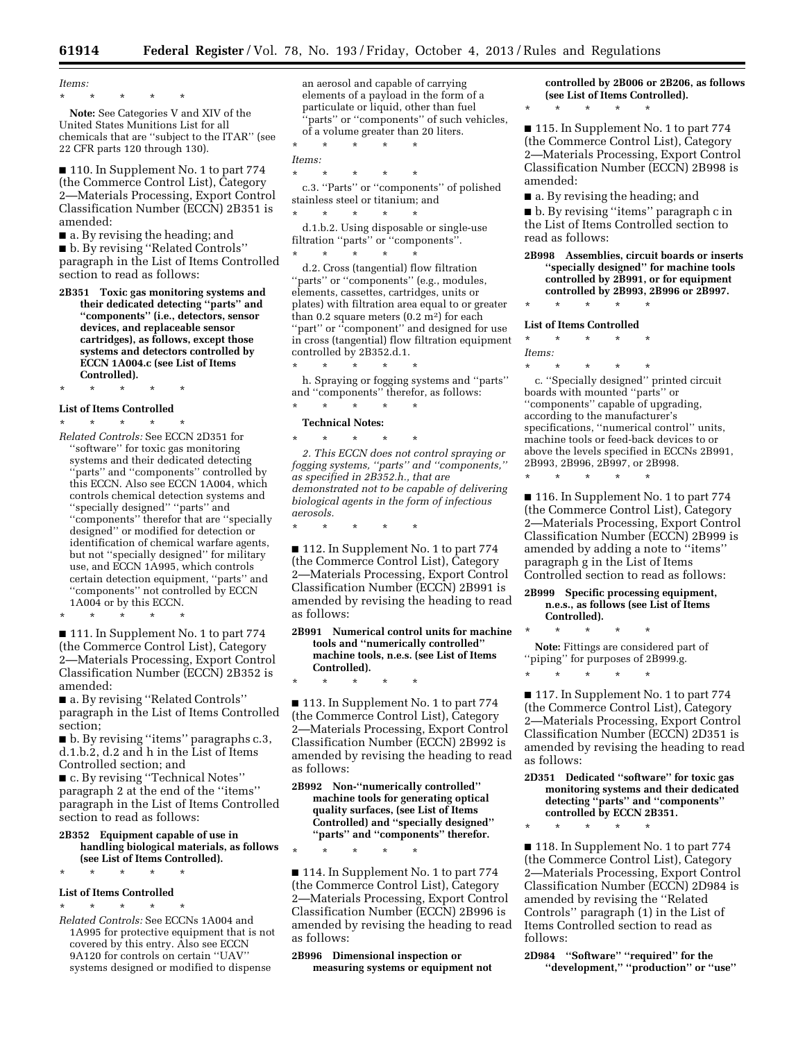*Items:*

\* \* \* \* \*

**Note:** See Categories V and XIV of the United States Munitions List for all chemicals that are ''subject to the ITAR'' (see 22 CFR parts 120 through 130).

■ 110. In Supplement No. 1 to part 774 (the Commerce Control List), Category 2—Materials Processing, Export Control Classification Number (ECCN) 2B351 is amended:

■ a. By revising the heading; and

■ b. By revising ''Related Controls'' paragraph in the List of Items Controlled section to read as follows:

**2B351 Toxic gas monitoring systems and their dedicated detecting ''parts'' and ''components'' (i.e., detectors, sensor devices, and replaceable sensor cartridges), as follows, except those systems and detectors controlled by ECCN 1A004.c (see List of Items Controlled).**

\* \* \* \* \*

**List of Items Controlled**

\* \* \* \* \*

*Related Controls:* See ECCN 2D351 for ''software'' for toxic gas monitoring systems and their dedicated detecting ''parts'' and ''components'' controlled by this ECCN. Also see ECCN 1A004, which controls chemical detection systems and ''specially designed'' ''parts'' and ''components'' therefor that are ''specially designed'' or modified for detection or identification of chemical warfare agents, but not ''specially designed'' for military use, and ECCN 1A995, which controls certain detection equipment, ''parts'' and ''components'' not controlled by ECCN 1A004 or by this ECCN.

\* \* \* \* \*

■ 111. In Supplement No. 1 to part 774 (the Commerce Control List), Category 2—Materials Processing, Export Control Classification Number (ECCN) 2B352 is amended:

■ a. By revising ''Related Controls'' paragraph in the List of Items Controlled section;

■ b. By revising ''items'' paragraphs c.3, d.1.b.2, d.2 and h in the List of Items Controlled section; and

■ c. By revising ''Technical Notes'' paragraph 2 at the end of the ''items'' paragraph in the List of Items Controlled section to read as follows:

**2B352 Equipment capable of use in handling biological materials, as follows (see List of Items Controlled).**

\* \* \* \* \*

**List of Items Controlled**

\* \* \* \* \*

*Related Controls:* See ECCNs 1A004 and 1A995 for protective equipment that is not covered by this entry. Also see ECCN 9A120 for controls on certain ''UAV'' systems designed or modified to dispense an aerosol and capable of carrying elements of a payload in the form of a particulate or liquid, other than fuel ''parts'' or ''components'' of such vehicles, of a volume greater than 20 liters.

\* \* \* \* \*

*Items:*

\* \* \* \* \*

c.3. ''Parts'' or ''components'' of polished stainless steel or titanium; and

\* \* \* \* \*

d.1.b.2. Using disposable or single-use filtration ''parts'' or ''components''.

\* \* \* \* \*

d.2. Cross (tangential) flow filtration ''parts'' or ''components'' (e.g., modules, elements, cassettes, cartridges, units or plates) with filtration area equal to or greater than 0.2 square meters (0.2 m$^2$) for each ''part'' or ''component'' and designed for use in cross (tangential) flow filtration equipment controlled by 2B352.d.1.

\* \* \* \* \*

h. Spraying or fogging systems and ''parts'' and ''components'' therefor, as follows:

\* \* \* \* \*

**Technical Notes:**

\* \* \* \* \*

*2. This ECCN does not control spraying or fogging systems, ''parts'' and ''components,'' as specified in 2B352.h., that are demonstrated not to be capable of delivering biological agents in the form of infectious aerosols.*

\* \* \* \* \*

■ 112. In Supplement No. 1 to part 774 (the Commerce Control List), Category 2—Materials Processing, Export Control Classification Number (ECCN) 2B991 is amended by revising the heading to read as follows:

**2B991 Numerical control units for machine tools and ''numerically controlled'' machine tools, n.e.s. (see List of Items Controlled).**

\* \* \* \* \*

■ 113. In Supplement No. 1 to part 774 (the Commerce Control List), Category 2—Materials Processing, Export Control Classification Number (ECCN) 2B992 is amended by revising the heading to read as follows:

**2B992 Non-''numerically controlled'' machine tools for generating optical quality surfaces, (see List of Items Controlled) and ''specially designed'' ''parts'' and ''components'' therefor.**

\* \* \* \* \*

■ 114. In Supplement No. 1 to part 774 (the Commerce Control List), Category 2—Materials Processing, Export Control Classification Number (ECCN) 2B996 is amended by revising the heading to read as follows:

**2B996 Dimensional inspection or measuring systems or equipment not controlled by 2B006 or 2B206, as follows (see List of Items Controlled).**

\* \* \* \* \*

■ 115. In Supplement No. 1 to part 774 (the Commerce Control List), Category 2—Materials Processing, Export Control Classification Number (ECCN) 2B998 is amended:

■ a. By revising the heading; and

■ b. By revising ''items'' paragraph c in the List of Items Controlled section to read as follows:

**2B998 Assemblies, circuit boards or inserts ''specially designed'' for machine tools controlled by 2B991, or for equipment controlled by 2B993, 2B996 or 2B997.**

\* \* \* \* \*

**List of Items Controlled**

\* \* \* \* \*

*Items:*

\* \* \* \* \*

c. ''Specially designed'' printed circuit boards with mounted ''parts'' or ''components'' capable of upgrading, according to the manufacturer's specifications, ''numerical control'' units, machine tools or feed-back devices to or above the levels specified in ECCNs 2B991, 2B993, 2B996, 2B997, or 2B998.

\* \* \* \* \*

■ 116. In Supplement No. 1 to part 774 (the Commerce Control List), Category 2—Materials Processing, Export Control Classification Number (ECCN) 2B999 is amended by adding a note to ''items'' paragraph g in the List of Items Controlled section to read as follows:

**2B999 Specific processing equipment, n.e.s., as follows (see List of Items Controlled).**

\* \* \* \* \*

**Note:** Fittings are considered part of ''piping'' for purposes of 2B999.g.

\* \* \* \* \*

■ 117. In Supplement No. 1 to part 774 (the Commerce Control List), Category 2—Materials Processing, Export Control Classification Number (ECCN) 2D351 is amended by revising the heading to read as follows:

**2D351 Dedicated ''software'' for toxic gas monitoring systems and their dedicated detecting ''parts'' and ''components'' controlled by ECCN 2B351.**

\* \* \* \* \*

■ 118. In Supplement No. 1 to part 774 (the Commerce Control List), Category 2—Materials Processing, Export Control Classification Number (ECCN) 2D984 is amended by revising the ''Related Controls'' paragraph (1) in the List of Items Controlled section to read as follows:

**2D984 ''Software'' ''required'' for the ''development,'' ''production'' or ''use''**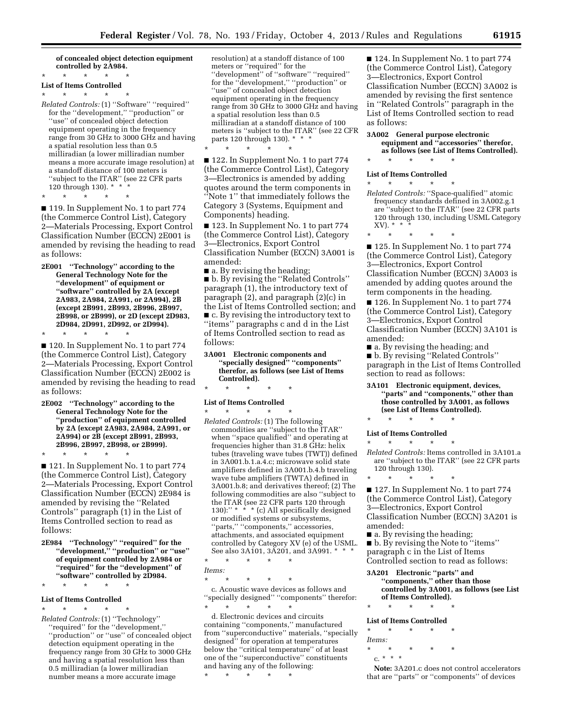**of concealed object detection equipment controlled by 2A984.**

\* \* \* \* \*

**List of Items Controlled**

\* \* \* \* \*

*Related Controls:* (1) ''Software'' ''required'' for the ''development,'' ''production'' or ''use'' of concealed object detection equipment operating in the frequency range from 30 GHz to 3000 GHz and having a spatial resolution less than 0.5 milliradian (a lower milliradian number means a more accurate image resolution) at a standoff distance of 100 meters is ''subject to the ITAR'' (see 22 CFR parts 120 through 130). \* \* \*

\* \* \* \* \*

■ 119. In Supplement No. 1 to part 774 (the Commerce Control List), Category 2—Materials Processing, Export Control Classification Number (ECCN) 2E001 is amended by revising the heading to read as follows:

**2E001 ''Technology'' according to the General Technology Note for the ''development'' of equipment or ''software'' controlled by 2A (except 2A983, 2A984, 2A991, or 2A994), 2B (except 2B991, 2B993, 2B996, 2B997, 2B998, or 2B999), or 2D (except 2D983, 2D984, 2D991, 2D992, or 2D994).**

\* \* \* \* \*

■ 120. In Supplement No. 1 to part 774 (the Commerce Control List), Category 2—Materials Processing, Export Control Classification Number (ECCN) 2E002 is amended by revising the heading to read as follows:

**2E002 ''Technology'' according to the General Technology Note for the ''production'' of equipment controlled by 2A (except 2A983, 2A984, 2A991, or 2A994) or 2B (except 2B991, 2B993, 2B996, 2B997, 2B998, or 2B999).**

\* \* \* \* \*

■ 121. In Supplement No. 1 to part 774 (the Commerce Control List), Category 2—Materials Processing, Export Control Classification Number (ECCN) 2E984 is amended by revising the ''Related Controls'' paragraph (1) in the List of Items Controlled section to read as follows:

**2E984 ''Technology'' ''required'' for the ''development,'' ''production'' or ''use'' of equipment controlled by 2A984 or ''required'' for the ''development'' of ''software'' controlled by 2D984.**

\* \* \* \* \*

**List of Items Controlled**

\* \* \* \* \*

*Related Controls:* (1) ''Technology'' ''required'' for the ''development,'' ''production'' or ''use'' of concealed object detection equipment operating in the frequency range from 30 GHz to 3000 GHz and having a spatial resolution less than 0.5 milliradian (a lower milliradian number means a more accurate image resolution) at a standoff distance of 100 meters or ''required'' for the ''development'' of ''software'' ''required'' for the ''development,'' ''production'' or ''use'' of concealed object detection equipment operating in the frequency range from 30 GHz to 3000 GHz and having a spatial resolution less than 0.5 milliradian at a standoff distance of 100 meters is ''subject to the ITAR'' (see 22 CFR parts 120 through 130). \* \* \*

\* \* \* \* \*

■ 122. In Supplement No. 1 to part 774 (the Commerce Control List), Category 3—Electronics is amended by adding quotes around the term components in ''Note 1'' that immediately follows the Category 3 (Systems, Equipment and Components) heading.

■ 123. In Supplement No. 1 to part 774 (the Commerce Control List), Category 3—Electronics, Export Control Classification Number (ECCN) 3A001 is amended:

■ a. By revising the heading;

■ b. By revising the ''Related Controls'' paragraph (1), the introductory text of paragraph (2), and paragraph (2)(c) in the List of Items Controlled section; and

■ c. By revising the introductory text to ''items'' paragraphs c and d in the List of Items Controlled section to read as follows:

**3A001 Electronic components and ''specially designed'' ''components'' therefor, as follows (see List of Items Controlled).**

\* \* \* \* \*

**List of Items Controlled**

\* \* \* \* \*

*Related Controls:* (1) The following commodities are ''subject to the ITAR'' when ''space qualified'' and operating at frequencies higher than 31.8 GHz: helix tubes (traveling wave tubes (TWT)) defined in 3A001.b.1.a.4.c; microwave solid state amplifiers defined in 3A001.b.4.b traveling wave tube amplifiers (TWTA) defined in 3A001.b.8; and derivatives thereof; (2) The following commodities are also ''subject to the ITAR (see 22 CFR parts 120 through 130):'' \* \* \* (c) All specifically designed or modified systems or subsystems, ''parts,'' ''components,'' accessories, attachments, and associated equipment controlled by Category XV (e) of the USML. See also 3A101, 3A201, and 3A991. \* \* \*

\* \* \* \* \*

*Items:*

\* \* \* \* \*

c. Acoustic wave devices as follows and ''specially designed'' ''components'' therefor:

\* \* \* \* \*

d. Electronic devices and circuits containing ''components,'' manufactured from ''superconductive'' materials, ''specially designed'' for operation at temperatures below the ''critical temperature'' of at least one of the ''superconductive'' constituents and having any of the following:

\* \* \* \* \*

■ 124. In Supplement No. 1 to part 774 (the Commerce Control List), Category 3—Electronics, Export Control Classification Number (ECCN) 3A002 is amended by revising the first sentence in ''Related Controls'' paragraph in the List of Items Controlled section to read as follows:

**3A002 General purpose electronic equipment and ''accessories'' therefor, as follows (see List of Items Controlled).**

\* \* \* \* \*

**List of Items Controlled**

\* \* \* \* \*

*Related Controls:* ''Space-qualified'' atomic frequency standards defined in 3A002.g.1 are ''subject to the ITAR'' (see 22 CFR parts 120 through 130, including USML Category XV). \* \* \*

\* \* \* \* \*

■ 125. In Supplement No. 1 to part 774 (the Commerce Control List), Category 3—Electronics, Export Control Classification Number (ECCN) 3A003 is amended by adding quotes around the term components in the heading.

■ 126. In Supplement No. 1 to part 774 (the Commerce Control List), Category 3—Electronics, Export Control Classification Number (ECCN) 3A101 is amended:

■ a. By revising the heading; and

■ b. By revising ''Related Controls'' paragraph in the List of Items Controlled section to read as follows:

**3A101 Electronic equipment, devices, ''parts'' and ''components,'' other than those controlled by 3A001, as follows (see List of Items Controlled).**

\* \* \* \* \*

**List of Items Controlled**

\* \* \* \* \*

*Related Controls:* Items controlled in 3A101.a are ''subject to the ITAR'' (see 22 CFR parts 120 through 130).

\* \* \* \* \*

■ 127. In Supplement No. 1 to part 774 (the Commerce Control List), Category 3—Electronics, Export Control Classification Number (ECCN) 3A201 is amended:

■ a. By revising the heading;

■ b. By revising the Note to ''items'' paragraph c in the List of Items Controlled section to read as follows:

**3A201 Electronic ''parts'' and ''components,'' other than those controlled by 3A001, as follows (see List of Items Controlled).**

\* \* \* \* \*

**List of Items Controlled**

\* \* \* \* \*

*Items:*

\* \* \* \* \*

c. \* \* \*

**Note:** 3A201.c does not control accelerators that are ''parts'' or ''components'' of devices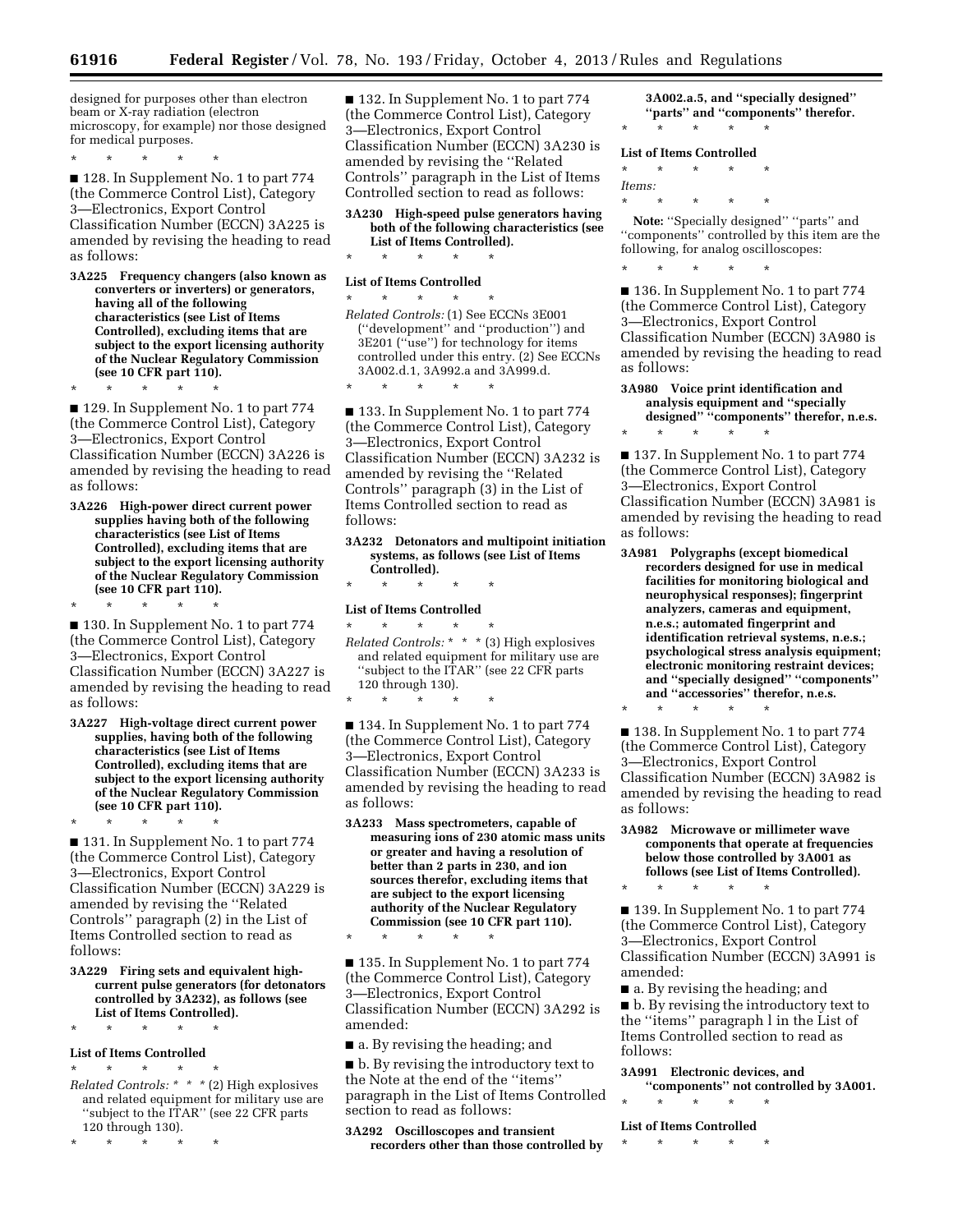designed for purposes other than electron beam or X-ray radiation (electron microscopy, for example) nor those designed for medical purposes.

\* \* \* \* \*

■ 128. In Supplement No. 1 to part 774 (the Commerce Control List), Category 3—Electronics, Export Control Classification Number (ECCN) 3A225 is amended by revising the heading to read as follows:

**3A225 Frequency changers (also known as converters or inverters) or generators, having all of the following characteristics (see List of Items Controlled), excluding items that are subject to the export licensing authority of the Nuclear Regulatory Commission (see 10 CFR part 110).**

\* \* \* \* \*

■ 129. In Supplement No. 1 to part 774 (the Commerce Control List), Category 3—Electronics, Export Control Classification Number (ECCN) 3A226 is amended by revising the heading to read as follows:

**3A226 High-power direct current power supplies having both of the following characteristics (see List of Items Controlled), excluding items that are subject to the export licensing authority of the Nuclear Regulatory Commission (see 10 CFR part 110).**

\* \* \* \* \*

■ 130. In Supplement No. 1 to part 774 (the Commerce Control List), Category 3—Electronics, Export Control Classification Number (ECCN) 3A227 is amended by revising the heading to read as follows:

**3A227 High-voltage direct current power supplies, having both of the following characteristics (see List of Items Controlled), excluding items that are subject to the export licensing authority of the Nuclear Regulatory Commission (see 10 CFR part 110).**

\* \* \* \* \*

■ 131. In Supplement No. 1 to part 774 (the Commerce Control List), Category 3—Electronics, Export Control Classification Number (ECCN) 3A229 is amended by revising the ''Related Controls'' paragraph (2) in the List of Items Controlled section to read as follows:

**3A229 Firing sets and equivalent high-current pulse generators (for detonators controlled by 3A232), as follows (see List of Items Controlled).**

\* \* \* \* \*

**List of Items Controlled**

\* \* \* \* \*

*Related Controls:* \* \* \* (2) High explosives and related equipment for military use are ''subject to the ITAR'' (see 22 CFR parts 120 through 130).

\* \* \* \* \*

■ 132. In Supplement No. 1 to part 774 (the Commerce Control List), Category 3—Electronics, Export Control Classification Number (ECCN) 3A230 is amended by revising the ''Related Controls'' paragraph in the List of Items Controlled section to read as follows:

**3A230 High-speed pulse generators having both of the following characteristics (see List of Items Controlled).**

\* \* \* \* \*

**List of Items Controlled**

\* \* \* \* \*

*Related Controls:* (1) See ECCNs 3E001 (''development'' and ''production'') and 3E201 (''use'') for technology for items controlled under this entry. (2) See ECCNs 3A002.d.1, 3A992.a and 3A999.d.

\* \* \* \* \*

■ 133. In Supplement No. 1 to part 774 (the Commerce Control List), Category 3—Electronics, Export Control Classification Number (ECCN) 3A232 is amended by revising the ''Related Controls'' paragraph (3) in the List of Items Controlled section to read as follows:

**3A232 Detonators and multipoint initiation systems, as follows (see List of Items Controlled).**

\* \* \* \* \*

**List of Items Controlled**

\* \* \* \* \*

*Related Controls:* \* \* \* (3) High explosives and related equipment for military use are ''subject to the ITAR'' (see 22 CFR parts 120 through 130).

\* \* \* \* \*

■ 134. In Supplement No. 1 to part 774 (the Commerce Control List), Category 3—Electronics, Export Control Classification Number (ECCN) 3A233 is amended by revising the heading to read as follows:

**3A233 Mass spectrometers, capable of measuring ions of 230 atomic mass units or greater and having a resolution of better than 2 parts in 230, and ion sources therefor, excluding items that are subject to the export licensing authority of the Nuclear Regulatory Commission (see 10 CFR part 110).**

\* \* \* \* \*

■ 135. In Supplement No. 1 to part 774 (the Commerce Control List), Category 3—Electronics, Export Control Classification Number (ECCN) 3A292 is amended:

■ a. By revising the heading; and

■ b. By revising the introductory text to the Note at the end of the ''items'' paragraph in the List of Items Controlled section to read as follows:

**3A292 Oscilloscopes and transient recorders other than those controlled by 3A002.a.5, and ''specially designed'' ''parts'' and ''components'' therefor.**

\* \* \* \* \*

**List of Items Controlled**

\* \* \* \* \*

*Items:*

\* \* \* \* \*

**Note:** ''Specially designed'' ''parts'' and ''components'' controlled by this item are the following, for analog oscilloscopes:

\* \* \* \* \*

■ 136. In Supplement No. 1 to part 774 (the Commerce Control List), Category 3—Electronics, Export Control Classification Number (ECCN) 3A980 is amended by revising the heading to read as follows:

**3A980 Voice print identification and analysis equipment and ''specially designed'' ''components'' therefor, n.e.s.**

\* \* \* \* \*

■ 137. In Supplement No. 1 to part 774 (the Commerce Control List), Category 3—Electronics, Export Control Classification Number (ECCN) 3A981 is amended by revising the heading to read as follows:

**3A981 Polygraphs (except biomedical recorders designed for use in medical facilities for monitoring biological and neurophysical responses); fingerprint analyzers, cameras and equipment, n.e.s.; automated fingerprint and identification retrieval systems, n.e.s.; psychological stress analysis equipment; electronic monitoring restraint devices; and ''specially designed'' ''components'' and ''accessories'' therefor, n.e.s.**

\* \* \* \* \*

■ 138. In Supplement No. 1 to part 774 (the Commerce Control List), Category 3—Electronics, Export Control Classification Number (ECCN) 3A982 is amended by revising the heading to read as follows:

**3A982 Microwave or millimeter wave components that operate at frequencies below those controlled by 3A001 as follows (see List of Items Controlled).**

\* \* \* \* \*

■ 139. In Supplement No. 1 to part 774 (the Commerce Control List), Category 3—Electronics, Export Control Classification Number (ECCN) 3A991 is amended:

■ a. By revising the heading; and

■ b. By revising the introductory text to the ''items'' paragraph l in the List of Items Controlled section to read as follows:

**3A991 Electronic devices, and ''components'' not controlled by 3A001.**

\* \* \* \* \*

**List of Items Controlled**

\* \* \* \* \*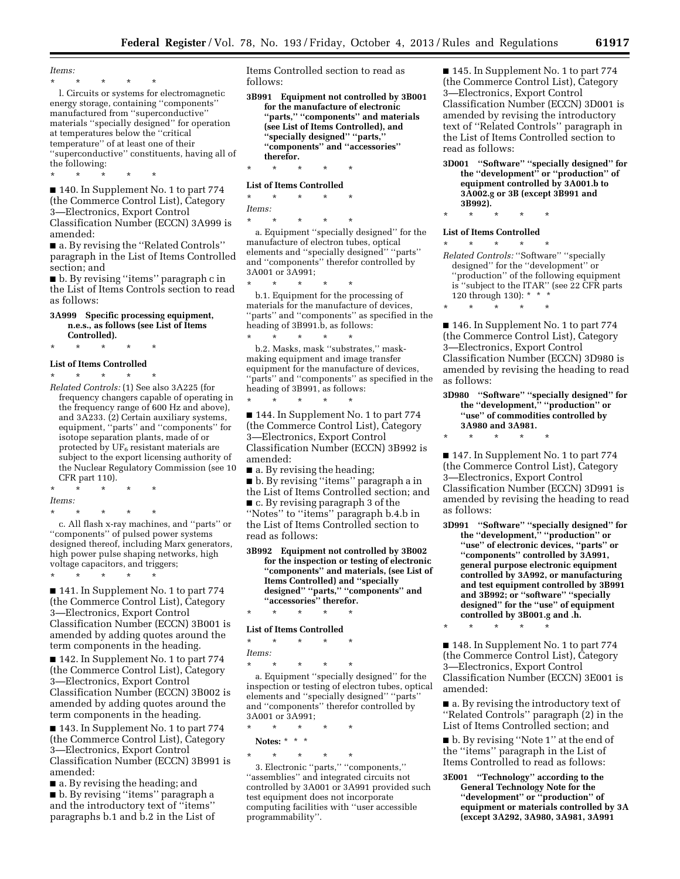*Items:*

\* \* \* \* \*

l. Circuits or systems for electromagnetic energy storage, containing ''components'' manufactured from ''superconductive'' materials ''specially designed'' for operation at temperatures below the ''critical temperature'' of at least one of their ''superconductive'' constituents, having all of the following:

\* \* \* \* \*

■ 140. In Supplement No. 1 to part 774 (the Commerce Control List), Category 3—Electronics, Export Control Classification Number (ECCN) 3A999 is amended:

■ a. By revising the ''Related Controls'' paragraph in the List of Items Controlled section; and

■ b. By revising ''items'' paragraph c in the List of Items Controls section to read as follows:

**3A999 Specific processing equipment, n.e.s., as follows (see List of Items Controlled).**

\* \* \* \* \*

**List of Items Controlled**

\* \* \* \* \*

*Related Controls:* (1) See also 3A225 (for frequency changers capable of operating in the frequency range of 600 Hz and above), and 3A233. (2) Certain auxiliary systems, equipment, ''parts'' and ''components'' for isotope separation plants, made of or protected by $UF_6$ resistant materials are subject to the export licensing authority of the Nuclear Regulatory Commission (see 10 CFR part 110).

\* \* \* \* \*

*Items:*

\* \* \* \* \*

c. All flash x-ray machines, and ''parts'' or ''components'' of pulsed power systems designed thereof, including Marx generators, high power pulse shaping networks, high voltage capacitors, and triggers;

\* \* \* \* \*

■ 141. In Supplement No. 1 to part 774 (the Commerce Control List), Category 3—Electronics, Export Control Classification Number (ECCN) 3B001 is amended by adding quotes around the term components in the heading.

■ 142. In Supplement No. 1 to part 774 (the Commerce Control List), Category 3—Electronics, Export Control Classification Number (ECCN) 3B002 is amended by adding quotes around the term components in the heading.

■ 143. In Supplement No. 1 to part 774 (the Commerce Control List), Category 3—Electronics, Export Control Classification Number (ECCN) 3B991 is amended:

■ a. By revising the heading; and

■ b. By revising ''items'' paragraph a and the introductory text of ''items'' paragraphs b.1 and b.2 in the List of Items Controlled section to read as follows:

**3B991 Equipment not controlled by 3B001 for the manufacture of electronic ''parts,'' ''components'' and materials (see List of Items Controlled), and ''specially designed'' ''parts,'' ''components'' and ''accessories'' therefor.**

\* \* \* \* \*

**List of Items Controlled**

\* \* \* \* \*

*Items:*

\* \* \* \* \*

a. Equipment ''specially designed'' for the manufacture of electron tubes, optical elements and ''specially designed'' ''parts'' and ''components'' therefor controlled by 3A001 or 3A991;

\* \* \* \* \*

b.1. Equipment for the processing of materials for the manufacture of devices, ''parts'' and ''components'' as specified in the heading of 3B991.b, as follows:

\* \* \* \* \*

b.2. Masks, mask ''substrates,'' mask-making equipment and image transfer equipment for the manufacture of devices, ''parts'' and ''components'' as specified in the heading of 3B991, as follows:

\* \* \* \* \*

■ 144. In Supplement No. 1 to part 774 (the Commerce Control List), Category 3—Electronics, Export Control Classification Number (ECCN) 3B992 is amended:

■ a. By revising the heading;

■ b. By revising ''items'' paragraph a in the List of Items Controlled section; and

■ c. By revising paragraph 3 of the ''Notes'' to ''items'' paragraph b.4.b in the List of Items Controlled section to read as follows:

**3B992 Equipment not controlled by 3B002 for the inspection or testing of electronic ''components'' and materials, (see List of Items Controlled) and ''specially designed'' ''parts,'' ''components'' and ''accessories'' therefor.**

\* \* \* \* \*

**List of Items Controlled**

\* \* \* \* \*

*Items:*

\* \* \* \* \*

a. Equipment ''specially designed'' for the inspection or testing of electron tubes, optical elements and ''specially designed'' ''parts'' and ''components'' therefor controlled by 3A001 or 3A991;

\* \* \* \* \*

**Notes:** \* \* \*

\* \* \* \* \*

3. Electronic ''parts,'' ''components,'' ''assemblies'' and integrated circuits not controlled by 3A001 or 3A991 provided such test equipment does not incorporate computing facilities with ''user accessible programmability''.

■ 145. In Supplement No. 1 to part 774 (the Commerce Control List), Category 3—Electronics, Export Control Classification Number (ECCN) 3D001 is amended by revising the introductory text of ''Related Controls'' paragraph in the List of Items Controlled section to read as follows:

**3D001 ''Software'' ''specially designed'' for the ''development'' or ''production'' of equipment controlled by 3A001.b to 3A002.g or 3B (except 3B991 and 3B992).**

\* \* \* \* \*

**List of Items Controlled**

\* \* \* \* \*

*Related Controls:* ''Software'' ''specially designed'' for the ''development'' or ''production'' of the following equipment is ''subject to the ITAR'' (see 22 CFR parts 120 through 130): \* \* \*

\* \* \* \* \*

■ 146. In Supplement No. 1 to part 774 (the Commerce Control List), Category 3—Electronics, Export Control Classification Number (ECCN) 3D980 is amended by revising the heading to read as follows:

**3D980 ''Software'' ''specially designed'' for the ''development,'' ''production'' or ''use'' of commodities controlled by 3A980 and 3A981.**

\* \* \* \* \*

■ 147. In Supplement No. 1 to part 774 (the Commerce Control List), Category 3—Electronics, Export Control Classification Number (ECCN) 3D991 is amended by revising the heading to read as follows:

**3D991 ''Software'' ''specially designed'' for the ''development,'' ''production'' or ''use'' of electronic devices, ''parts'' or ''components'' controlled by 3A991, general purpose electronic equipment controlled by 3A992, or manufacturing and test equipment controlled by 3B991 and 3B992; or ''software'' ''specially designed'' for the ''use'' of equipment controlled by 3B001.g and .h.**

\* \* \* \* \*

■ 148. In Supplement No. 1 to part 774 (the Commerce Control List), Category 3—Electronics, Export Control Classification Number (ECCN) 3E001 is amended:

■ a. By revising the introductory text of ''Related Controls'' paragraph (2) in the List of Items Controlled section; and

■ b. By revising ''Note 1'' at the end of the ''items'' paragraph in the List of Items Controlled to read as follows:

**3E001 ''Technology'' according to the General Technology Note for the ''development'' or ''production'' of equipment or materials controlled by 3A (except 3A292, 3A980, 3A981, 3A991**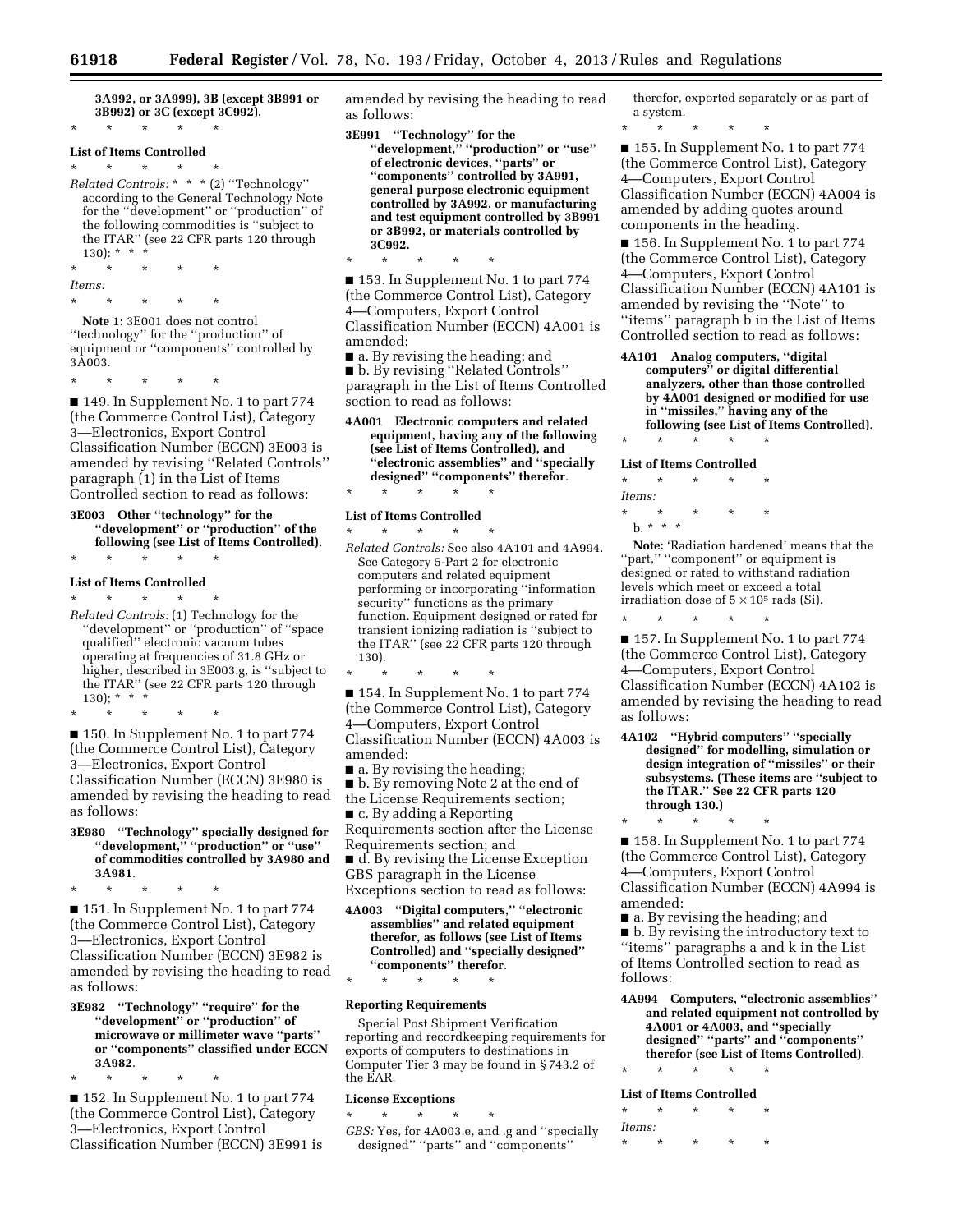**3A992, or 3A999), 3B (except 3B991 or 3B992) or 3C (except 3C992).**

\* \* \* \* \*

**List of Items Controlled**

\* \* \* \* \*

*Related Controls:* \* \* \* (2) ''Technology'' according to the General Technology Note for the ''development'' or ''production'' of the following commodities is ''subject to the ITAR'' (see 22 CFR parts 120 through 130): \* \* \*

\* \* \* \* \*

*Items:*

\* \* \* \* \*

**Note 1:** 3E001 does not control ''technology'' for the ''production'' of equipment or ''components'' controlled by 3A003.

\* \* \* \* \*

■ 149. In Supplement No. 1 to part 774 (the Commerce Control List), Category 3—Electronics, Export Control Classification Number (ECCN) 3E003 is amended by revising ''Related Controls'' paragraph (1) in the List of Items Controlled section to read as follows:

**3E003 Other ''technology'' for the ''development'' or ''production'' of the following (see List of Items Controlled).**

\* \* \* \* \*

**List of Items Controlled**

\* \* \* \* \*

*Related Controls:* (1) Technology for the ''development'' or ''production'' of ''space qualified'' electronic vacuum tubes operating at frequencies of 31.8 GHz or higher, described in 3E003.g, is ''subject to the ITAR'' (see 22 CFR parts 120 through 130); \* \* \*

\* \* \* \* \*

■ 150. In Supplement No. 1 to part 774 (the Commerce Control List), Category 3—Electronics, Export Control Classification Number (ECCN) 3E980 is amended by revising the heading to read as follows:

**3E980 ''Technology'' specially designed for ''development,'' ''production'' or ''use'' of commodities controlled by 3A980 and 3A981.**

\* \* \* \* \*

■ 151. In Supplement No. 1 to part 774 (the Commerce Control List), Category 3—Electronics, Export Control Classification Number (ECCN) 3E982 is amended by revising the heading to read as follows:

**3E982 ''Technology'' ''require'' for the ''development'' or ''production'' of microwave or millimeter wave ''parts'' or ''components'' classified under ECCN 3A982.**

\* \* \* \* \*

■ 152. In Supplement No. 1 to part 774 (the Commerce Control List), Category 3—Electronics, Export Control Classification Number (ECCN) 3E991 is amended by revising the heading to read as follows:

**3E991 ''Technology'' for the ''development,'' ''production'' or ''use'' of electronic devices, ''parts'' or ''components'' controlled by 3A991, general purpose electronic equipment controlled by 3A992, or manufacturing and test equipment controlled by 3B991 or 3B992, or materials controlled by 3C992.**

\* \* \* \* \*

■ 153. In Supplement No. 1 to part 774 (the Commerce Control List), Category 4—Computers, Export Control Classification Number (ECCN) 4A001 is amended:

■ a. By revising the heading; and

■ b. By revising ''Related Controls'' paragraph in the List of Items Controlled section to read as follows:

**4A001 Electronic computers and related equipment, having any of the following (see List of Items Controlled), and ''electronic assemblies'' and ''specially designed'' ''components'' therefor.**

\* \* \* \* \*

**List of Items Controlled**

\* \* \* \* \*

*Related Controls:* See also 4A101 and 4A994. See Category 5-Part 2 for electronic computers and related equipment performing or incorporating ''information security'' functions as the primary function. Equipment designed or rated for transient ionizing radiation is ''subject to the ITAR'' (see 22 CFR parts 120 through 130).

\* \* \* \* \*

■ 154. In Supplement No. 1 to part 774 (the Commerce Control List), Category 4—Computers, Export Control Classification Number (ECCN) 4A003 is amended:

■ a. By revising the heading;

■ b. By removing Note 2 at the end of the License Requirements section;

■ c. By adding a Reporting Requirements section after the License Requirements section; and

■ d. By revising the License Exception GBS paragraph in the License Exceptions section to read as follows:

**4A003 ''Digital computers,'' ''electronic assemblies'' and related equipment therefor, as follows (see List of Items Controlled) and ''specially designed'' ''components'' therefor.**

\* \* \* \* \*

**Reporting Requirements**

Special Post Shipment Verification reporting and recordkeeping requirements for exports of computers to destinations in Computer Tier 3 may be found in § 743.2 of the EAR.

**License Exceptions**

\* \* \* \* \*

*GBS:* Yes, for 4A003.e, and .g and ''specially designed'' ''parts'' and ''components'' therefor, exported separately or as part of a system.

\* \* \* \* \*

■ 155. In Supplement No. 1 to part 774 (the Commerce Control List), Category 4—Computers, Export Control Classification Number (ECCN) 4A004 is amended by adding quotes around components in the heading.

■ 156. In Supplement No. 1 to part 774 (the Commerce Control List), Category 4—Computers, Export Control Classification Number (ECCN) 4A101 is amended by revising the ''Note'' to ''items'' paragraph b in the List of Items Controlled section to read as follows:

**4A101 Analog computers, ''digital computers'' or digital differential analyzers, other than those controlled by 4A001 designed or modified for use in ''missiles,'' having any of the following (see List of Items Controlled).**

\* \* \* \* \*

**List of Items Controlled**

\* \* \* \* \*

*Items:*

\* \* \* \* \*

b. \* \* \*

**Note:** 'Radiation hardened' means that the ''part,'' ''component'' or equipment is designed or rated to withstand radiation levels which meet or exceed a total irradiation dose of $5 \times 10^5$ rads (Si).

\* \* \* \* \*

■ 157. In Supplement No. 1 to part 774 (the Commerce Control List), Category 4—Computers, Export Control Classification Number (ECCN) 4A102 is amended by revising the heading to read as follows:

**4A102 ''Hybrid computers'' ''specially designed'' for modelling, simulation or design integration of ''missiles'' or their subsystems. (These items are ''subject to the ITAR.'' See 22 CFR parts 120 through 130.)**

\* \* \* \* \*

■ 158. In Supplement No. 1 to part 774 (the Commerce Control List), Category 4—Computers, Export Control Classification Number (ECCN) 4A994 is amended:

■ a. By revising the heading; and

■ b. By revising the introductory text to ''items'' paragraphs a and k in the List of Items Controlled section to read as follows:

**4A994 Computers, ''electronic assemblies'' and related equipment not controlled by 4A001 or 4A003, and ''specially designed'' ''parts'' and ''components'' therefor (see List of Items Controlled).**

\* \* \* \* \*

**List of Items Controlled**

\* \* \* \* \*

*Items:*

\* \* \* \* \*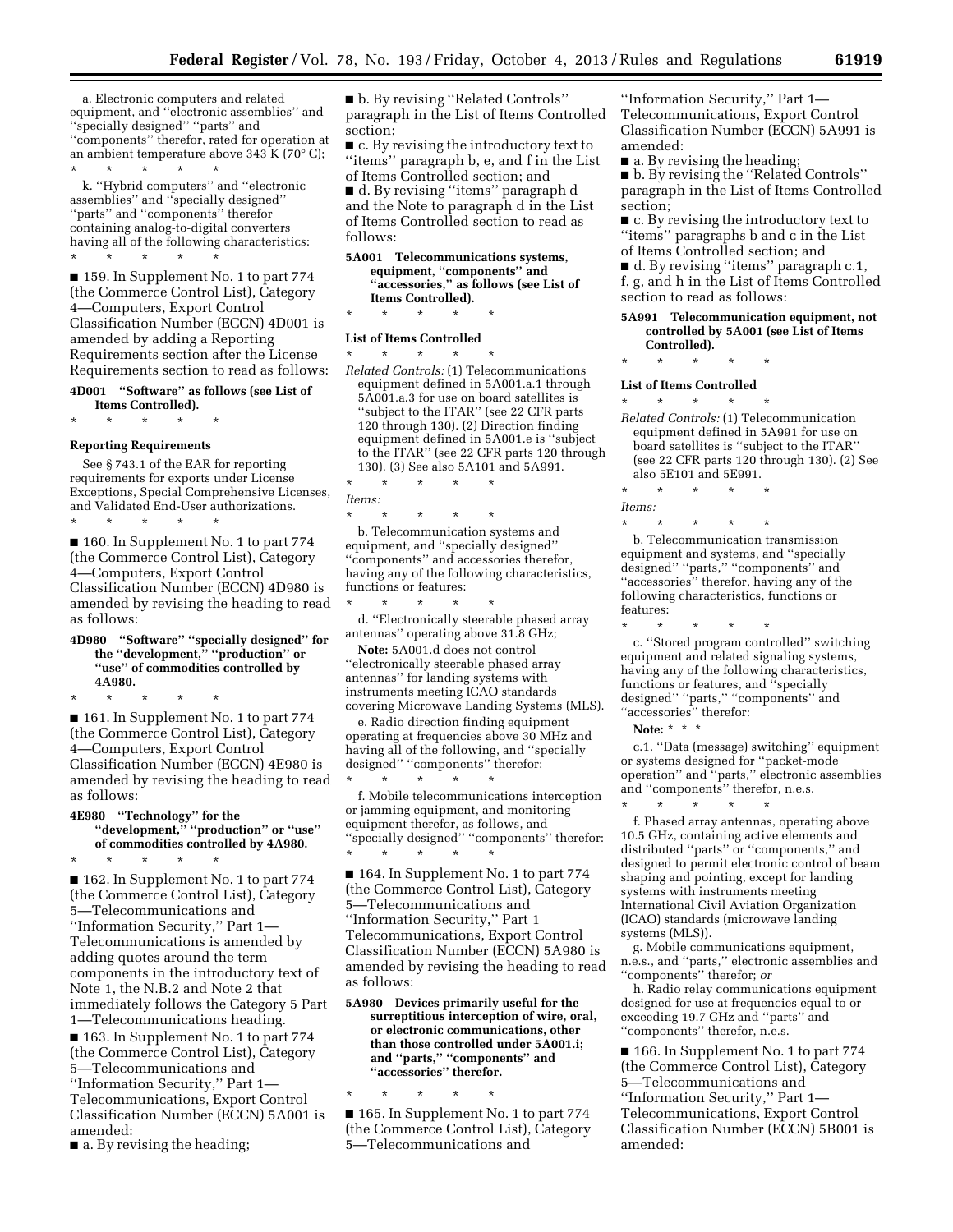a. Electronic computers and related equipment, and ''electronic assemblies'' and ''specially designed'' ''parts'' and ''components'' therefor, rated for operation at an ambient temperature above 343 K (70° C);

\* \* \* \* \*

k. ''Hybrid computers'' and ''electronic assemblies'' and ''specially designed'' ''parts'' and ''components'' therefor containing analog-to-digital converters having all of the following characteristics:

\* \* \* \* \*

■ 159. In Supplement No. 1 to part 774 (the Commerce Control List), Category 4—Computers, Export Control Classification Number (ECCN) 4D001 is amended by adding a Reporting Requirements section after the License Requirements section to read as follows:

**4D001 ''Software'' as follows (see List of Items Controlled).**

\* \* \* \* \*

**Reporting Requirements**

See § 743.1 of the EAR for reporting requirements for exports under License Exceptions, Special Comprehensive Licenses, and Validated End-User authorizations.

\* \* \* \* \*

■ 160. In Supplement No. 1 to part 774 (the Commerce Control List), Category 4—Computers, Export Control Classification Number (ECCN) 4D980 is amended by revising the heading to read as follows:

**4D980 ''Software'' ''specially designed'' for the ''development,'' ''production'' or ''use'' of commodities controlled by 4A980.**

\* \* \* \* \*

■ 161. In Supplement No. 1 to part 774 (the Commerce Control List), Category 4—Computers, Export Control Classification Number (ECCN) 4E980 is amended by revising the heading to read as follows:

**4E980 ''Technology'' for the ''development,'' ''production'' or ''use'' of commodities controlled by 4A980.**

\* \* \* \* \*

■ 162. In Supplement No. 1 to part 774 (the Commerce Control List), Category 5—Telecommunications and ''Information Security,'' Part 1—Telecommunications is amended by adding quotes around the term components in the introductory text of Note 1, the N.B.2 and Note 2 that immediately follows the Category 5 Part 1—Telecommunications heading.

■ 163. In Supplement No. 1 to part 774 (the Commerce Control List), Category 5—Telecommunications and ''Information Security,'' Part 1—Telecommunications, Export Control Classification Number (ECCN) 5A001 is amended:

■ a. By revising the heading;

■ b. By revising ''Related Controls'' paragraph in the List of Items Controlled section;

■ c. By revising the introductory text to ''items'' paragraph b, e, and f in the List of Items Controlled section; and

■ d. By revising ''items'' paragraph d and the Note to paragraph d in the List of Items Controlled section to read as follows:

**5A001 Telecommunications systems, equipment, ''components'' and ''accessories,'' as follows (see List of Items Controlled).**

\* \* \* \* \*

**List of Items Controlled**

\* \* \* \* \*

*Related Controls:* (1) Telecommunications equipment defined in 5A001.a.1 through 5A001.a.3 for use on board satellites is ''subject to the ITAR'' (see 22 CFR parts 120 through 130). (2) Direction finding equipment defined in 5A001.e is ''subject to the ITAR'' (see 22 CFR parts 120 through 130). (3) See also 5A101 and 5A991.

\* \* \* \* \*

*Items:*

\* \* \* \* \*

b. Telecommunication systems and equipment, and ''specially designed'' ''components'' and accessories therefor, having any of the following characteristics, functions or features:

\* \* \* \* \*

d. ''Electronically steerable phased array antennas'' operating above 31.8 GHz;

**Note:** 5A001.d does not control ''electronically steerable phased array antennas'' for landing systems with instruments meeting ICAO standards covering Microwave Landing Systems (MLS).

e. Radio direction finding equipment operating at frequencies above 30 MHz and having all of the following, and ''specially designed'' ''components'' therefor:

\* \* \* \* \*

f. Mobile telecommunications interception or jamming equipment, and monitoring equipment therefor, as follows, and ''specially designed'' ''components'' therefor:

\* \* \* \* \*

■ 164. In Supplement No. 1 to part 774 (the Commerce Control List), Category 5—Telecommunications and ''Information Security,'' Part 1 Telecommunications, Export Control Classification Number (ECCN) 5A980 is amended by revising the heading to read as follows:

**5A980 Devices primarily useful for the surreptitious interception of wire, oral, or electronic communications, other than those controlled under 5A001.i; and ''parts,'' ''components'' and ''accessories'' therefor.**

\* \* \* \* \*

■ 165. In Supplement No. 1 to part 774 (the Commerce Control List), Category 5—Telecommunications and ''Information Security,'' Part 1—Telecommunications, Export Control Classification Number (ECCN) 5A991 is amended:

■ a. By revising the heading;

■ b. By revising the ''Related Controls'' paragraph in the List of Items Controlled section;

■ c. By revising the introductory text to ''items'' paragraphs b and c in the List of Items Controlled section; and

■ d. By revising ''items'' paragraph c.1, f, g, and h in the List of Items Controlled section to read as follows:

**5A991 Telecommunication equipment, not controlled by 5A001 (see List of Items Controlled).**

\* \* \* \* \*

**List of Items Controlled**

\* \* \* \* \*

*Related Controls:* (1) Telecommunication equipment defined in 5A991 for use on board satellites is ''subject to the ITAR'' (see 22 CFR parts 120 through 130). (2) See also 5E101 and 5E991.

\* \* \* \* \*

*Items:*

\* \* \* \* \*

b. Telecommunication transmission equipment and systems, and ''specially designed'' ''parts,'' ''components'' and ''accessories'' therefor, having any of the following characteristics, functions or features:

\* \* \* \* \*

c. ''Stored program controlled'' switching equipment and related signaling systems, having any of the following characteristics, functions or features, and ''specially designed'' ''parts,'' ''components'' and ''accessories'' therefor:

**Note:** \* \* \*

c.1. ''Data (message) switching'' equipment or systems designed for ''packet-mode operation'' and ''parts,'' electronic assemblies and ''components'' therefor, n.e.s.

\* \* \* \* \*

f. Phased array antennas, operating above 10.5 GHz, containing active elements and distributed ''parts'' or ''components,'' and designed to permit electronic control of beam shaping and pointing, except for landing systems with instruments meeting International Civil Aviation Organization (ICAO) standards (microwave landing systems (MLS)).

g. Mobile communications equipment, n.e.s., and ''parts,'' electronic assemblies and ''components'' therefor; *or*

h. Radio relay communications equipment designed for use at frequencies equal to or exceeding 19.7 GHz and ''parts'' and ''components'' therefor, n.e.s.

■ 166. In Supplement No. 1 to part 774 (the Commerce Control List), Category 5—Telecommunications and ''Information Security,'' Part 1—Telecommunications, Export Control Classification Number (ECCN) 5B001 is amended: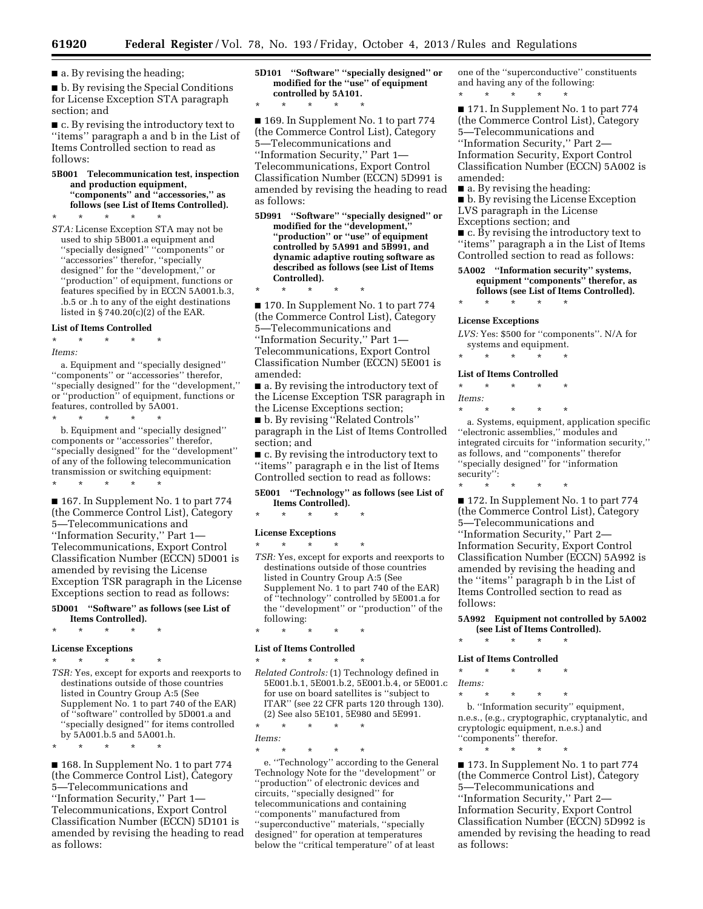■ a. By revising the heading;

■ b. By revising the Special Conditions for License Exception STA paragraph section; and

■ c. By revising the introductory text to ''items'' paragraph a and b in the List of Items Controlled section to read as follows:

**5B001 Telecommunication test, inspection and production equipment, ''components'' and ''accessories,'' as follows (see List of Items Controlled).**

\* \* \* \* \*

*STA:* License Exception STA may not be used to ship 5B001.a equipment and ''specially designed'' ''components'' or ''accessories'' therefor, ''specially designed'' for the ''development,'' or ''production'' of equipment, functions or features specified by in ECCN 5A001.b.3, .b.5 or .h to any of the eight destinations listed in § 740.20(c)(2) of the EAR.

**List of Items Controlled**

\* \* \* \* \*

*Items:*

a. Equipment and ''specially designed'' ''components'' or ''accessories'' therefor, ''specially designed'' for the ''development,'' or ''production'' of equipment, functions or features, controlled by 5A001.

\* \* \* \* \*

b. Equipment and ''specially designed'' components or ''accessories'' therefor, ''specially designed'' for the ''development'' of any of the following telecommunication transmission or switching equipment:

\* \* \* \* \*

■ 167. In Supplement No. 1 to part 774 (the Commerce Control List), Category 5—Telecommunications and ''Information Security,'' Part 1—Telecommunications, Export Control Classification Number (ECCN) 5D001 is amended by revising the License Exception TSR paragraph in the License Exceptions section to read as follows:

**5D001 ''Software'' as follows (see List of Items Controlled).**

\* \* \* \* \*

**License Exceptions**

\* \* \* \* \*

*TSR:* Yes, except for exports and reexports to destinations outside of those countries listed in Country Group A:5 (See Supplement No. 1 to part 740 of the EAR) of ''software'' controlled by 5D001.a and ''specially designed'' for items controlled by 5A001.b.5 and 5A001.h.

\* \* \* \* \*

■ 168. In Supplement No. 1 to part 774 (the Commerce Control List), Category 5—Telecommunications and ''Information Security,'' Part 1—Telecommunications, Export Control Classification Number (ECCN) 5D101 is amended by revising the heading to read as follows:

**5D101 ''Software'' ''specially designed'' or modified for the ''use'' of equipment controlled by 5A101.**

\* \* \* \* \*

■ 169. In Supplement No. 1 to part 774 (the Commerce Control List), Category 5—Telecommunications and ''Information Security,'' Part 1—Telecommunications, Export Control Classification Number (ECCN) 5D991 is amended by revising the heading to read as follows:

**5D991 ''Software'' ''specially designed'' or modified for the ''development,'' ''production'' or ''use'' of equipment controlled by 5A991 and 5B991, and dynamic adaptive routing software as described as follows (see List of Items Controlled).**

\* \* \* \* \*

■ 170. In Supplement No. 1 to part 774 (the Commerce Control List), Category 5—Telecommunications and ''Information Security,'' Part 1—Telecommunications, Export Control Classification Number (ECCN) 5E001 is amended:

■ a. By revising the introductory text of the License Exception TSR paragraph in the License Exceptions section;

■ b. By revising ''Related Controls'' paragraph in the List of Items Controlled section; and

■ c. By revising the introductory text to ''items'' paragraph e in the list of Items Controlled section to read as follows:

**5E001 ''Technology'' as follows (see List of Items Controlled).**

\* \* \* \* \*

**License Exceptions**

\* \* \* \* \*

*TSR:* Yes, except for exports and reexports to destinations outside of those countries listed in Country Group A:5 (See Supplement No. 1 to part 740 of the EAR) of ''technology'' controlled by 5E001.a for the ''development'' or ''production'' of the following:

\* \* \* \* \*

**List of Items Controlled**

\* \* \* \* \*

*Related Controls:* (1) Technology defined in 5E001.b.1, 5E001.b.2, 5E001.b.4, or 5E001.c for use on board satellites is ''subject to ITAR'' (see 22 CFR parts 120 through 130). (2) See also 5E101, 5E980 and 5E991.

\* \* \* \* \*

*Items:*

\* \* \* \* \*

e. ''Technology'' according to the General Technology Note for the ''development'' or ''production'' of electronic devices and circuits, ''specially designed'' for telecommunications and containing ''components'' manufactured from ''superconductive'' materials, ''specially designed'' for operation at temperatures below the ''critical temperature'' of at least one of the ''superconductive'' constituents and having any of the following:

\* \* \* \* \*

■ 171. In Supplement No. 1 to part 774 (the Commerce Control List), Category 5—Telecommunications and ''Information Security,'' Part 2—Information Security, Export Control Classification Number (ECCN) 5A002 is amended:

■ a. By revising the heading:

■ b. By revising the License Exception LVS paragraph in the License Exceptions section; and

■ c. By revising the introductory text to ''items'' paragraph a in the List of Items Controlled section to read as follows:

**5A002 ''Information security'' systems, equipment ''components'' therefor, as follows (see List of Items Controlled).**

\* \* \* \* \*

**License Exceptions**

*LVS:* Yes: $500 for ''components''. N/A for systems and equipment.

\* \* \* \* \*

**List of Items Controlled**

\* \* \* \* \*

*Items:*

\* \* \* \* \*

a. Systems, equipment, application specific ''electronic assemblies,'' modules and integrated circuits for ''information security,'' as follows, and ''components'' therefor ''specially designed'' for ''information security'':

\* \* \* \* \*

■ 172. In Supplement No. 1 to part 774 (the Commerce Control List), Category 5—Telecommunications and ''Information Security,'' Part 2—Information Security, Export Control Classification Number (ECCN) 5A992 is amended by revising the heading and the ''items'' paragraph b in the List of Items Controlled section to read as follows:

**5A992 Equipment not controlled by 5A002 (see List of Items Controlled).**

\* \* \* \* \*

**List of Items Controlled**

\* \* \* \* \*

*Items:*

\* \* \* \* \*

b. ''Information security'' equipment, n.e.s., (e.g., cryptographic, cryptanalytic, and cryptologic equipment, n.e.s.) and ''components'' therefor.

\* \* \* \* \*

■ 173. In Supplement No. 1 to part 774 (the Commerce Control List), Category 5—Telecommunications and ''Information Security,'' Part 2—Information Security, Export Control Classification Number (ECCN) 5D992 is amended by revising the heading to read as follows: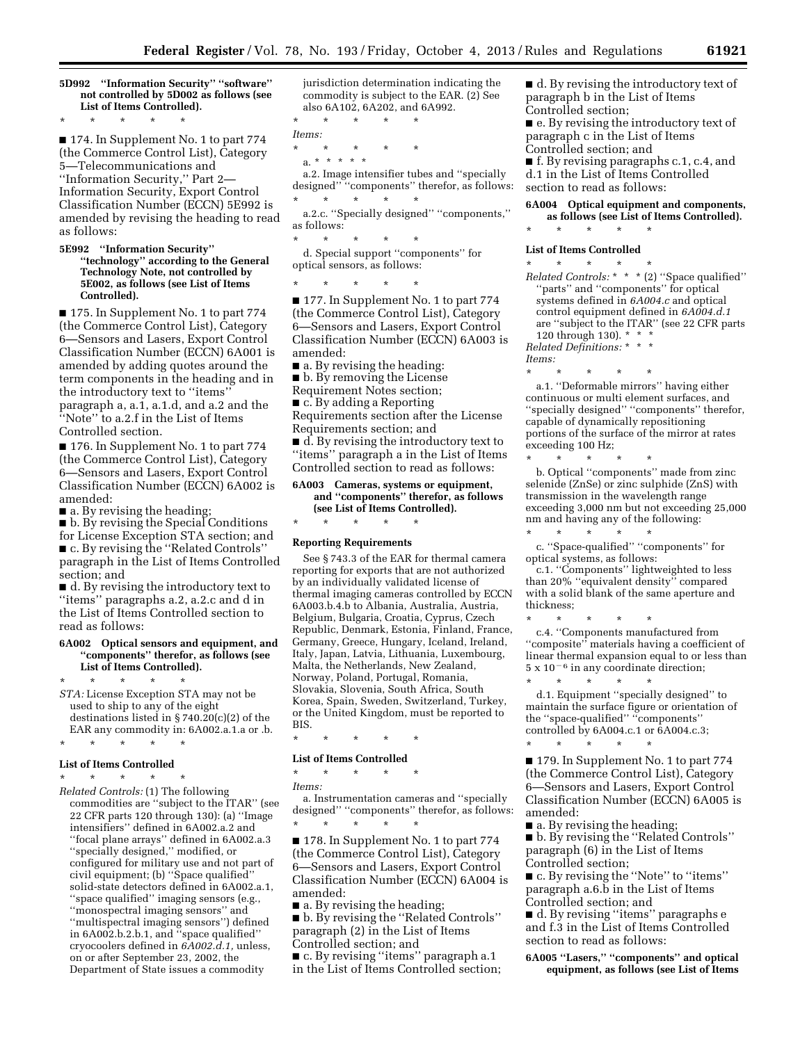**5D992 "Information Security" "software" not controlled by 5D002 as follows (see List of Items Controlled).**

\* \* \* \* \*

■ 174. In Supplement No. 1 to part 774 (the Commerce Control List), Category 5—Telecommunications and "Information Security," Part 2—Information Security, Export Control Classification Number (ECCN) 5E992 is amended by revising the heading to read as follows:

**5E992 "Information Security" "technology" according to the General Technology Note, not controlled by 5E002, as follows (see List of Items Controlled).**

■ 175. In Supplement No. 1 to part 774 (the Commerce Control List), Category 6—Sensors and Lasers, Export Control Classification Number (ECCN) 6A001 is amended by adding quotes around the term components in the heading and in the introductory text to "items" paragraph a, a.1, a.1.d, and a.2 and the "Note" to a.2.f in the List of Items Controlled section.

■ 176. In Supplement No. 1 to part 774 (the Commerce Control List), Category 6—Sensors and Lasers, Export Control Classification Number (ECCN) 6A002 is amended:

■ a. By revising the heading;

■ b. By revising the Special Conditions for License Exception STA section; and

■ c. By revising the "Related Controls" paragraph in the List of Items Controlled section; and

■ d. By revising the introductory text to "items" paragraphs a.2, a.2.c and d in the List of Items Controlled section to read as follows:

**6A002 Optical sensors and equipment, and "components" therefor, as follows (see List of Items Controlled).**

\* \* \* \* \*

*STA:* License Exception STA may not be used to ship to any of the eight destinations listed in § 740.20(c)(2) of the EAR any commodity in: 6A002.a.1.a or .b.

\* \* \* \* \*

**List of Items Controlled**

\* \* \* \* \*

*Related Controls:* (1) The following commodities are "subject to the ITAR" (see 22 CFR parts 120 through 130): (a) "Image intensifiers" defined in 6A002.a.2 and "focal plane arrays" defined in 6A002.a.3 "specially designed," modified, or configured for military use and not part of civil equipment; (b) "Space qualified" solid-state detectors defined in 6A002.a.1, "space qualified" imaging sensors (e.g., "monospectral imaging sensors" and "multispectral imaging sensors") defined in 6A002.b.2.b.1, and "space qualified" cryocoolers defined in *6A002.d.1,* unless, on or after September 23, 2002, the Department of State issues a commodity jurisdiction determination indicating the commodity is subject to the EAR. (2) See also 6A102, 6A202, and 6A992.

\* \* \* \* \*

*Items:*

\* \* \* \* \*

a. \* \* \*

a.2. Image intensifier tubes and "specially designed" "components" therefor, as follows:

\* \* \* \* \*

a.2.c. "Specially designed" "components," as follows:

\* \* \* \* \*

d. Special support "components" for optical sensors, as follows:

\* \* \* \* \*

■ 177. In Supplement No. 1 to part 774 (the Commerce Control List), Category 6—Sensors and Lasers, Export Control Classification Number (ECCN) 6A003 is amended:

■ a. By revising the heading:

■ b. By removing the License Requirement Notes section;

■ c. By adding a Reporting Requirements section after the License Requirements section; and

■ d. By revising the introductory text to "items" paragraph a in the List of Items Controlled section to read as follows:

**6A003 Cameras, systems or equipment, and "components" therefor, as follows (see List of Items Controlled).**

\* \* \* \* \*

**Reporting Requirements**

See § 743.3 of the EAR for thermal camera reporting for exports that are not authorized by an individually validated license of thermal imaging cameras controlled by ECCN 6A003.b.4.b to Albania, Australia, Austria, Belgium, Bulgaria, Croatia, Cyprus, Czech Republic, Denmark, Estonia, Finland, France, Germany, Greece, Hungary, Iceland, Ireland, Italy, Japan, Latvia, Lithuania, Luxembourg, Malta, the Netherlands, New Zealand, Norway, Poland, Portugal, Romania, Slovakia, Slovenia, South Africa, South Korea, Spain, Sweden, Switzerland, Turkey, or the United Kingdom, must be reported to BIS.

\* \* \* \* \*

**List of Items Controlled**

\* \* \* \* \*

*Items:*

a. Instrumentation cameras and "specially designed" "components" therefor, as follows:

\* \* \* \* \*

■ 178. In Supplement No. 1 to part 774 (the Commerce Control List), Category 6—Sensors and Lasers, Export Control Classification Number (ECCN) 6A004 is amended:

■ a. By revising the heading;

■ b. By revising the "Related Controls" paragraph (2) in the List of Items Controlled section; and

■ c. By revising "items" paragraph a.1 in the List of Items Controlled section;

■ d. By revising the introductory text of paragraph b in the List of Items Controlled section;

■ e. By revising the introductory text of paragraph c in the List of Items Controlled section; and

■ f. By revising paragraphs c.1, c.4, and d.1 in the List of Items Controlled section to read as follows:

**6A004 Optical equipment and components, as follows (see List of Items Controlled).**

\* \* \* \* \*

**List of Items Controlled**

\* \* \* \* \*

*Related Controls:* \* \* \* (2) "Space qualified" "parts" and "components" for optical systems defined in *6A004.c* and optical control equipment defined in *6A004.d.1* are "subject to the ITAR" (see 22 CFR parts 120 through 130). \* \* \*

*Related Definitions:* \* \* \*

*Items:*

\* \* \* \* \*

a.1. "Deformable mirrors" having either continuous or multi element surfaces, and "specially designed" "components" therefor, capable of dynamically repositioning portions of the surface of the mirror at rates exceeding 100 Hz;

\* \* \* \* \*

b. Optical "components" made from zinc selenide (ZnSe) or zinc sulphide (ZnS) with transmission in the wavelength range exceeding 3,000 nm but not exceeding 25,000 nm and having any of the following:

\* \* \* \* \*

c. "Space-qualified" "components" for optical systems, as follows:

c.1. "Components" lightweighted to less than 20% "equivalent density" compared with a solid blank of the same aperture and thickness;

\* \* \* \* \*

c.4. "Components manufactured from "composite" materials having a coefficient of linear thermal expansion equal to or less than $5 \times 10^{-6}$ in any coordinate direction;

\* \* \* \* \*

d.1. Equipment "specially designed" to maintain the surface figure or orientation of the "space-qualified" "components" controlled by 6A004.c.1 or 6A004.c.3;

\* \* \* \* \*

■ 179. In Supplement No. 1 to part 774 (the Commerce Control List), Category 6—Sensors and Lasers, Export Control Classification Number (ECCN) 6A005 is amended:

■ a. By revising the heading;

■ b. By revising the "Related Controls" paragraph (6) in the List of Items Controlled section;

■ c. By revising the "Note" to "items" paragraph a.6.b in the List of Items Controlled section; and

■ d. By revising "items" paragraphs e and f.3 in the List of Items Controlled section to read as follows:

**6A005 "Lasers," "components" and optical equipment, as follows (see List of Items**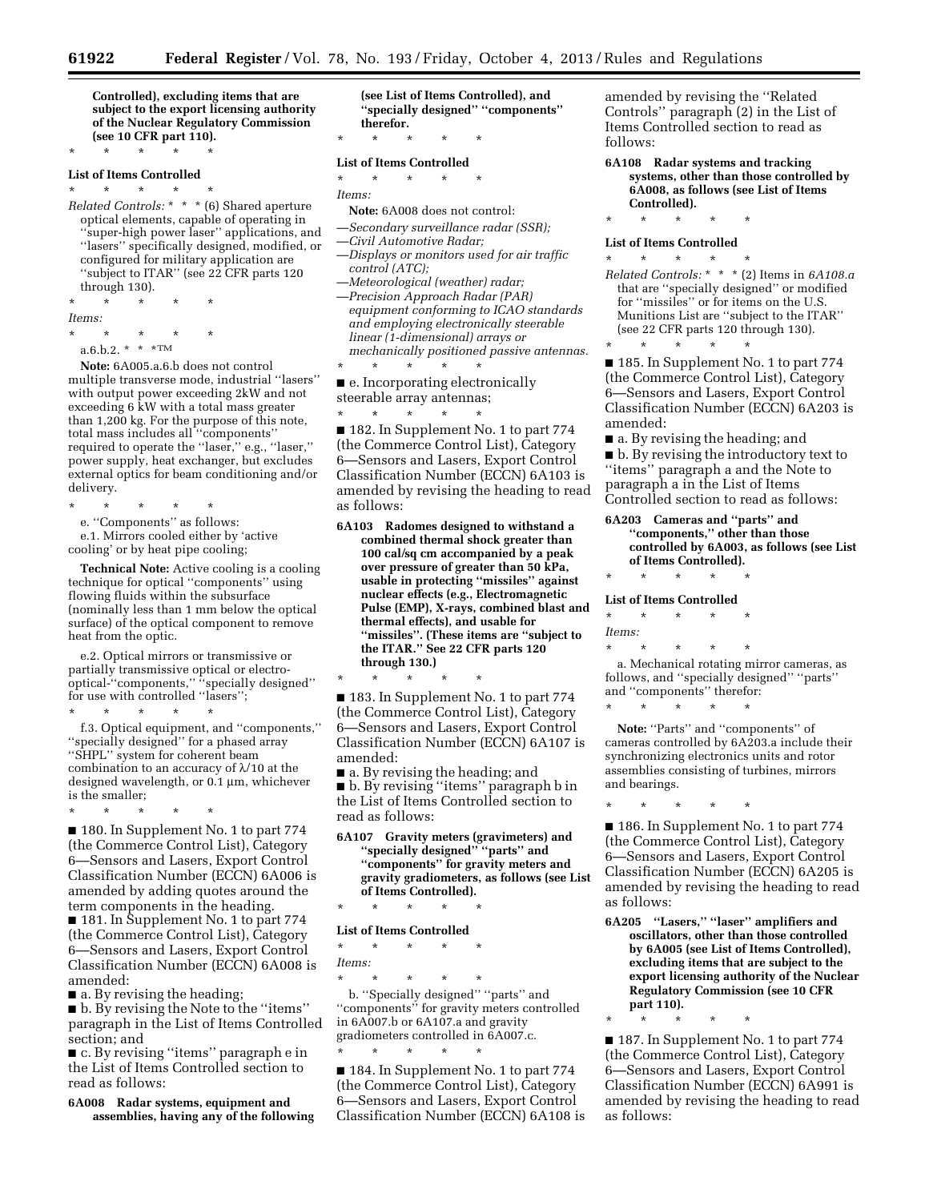**Controlled), excluding items that are subject to the export licensing authority of the Nuclear Regulatory Commission (see 10 CFR part 110).**

\* \* \* \* \*

**List of Items Controlled**

\* \* \* \* \*

*Related Controls:* \* \* \* (6) Shared aperture optical elements, capable of operating in ''super-high power laser'' applications, and ''lasers'' specifically designed, modified, or configured for military application are ''subject to ITAR'' (see 22 CFR parts 120 through 130).

\* \* \* \* \*

*Items:*

\* \* \* \* \*

a.6.b.2. \* \* \*

**Note:** 6A005.a.6.b does not control multiple transverse mode, industrial ''lasers'' with output power exceeding 2kW and not exceeding 6 kW with a total mass greater than 1,200 kg. For the purpose of this note, total mass includes all ''components'' required to operate the ''laser,'' e.g., ''laser,'' power supply, heat exchanger, but excludes external optics for beam conditioning and/or delivery.

\* \* \* \* \*

e. ''Components'' as follows:

e.1. Mirrors cooled either by 'active cooling' or by heat pipe cooling;

**Technical Note:** Active cooling is a cooling technique for optical ''components'' using flowing fluids within the subsurface (nominally less than 1 mm below the optical surface) of the optical component to remove heat from the optic.

e.2. Optical mirrors or transmissive or partially transmissive optical or electro-optical-''components,'' ''specially designed'' for use with controlled ''lasers'';

\* \* \* \* \*

f.3. Optical equipment, and ''components,'' ''specially designed'' for a phased array ''SHPL'' system for coherent beam combination to an accuracy of $\lambda/10$ at the designed wavelength, or 0.1 µm, whichever is the smaller;

\* \* \* \* \*

■ 180. In Supplement No. 1 to part 774 (the Commerce Control List), Category 6—Sensors and Lasers, Export Control Classification Number (ECCN) 6A006 is amended by adding quotes around the term components in the heading.

■ 181. In Supplement No. 1 to part 774 (the Commerce Control List), Category 6—Sensors and Lasers, Export Control Classification Number (ECCN) 6A008 is amended:

■ a. By revising the heading;

■ b. By revising the Note to the ''items'' paragraph in the List of Items Controlled section; and

■ c. By revising ''items'' paragraph e in the List of Items Controlled section to read as follows:

**6A008 Radar systems, equipment and assemblies, having any of the following (see List of Items Controlled), and ''specially designed'' ''components'' therefor.**

\* \* \* \* \*

**List of Items Controlled**

\* \* \* \* \*

*Items:*

**Note:** 6A008 does not control:

—*Secondary surveillance radar (SSR);*
—*Civil Automotive Radar;*
—*Displays or monitors used for air traffic control (ATC);*
—*Meteorological (weather) radar;*
—*Precision Approach Radar (PAR) equipment conforming to ICAO standards and employing electronically steerable linear (1-dimensional) arrays or mechanically positioned passive antennas.*

\* \* \* \* \*

■ e. Incorporating electronically steerable array antennas;

\* \* \* \* \*

■ 182. In Supplement No. 1 to part 774 (the Commerce Control List), Category 6—Sensors and Lasers, Export Control Classification Number (ECCN) 6A103 is amended by revising the heading to read as follows:

**6A103 Radomes designed to withstand a combined thermal shock greater than 100 cal/sq cm accompanied by a peak over pressure of greater than 50 kPa, usable in protecting ''missiles'' against nuclear effects (e.g., Electromagnetic Pulse (EMP), X-rays, combined blast and thermal effects), and usable for ''missiles''. (These items are ''subject to the ITAR.'' See 22 CFR parts 120 through 130.)**

\* \* \* \* \*

■ 183. In Supplement No. 1 to part 774 (the Commerce Control List), Category 6—Sensors and Lasers, Export Control Classification Number (ECCN) 6A107 is amended:

■ a. By revising the heading; and

■ b. By revising ''items'' paragraph b in the List of Items Controlled section to read as follows:

**6A107 Gravity meters (gravimeters) and ''specially designed'' ''parts'' and ''components'' for gravity meters and gravity gradiometers, as follows (see List of Items Controlled).**

\* \* \* \* \*

**List of Items Controlled**

\* \* \* \* \*

*Items:*

\* \* \* \* \*

b. ''Specially designed'' ''parts'' and ''components'' for gravity meters controlled in 6A007.b or 6A107.a and gravity gradiometers controlled in 6A007.c.

\* \* \* \* \*

■ 184. In Supplement No. 1 to part 774 (the Commerce Control List), Category 6—Sensors and Lasers, Export Control Classification Number (ECCN) 6A108 is amended by revising the ''Related Controls'' paragraph (2) in the List of Items Controlled section to read as follows:

**6A108 Radar systems and tracking systems, other than those controlled by 6A008, as follows (see List of Items Controlled).**

\* \* \* \* \*

**List of Items Controlled**

\* \* \* \* \*

*Related Controls:* \* \* \* (2) Items in *6A108.a* that are ''specially designed'' or modified for ''missiles'' or for items on the U.S. Munitions List are ''subject to the ITAR'' (see 22 CFR parts 120 through 130).

\* \* \* \* \*

■ 185. In Supplement No. 1 to part 774 (the Commerce Control List), Category 6—Sensors and Lasers, Export Control Classification Number (ECCN) 6A203 is amended:

■ a. By revising the heading; and

■ b. By revising the introductory text to ''items'' paragraph a and the Note to paragraph a in the List of Items Controlled section to read as follows:

**6A203 Cameras and ''parts'' and ''components,'' other than those controlled by 6A003, as follows (see List of Items Controlled).**

\* \* \* \* \*

**List of Items Controlled**

\* \* \* \* \*

*Items:*

\* \* \* \* \*

a. Mechanical rotating mirror cameras, as follows, and ''specially designed'' ''parts'' and ''components'' therefor:

\* \* \* \* \*

**Note:** ''Parts'' and ''components'' of cameras controlled by 6A203.a include their synchronizing electronics units and rotor assemblies consisting of turbines, mirrors and bearings.

\* \* \* \* \*

■ 186. In Supplement No. 1 to part 774 (the Commerce Control List), Category 6—Sensors and Lasers, Export Control Classification Number (ECCN) 6A205 is amended by revising the heading to read as follows:

**6A205 ''Lasers,'' ''laser'' amplifiers and oscillators, other than those controlled by 6A005 (see List of Items Controlled), excluding items that are subject to the export licensing authority of the Nuclear Regulatory Commission (see 10 CFR part 110).**

\* \* \* \* \*

■ 187. In Supplement No. 1 to part 774 (the Commerce Control List), Category 6—Sensors and Lasers, Export Control Classification Number (ECCN) 6A991 is amended by revising the heading to read as follows: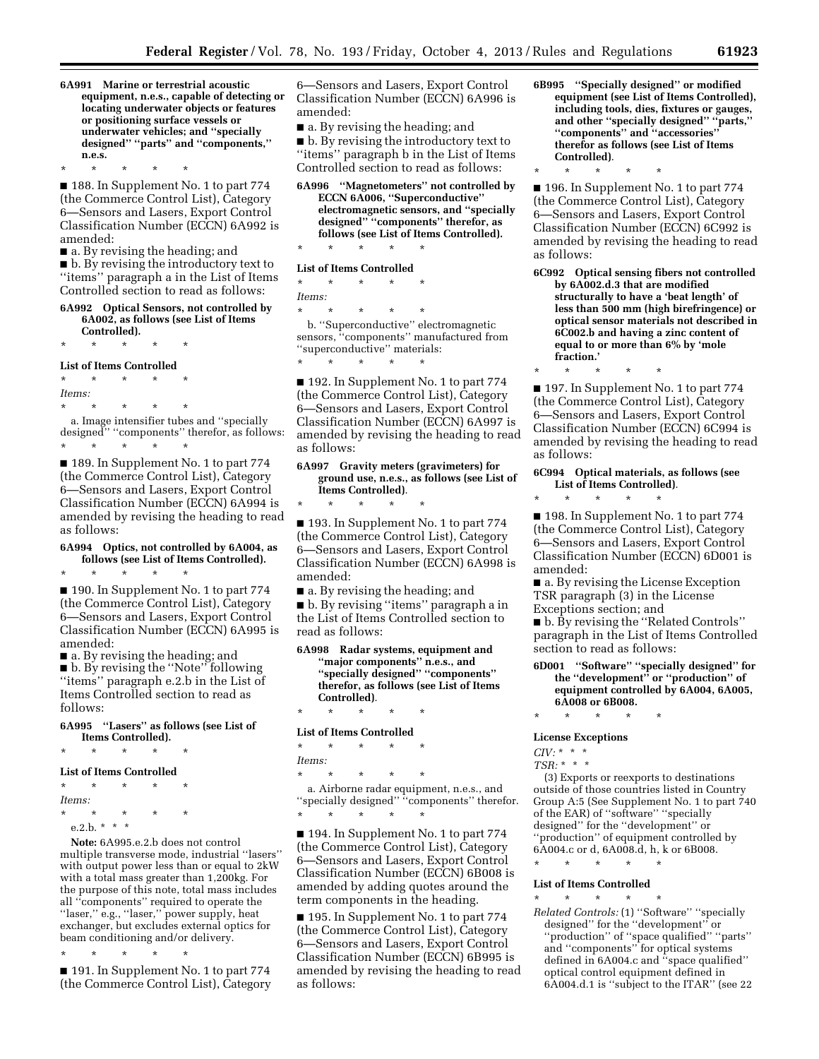**6A991 Marine or terrestrial acoustic equipment, n.e.s., capable of detecting or locating underwater objects or features or positioning surface vessels or underwater vehicles; and ''specially designed'' ''parts'' and ''components,'' n.e.s.**

\* \* \* \* \*

■ 188. In Supplement No. 1 to part 774 (the Commerce Control List), Category 6—Sensors and Lasers, Export Control Classification Number (ECCN) 6A992 is amended:

■ a. By revising the heading; and

■ b. By revising the introductory text to ''items'' paragraph a in the List of Items Controlled section to read as follows:

**6A992 Optical Sensors, not controlled by 6A002, as follows (see List of Items Controlled).**

\* \* \* \* \*

**List of Items Controlled**

\* \* \* \* \*

*Items:*

\* \* \* \* \*

a. Image intensifier tubes and ''specially designed'' ''components'' therefor, as follows:

\* \* \* \* \*

■ 189. In Supplement No. 1 to part 774 (the Commerce Control List), Category 6—Sensors and Lasers, Export Control Classification Number (ECCN) 6A994 is amended by revising the heading to read as follows:

**6A994 Optics, not controlled by 6A004, as follows (see List of Items Controlled).**

\* \* \* \* \*

■ 190. In Supplement No. 1 to part 774 (the Commerce Control List), Category 6—Sensors and Lasers, Export Control Classification Number (ECCN) 6A995 is amended:

■ a. By revising the heading; and

■ b. By revising the ''Note'' following ''items'' paragraph e.2.b in the List of Items Controlled section to read as follows:

**6A995 ''Lasers'' as follows (see List of Items Controlled).**

\* \* \* \* \*

**List of Items Controlled**

\* \* \* \* \*

*Items:*

\* \* \* \* \*

e.2.b. \* \* \*

**Note:** 6A995.e.2.b does not control multiple transverse mode, industrial ''lasers'' with output power less than or equal to 2kW with a total mass greater than 1,200kg. For the purpose of this note, total mass includes all ''components'' required to operate the ''laser,'' e.g., ''laser,'' power supply, heat exchanger, but excludes external optics for beam conditioning and/or delivery.

\* \* \* \* \*

■ 191. In Supplement No. 1 to part 774 (the Commerce Control List), Category 6—Sensors and Lasers, Export Control Classification Number (ECCN) 6A996 is amended:

■ a. By revising the heading; and

■ b. By revising the introductory text to ''items'' paragraph b in the List of Items Controlled section to read as follows:

**6A996 ''Magnetometers'' not controlled by ECCN 6A006, ''Superconductive'' electromagnetic sensors, and ''specially designed'' ''components'' therefor, as follows (see List of Items Controlled).**

\* \* \* \* \*

**List of Items Controlled**

\* \* \* \* \*

*Items:*

\* \* \* \* \*

b. ''Superconductive'' electromagnetic sensors, ''components'' manufactured from ''superconductive'' materials:

\* \* \* \* \*

■ 192. In Supplement No. 1 to part 774 (the Commerce Control List), Category 6—Sensors and Lasers, Export Control Classification Number (ECCN) 6A997 is amended by revising the heading to read as follows:

**6A997 Gravity meters (gravimeters) for ground use, n.e.s., as follows (see List of Items Controlled).**

\* \* \* \* \*

■ 193. In Supplement No. 1 to part 774 (the Commerce Control List), Category 6—Sensors and Lasers, Export Control Classification Number (ECCN) 6A998 is amended:

■ a. By revising the heading; and

■ b. By revising ''items'' paragraph a in the List of Items Controlled section to read as follows:

**6A998 Radar systems, equipment and ''major components'' n.e.s., and ''specially designed'' ''components'' therefor, as follows (see List of Items Controlled).**

\* \* \* \* \*

**List of Items Controlled**

\* \* \* \* \*

*Items:*

\* \* \* \* \*

a. Airborne radar equipment, n.e.s., and ''specially designed'' ''components'' therefor.

\* \* \* \* \*

■ 194. In Supplement No. 1 to part 774 (the Commerce Control List), Category 6—Sensors and Lasers, Export Control Classification Number (ECCN) 6B008 is amended by adding quotes around the term components in the heading.

■ 195. In Supplement No. 1 to part 774 (the Commerce Control List), Category 6—Sensors and Lasers, Export Control Classification Number (ECCN) 6B995 is amended by revising the heading to read as follows:

**6B995 ''Specially designed'' or modified equipment (see List of Items Controlled), including tools, dies, fixtures or gauges, and other ''specially designed'' ''parts,'' ''components'' and ''accessories'' therefor as follows (see List of Items Controlled).**

\* \* \* \* \*

■ 196. In Supplement No. 1 to part 774 (the Commerce Control List), Category 6—Sensors and Lasers, Export Control Classification Number (ECCN) 6C992 is amended by revising the heading to read as follows:

**6C992 Optical sensing fibers not controlled by 6A002.d.3 that are modified structurally to have a 'beat length' of less than 500 mm (high birefringence) or optical sensor materials not described in 6C002.b and having a zinc content of equal to or more than 6% by 'mole fraction.'**

\* \* \* \* \*

■ 197. In Supplement No. 1 to part 774 (the Commerce Control List), Category 6—Sensors and Lasers, Export Control Classification Number (ECCN) 6C994 is amended by revising the heading to read as follows:

**6C994 Optical materials, as follows (see List of Items Controlled).**

\* \* \* \* \*

■ 198. In Supplement No. 1 to part 774 (the Commerce Control List), Category 6—Sensors and Lasers, Export Control Classification Number (ECCN) 6D001 is amended:

■ a. By revising the License Exception TSR paragraph (3) in the License Exceptions section; and

■ b. By revising the ''Related Controls'' paragraph in the List of Items Controlled section to read as follows:

**6D001 ''Software'' ''specially designed'' for the ''development'' or ''production'' of equipment controlled by 6A004, 6A005, 6A008 or 6B008.**

\* \* \* \* \*

**License Exceptions**

*CIV:* \* \* \*

*TSR:* \* \* \*

(3) Exports or reexports to destinations outside of those countries listed in Country Group A:5 (See Supplement No. 1 to part 740 of the EAR) of ''software'' ''specially designed'' for the ''development'' or ''production'' of equipment controlled by 6A004.c or d, 6A008.d, h, k or 6B008.

\* \* \* \* \*

**List of Items Controlled**

\* \* \* \* \*

*Related Controls:* (1) ''Software'' ''specially designed'' for the ''development'' or ''space qualified'' ''production'' of ''parts'' and ''components'' for optical systems defined in 6A004.c and ''space qualified'' optical control equipment defined in 6A004.d.1 is ''subject to the ITAR'' (see 22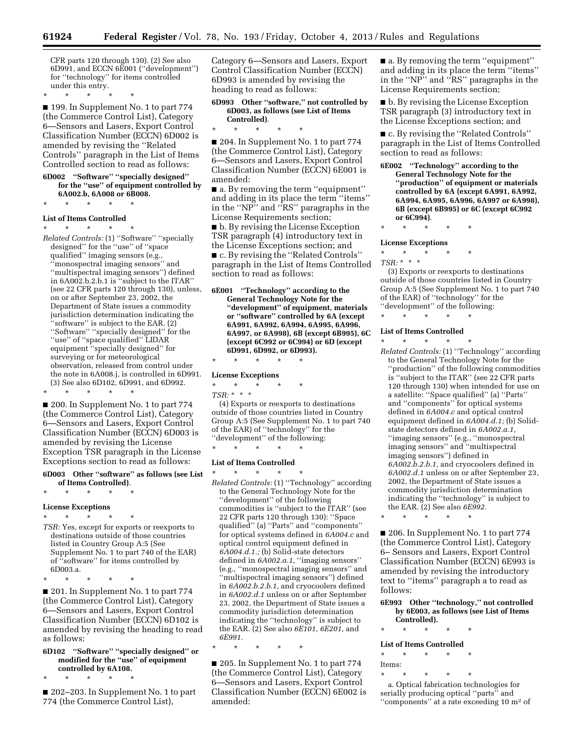CFR parts 120 through 130). (2) See also 6D991, and ECCN 6E001 (''development'') for ''technology'' for items controlled under this entry.

\* \* \* \* \*

■ 199. In Supplement No. 1 to part 774 (the Commerce Control List), Category 6—Sensors and Lasers, Export Control Classification Number (ECCN) 6D002 is amended by revising the ''Related Controls'' paragraph in the List of Items Controlled section to read as follows:

**6D002 ''Software'' ''specially designed'' for the ''use'' of equipment controlled by 6A002.b, 6A008 or 6B008.**

\* \* \* \* \*

**List of Items Controlled**

\* \* \* \* \*

*Related Controls:* (1) ''Software'' ''specially designed'' for the ''use'' of ''space qualified'' imaging sensors (e.g., ''monospectral imaging sensors'' and ''multispectral imaging sensors'') defined in 6A002.b.2.b.1 is ''subject to the ITAR'' (see 22 CFR parts 120 through 130), unless, on or after September 23, 2002, the Department of State issues a commodity jurisdiction determination indicating the ''software'' is subject to the EAR. (2) ''Software'' ''specially designed'' for the ''use'' of ''space qualified'' LIDAR equipment ''specially designed'' for surveying or for meteorological observation, released from control under the note in 6A008.j, is controlled in 6D991. (3) See also 6D102, 6D991, and 6D992.

\* \* \* \* \*

■ 200. In Supplement No. 1 to part 774 (the Commerce Control List), Category 6—Sensors and Lasers, Export Control Classification Number (ECCN) 6D003 is amended by revising the License Exception TSR paragraph in the License Exceptions section to read as follows:

**6D003 Other ''software'' as follows (see List of Items Controlled).**

\* \* \* \* \*

**License Exceptions**

\* \* \* \* \*

*TSR:* Yes, except for exports or reexports to destinations outside of those countries listed in Country Group A:5 (See Supplement No. 1 to part 740 of the EAR) of ''software'' for items controlled by 6D003.a.

\* \* \* \* \*

■ 201. In Supplement No. 1 to part 774 (the Commerce Control List), Category 6—Sensors and Lasers, Export Control Classification Number (ECCN) 6D102 is amended by revising the heading to read as follows:

**6D102 ''Software'' ''specially designed'' or modified for the ''use'' of equipment controlled by 6A108.**

\* \* \* \* \*

■ 202–203. In Supplement No. 1 to part 774 (the Commerce Control List), Category 6—Sensors and Lasers, Export Control Classification Number (ECCN) 6D993 is amended by revising the heading to read as follows:

**6D993 Other ''software,'' not controlled by 6D003, as follows (see List of Items Controlled).**

\* \* \* \* \*

■ 204. In Supplement No. 1 to part 774 (the Commerce Control List), Category 6—Sensors and Lasers, Export Control Classification Number (ECCN) 6E001 is amended:

■ a. By removing the term ''equipment'' and adding in its place the term ''items'' in the ''NP'' and ''RS'' paragraphs in the License Requirements section;

■ b. By revising the License Exception TSR paragraph (4) introductory text in the License Exceptions section; and

■ c. By revising the ''Related Controls'' paragraph in the List of Items Controlled section to read as follows:

**6E001 ''Technology'' according to the General Technology Note for the ''development'' of equipment, materials or ''software'' controlled by 6A (except 6A991, 6A992, 6A994, 6A995, 6A996, 6A997, or 6A998), 6B (except 6B995), 6C (except 6C992 or 6C994) or 6D (except 6D991, 6D992, or 6D993).**

\* \* \* \* \*

**License Exceptions**

\* \* \* \* \*

*TSR:* \* \* \*

(4) Exports or reexports to destinations outside of those countries listed in Country Group A:5 (See Supplement No. 1 to part 740 of the EAR) of ''technology'' for the ''development'' of the following:

\* \* \* \* \*

**List of Items Controlled**

\* \* \* \* \*

*Related Controls:* (1) ''Technology'' according to the General Technology Note for the ''development'' of the following commodities is ''subject to the ITAR'' (see 22 CFR parts 120 through 130): ''Space qualified'' (a) ''Parts'' and ''components'' for optical systems defined in *6A004.c* and optical control equipment defined in *6A004.d.1.;* (b) Solid-state detectors defined in *6A002.a.1,* ''imaging sensors'' (e.g., ''monospectral imaging sensors'' and ''multispectral imaging sensors'') defined in *6A002.b.2.b.1,* and cryocoolers defined in *6A002.d.1* unless on or after September 23, 2002, the Department of State issues a commodity jurisdiction determination indicating the ''technology'' is subject to the EAR. (2) See also *6E101, 6E201,* and *6E991.*

\* \* \* \* \*

■ 205. In Supplement No. 1 to part 774 (the Commerce Control List), Category 6—Sensors and Lasers, Export Control Classification Number (ECCN) 6E002 is amended:

■ a. By removing the term ''equipment'' and adding in its place the term ''items'' in the ''NP'' and ''RS'' paragraphs in the License Requirements section;

■ b. By revising the License Exception TSR paragraph (3) introductory text in the License Exceptions section; and

■ c. By revising the ''Related Controls'' paragraph in the List of Items Controlled section to read as follows:

**6E002 ''Technology'' according to the General Technology Note for the ''production'' of equipment or materials controlled by 6A (except 6A991, 6A992, 6A994, 6A995, 6A996, 6A997 or 6A998), 6B (except 6B995) or 6C (except 6C992 or 6C994).**

\* \* \* \* \*

**License Exceptions**

\* \* \* \* \*

*TSR:* \* \* \*

(3) Exports or reexports to destinations outside of those countries listed in Country Group A:5 (See Supplement No. 1 to part 740 of the EAR) of ''technology'' for the ''development'' of the following:

\* \* \* \* \*

**List of Items Controlled**

\* \* \* \* \*

*Related Controls:* (1) ''Technology'' according to the General Technology Note for the ''production'' of the following commodities is ''subject to the ITAR'' (see 22 CFR parts 120 through 130) when intended for use on a satellite: ''Space qualified'' (a) ''Parts'' and ''components'' for optical systems defined in *6A004.c* and optical control equipment defined in *6A004.d.1;* (b) Solid-state detectors defined in *6A002.a.1,* ''imaging sensors'' (e.g., ''monospectral imaging sensors'' and ''multispectral imaging sensors'') defined in *6A002.b.2.b.1,* and cryocoolers defined in *6A002.d.1* unless on or after September 23, 2002, the Department of State issues a commodity jurisdiction determination indicating the ''technology'' is subject to the EAR. (2) See also *6E992.*

\* \* \* \* \*

■ 206. In Supplement No. 1 to part 774 (the Commerce Control List), Category 6– Sensors and Lasers, Export Control Classification Number (ECCN) 6E993 is amended by revising the introductory text to ''items'' paragraph a to read as follows:

**6E993 Other ''technology,'' not controlled by 6E003, as follows (see List of Items Controlled).**

\* \* \* \* \*

**List of Items Controlled**

\* \* \* \* \*

Items:

\* \* \* \* \*

a. Optical fabrication technologies for serially producing optical ''parts'' and ''components'' at a rate exceeding 10 $m^2$ of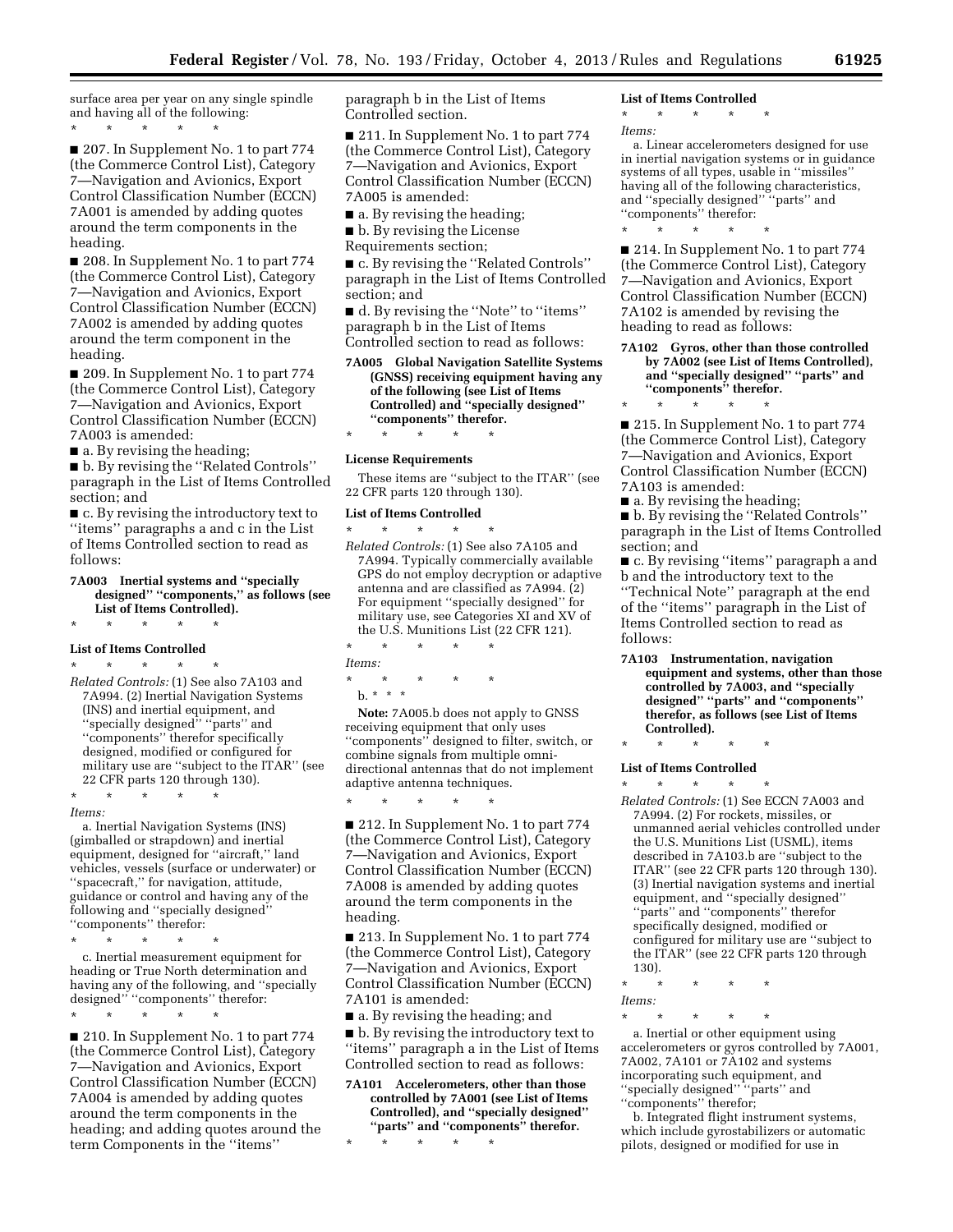surface area per year on any single spindle and having all of the following:

\* \* \* \* \*

■ 207. In Supplement No. 1 to part 774 (the Commerce Control List), Category 7—Navigation and Avionics, Export Control Classification Number (ECCN) 7A001 is amended by adding quotes around the term components in the heading.

■ 208. In Supplement No. 1 to part 774 (the Commerce Control List), Category 7—Navigation and Avionics, Export Control Classification Number (ECCN) 7A002 is amended by adding quotes around the term component in the heading.

■ 209. In Supplement No. 1 to part 774 (the Commerce Control List), Category 7—Navigation and Avionics, Export Control Classification Number (ECCN) 7A003 is amended:

■ a. By revising the heading;

■ b. By revising the ''Related Controls'' paragraph in the List of Items Controlled section; and

■ c. By revising the introductory text to ''items'' paragraphs a and c in the List of Items Controlled section to read as follows:

**7A003 Inertial systems and ''specially designed'' ''components,'' as follows (see List of Items Controlled).**

\* \* \* \* \*

**List of Items Controlled**

\* \* \* \* \*

*Related Controls:* (1) See also 7A103 and 7A994. (2) Inertial Navigation Systems (INS) and inertial equipment, and ''specially designed'' ''parts'' and ''components'' therefor specifically designed, modified or configured for military use are ''subject to the ITAR'' (see 22 CFR parts 120 through 130).

\* \* \* \* \*

*Items:*

a. Inertial Navigation Systems (INS) (gimballed or strapdown) and inertial equipment, designed for ''aircraft,'' land vehicles, vessels (surface or underwater) or ''spacecraft,'' for navigation, attitude, guidance or control and having any of the following and ''specially designed'' ''components'' therefor:

\* \* \* \* \*

c. Inertial measurement equipment for heading or True North determination and having any of the following, and ''specially designed'' ''components'' therefor:

\* \* \* \* \*

■ 210. In Supplement No. 1 to part 774 (the Commerce Control List), Category 7—Navigation and Avionics, Export Control Classification Number (ECCN) 7A004 is amended by adding quotes around the term components in the heading; and adding quotes around the term Components in the ''items'' paragraph b in the List of Items Controlled section.

■ 211. In Supplement No. 1 to part 774 (the Commerce Control List), Category 7—Navigation and Avionics, Export Control Classification Number (ECCN) 7A005 is amended:

■ a. By revising the heading;

■ b. By revising the License Requirements section;

■ c. By revising the ''Related Controls'' paragraph in the List of Items Controlled section; and

■ d. By revising the ''Note'' to ''items'' paragraph b in the List of Items Controlled section to read as follows:

**7A005 Global Navigation Satellite Systems (GNSS) receiving equipment having any of the following (see List of Items Controlled) and ''specially designed'' ''components'' therefor.**

\* \* \* \* \*

**License Requirements**

These items are ''subject to the ITAR'' (see 22 CFR parts 120 through 130).

**List of Items Controlled**

\* \* \* \* \*

*Related Controls:* (1) See also 7A105 and 7A994. Typically commercially available GPS do not employ decryption or adaptive antenna and are classified as 7A994. (2) For equipment ''specially designed'' for military use, see Categories XI and XV of the U.S. Munitions List (22 CFR 121).

\* \* \* \* \*

*Items:*

\* \* \* \* \*

b. \* \* \*

**Note:** 7A005.b does not apply to GNSS receiving equipment that only uses ''components'' designed to filter, switch, or combine signals from multiple omni-directional antennas that do not implement adaptive antenna techniques.

\* \* \* \* \*

■ 212. In Supplement No. 1 to part 774 (the Commerce Control List), Category 7—Navigation and Avionics, Export Control Classification Number (ECCN) 7A008 is amended by adding quotes around the term components in the heading.

■ 213. In Supplement No. 1 to part 774 (the Commerce Control List), Category 7—Navigation and Avionics, Export Control Classification Number (ECCN) 7A101 is amended:

■ a. By revising the heading; and

■ b. By revising the introductory text to ''items'' paragraph a in the List of Items Controlled section to read as follows:

**7A101 Accelerometers, other than those controlled by 7A001 (see List of Items Controlled), and ''specially designed'' ''parts'' and ''components'' therefor.**

\* \* \* \* \*

**List of Items Controlled**

\* \* \* \* \*

*Items:*

a. Linear accelerometers designed for use in inertial navigation systems or in guidance systems of all types, usable in ''missiles'' having all of the following characteristics, and ''specially designed'' ''parts'' and ''components'' therefor:

\* \* \* \* \*

■ 214. In Supplement No. 1 to part 774 (the Commerce Control List), Category 7—Navigation and Avionics, Export Control Classification Number (ECCN) 7A102 is amended by revising the heading to read as follows:

**7A102 Gyros, other than those controlled by 7A002 (see List of Items Controlled), and ''specially designed'' ''parts'' and ''components'' therefor.**

\* \* \* \* \*

■ 215. In Supplement No. 1 to part 774 (the Commerce Control List), Category 7—Navigation and Avionics, Export Control Classification Number (ECCN) 7A103 is amended:

■ a. By revising the heading;

■ b. By revising the ''Related Controls'' paragraph in the List of Items Controlled section; and

■ c. By revising ''items'' paragraph a and b and the introductory text to the ''Technical Note'' paragraph at the end of the ''items'' paragraph in the List of Items Controlled section to read as follows:

**7A103 Instrumentation, navigation equipment and systems, other than those controlled by 7A003, and ''specially designed'' ''parts'' and ''components'' therefor, as follows (see List of Items Controlled).**

\* \* \* \* \*

**List of Items Controlled**

\* \* \* \* \*

*Related Controls:* (1) See ECCN 7A003 and 7A994. (2) For rockets, missiles, or unmanned aerial vehicles controlled under the U.S. Munitions List (USML), items described in 7A103.b are ''subject to the ITAR'' (see 22 CFR parts 120 through 130). (3) Inertial navigation systems and inertial equipment, and ''specially designed'' ''parts'' and ''components'' therefor specifically designed, modified or configured for military use are ''subject to the ITAR'' (see 22 CFR parts 120 through 130).

\* \* \* \* \*

*Items:*

\* \* \* \* \*

a. Inertial or other equipment using accelerometers or gyros controlled by 7A001, 7A002, 7A101 or 7A102 and systems incorporating such equipment, and ''specially designed'' ''parts'' and ''components'' therefor;

b. Integrated flight instrument systems, which include gyrostabilizers or automatic pilots, designed or modified for use in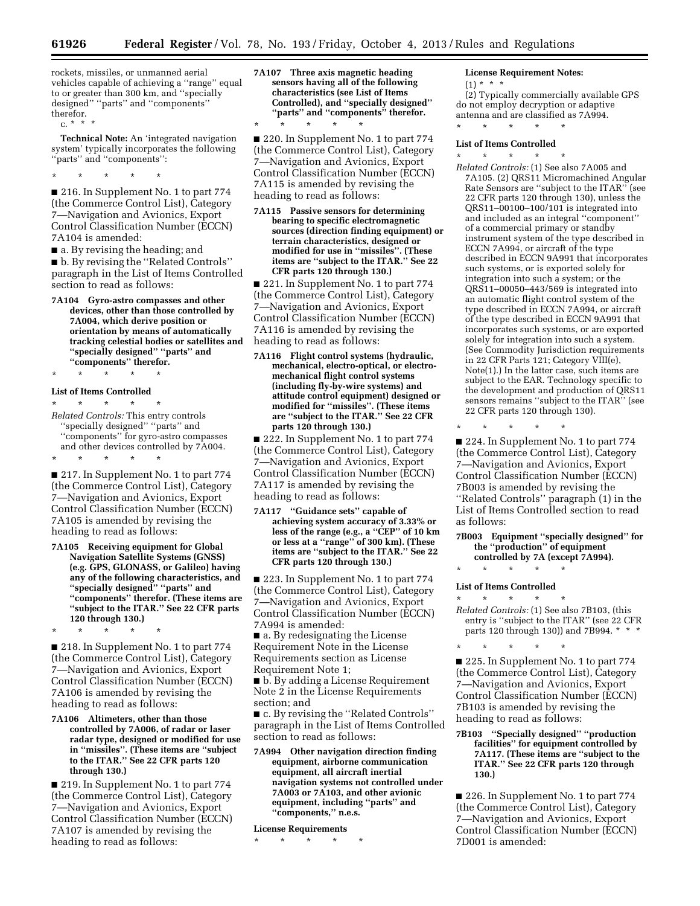rockets, missiles, or unmanned aerial vehicles capable of achieving a ''range'' equal to or greater than 300 km, and ''specially designed'' ''parts'' and ''components'' therefor.

c. * * *

**Technical Note:** An 'integrated navigation system' typically incorporates the following ''parts'' and ''components'':

\* \* \* \* \*

■ 216. In Supplement No. 1 to part 774 (the Commerce Control List), Category 7—Navigation and Avionics, Export Control Classification Number (ECCN) 7A104 is amended:

■ a. By revising the heading; and

■ b. By revising the ''Related Controls'' paragraph in the List of Items Controlled section to read as follows:

**7A104 Gyro-astro compasses and other devices, other than those controlled by 7A004, which derive position or orientation by means of automatically tracking celestial bodies or satellites and ''specially designed'' ''parts'' and ''components'' therefor.**

\* \* \* \* \*

**List of Items Controlled**

\* \* \* \* \*

*Related Controls:* This entry controls ''specially designed'' ''parts'' and ''components'' for gyro-astro compasses and other devices controlled by 7A004.

\* \* \* \* \*

■ 217. In Supplement No. 1 to part 774 (the Commerce Control List), Category 7—Navigation and Avionics, Export Control Classification Number (ECCN) 7A105 is amended by revising the heading to read as follows:

**7A105 Receiving equipment for Global Navigation Satellite Systems (GNSS) (e.g. GPS, GLONASS, or Galileo) having any of the following characteristics, and ''specially designed'' ''parts'' and ''components'' therefor. (These items are ''subject to the ITAR.'' See 22 CFR parts 120 through 130.)**

\* \* \* \* \*

■ 218. In Supplement No. 1 to part 774 (the Commerce Control List), Category 7—Navigation and Avionics, Export Control Classification Number (ECCN) 7A106 is amended by revising the heading to read as follows:

**7A106 Altimeters, other than those controlled by 7A006, of radar or laser radar type, designed or modified for use in ''missiles''. (These items are ''subject to the ITAR.'' See 22 CFR parts 120 through 130.)**

■ 219. In Supplement No. 1 to part 774 (the Commerce Control List), Category 7—Navigation and Avionics, Export Control Classification Number (ECCN) 7A107 is amended by revising the heading to read as follows:

**7A107 Three axis magnetic heading sensors having all of the following characteristics (see List of Items Controlled), and ''specially designed'' ''parts'' and ''components'' therefor.**

\* \* \* \* \*

■ 220. In Supplement No. 1 to part 774 (the Commerce Control List), Category 7—Navigation and Avionics, Export Control Classification Number (ECCN) 7A115 is amended by revising the heading to read as follows:

**7A115 Passive sensors for determining bearing to specific electromagnetic sources (direction finding equipment) or terrain characteristics, designed or modified for use in ''missiles''. (These items are ''subject to the ITAR.'' See 22 CFR parts 120 through 130.)**

■ 221. In Supplement No. 1 to part 774 (the Commerce Control List), Category 7—Navigation and Avionics, Export Control Classification Number (ECCN) 7A116 is amended by revising the heading to read as follows:

**7A116 Flight control systems (hydraulic, mechanical, electro-optical, or electro-mechanical flight control systems (including fly-by-wire systems) and attitude control equipment) designed or modified for ''missiles''. (These items are ''subject to the ITAR.'' See 22 CFR parts 120 through 130.)**

■ 222. In Supplement No. 1 to part 774 (the Commerce Control List), Category 7—Navigation and Avionics, Export Control Classification Number (ECCN) 7A117 is amended by revising the heading to read as follows:

**7A117 ''Guidance sets'' capable of achieving system accuracy of 3.33% or less of the range (e.g., a ''CEP'' of 10 km or less at a ''range'' of 300 km). (These items are ''subject to the ITAR.'' See 22 CFR parts 120 through 130.)**

■ 223. In Supplement No. 1 to part 774 (the Commerce Control List), Category 7—Navigation and Avionics, Export Control Classification Number (ECCN) 7A994 is amended:

■ a. By redesignating the License Requirement Note in the License Requirements section as License Requirement Note 1;

■ b. By adding a License Requirement Note 2 in the License Requirements section; and

■ c. By revising the ''Related Controls'' paragraph in the List of Items Controlled section to read as follows:

**7A994 Other navigation direction finding equipment, airborne communication equipment, all aircraft inertial navigation systems not controlled under 7A003 or 7A103, and other avionic equipment, including ''parts'' and ''components,'' n.e.s.**

**License Requirements**

\* \* \* \* \*

**License Requirement Notes:**

(1) * * *

(2) Typically commercially available GPS do not employ decryption or adaptive antenna and are classified as 7A994.

\* \* \* \* \*

**List of Items Controlled**

\* \* \* \* \*

*Related Controls:* (1) See also 7A005 and 7A105. (2) QRS11 Micromachined Angular Rate Sensors are ''subject to the ITAR'' (see 22 CFR parts 120 through 130), unless the QRS11–00100–100/101 is integrated into and included as an integral ''component'' of a commercial primary or standby instrument system of the type described in ECCN 7A994, or aircraft of the type described in ECCN 9A991 that incorporates such systems, or is exported solely for integration into such a system; or the QRS11–00050–443/569 is integrated into an automatic flight control system of the type described in ECCN 7A994, or aircraft of the type described in ECCN 9A991 that incorporates such systems, or are exported solely for integration into such a system. (See Commodity Jurisdiction requirements in 22 CFR Parts 121; Category VIII(e), Note(1).) In the latter case, such items are subject to the EAR. Technology specific to the development and production of QRS11 sensors remains ''subject to the ITAR'' (see 22 CFR parts 120 through 130).

\* \* \* \* \*

■ 224. In Supplement No. 1 to part 774 (the Commerce Control List), Category 7—Navigation and Avionics, Export Control Classification Number (ECCN) 7B003 is amended by revising the ''Related Controls'' paragraph (1) in the List of Items Controlled section to read as follows:

**7B003 Equipment ''specially designed'' for the ''production'' of equipment controlled by 7A (except 7A994).**

\* \* \* \* \*

**List of Items Controlled**

\* \* \* \* \*

*Related Controls:* (1) See also 7B103, (this entry is ''subject to the ITAR'' (see 22 CFR parts 120 through 130)) and 7B994. * * *

\* \* \* \* \*

■ 225. In Supplement No. 1 to part 774 (the Commerce Control List), Category 7—Navigation and Avionics, Export Control Classification Number (ECCN) 7B103 is amended by revising the heading to read as follows:

**7B103 ''Specially designed'' ''production facilities'' for equipment controlled by 7A117. (These items are ''subject to the ITAR.'' See 22 CFR parts 120 through 130.)**

■ 226. In Supplement No. 1 to part 774 (the Commerce Control List), Category 7—Navigation and Avionics, Export Control Classification Number (ECCN) 7D001 is amended: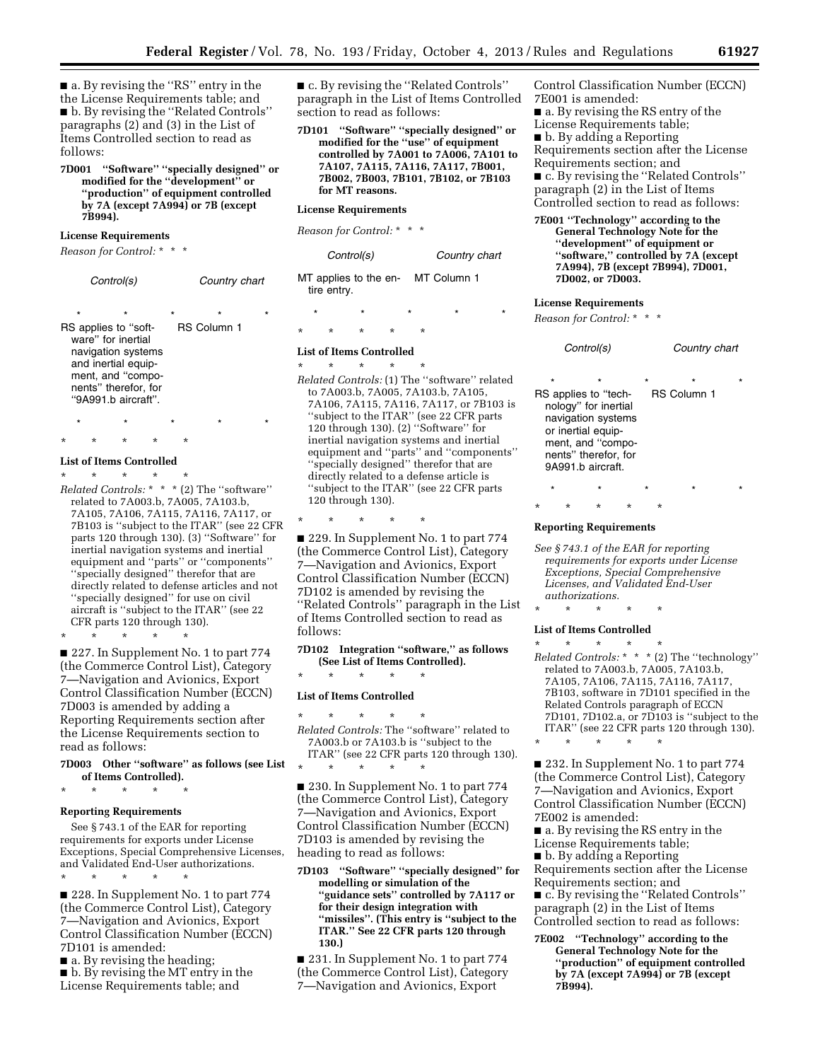■ a. By revising the "RS" entry in the the License Requirements table; and

■ b. By revising the "Related Controls" paragraphs (2) and (3) in the List of Items Controlled section to read as follows:

**7D001 "Software" "specially designed" or modified for the "development" or "production" of equipment controlled by 7A (except 7A994) or 7B (except 7B994).**

**License Requirements**

*Reason for Control:* * * *

| Control(s) | Country chart |
| --- | --- |
| * * * * * | |
| RS applies to "software" for inertial navigation systems and inertial equipment, and "components" therefor, for "9A991.b aircraft". | RS Column 1 |
| * * * * * | |

\* \* \* \* \*

**List of Items Controlled**

\* \* \* \* \*

*Related Controls:* * * * (2) The "software" related to 7A003.b, 7A005, 7A103.b, 7A105, 7A106, 7A115, 7A116, 7A117, or 7B103 is "subject to the ITAR" (see 22 CFR parts 120 through 130). (3) "Software" for inertial navigation systems and inertial equipment and "parts" or "components" "specially designed" therefor that are directly related to defense articles and not "specially designed" for use on civil aircraft is "subject to the ITAR" (see 22 CFR parts 120 through 130).

\* \* \* \* \*

■ 227. In Supplement No. 1 to part 774 (the Commerce Control List), Category 7—Navigation and Avionics, Export Control Classification Number (ECCN) 7D003 is amended by adding a Reporting Requirements section after the License Requirements section to read as follows:

**7D003 Other "software" as follows (see List of Items Controlled).**

\* \* \* \* \*

**Reporting Requirements**

See § 743.1 of the EAR for reporting requirements for exports under License Exceptions, Special Comprehensive Licenses, and Validated End-User authorizations.

\* \* \* \* \*

■ 228. In Supplement No. 1 to part 774 (the Commerce Control List), Category 7—Navigation and Avionics, Export Control Classification Number (ECCN) 7D101 is amended:

■ a. By revising the heading;

■ b. By revising the MT entry in the License Requirements table; and

■ c. By revising the "Related Controls" paragraph in the List of Items Controlled section to read as follows:

**7D101 "Software" "specially designed" or modified for the "use" of equipment controlled by 7A001 to 7A006, 7A101 to 7A107, 7A115, 7A116, 7A117, 7B001, 7B002, 7B003, 7B101, 7B102, or 7B103 for MT reasons.**

**License Requirements**

*Reason for Control:* * * *

| Control(s) | Country chart |
| --- | --- |
| MT applies to the entire entry. | MT Column 1 |
| * * * * * | |

\* \* \* \* \*

**List of Items Controlled**

\* \* \* \* \*

*Related Controls:* (1) The "software" related to 7A003.b, 7A005, 7A103.b, 7A105, 7A106, 7A115, 7A116, 7A117, or 7B103 is "subject to the ITAR" (see 22 CFR parts 120 through 130). (2) "Software" for inertial navigation systems and inertial equipment and "parts" and "components" "specially designed" therefor that are directly related to a defense article is "subject to the ITAR" (see 22 CFR parts 120 through 130).

\* \* \* \* \*

■ 229. In Supplement No. 1 to part 774 (the Commerce Control List), Category 7—Navigation and Avionics, Export Control Classification Number (ECCN) 7D102 is amended by revising the "Related Controls" paragraph in the List of Items Controlled section to read as follows:

**7D102 Integration "software," as follows (See List of Items Controlled).**

\* \* \* \* \*

**List of Items Controlled**

\* \* \* \* \*

*Related Controls:* The "software" related to 7A003.b or 7A103.b is "subject to the ITAR" (see 22 CFR parts 120 through 130).

\* \* \* \* \*

■ 230. In Supplement No. 1 to part 774 (the Commerce Control List), Category 7—Navigation and Avionics, Export Control Classification Number (ECCN) 7D103 is amended by revising the heading to read as follows:

**7D103 "Software" "specially designed" for modelling or simulation of the "guidance sets" controlled by 7A117 or for their design integration with "missiles". (This entry is "subject to the ITAR." See 22 CFR parts 120 through 130.)**

■ 231. In Supplement No. 1 to part 774 (the Commerce Control List), Category 7—Navigation and Avionics, Export Control Classification Number (ECCN) 7E001 is amended:

■ a. By revising the RS entry of the License Requirements table;

■ b. By adding a Reporting Requirements section after the License Requirements section; and

■ c. By revising the "Related Controls" paragraph (2) in the List of Items Controlled section to read as follows:

**7E001 "Technology" according to the General Technology Note for the "development" of equipment or "software," controlled by 7A (except 7A994), 7B (except 7B994), 7D001, 7D002, or 7D003.**

**License Requirements**

*Reason for Control:* * * *

| Control(s) | Country chart |
| --- | --- |
| * * * * * | |
| RS applies to "technology" for inertial navigation systems or inertial equipment, and "components" therefor, for 9A991.b aircraft. | RS Column 1 |
| * * * * * | |

\* \* \* \* \*

**Reporting Requirements**

*See § 743.1 of the EAR for reporting requirements for exports under License Exceptions, Special Comprehensive Licenses, and Validated End-User authorizations.*

\* \* \* \* \*

**List of Items Controlled**

\* \* \* \* \*

*Related Controls:* * * * (2) The "technology" related to 7A003.b, 7A005, 7A103.b, 7A105, 7A106, 7A115, 7A116, 7A117, 7B103, software in 7D101 specified in the Related Controls paragraph of ECCN 7D101, 7D102.a, or 7D103 is "subject to the ITAR" (see 22 CFR parts 120 through 130).

\* \* \* \* \*

■ 232. In Supplement No. 1 to part 774 (the Commerce Control List), Category 7—Navigation and Avionics, Export Control Classification Number (ECCN) 7E002 is amended:

■ a. By revising the RS entry in the License Requirements table;

■ b. By adding a Reporting Requirements section after the License Requirements section; and

■ c. By revising the "Related Controls" paragraph (2) in the List of Items Controlled section to read as follows:

**7E002 "Technology" according to the General Technology Note for the "production" of equipment controlled by 7A (except 7A994) or 7B (except 7B994).**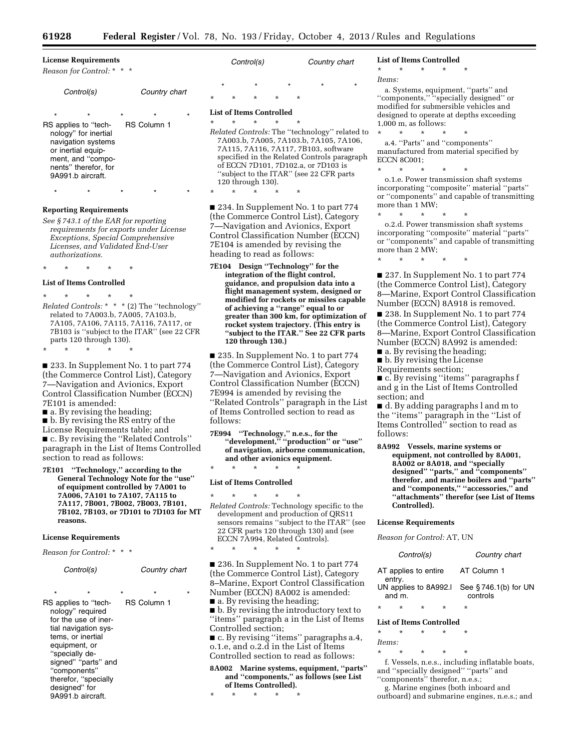**License Requirements**

*Reason for Control:* * * *

| Control(s) | Country chart |
|---|---|
| * * * * * | |
| RS applies to "technology" for inertial navigation systems or inertial equipment, and "components" therefor, for 9A991.b aircraft. | RS Column 1 |
| * * * * * | |

**Reporting Requirements**

*See § 743.1 of the EAR for reporting requirements for exports under License Exceptions, Special Comprehensive Licenses, and Validated End-User authorizations.*

\* \* \* \* \*

**List of Items Controlled**

\* \* \* \* \*

*Related Controls:* * * * (2) The "technology" related to 7A003.b, 7A005, 7A103.b, 7A105, 7A106, 7A115, 7A116, 7A117, or 7B103 is "subject to the ITAR" (see 22 CFR parts 120 through 130).

\* \* \* \* \*

■ 233. In Supplement No. 1 to part 774 (the Commerce Control List), Category 7—Navigation and Avionics, Export Control Classification Number (ECCN) 7E101 is amended:

■ a. By revising the heading;

■ b. By revising the RS entry of the License Requirements table; and

■ c. By revising the "Related Controls" paragraph in the List of Items Controlled section to read as follows:

**7E101 "Technology," according to the General Technology Note for the "use" of equipment controlled by 7A001 to 7A006, 7A101 to 7A107, 7A115 to 7A117, 7B001, 7B002, 7B003, 7B101, 7B102, 7B103, or 7D101 to 7D103 for MT reasons.**

**License Requirements**

*Reason for Control:* * * *

| Control(s) | Country chart |
|---|---|
| * * * * * | |
| RS applies to "technology" required for the use of inertial navigation systems, or inertial equipment, or "specially designed" "parts" and "components" therefor, "specially designed" for 9A991.b aircraft. | RS Column 1 |
| * * * * * | |

\* \* \* \* \*

**List of Items Controlled**

\* \* \* \* \*

*Related Controls:* The "technology" related to 7A003.b, 7A005, 7A103.b, 7A105, 7A106, 7A115, 7A116, 7A117, 7B103, software specified in the Related Controls paragraph of ECCN 7D101, 7D102.a, or 7D103 is "subject to the ITAR" (see 22 CFR parts 120 through 130).

\* \* \* \* \*

■ 234. In Supplement No. 1 to part 774 (the Commerce Control List), Category 7—Navigation and Avionics, Export Control Classification Number (ECCN) 7E104 is amended by revising the heading to read as follows:

**7E104 Design "Technology" for the integration of the flight control, guidance, and propulsion data into a flight management system, designed or modified for rockets or missiles capable of achieving a "range" equal to or greater than 300 km, for optimization of rocket system trajectory. (This entry is "subject to the ITAR." See 22 CFR parts 120 through 130.)**

■ 235. In Supplement No. 1 to part 774 (the Commerce Control List), Category 7—Navigation and Avionics, Export Control Classification Number (ECCN) 7E994 is amended by revising the "Related Controls" paragraph in the List of Items Controlled section to read as follows:

**7E994 "Technology," n.e.s., for the "development," "production" or "use" of navigation, airborne communication, and other avionics equipment.**

\* \* \* \* \*

**List of Items Controlled**

\* \* \* \* \*

*Related Controls:* Technology specific to the development and production of QRS11 sensors remains "subject to the ITAR" (see 22 CFR parts 120 through 130) and (see ECCN 7A994, Related Controls).

\* \* \* \* \*

■ 236. In Supplement No. 1 to part 774 (the Commerce Control List), Category 8–Marine, Export Control Classification Number (ECCN) 8A002 is amended:

■ a. By revising the heading;

■ b. By revising the introductory text to "items" paragraph a in the List of Items Controlled section;

■ c. By revising "items" paragraphs a.4, o.1.e, and o.2.d in the List of Items Controlled section to read as follows:

**8A002 Marine systems, equipment, "parts" and "components," as follows (see List of Items Controlled).**

\* \* \* \* \*

**List of Items Controlled**

\* \* \* \* \*

*Items:*

a. Systems, equipment, "parts" and "components," "specially designed" or modified for submersible vehicles and designed to operate at depths exceeding 1,000 m, as follows:

\* \* \* \* \*

a.4. "Parts" and "components" manufactured from material specified by ECCN 8C001;

\* \* \* \* \*

o.1.e. Power transmission shaft systems incorporating "composite" material "parts" or "components" and capable of transmitting more than 1 MW;

\* \* \* \* \*

o.2.d. Power transmission shaft systems incorporating "composite" material "parts" or "components" and capable of transmitting more than 2 MW;

\* \* \* \* \*

■ 237. In Supplement No. 1 to part 774 (the Commerce Control List), Category 8—Marine, Export Control Classification Number (ECCN) 8A918 is removed.

■ 238. In Supplement No. 1 to part 774 (the Commerce Control List), Category 8—Marine, Export Control Classification Number (ECCN) 8A992 is amended:

■ a. By revising the heading;

■ b. By revising the License Requirements section;

■ c. By revising "items" paragraphs f and g in the List of Items Controlled section; and

■ d. By adding paragraphs l and m to the "items" paragraph in the "List of Items Controlled" section to read as follows:

**8A992 Vessels, marine systems or equipment, not controlled by 8A001, 8A002 or 8A018, and "specially designed" "parts," and "components" therefor, and marine boilers and "parts" and "components," "accessories," and "attachments" therefor (see List of Items Controlled).**

**License Requirements**

*Reason for Control:* AT, UN

| Control(s) | Country chart |
|---|---|
| AT applies to entire entry. | AT Column 1 |
| UN applies to 8A992.l and m. | See § 746.1(b) for UN controls |

\* \* \* \* \*

**List of Items Controlled**

\* \* \* \* \*

*Items:*

\* \* \* \* \*

f. Vessels, n.e.s., including inflatable boats, and "specially designed" "parts" and "components" therefor, n.e.s.;

g. Marine engines (both inboard and outboard) and submarine engines, n.e.s.; and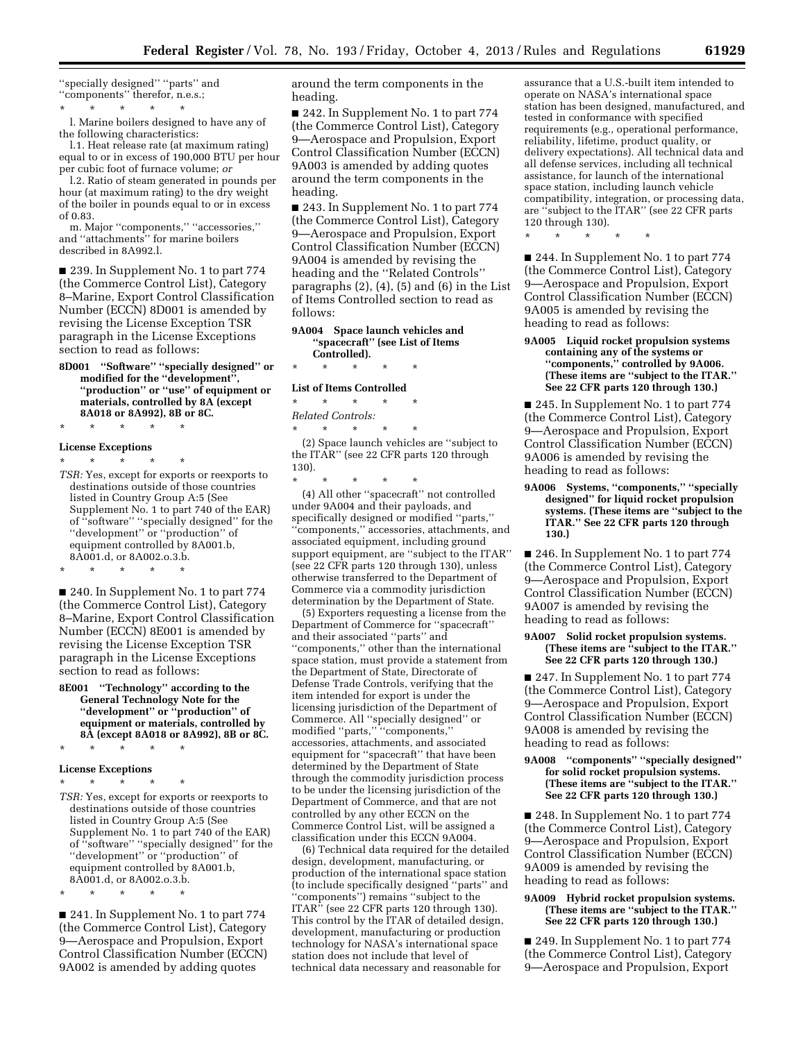''specially designed'' ''parts'' and ''components'' therefor, n.e.s.;

\* \* \* \* \*

l. Marine boilers designed to have any of the following characteristics:

l.1. Heat release rate (at maximum rating) equal to or in excess of 190,000 BTU per hour per cubic foot of furnace volume; *or*

l.2. Ratio of steam generated in pounds per hour (at maximum rating) to the dry weight of the boiler in pounds equal to or in excess of 0.83.

m. Major ''components,'' ''accessories,'' and ''attachments'' for marine boilers described in 8A992.l.

■ 239. In Supplement No. 1 to part 774 (the Commerce Control List), Category 8–Marine, Export Control Classification Number (ECCN) 8D001 is amended by revising the License Exception TSR paragraph in the License Exceptions section to read as follows:

**8D001 ''Software'' ''specially designed'' or modified for the ''development'', ''production'' or ''use'' of equipment or materials, controlled by 8A (except 8A018 or 8A992), 8B or 8C.**

\* \* \* \* \*

**License Exceptions**

\* \* \* \* \*

*TSR:* Yes, except for exports or reexports to destinations outside of those countries listed in Country Group A:5 (See Supplement No. 1 to part 740 of the EAR) of ''software'' ''specially designed'' for the ''development'' or ''production'' of equipment controlled by 8A001.b, 8A001.d, or 8A002.o.3.b.

\* \* \* \* \*

■ 240. In Supplement No. 1 to part 774 (the Commerce Control List), Category 8–Marine, Export Control Classification Number (ECCN) 8E001 is amended by revising the License Exception TSR paragraph in the License Exceptions section to read as follows:

**8E001 ''Technology'' according to the General Technology Note for the ''development'' or ''production'' of equipment or materials, controlled by 8A (except 8A018 or 8A992), 8B or 8C.**

\* \* \* \* \*

**License Exceptions**

\* \* \* \* \*

*TSR:* Yes, except for exports or reexports to destinations outside of those countries listed in Country Group A:5 (See Supplement No. 1 to part 740 of the EAR) of ''software'' ''specially designed'' for the ''development'' or ''production'' of equipment controlled by 8A001.b, 8A001.d, or 8A002.o.3.b.

\* \* \* \* \*

■ 241. In Supplement No. 1 to part 774 (the Commerce Control List), Category 9—Aerospace and Propulsion, Export Control Classification Number (ECCN) 9A002 is amended by adding quotes around the term components in the heading.

■ 242. In Supplement No. 1 to part 774 (the Commerce Control List), Category 9—Aerospace and Propulsion, Export Control Classification Number (ECCN) 9A003 is amended by adding quotes around the term components in the heading.

■ 243. In Supplement No. 1 to part 774 (the Commerce Control List), Category 9—Aerospace and Propulsion, Export Control Classification Number (ECCN) 9A004 is amended by revising the heading and the ''Related Controls'' paragraphs (2), (4), (5) and (6) in the List of Items Controlled section to read as follows:

**9A004 Space launch vehicles and ''spacecraft'' (see List of Items Controlled).**

\* \* \* \* \*

**List of Items Controlled**

\* \* \* \* \*

*Related Controls:*

\* \* \* \* \*

(2) Space launch vehicles are ''subject to the ITAR'' (see 22 CFR parts 120 through 130).

\* \* \* \* \*

(4) All other ''spacecraft'' not controlled under 9A004 and their payloads, and specifically designed or modified ''parts,'' ''components,'' accessories, attachments, and associated equipment, including ground support equipment, are ''subject to the ITAR'' (see 22 CFR parts 120 through 130), unless otherwise transferred to the Department of Commerce via a commodity jurisdiction determination by the Department of State.

(5) Exporters requesting a license from the Department of Commerce for ''spacecraft'' and their associated ''parts'' and ''components,'' other than the international space station, must provide a statement from the Department of State, Directorate of Defense Trade Controls, verifying that the item intended for export is under the licensing jurisdiction of the Department of Commerce. All ''specially designed'' or modified ''parts,'' ''components,'' accessories, attachments, and associated equipment for ''spacecraft'' that have been determined by the Department of State through the commodity jurisdiction process to be under the licensing jurisdiction of the Department of Commerce, and that are not controlled by any other ECCN on the Commerce Control List, will be assigned a classification under this ECCN 9A004.

(6) Technical data required for the detailed design, development, manufacturing, or production of the international space station (to include specifically designed ''parts'' and ''components'') remains ''subject to the ITAR'' (see 22 CFR parts 120 through 130). This control by the ITAR of detailed design, development, manufacturing or production technology for NASA's international space station does not include that level of technical data necessary and reasonable for assurance that a U.S.-built item intended to operate on NASA's international space station has been designed, manufactured, and tested in conformance with specified requirements (e.g., operational performance, reliability, lifetime, product quality, or delivery expectations). All technical data and all defense services, including all technical assistance, for launch of the international space station, including launch vehicle compatibility, integration, or processing data, are ''subject to the ITAR'' (see 22 CFR parts 120 through 130).

\* \* \* \* \*

■ 244. In Supplement No. 1 to part 774 (the Commerce Control List), Category 9—Aerospace and Propulsion, Export Control Classification Number (ECCN) 9A005 is amended by revising the heading to read as follows:

**9A005 Liquid rocket propulsion systems containing any of the systems or ''components,'' controlled by 9A006. (These items are ''subject to the ITAR.'' See 22 CFR parts 120 through 130.)**

■ 245. In Supplement No. 1 to part 774 (the Commerce Control List), Category 9—Aerospace and Propulsion, Export Control Classification Number (ECCN) 9A006 is amended by revising the heading to read as follows:

**9A006 Systems, ''components,'' ''specially designed'' for liquid rocket propulsion systems. (These items are ''subject to the ITAR.'' See 22 CFR parts 120 through 130.)**

■ 246. In Supplement No. 1 to part 774 (the Commerce Control List), Category 9—Aerospace and Propulsion, Export Control Classification Number (ECCN) 9A007 is amended by revising the heading to read as follows:

**9A007 Solid rocket propulsion systems. (These items are ''subject to the ITAR.'' See 22 CFR parts 120 through 130.)**

■ 247. In Supplement No. 1 to part 774 (the Commerce Control List), Category 9—Aerospace and Propulsion, Export Control Classification Number (ECCN) 9A008 is amended by revising the heading to read as follows:

**9A008 ''components'' ''specially designed'' for solid rocket propulsion systems. (These items are ''subject to the ITAR.'' See 22 CFR parts 120 through 130.)**

■ 248. In Supplement No. 1 to part 774 (the Commerce Control List), Category 9—Aerospace and Propulsion, Export Control Classification Number (ECCN) 9A009 is amended by revising the heading to read as follows:

**9A009 Hybrid rocket propulsion systems. (These items are ''subject to the ITAR.'' See 22 CFR parts 120 through 130.)**

■ 249. In Supplement No. 1 to part 774 (the Commerce Control List), Category 9—Aerospace and Propulsion, Export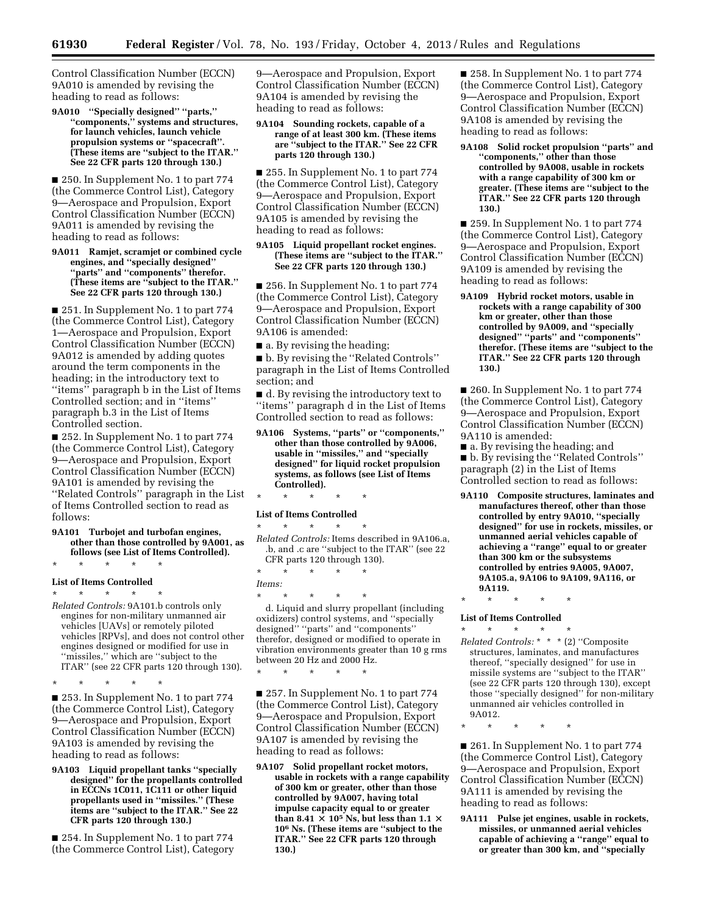Control Classification Number (ECCN) 9A010 is amended by revising the heading to read as follows:

**9A010 "Specially designed" "parts," "components," systems and structures, for launch vehicles, launch vehicle propulsion systems or "spacecraft". (These items are "subject to the ITAR." See 22 CFR parts 120 through 130.)**

■ 250. In Supplement No. 1 to part 774 (the Commerce Control List), Category 9—Aerospace and Propulsion, Export Control Classification Number (ECCN) 9A011 is amended by revising the heading to read as follows:

**9A011 Ramjet, scramjet or combined cycle engines, and "specially designed" "parts" and "components" therefor. (These items are "subject to the ITAR." See 22 CFR parts 120 through 130.)**

■ 251. In Supplement No. 1 to part 774 (the Commerce Control List), Category 1—Aerospace and Propulsion, Export Control Classification Number (ECCN) 9A012 is amended by adding quotes around the term components in the heading; in the introductory text to "items" paragraph b in the List of Items Controlled section; and in "items" paragraph b.3 in the List of Items Controlled section.

■ 252. In Supplement No. 1 to part 774 (the Commerce Control List), Category 9—Aerospace and Propulsion, Export Control Classification Number (ECCN) 9A101 is amended by revising the "Related Controls" paragraph in the List of Items Controlled section to read as follows:

**9A101 Turbojet and turbofan engines, other than those controlled by 9A001, as follows (see List of Items Controlled).**

\* \* \* \* \*

**List of Items Controlled**

\* \* \* \* \*

*Related Controls:* 9A101.b controls only engines for non-military unmanned air vehicles [UAVs] or remotely piloted vehicles [RPVs], and does not control other engines designed or modified for use in "missiles," which are "subject to the ITAR" (see 22 CFR parts 120 through 130).

\* \* \* \* \*

■ 253. In Supplement No. 1 to part 774 (the Commerce Control List), Category 9—Aerospace and Propulsion, Export Control Classification Number (ECCN) 9A103 is amended by revising the heading to read as follows:

**9A103 Liquid propellant tanks "specially designed" for the propellants controlled in ECCNs 1C011, 1C111 or other liquid propellants used in "missiles." (These items are "subject to the ITAR." See 22 CFR parts 120 through 130.)**

■ 254. In Supplement No. 1 to part 774 (the Commerce Control List), Category 9—Aerospace and Propulsion, Export Control Classification Number (ECCN) 9A104 is amended by revising the heading to read as follows:

**9A104 Sounding rockets, capable of a range of at least 300 km. (These items are "subject to the ITAR." See 22 CFR parts 120 through 130.)**

■ 255. In Supplement No. 1 to part 774 (the Commerce Control List), Category 9—Aerospace and Propulsion, Export Control Classification Number (ECCN) 9A105 is amended by revising the heading to read as follows:

**9A105 Liquid propellant rocket engines. (These items are "subject to the ITAR." See 22 CFR parts 120 through 130.)**

■ 256. In Supplement No. 1 to part 774 (the Commerce Control List), Category 9—Aerospace and Propulsion, Export Control Classification Number (ECCN) 9A106 is amended:

■ a. By revising the heading;

■ b. By revising the "Related Controls" paragraph in the List of Items Controlled section; and

■ d. By revising the introductory text to "items" paragraph d in the List of Items Controlled section to read as follows:

**9A106 Systems, "parts" or "components," other than those controlled by 9A006, usable in "missiles," and "specially designed" for liquid rocket propulsion systems, as follows (see List of Items Controlled).**

\* \* \* \* \*

**List of Items Controlled**

\* \* \* \* \*

*Related Controls:* Items described in 9A106.a, .b, and .c are "subject to the ITAR" (see 22 CFR parts 120 through 130).

\* \* \* \* \*

*Items:*

\* \* \* \* \*

d. Liquid and slurry propellant (including oxidizers) control systems, and "specially designed" "parts" and "components" therefor, designed or modified to operate in vibration environments greater than 10 g rms between 20 Hz and 2000 Hz.

\* \* \* \* \*

■ 257. In Supplement No. 1 to part 774 (the Commerce Control List), Category 9—Aerospace and Propulsion, Export Control Classification Number (ECCN) 9A107 is amended by revising the heading to read as follows:

**9A107 Solid propellant rocket motors, usable in rockets with a range capability of 300 km or greater, other than those controlled by 9A007, having total impulse capacity equal to or greater than $8.41 \times 10^5$ Ns, but less than $1.1 \times 10^6$ Ns. (These items are "subject to the ITAR." See 22 CFR parts 120 through 130.)**

■ 258. In Supplement No. 1 to part 774 (the Commerce Control List), Category 9—Aerospace and Propulsion, Export Control Classification Number (ECCN) 9A108 is amended by revising the heading to read as follows:

**9A108 Solid rocket propulsion "parts" and "components," other than those controlled by 9A008, usable in rockets with a range capability of 300 km or greater. (These items are "subject to the ITAR." See 22 CFR parts 120 through 130.)**

■ 259. In Supplement No. 1 to part 774 (the Commerce Control List), Category 9—Aerospace and Propulsion, Export Control Classification Number (ECCN) 9A109 is amended by revising the heading to read as follows:

**9A109 Hybrid rocket motors, usable in rockets with a range capability of 300 km or greater, other than those controlled by 9A009, and "specially designed" "parts" and "components" therefor. (These items are "subject to the ITAR." See 22 CFR parts 120 through 130.)**

■ 260. In Supplement No. 1 to part 774 (the Commerce Control List), Category 9—Aerospace and Propulsion, Export Control Classification Number (ECCN) 9A110 is amended:

■ a. By revising the heading; and

■ b. By revising the "Related Controls" paragraph (2) in the List of Items Controlled section to read as follows:

**9A110 Composite structures, laminates and manufactures thereof, other than those controlled by entry 9A010, "specially designed" for use in rockets, missiles, or unmanned aerial vehicles capable of achieving a "range" equal to or greater than 300 km or the subsystems controlled by entries 9A005, 9A007, 9A105.a, 9A106 to 9A109, 9A116, or 9A119.**

\* \* \* \* \*

**List of Items Controlled**

\* \* \* \* \*

*Related Controls:* \* \* \* (2) "Composite structures, laminates, and manufactures thereof, "specially designed" for use in missile systems are "subject to the ITAR" (see 22 CFR parts 120 through 130), except those "specially designed" for non-military unmanned air vehicles controlled in 9A012.

\* \* \* \* \*

■ 261. In Supplement No. 1 to part 774 (the Commerce Control List), Category 9—Aerospace and Propulsion, Export Control Classification Number (ECCN) 9A111 is amended by revising the heading to read as follows:

**9A111 Pulse jet engines, usable in rockets, missiles, or unmanned aerial vehicles capable of achieving a "range" equal to or greater than 300 km, and "specially**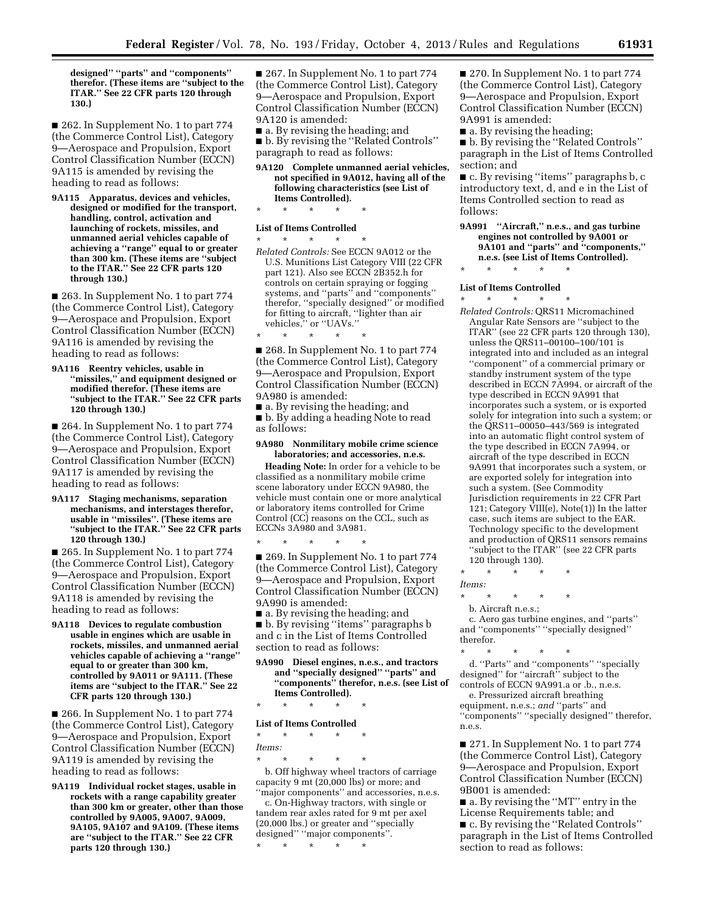**designed'' ''parts'' and ''components'' therefor. (These items are ''subject to the ITAR.'' See 22 CFR parts 120 through 130.)**

■ 262. In Supplement No. 1 to part 774 (the Commerce Control List), Category 9—Aerospace and Propulsion, Export Control Classification Number (ECCN) 9A115 is amended by revising the heading to read as follows:

**9A115 Apparatus, devices and vehicles, designed or modified for the transport, handling, control, activation and launching of rockets, missiles, and unmanned aerial vehicles capable of achieving a ''range'' equal to or greater than 300 km. (These items are ''subject to the ITAR.'' See 22 CFR parts 120 through 130.)**

■ 263. In Supplement No. 1 to part 774 (the Commerce Control List), Category 9—Aerospace and Propulsion, Export Control Classification Number (ECCN) 9A116 is amended by revising the heading to read as follows:

**9A116 Reentry vehicles, usable in ''missiles,'' and equipment designed or modified therefor. (These items are ''subject to the ITAR.'' See 22 CFR parts 120 through 130.)**

■ 264. In Supplement No. 1 to part 774 (the Commerce Control List), Category 9—Aerospace and Propulsion, Export Control Classification Number (ECCN) 9A117 is amended by revising the heading to read as follows:

**9A117 Staging mechanisms, separation mechanisms, and interstages therefor, usable in ''missiles''. (These items are ''subject to the ITAR.'' See 22 CFR parts 120 through 130.)**

■ 265. In Supplement No. 1 to part 774 (the Commerce Control List), Category 9—Aerospace and Propulsion, Export Control Classification Number (ECCN) 9A118 is amended by revising the heading to read as follows:

**9A118 Devices to regulate combustion usable in engines which are usable in rockets, missiles, and unmanned aerial vehicles capable of achieving a ''range'' equal to or greater than 300 km, controlled by 9A011 or 9A111. (These items are ''subject to the ITAR.'' See 22 CFR parts 120 through 130.)**

■ 266. In Supplement No. 1 to part 774 (the Commerce Control List), Category 9—Aerospace and Propulsion, Export Control Classification Number (ECCN) 9A119 is amended by revising the heading to read as follows:

**9A119 Individual rocket stages, usable in rockets with a range capability greater than 300 km or greater, other than those controlled by 9A005, 9A007, 9A009, 9A105, 9A107 and 9A109. (These items are ''subject to the ITAR.'' See 22 CFR parts 120 through 130.)**

■ 267. In Supplement No. 1 to part 774 (the Commerce Control List), Category 9—Aerospace and Propulsion, Export Control Classification Number (ECCN) 9A120 is amended:

■ a. By revising the heading; and

■ b. By revising the ''Related Controls'' paragraph to read as follows:

**9A120 Complete unmanned aerial vehicles, not specified in 9A012, having all of the following characteristics (see List of Items Controlled).**

\* \* \* \* \*

**List of Items Controlled**

\* \* \* \* \*

*Related Controls:* See ECCN 9A012 or the U.S. Munitions List Category VIII (22 CFR part 121). Also see ECCN 2B352.h for controls on certain spraying or fogging systems, and ''parts'' and ''components'' therefor, ''specially designed'' or modified for fitting to aircraft, ''lighter than air vehicles,'' or ''UAVs.''

\* \* \* \* \*

■ 268. In Supplement No. 1 to part 774 (the Commerce Control List), Category 9—Aerospace and Propulsion, Export Control Classification Number (ECCN) 9A980 is amended:

■ a. By revising the heading; and

■ b. By adding a heading Note to read as follows:

**9A980 Nonmilitary mobile crime science laboratories; and accessories, n.e.s.**

**Heading Note:** In order for a vehicle to be classified as a nonmilitary mobile crime scene laboratory under ECCN 9A980, the vehicle must contain one or more analytical or laboratory items controlled for Crime Control (CC) reasons on the CCL, such as ECCNs 3A980 and 3A981.

\* \* \* \* \*

■ 269. In Supplement No. 1 to part 774 (the Commerce Control List), Category 9—Aerospace and Propulsion, Export Control Classification Number (ECCN) 9A990 is amended:

■ a. By revising the heading; and

■ b. By revising ''items'' paragraphs b and c in the List of Items Controlled section to read as follows:

**9A990 Diesel engines, n.e.s., and tractors and ''specially designed'' ''parts'' and ''components'' therefor, n.e.s. (see List of Items Controlled).**

\* \* \* \* \*

**List of Items Controlled**

\* \* \* \* \*

*Items:*

\* \* \* \* \*

b. Off highway wheel tractors of carriage capacity 9 mt (20,000 lbs) or more; and ''major components'' and accessories, n.e.s.

c. On-Highway tractors, with single or tandem rear axles rated for 9 mt per axel (20,000 lbs.) or greater and ''specially designed'' ''major components''.

\* \* \* \* \*

■ 270. In Supplement No. 1 to part 774 (the Commerce Control List), Category 9—Aerospace and Propulsion, Export Control Classification Number (ECCN) 9A991 is amended:

■ a. By revising the heading;

■ b. By revising the ''Related Controls'' paragraph in the List of Items Controlled section; and

■ c. By revising ''items'' paragraphs b, c introductory text, d, and e in the List of Items Controlled section to read as follows:

**9A991 ''Aircraft,'' n.e.s., and gas turbine engines not controlled by 9A001 or 9A101 and ''parts'' and ''components,'' n.e.s. (see List of Items Controlled).**

\* \* \* \* \*

**List of Items Controlled**

\* \* \* \* \*

*Related Controls:* QRS11 Micromachined Angular Rate Sensors are ''subject to the ITAR'' (see 22 CFR parts 120 through 130), unless the QRS11–00100–100/101 is integrated into and included as an integral ''component'' of a commercial primary or standby instrument system of the type described in ECCN 7A994, or aircraft of the type described in ECCN 9A991 that incorporates such a system, or is exported solely for integration into such a system; or the QRS11–00050–443/569 is integrated into an automatic flight control system of the type described in ECCN 7A994, or aircraft of the type described in ECCN 9A991 that incorporates such a system, or are exported solely for integration into such a system. (See Commodity Jurisdiction requirements in 22 CFR Part 121; Category VIII(e), Note(1)) In the latter case, such items are subject to the EAR. Technology specific to the development and production of QRS11 sensors remains ''subject to the ITAR'' (see 22 CFR parts 120 through 130).

\* \* \* \* \*

*Items:*

\* \* \* \* \*

b. Aircraft n.e.s.;

c. Aero gas turbine engines, and ''parts'' and ''components'' ''specially designed'' therefor.

\* \* \* \* \*

d. ''Parts'' and ''components'' ''specially designed'' for ''aircraft'' subject to the controls of ECCN 9A991.a or .b., n.e.s.

e. Pressurized aircraft breathing equipment, n.e.s.; *and* ''parts'' and ''components'' ''specially designed'' therefor, n.e.s.

■ 271. In Supplement No. 1 to part 774 (the Commerce Control List), Category 9—Aerospace and Propulsion, Export Control Classification Number (ECCN) 9B001 is amended:

■ a. By revising the ''MT'' entry in the License Requirements table; and

■ c. By revising the ''Related Controls'' paragraph in the List of Items Controlled section to read as follows: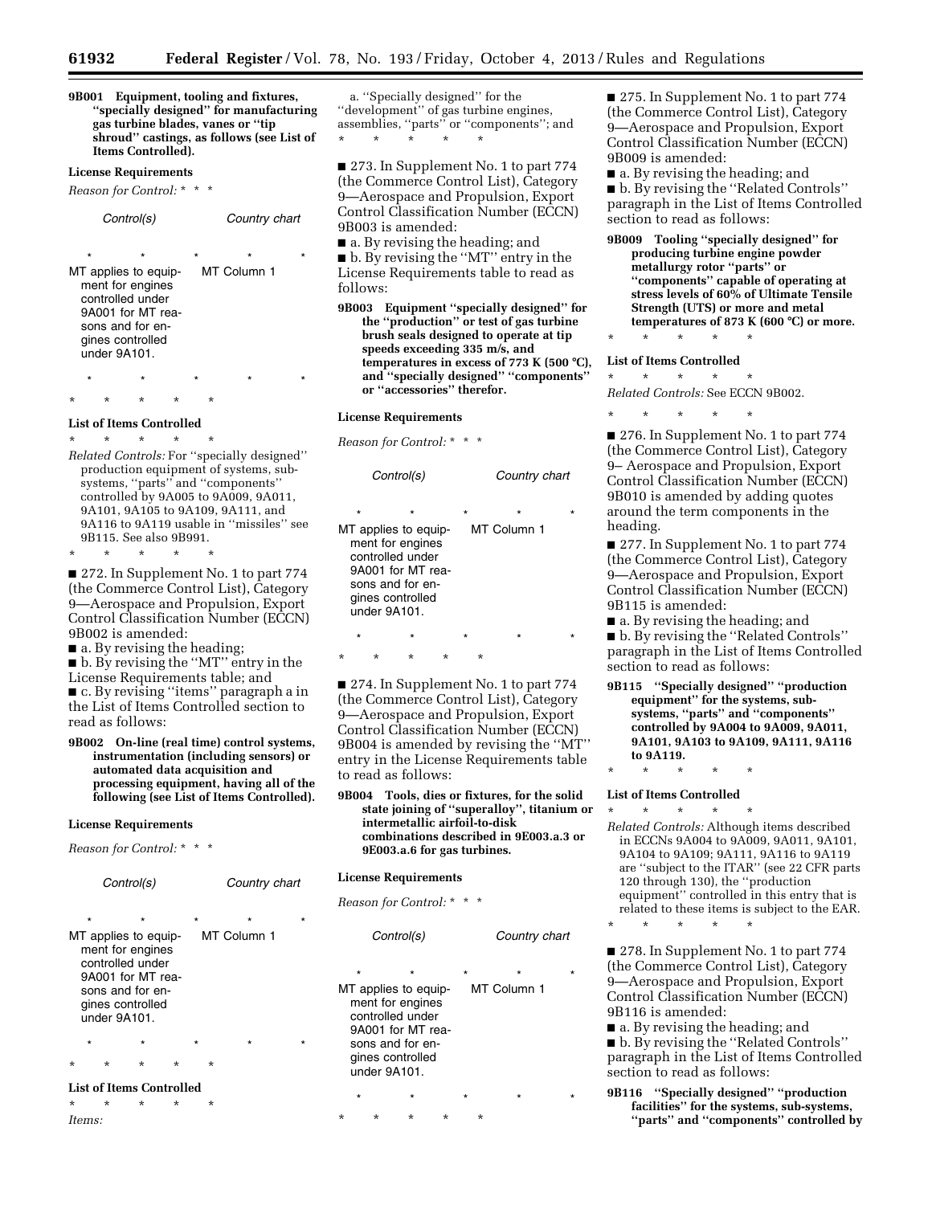**9B001 Equipment, tooling and fixtures, "specially designed" for manufacturing gas turbine blades, vanes or "tip shroud" castings, as follows (see List of Items Controlled).**

**License Requirements**

*Reason for Control:* * * *

| Control(s) | Country chart |
|---|---|
| * * * * * | |
| MT applies to equipment for engines controlled under 9A001 for MT reasons and for engines controlled under 9A101. | MT Column 1 |
| * * * * * | |

\* \* \* \* \*

**List of Items Controlled**

\* \* \* \* \*

*Related Controls:* For "specially designed" production equipment of systems, sub-systems, "parts" and "components" controlled by 9A005 to 9A009, 9A011, 9A101, 9A105 to 9A109, 9A111, and 9A116 to 9A119 usable in "missiles" see 9B115. See also 9B991.

\* \* \* \* \*

■ 272. In Supplement No. 1 to part 774 (the Commerce Control List), Category 9—Aerospace and Propulsion, Export Control Classification Number (ECCN) 9B002 is amended:

■ a. By revising the heading;

■ b. By revising the "MT" entry in the License Requirements table; and

■ c. By revising "items" paragraph a in the List of Items Controlled section to read as follows:

**9B002 On-line (real time) control systems, instrumentation (including sensors) or automated data acquisition and processing equipment, having all of the following (see List of Items Controlled).**

**License Requirements**

*Reason for Control:* * * *

| Control(s) | Country chart |
|---|---|
| * * * * * | |
| MT applies to equipment for engines controlled under 9A001 for MT reasons and for engines controlled under 9A101. | MT Column 1 |
| * * * * * | |

\* \* \* \* \*

**List of Items Controlled**

\* \* \* \* \*

*Items:*

a. "Specially designed" for the "development" of gas turbine engines, assemblies, "parts" or "components"; and

\* \* \* \* \*

■ 273. In Supplement No. 1 to part 774 (the Commerce Control List), Category 9—Aerospace and Propulsion, Export Control Classification Number (ECCN) 9B003 is amended:

■ a. By revising the heading; and

■ b. By revising the "MT" entry in the License Requirements table to read as follows:

**9B003 Equipment "specially designed" for the "production" or test of gas turbine brush seals designed to operate at tip speeds exceeding 335 m/s, and temperatures in excess of 773 K (500 °C), and "specially designed" "components" or "accessories" therefor.**

**License Requirements**

*Reason for Control:* * * *

| Control(s) | Country chart |
|---|---|
| * * * * * | |
| MT applies to equipment for engines controlled under 9A001 for MT reasons and for engines controlled under 9A101. | MT Column 1 |
| * * * * * | |

\* \* \* \* \*

■ 274. In Supplement No. 1 to part 774 (the Commerce Control List), Category 9—Aerospace and Propulsion, Export Control Classification Number (ECCN) 9B004 is amended by revising the "MT" entry in the License Requirements table to read as follows:

**9B004 Tools, dies or fixtures, for the solid state joining of "superalloy", titanium or intermetallic airfoil-to-disk combinations described in 9E003.a.3 or 9E003.a.6 for gas turbines.**

**License Requirements**

*Reason for Control:* * * *

| Control(s) | Country chart |
|---|---|
| * * * * * | |
| MT applies to equipment for engines controlled under 9A001 for MT reasons and for engines controlled under 9A101. | MT Column 1 |
| * * * * * | |

\* \* \* \* \*

■ 275. In Supplement No. 1 to part 774 (the Commerce Control List), Category 9—Aerospace and Propulsion, Export Control Classification Number (ECCN) 9B009 is amended:

■ a. By revising the heading; and

■ b. By revising the "Related Controls" paragraph in the List of Items Controlled section to read as follows:

**9B009 Tooling "specially designed" for producing turbine engine powder metallurgy rotor "parts" or "components" capable of operating at stress levels of 60% of Ultimate Tensile Strength (UTS) or more and metal temperatures of 873 K (600 °C) or more.**

\* \* \* \* \*

**List of Items Controlled**

\* \* \* \* \*

*Related Controls:* See ECCN 9B002.

\* \* \* \* \*

■ 276. In Supplement No. 1 to part 774 (the Commerce Control List), Category 9– Aerospace and Propulsion, Export Control Classification Number (ECCN) 9B010 is amended by adding quotes around the term components in the heading.

■ 277. In Supplement No. 1 to part 774 (the Commerce Control List), Category 9—Aerospace and Propulsion, Export Control Classification Number (ECCN) 9B115 is amended:

■ a. By revising the heading; and

■ b. By revising the "Related Controls" paragraph in the List of Items Controlled section to read as follows:

**9B115 "Specially designed" "production equipment" for the systems, sub-systems, "parts" and "components" controlled by 9A004 to 9A009, 9A011, 9A101, 9A103 to 9A109, 9A111, 9A116 to 9A119.**

\* \* \* \* \*

**List of Items Controlled**

\* \* \* \* \*

*Related Controls:* Although items described in ECCNs 9A004 to 9A009, 9A011, 9A101, 9A104 to 9A109; 9A111, 9A116 to 9A119 are "subject to the ITAR" (see 22 CFR parts 120 through 130), the "production equipment" controlled in this entry that is related to these items is subject to the EAR.

\* \* \* \* \*

■ 278. In Supplement No. 1 to part 774 (the Commerce Control List), Category 9—Aerospace and Propulsion, Export Control Classification Number (ECCN) 9B116 is amended:

■ a. By revising the heading; and

■ b. By revising the "Related Controls" paragraph in the List of Items Controlled section to read as follows:

**9B116 "Specially designed" "production facilities" for the systems, sub-systems, "parts" and "components" controlled by**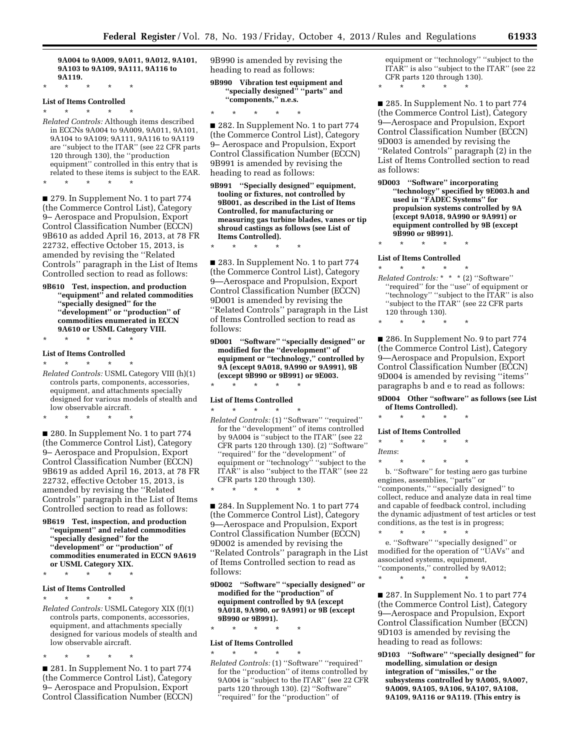**9A004 to 9A009, 9A011, 9A012, 9A101, 9A103 to 9A109, 9A111, 9A116 to 9A119.**

\* \* \* \* \*

**List of Items Controlled**

\* \* \* \* \*

*Related Controls:* Although items described in ECCNs 9A004 to 9A009, 9A011, 9A101, 9A104 to 9A109; 9A111, 9A116 to 9A119 are ''subject to the ITAR'' (see 22 CFR parts 120 through 130), the ''production equipment'' controlled in this entry that is related to these items is subject to the EAR.

\* \* \* \* \*

■ 279. In Supplement No. 1 to part 774 (the Commerce Control List), Category 9– Aerospace and Propulsion, Export Control Classification Number (ECCN) 9B610 as added April 16, 2013, at 78 FR 22732, effective October 15, 2013, is amended by revising the ''Related Controls'' paragraph in the List of Items Controlled section to read as follows:

**9B610 Test, inspection, and production ''equipment'' and related commodities ''specially designed'' for the ''development'' or ''production'' of commodities enumerated in ECCN 9A610 or USML Category VIII.**

\* \* \* \* \*

**List of Items Controlled**

\* \* \* \* \*

*Related Controls:* USML Category VIII (h)(1) controls parts, components, accessories, equipment, and attachments specially designed for various models of stealth and low observable aircraft.

\* \* \* \* \*

■ 280. In Supplement No. 1 to part 774 (the Commerce Control List), Category 9– Aerospace and Propulsion, Export Control Classification Number (ECCN) 9B619 as added April 16, 2013, at 78 FR 22732, effective October 15, 2013, is amended by revising the ''Related Controls'' paragraph in the List of Items Controlled section to read as follows:

**9B619 Test, inspection, and production ''equipment'' and related commodities ''specially designed'' for the ''development'' or ''production'' of commodities enumerated in ECCN 9A619 or USML Category XIX.**

\* \* \* \* \*

**List of Items Controlled**

\* \* \* \* \*

*Related Controls:* USML Category XIX (f)(1) controls parts, components, accessories, equipment, and attachments specially designed for various models of stealth and low observable aircraft.

\* \* \* \* \*

■ 281. In Supplement No. 1 to part 774 (the Commerce Control List), Category 9– Aerospace and Propulsion, Export Control Classification Number (ECCN) 9B990 is amended by revising the heading to read as follows:

**9B990 Vibration test equipment and ''specially designed'' ''parts'' and ''components,'' n.e.s.**

\* \* \* \* \*

■ 282. In Supplement No. 1 to part 774 (the Commerce Control List), Category 9– Aerospace and Propulsion, Export Control Classification Number (ECCN) 9B991 is amended by revising the heading to read as follows:

**9B991 ''Specially designed'' equipment, tooling or fixtures, not controlled by 9B001, as described in the List of Items Controlled, for manufacturing or measuring gas turbine blades, vanes or tip shroud castings as follows (see List of Items Controlled).**

\* \* \* \* \*

■ 283. In Supplement No. 1 to part 774 (the Commerce Control List), Category 9—Aerospace and Propulsion, Export Control Classification Number (ECCN) 9D001 is amended by revising the ''Related Controls'' paragraph in the List of Items Controlled section to read as follows:

**9D001 ''Software'' ''specially designed'' or modified for the ''development'' of equipment or ''technology,'' controlled by 9A (except 9A018, 9A990 or 9A991), 9B (except 9B990 or 9B991) or 9E003.**

\* \* \* \* \*

**List of Items Controlled**

\* \* \* \* \*

*Related Controls:* (1) ''Software'' ''required'' for the ''development'' of items controlled by 9A004 is ''subject to the ITAR'' (see 22 CFR parts 120 through 130). (2) ''Software'' ''required'' for the ''development'' of equipment or ''technology'' ''subject to the ITAR'' is also ''subject to the ITAR'' (see 22 CFR parts 120 through 130).

\* \* \* \* \*

■ 284. In Supplement No. 1 to part 774 (the Commerce Control List), Category 9—Aerospace and Propulsion, Export Control Classification Number (ECCN) 9D002 is amended by revising the ''Related Controls'' paragraph in the List of Items Controlled section to read as follows:

**9D002 ''Software'' ''specially designed'' or modified for the ''production'' of equipment controlled by 9A (except 9A018, 9A990, or 9A991) or 9B (except 9B990 or 9B991).**

\* \* \* \* \*

**List of Items Controlled**

\* \* \* \* \*

*Related Controls:* (1) ''Software'' ''required'' for the ''production'' of items controlled by 9A004 is ''subject to the ITAR'' (see 22 CFR parts 120 through 130). (2) ''Software'' ''required'' for the ''production'' of equipment or ''technology'' ''subject to the ITAR'' is also ''subject to the ITAR'' (see 22 CFR parts 120 through 130).

\* \* \* \* \*

■ 285. In Supplement No. 1 to part 774 (the Commerce Control List), Category 9—Aerospace and Propulsion, Export Control Classification Number (ECCN) 9D003 is amended by revising the ''Related Controls'' paragraph (2) in the List of Items Controlled section to read as follows:

**9D003 ''Software'' incorporating ''technology'' specified by 9E003.h and used in ''FADEC Systems'' for propulsion systems controlled by 9A (except 9A018, 9A990 or 9A991) or equipment controlled by 9B (except 9B990 or 9B991).**

\* \* \* \* \*

**List of Items Controlled**

\* \* \* \* \*

*Related Controls:* \* \* \* (2) ''Software'' ''required'' for the ''use'' of equipment or ''technology'' ''subject to the ITAR'' is also ''subject to the ITAR'' (see 22 CFR parts 120 through 130).

\* \* \* \* \*

■ 286. In Supplement No. 9 to part 774 (the Commerce Control List), Category 9—Aerospace and Propulsion, Export Control Classification Number (ECCN) 9D004 is amended by revising ''items'' paragraphs b and e to read as follows:

**9D004 Other ''software'' as follows (see List of Items Controlled).**

\* \* \* \* \*

**List of Items Controlled**

\* \* \* \* \*

*Items*:

\* \* \* \* \*

b. ''Software'' for testing aero gas turbine engines, assemblies, ''parts'' or ''components,'' ''specially designed'' to collect, reduce and analyze data in real time and capable of feedback control, including the dynamic adjustment of test articles or test conditions, as the test is in progress;

\* \* \* \* \*

e. ''Software'' ''specially designed'' or modified for the operation of ''UAVs'' and associated systems, equipment, ''components,'' controlled by 9A012;

\* \* \* \* \*

■ 287. In Supplement No. 1 to part 774 (the Commerce Control List), Category 9—Aerospace and Propulsion, Export Control Classification Number (ECCN) 9D103 is amended by revising the heading to read as follows:

**9D103 ''Software'' ''specially designed'' for modelling, simulation or design integration of ''missiles,'' or the subsystems controlled by 9A005, 9A007, 9A009, 9A105, 9A106, 9A107, 9A108, 9A109, 9A116 or 9A119. (This entry is**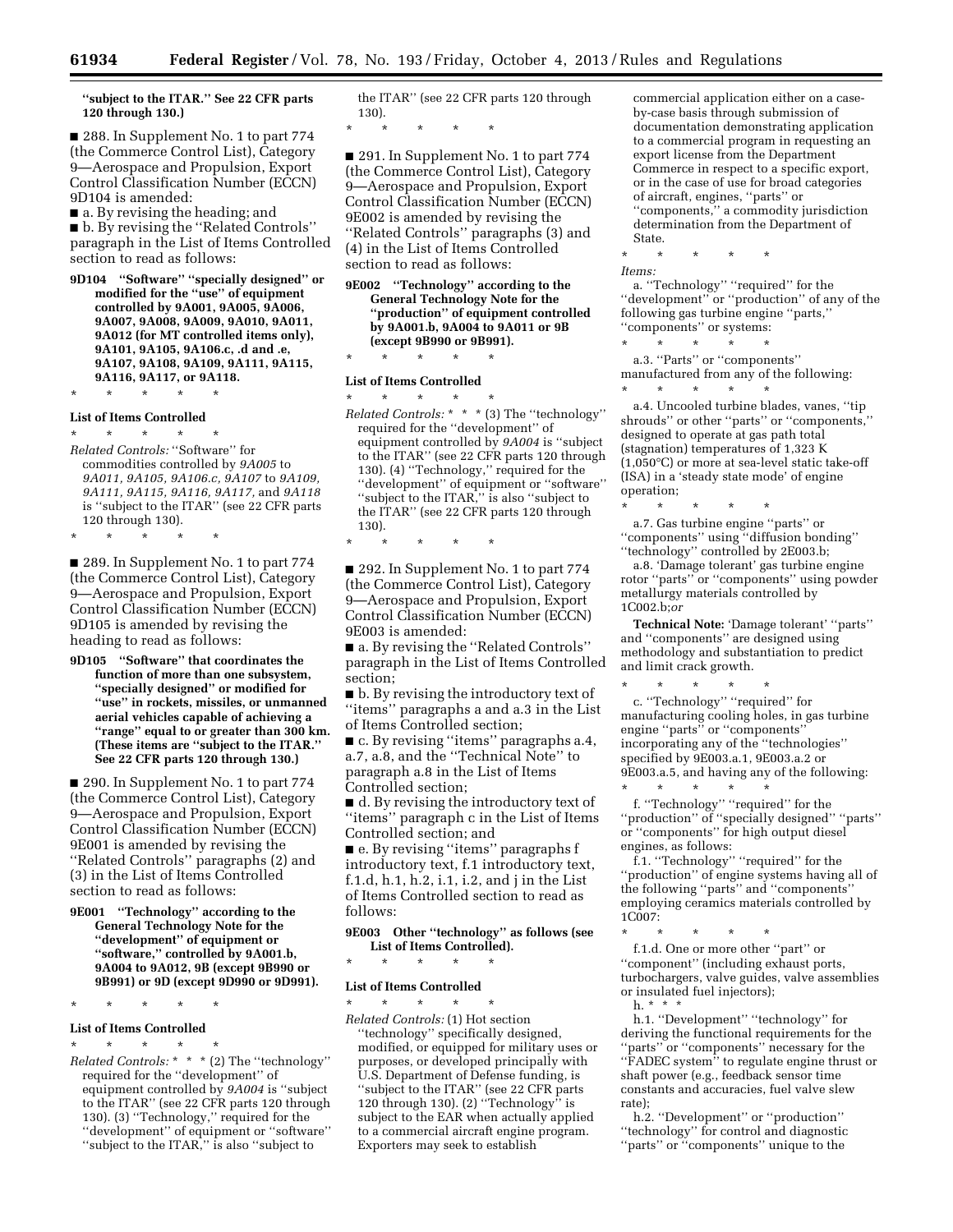**"subject to the ITAR." See 22 CFR parts 120 through 130.)**

■ 288. In Supplement No. 1 to part 774 (the Commerce Control List), Category 9—Aerospace and Propulsion, Export Control Classification Number (ECCN) 9D104 is amended:

■ a. By revising the heading; and

■ b. By revising the "Related Controls" paragraph in the List of Items Controlled section to read as follows:

**9D104 "Software" "specially designed" or modified for the "use" of equipment controlled by 9A001, 9A005, 9A006, 9A007, 9A008, 9A009, 9A010, 9A011, 9A012 (for MT controlled items only), 9A101, 9A105, 9A106.c, .d and .e, 9A107, 9A108, 9A109, 9A111, 9A115, 9A116, 9A117, or 9A118.**

\* \* \* \* \*

**List of Items Controlled**

\* \* \* \* \*

*Related Controls:* "Software" for commodities controlled by *9A005* to *9A011, 9A105, 9A106.c, 9A107* to *9A109, 9A111, 9A115, 9A116, 9A117,* and *9A118* is "subject to the ITAR" (see 22 CFR parts 120 through 130).

\* \* \* \* \*

■ 289. In Supplement No. 1 to part 774 (the Commerce Control List), Category 9—Aerospace and Propulsion, Export Control Classification Number (ECCN) 9D105 is amended by revising the heading to read as follows:

**9D105 "Software" that coordinates the function of more than one subsystem, "specially designed" or modified for "use" in rockets, missiles, or unmanned aerial vehicles capable of achieving a "range" equal to or greater than 300 km. (These items are "subject to the ITAR." See 22 CFR parts 120 through 130.)**

■ 290. In Supplement No. 1 to part 774 (the Commerce Control List), Category 9—Aerospace and Propulsion, Export Control Classification Number (ECCN) 9E001 is amended by revising the "Related Controls" paragraphs (2) and (3) in the List of Items Controlled section to read as follows:

**9E001 "Technology" according to the General Technology Note for the "development" equipment or "software," controlled by 9A001.b, 9A004 to 9A012, 9B (except 9B990 or 9B991) or 9D (except 9D990 or 9D991).**

\* \* \* \* \*

**List of Items Controlled**

\* \* \* \* \*

*Related Controls:* \* \* \* (2) The "technology" required for the "development" of equipment controlled by *9A004* is "subject to the ITAR" (see 22 CFR parts 120 through 130). (3) "Technology," required for the "development" of equipment or "software" "subject to the ITAR," is also "subject to the ITAR" (see 22 CFR parts 120 through 130).

\* \* \* \* \*

■ 291. In Supplement No. 1 to part 774 (the Commerce Control List), Category 9—Aerospace and Propulsion, Export Control Classification Number (ECCN) 9E002 is amended by revising the "Related Controls" paragraphs (3) and (4) in the List of Items Controlled section to read as follows:

**9E002 "Technology" according to the General Technology Note for the "production" of equipment controlled by 9A001.b, 9A004 to 9A011 or 9B (except 9B990 or 9B991).**

\* \* \* \* \*

**List of Items Controlled**

\* \* \* \* \*

*Related Controls:* \* \* \* (3) The "technology" required for the "development" of equipment controlled by *9A004* is "subject to the ITAR" (see 22 CFR parts 120 through 130). (4) "Technology," required for the "development" of equipment or "software" "subject to the ITAR," is also "subject to the ITAR" (see 22 CFR parts 120 through 130).

\* \* \* \* \*

■ 292. In Supplement No. 1 to part 774 (the Commerce Control List), Category 9—Aerospace and Propulsion, Export Control Classification Number (ECCN) 9E003 is amended:

■ a. By revising the "Related Controls" paragraph in the List of Items Controlled section;

■ b. By revising the introductory text of "items" paragraphs a and a.3 in the List of Items Controlled section;

■ c. By revising "items" paragraphs a.4, a.7, a.8, and the "Technical Note" to paragraph a.8 in the List of Items Controlled section;

■ d. By revising the introductory text of "items" paragraph c in the List of Items Controlled section; and

■ e. By revising "items" paragraphs f introductory text, f.1 introductory text, f.1.d, h.1, h.2, i.1, i.2, and j in the List of Items Controlled section to read as follows:

**9E003 Other "technology" as follows (see List of Items Controlled).**

\* \* \* \* \*

**List of Items Controlled**

\* \* \* \* \*

*Related Controls:* (1) Hot section "technology" specifically designed, modified, or equipped for military uses or purposes, or developed principally with U.S. Department of Defense funding, is "subject to the ITAR" (see 22 CFR parts 120 through 130). (2) "Technology" is subject to the EAR when actually applied to a commercial aircraft engine program. Exporters may seek to establish commercial application either on a case-by-case basis through submission of documentation demonstrating application to a commercial program in requesting an export license from the Department Commerce in respect to a specific export, or in the case of use for broad categories of aircraft, engines, "parts" or "components," a commodity jurisdiction determination from the Department of State.

\* \* \* \* \*

*Items:*

a. "Technology" "required" for the "development" or "production" of any of the following gas turbine engine "parts," "components" or systems:

\* \* \* \* \*

a.3. "Parts" or "components" manufactured from any of the following:

\* \* \* \* \*

a.4. Uncooled turbine blades, vanes, "tip shrouds" or other "parts" or "components," designed to operate at gas path total (stagnation) temperatures of 1,323 K (1,050°C) or more at sea-level static take-off (ISA) in a 'steady state mode' of engine operation;

\* \* \* \* \*

a.7. Gas turbine engine "parts" or "components" using "diffusion bonding" "technology" controlled by 2E003.b;

a.8. 'Damage tolerant' gas turbine engine rotor "parts" or "components" using powder metallurgy materials controlled by 1C002.b;*or*

**Technical Note:** 'Damage tolerant' "parts" and "components" are designed using methodology and substantiation to predict and limit crack growth.

\* \* \* \* \*

c. "Technology" "required" for manufacturing cooling holes, in gas turbine engine "parts" or "components" incorporating any of the "technologies" specified by 9E003.a.1, 9E003.a.2 or 9E003.a.5, and having any of the following:

\* \* \* \* \*

f. "Technology" "required" for the "production" of "specially designed" "parts" or "components" for high output diesel engines, as follows:

f.1. "Technology" "required" for the "production" of engine systems having all of the following "parts" and "components" employing ceramics materials controlled by 1C007:

\* \* \* \* \*

f.1.d. One or more other "part" or "component" (including exhaust ports, turbochargers, valve guides, valve assemblies or insulated fuel injectors);

h. \* \* \*

h.1. "Development" "technology" for deriving the functional requirements for the "parts" or "components" necessary for the "FADEC system" to regulate engine thrust or shaft power (e.g., feedback sensor time constants and accuracies, fuel valve slew rate);

h.2. "Development" or "production" "technology" for control and diagnostic "parts" or "components" unique to the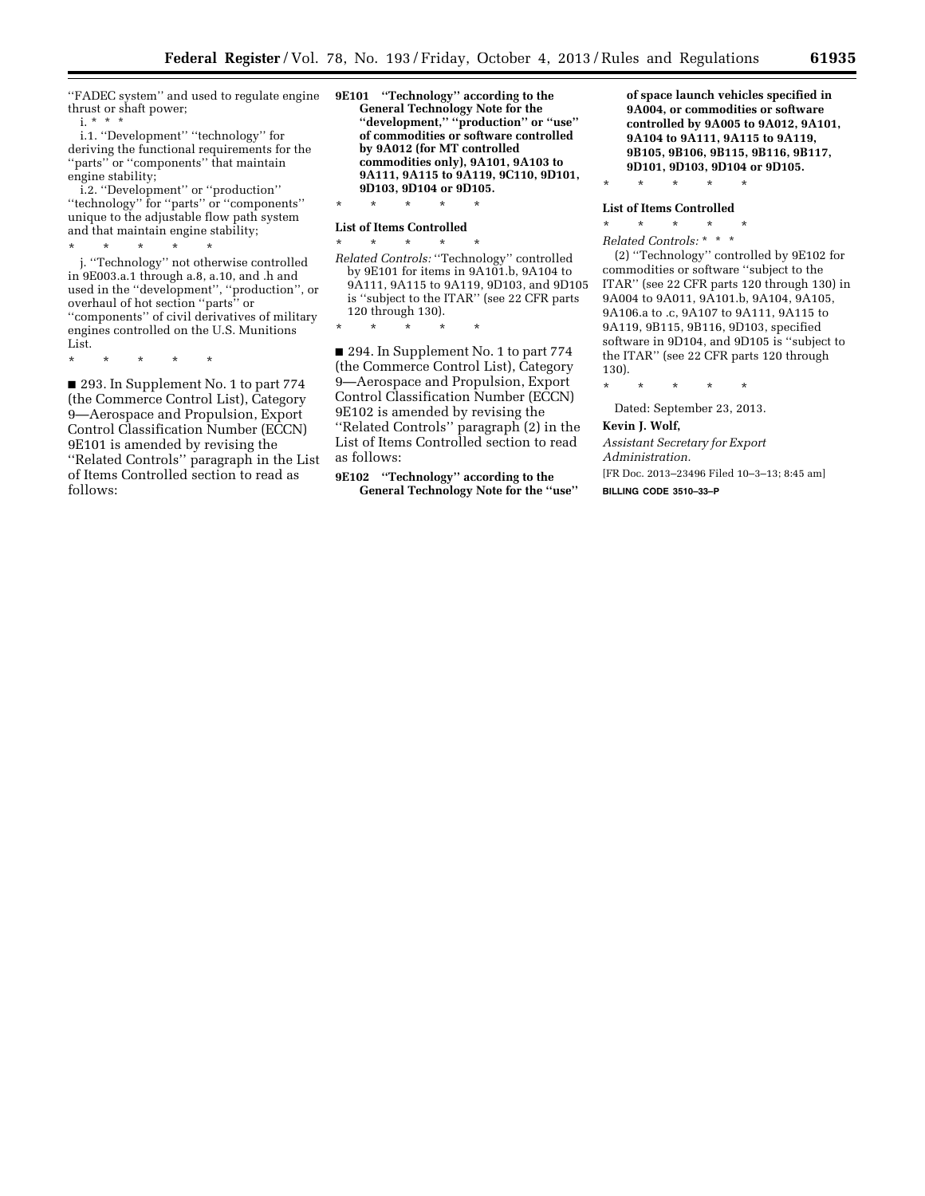''FADEC system'' and used to regulate engine thrust or shaft power;

i. * * *

i.1. ''Development'' ''technology'' for deriving the functional requirements for the ''parts'' or ''components'' that maintain engine stability;

i.2. ''Development'' or ''production'' ''technology'' for ''parts'' or ''components'' unique to the adjustable flow path system and that maintain engine stability;

\* \* \* \* \*

j. ''Technology'' not otherwise controlled in 9E003.a.1 through a.8, a.10, and .h and used in the ''development'', ''production'', or overhaul of hot section ''parts'' or ''components'' of civil derivatives of military engines controlled on the U.S. Munitions List.

\* \* \* \* \*

■ 293. In Supplement No. 1 to part 774 (the Commerce Control List), Category 9—Aerospace and Propulsion, Export Control Classification Number (ECCN) 9E101 is amended by revising the ''Related Controls'' paragraph in the List of Items Controlled section to read as follows:

**9E101 ''Technology'' according to the General Technology Note for the ''development,'' ''production'' or ''use'' of commodities or software controlled by 9A012 (for MT controlled commodities only), 9A101, 9A103 to 9A111, 9A115 to 9A119, 9C110, 9D101, 9D103, 9D104 or 9D105.**

\* \* \* \* \*

**List of Items Controlled**

\* \* \* \* \*

*Related Controls:* ''Technology'' controlled by 9E101 for items in 9A101.b, 9A104 to 9A111, 9A115 to 9A119, 9D103, and 9D105 is ''subject to the ITAR'' (see 22 CFR parts 120 through 130).

\* \* \* \* \*

■ 294. In Supplement No. 1 to part 774 (the Commerce Control List), Category 9—Aerospace and Propulsion, Export Control Classification Number (ECCN) 9E102 is amended by revising the ''Related Controls'' paragraph (2) in the List of Items Controlled section to read as follows:

**9E102 ''Technology'' according to the General Technology Note for the ''use'' of space launch vehicles specified in 9A004, or commodities or software controlled by 9A005 to 9A012, 9A101, 9A104 to 9A111, 9A115 to 9A119, 9B105, 9B106, 9B115, 9B116, 9B117, 9D101, 9D103, 9D104 or 9D105.**

\* \* \* \* \*

**List of Items Controlled**

\* \* \* \* \*

*Related Controls:* * * *

(2) ''Technology'' controlled by 9E102 for commodities or software ''subject to the ITAR'' (see 22 CFR parts 120 through 130) in 9A004 to 9A011, 9A101.b, 9A104, 9A105, 9A106.a to .c, 9A107 to 9A111, 9A115 to 9A119, 9B115, 9B116, 9D103, specified software in 9D104, and 9D105 is ''subject to the ITAR'' (see 22 CFR parts 120 through 130).

\* \* \* \* \*

Dated: September 23, 2013.

**Kevin J. Wolf,**

*Assistant Secretary for Export Administration.*

[FR Doc. 2013–23496 Filed 10–3–13; 8:45 am]

**BILLING CODE 3510–33–P**